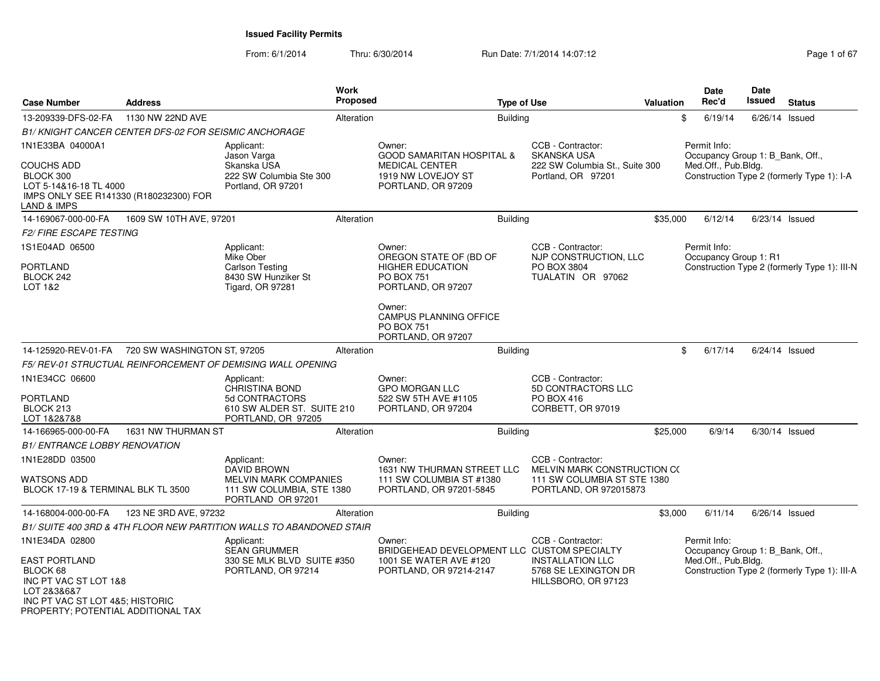# Issued Facility Permits

From: 6/1/2014 Thru: 6/30/2014 Run Date: 7/1/2014 14:07:12

| Case Number | Address | Work Proposed | Type of Use | Valuation | Date Rec'd | Date Issued | Status |
|---|---|---|---|---|---|---|---|
| 13-209339-DFS-02-FA | 1130 NW 22ND AVE | Alteration | Building | $ | 6/19/14 | 6/26/14 | Issued |

*B1/ KNIGHT CANCER CENTER DFS-02 FOR SEISMIC ANCHORAGE*

1N1E33BA 04000A1

COUCHS ADD
BLOCK 300
LOT 5-14&16-18 TL 4000
IMPS ONLY SEE R141330 (R180232300) FOR LAND & IMPS

Applicant:
Jason Varga
Skanska USA
222 SW Columbia Ste 300
Portland, OR 97201

Owner:
GOOD SAMARITAN HOSPITAL & MEDICAL CENTER
1919 NW LOVEJOY ST
PORTLAND, OR 97209

CCB - Contractor:
SKANSKA USA
222 SW Columbia St., Suite 300
Portland, OR 97201

Permit Info:
Occupancy Group 1: B_Bank, Off., Med.Off., Pub.Bldg.
Construction Type 2 (formerly Type 1): I-A

---

| Case Number | Address | Work Proposed | Type of Use | Valuation | Date Rec'd | Date Issued | Status |
|---|---|---|---|---|---|---|---|
| 14-169067-000-00-FA | 1609 SW 10TH AVE, 97201 | Alteration | Building | $35,000 | 6/12/14 | 6/23/14 | Issued |

*F2/ FIRE ESCAPE TESTING*

1S1E04AD 06500

PORTLAND
BLOCK 242
LOT 1&2

Applicant:
Mike Ober
Carlson Testing
8430 SW Hunziker St
Tigard, OR 97281

Owner:
OREGON STATE OF (BD OF HIGHER EDUCATION
PO BOX 751
PORTLAND, OR 97207

Owner:
CAMPUS PLANNING OFFICE
PO BOX 751
PORTLAND, OR 97207

CCB - Contractor:
NJP CONSTRUCTION, LLC
PO BOX 3804
TUALATIN OR 97062

Permit Info:
Occupancy Group 1: R1
Construction Type 2 (formerly Type 1): III-N

---

| Case Number | Address | Work Proposed | Type of Use | Valuation | Date Rec'd | Date Issued | Status |
|---|---|---|---|---|---|---|---|
| 14-125920-REV-01-FA | 720 SW WASHINGTON ST, 97205 | Alteration | Building | $ | 6/17/14 | 6/24/14 | Issued |

*F5/ REV-01 STRUCTURAL REINFORCEMENT OF DEMISING WALL OPENING*

1N1E34CC 06600

PORTLAND
BLOCK 213
LOT 1&2&7&8

Applicant:
CHRISTINA BOND
5d CONTRACTORS
610 SW ALDER ST. SUITE 210
PORTLAND, OR 97205

Owner:
GPO MORGAN LLC
522 SW 5TH AVE #1105
PORTLAND, OR 97204

CCB - Contractor:
5D CONTRACTORS LLC
PO BOX 416
CORBETT, OR 97019

---

| Case Number | Address | Work Proposed | Type of Use | Valuation | Date Rec'd | Date Issued | Status |
|---|---|---|---|---|---|---|---|
| 14-166965-000-00-FA | 1631 NW THURMAN ST | Alteration | Building | $25,000 | 6/9/14 | 6/30/14 | Issued |

*B1/ ENTRANCE LOBBY RENOVATION*

1N1E28DD 03500

WATSONS ADD
BLOCK 17-19 & TERMINAL BLK TL 3500

Applicant:
DAVID BROWN
MELVIN MARK COMPANIES
111 SW COLUMBIA, STE 1380
PORTLAND OR 97201

Owner:
1631 NW THURMAN STREET LLC
111 SW COLUMBIA ST #1380
PORTLAND, OR 97201-5845

CCB - Contractor:
MELVIN MARK CONSTRUCTION C(
111 SW COLUMBIA ST STE 1380
PORTLAND, OR 972015873

---

| Case Number | Address | Work Proposed | Type of Use | Valuation | Date Rec'd | Date Issued | Status |
|---|---|---|---|---|---|---|---|
| 14-168004-000-00-FA | 123 NE 3RD AVE, 97232 | Alteration | Building | $3,000 | 6/11/14 | 6/26/14 | Issued |

*B1/ SUITE 400 3RD & 4TH FLOOR NEW PARTITION WALLS TO ABANDONED STAIR*

1N1E34DA 02800

EAST PORTLAND
BLOCK 68
INC PT VAC ST LOT 1&8
LOT 2&3&6&7
INC PT VAC ST LOT 4&5; HISTORIC PROPERTY; POTENTIAL ADDITIONAL TAX

Applicant:
SEAN GRUMMER
330 SE MLK BLVD SUITE #350
PORTLAND, OR 97214

Owner:
BRIDGEHEAD DEVELOPMENT LLC
1001 SE WATER AVE #120
PORTLAND, OR 97214-2147

CCB - Contractor:
CUSTOM SPECIALTY INSTALLATION LLC
5768 SE LEXINGTON DR
HILLSBORO, OR 97123

Permit Info:
Occupancy Group 1: B_Bank, Off., Med.Off., Pub.Bldg.
Construction Type 2 (formerly Type 1): III-A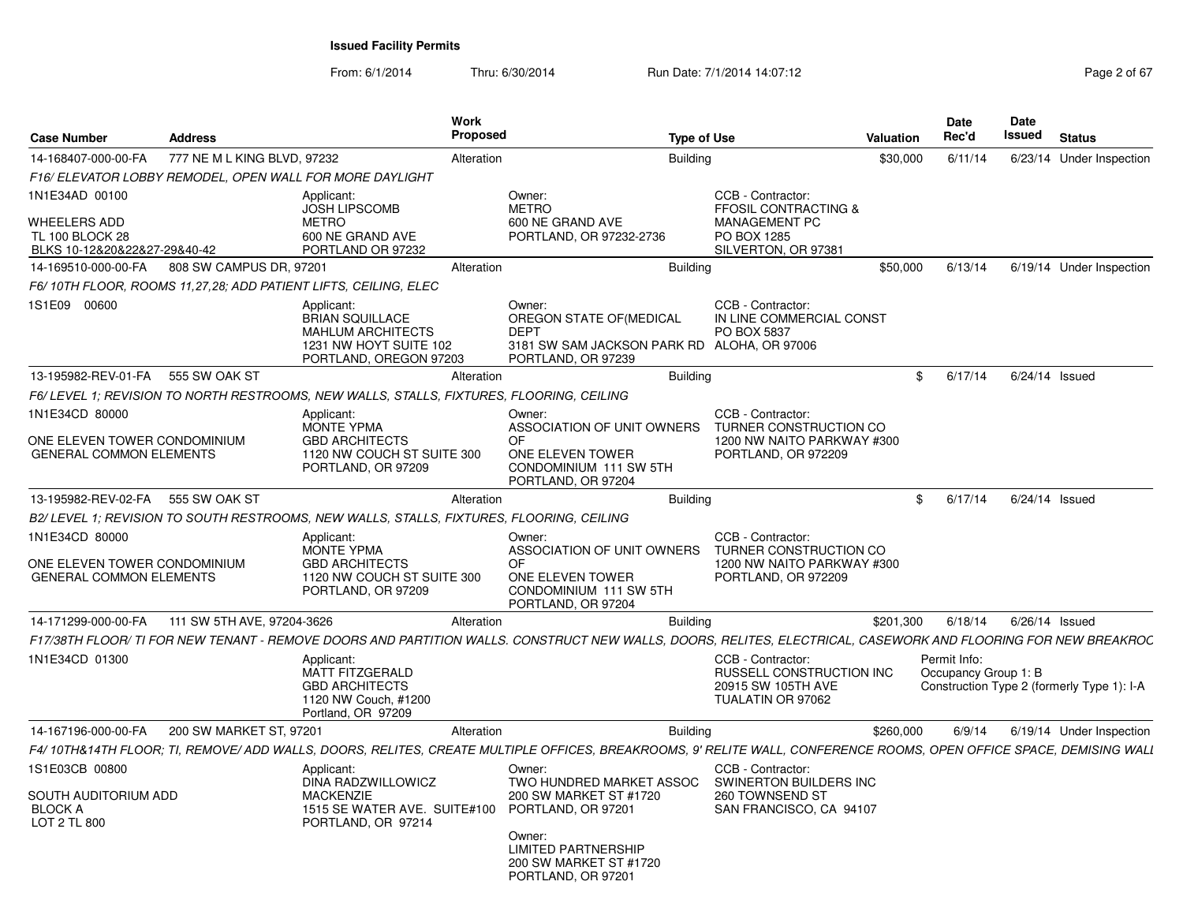# Issued Facility Permits

From: 6/1/2014 Thru: 6/30/2014 Run Date: 7/1/2014 14:07:12

| Case Number | Address | Work Proposed | Type of Use | Valuation | Date Rec'd | Date Issued | Status |
|---|---|---|---|---|---|---|---|
| 14-168407-000-00-FA | 777 NE M L KING BLVD, 97232 | Alteration | Building | $30,000 | 6/11/14 | 6/23/14 | Under Inspection |

*F16/ ELEVATOR LOBBY REMODEL, OPEN WALL FOR MORE DAYLIGHT*

1N1E34AD 00100

WHEELERS ADD
TL 100 BLOCK 28
BLKS 10-12&20&22&27-29&40-42

Applicant:
JOSH LIPSCOMB
METRO
600 NE GRAND AVE
PORTLAND OR 97232

Owner:
METRO
600 NE GRAND AVE
PORTLAND, OR 97232-2736

CCB - Contractor:
FFOSIL CONTRACTING &
MANAGEMENT PC
PO BOX 1285
SILVERTON, OR 97381

| Case Number | Address | Work Proposed | Type of Use | Valuation | Date Rec'd | Date Issued | Status |
|---|---|---|---|---|---|---|---|
| 14-169510-000-00-FA | 808 SW CAMPUS DR, 97201 | Alteration | Building | $50,000 | 6/13/14 | 6/19/14 | Under Inspection |

*F6/ 10TH FLOOR, ROOMS 11,27,28; ADD PATIENT LIFTS, CEILING, ELEC*

1S1E09 00600

Applicant:
BRIAN SQUILLACE
MAHLUM ARCHITECTS
1231 NW HOYT SUITE 102
PORTLAND, OREGON 97203

Owner:
OREGON STATE OF(MEDICAL
DEPT
3181 SW SAM JACKSON PARK RD
PORTLAND, OR 97239

CCB - Contractor:
IN LINE COMMERCIAL CONST
PO BOX 5837
ALOHA, OR 97006

| Case Number | Address | Work Proposed | Type of Use | Valuation | Date Rec'd | Date Issued | Status |
|---|---|---|---|---|---|---|---|
| 13-195982-REV-01-FA | 555 SW OAK ST | Alteration | Building | $ | 6/17/14 | 6/24/14 | Issued |

*F6/ LEVEL 1; REVISION TO NORTH RESTROOMS, NEW WALLS, STALLS, FIXTURES, FLOORING, CEILING*

1N1E34CD 80000

ONE ELEVEN TOWER CONDOMINIUM
GENERAL COMMON ELEMENTS

Applicant:
MONTE YPMA
GBD ARCHITECTS
1120 NW COUCH ST SUITE 300
PORTLAND, OR 97209

Owner:
ASSOCIATION OF UNIT OWNERS
OF
ONE ELEVEN TOWER
CONDOMINIUM 111 SW 5TH
PORTLAND, OR 97204

CCB - Contractor:
TURNER CONSTRUCTION CO
1200 NW NAITO PARKWAY #300
PORTLAND, OR 972209

| Case Number | Address | Work Proposed | Type of Use | Valuation | Date Rec'd | Date Issued | Status |
|---|---|---|---|---|---|---|---|
| 13-195982-REV-02-FA | 555 SW OAK ST | Alteration | Building | $ | 6/17/14 | 6/24/14 | Issued |

*B2/ LEVEL 1; REVISION TO SOUTH RESTROOMS, NEW WALLS, STALLS, FIXTURES, FLOORING, CEILING*

1N1E34CD 80000

ONE ELEVEN TOWER CONDOMINIUM
GENERAL COMMON ELEMENTS

Applicant:
MONTE YPMA
GBD ARCHITECTS
1120 NW COUCH ST SUITE 300
PORTLAND, OR 97209

Owner:
ASSOCIATION OF UNIT OWNERS
OF
ONE ELEVEN TOWER
CONDOMINIUM 111 SW 5TH
PORTLAND, OR 97204

CCB - Contractor:
TURNER CONSTRUCTION CO
1200 NW NAITO PARKWAY #300
PORTLAND, OR 972209

| Case Number | Address | Work Proposed | Type of Use | Valuation | Date Rec'd | Date Issued | Status |
|---|---|---|---|---|---|---|---|
| 14-171299-000-00-FA | 111 SW 5TH AVE, 97204-3626 | Alteration | Building | $201,300 | 6/18/14 | 6/26/14 | Issued |

*F17/38TH FLOOR/ TI FOR NEW TENANT - REMOVE DOORS AND PARTITION WALLS. CONSTRUCT NEW WALLS, DOORS, RELITES, ELECTRICAL, CASEWORK AND FLOORING FOR NEW BREAKROC*

1N1E34CD 01300

Applicant:
MATT FITZGERALD
GBD ARCHITECTS
1120 NW Couch, #1200
Portland, OR 97209

CCB - Contractor:
RUSSELL CONSTRUCTION INC
20915 SW 105TH AVE
TUALATIN OR 97062

Permit Info:
Occupancy Group 1: B
Construction Type 2 (formerly Type 1): I-A

| Case Number | Address | Work Proposed | Type of Use | Valuation | Date Rec'd | Date Issued | Status |
|---|---|---|---|---|---|---|---|
| 14-167196-000-00-FA | 200 SW MARKET ST, 97201 | Alteration | Building | $260,000 | 6/9/14 | 6/19/14 | Under Inspection |

*F4/ 10TH&14TH FLOOR; TI, REMOVE/ ADD WALLS, DOORS, RELITES, CREATE MULTIPLE OFFICES, BREAKROOMS, 9' RELITE WALL, CONFERENCE ROOMS, OPEN OFFICE SPACE, DEMISING WALL*

1S1E03CB 00800

SOUTH AUDITORIUM ADD
BLOCK A
LOT 2 TL 800

Applicant:
DINA RADZWILLOWICZ
MACKENZIE
1515 SE WATER AVE. SUITE#100
PORTLAND, OR 97214

Owner:
TWO HUNDRED MARKET ASSOC
200 SW MARKET ST #1720
PORTLAND, OR 97201

Owner:
LIMITED PARTNERSHIP
200 SW MARKET ST #1720
PORTLAND, OR 97201

CCB - Contractor:
SWINERTON BUILDERS INC
260 TOWNSEND ST
SAN FRANCISCO, CA 94107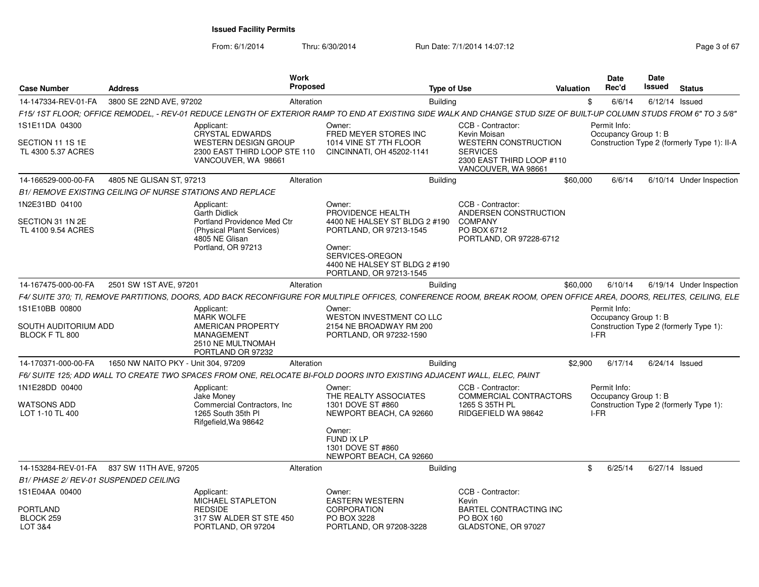# Issued Facility Permits

From: 6/1/2014 Thru: 6/30/2014 Run Date: 7/1/2014 14:07:12

| Case Number | Address | Work Proposed | Type of Use | Valuation | Date Rec'd | Date Issued | Status |
|---|---|---|---|---|---|---|---|
| 14-147334-REV-01-FA | 3800 SE 22ND AVE, 97202 | Alteration | Building | $ | 6/6/14 | 6/12/14 | Issued |

*F15/ 1ST FLOOR; OFFICE REMODEL, - REV-01 REDUCE LENGTH OF EXTERIOR RAMP TO END AT EXISTING SIDE WALK AND CHANGE STUD SIZE OF BUILT-UP COLUMN STUDS FROM 6" TO 3 5/8"*

1S1E11DA 04300
SECTION 11 1S 1E
TL 4300 5.37 ACRES

Applicant:
CRYSTAL EDWARDS
WESTERN DESIGN GROUP
2300 EAST THIRD LOOP STE 110
VANCOUVER, WA 98661

Owner:
FRED MEYER STORES INC
1014 VINE ST 7TH FLOOR
CINCINNATI, OH 45202-1141

CCB - Contractor:
Kevin Moisan
WESTERN CONSTRUCTION SERVICES
2300 EAST THIRD LOOP #110
VANCOUVER, WA 98661

Permit Info:
Occupancy Group 1: B
Construction Type 2 (formerly Type 1): II-A

| Case Number | Address | Work Proposed | Type of Use | Valuation | Date Rec'd | Date Issued | Status |
|---|---|---|---|---|---|---|---|
| 14-166529-000-00-FA | 4805 NE GLISAN ST, 97213 | Alteration | Building | $60,000 | 6/6/14 | 6/10/14 | Under Inspection |

*B1/ REMOVE EXISTING CEILING OF NURSE STATIONS AND REPLACE*

1N2E31BD 04100
SECTION 31 1N 2E
TL 4100 9.54 ACRES

Applicant:
Garth Didlick
Portland Providence Med Ctr
(Physical Plant Services)
4805 NE Glisan
Portland, OR 97213

Owner:
PROVIDENCE HEALTH
4400 NE HALSEY ST BLDG 2 #190
PORTLAND, OR 97213-1545

Owner:
SERVICES-OREGON
4400 NE HALSEY ST BLDG 2 #190
PORTLAND, OR 97213-1545

CCB - Contractor:
ANDERSEN CONSTRUCTION COMPANY
PO BOX 6712
PORTLAND, OR 97228-6712

| Case Number | Address | Work Proposed | Type of Use | Valuation | Date Rec'd | Date Issued | Status |
|---|---|---|---|---|---|---|---|
| 14-167475-000-00-FA | 2501 SW 1ST AVE, 97201 | Alteration | Building | $60,000 | 6/10/14 | 6/19/14 | Under Inspection |

*F4/ SUITE 370; TI, REMOVE PARTITIONS, DOORS, ADD BACK RECONFIGURE FOR MULTIPLE OFFICES, CONFERENCE ROOM, BREAK ROOM, OPEN OFFICE AREA, DOORS, RELITES, CEILING, ELE*

1S1E10BB 00800
SOUTH AUDITORIUM ADD
BLOCK F TL 800

Applicant:
MARK WOLFE
AMERICAN PROPERTY MANAGEMENT
2510 NE MULTNOMAH
PORTLAND OR 97232

Owner:
WESTON INVESTMENT CO LLC
2154 NE BROADWAY RM 200
PORTLAND, OR 97232-1590

Permit Info:
Occupancy Group 1: B
Construction Type 2 (formerly Type 1): I-FR

| Case Number | Address | Work Proposed | Type of Use | Valuation | Date Rec'd | Date Issued | Status |
|---|---|---|---|---|---|---|---|
| 14-170371-000-00-FA | 1650 NW NAITO PKY - Unit 304, 97209 | Alteration | Building | $2,900 | 6/17/14 | 6/24/14 | Issued |

*F6/ SUITE 125; ADD WALL TO CREATE TWO SPACES FROM ONE, RELOCATE BI-FOLD DOORS INTO EXISTING ADJACENT WALL, ELEC, PAINT*

1N1E28DD 00400
WATSONS ADD
LOT 1-10 TL 400

Applicant:
Jake Money
Commercial Contractors, Inc
1265 South 35th Pl
Rifgefield,Wa 98642

Owner:
THE REALTY ASSOCIATES
1301 DOVE ST #860
NEWPORT BEACH, CA 92660

Owner:
FUND IX LP
1301 DOVE ST #860
NEWPORT BEACH, CA 92660

CCB - Contractor:
COMMERCIAL CONTRACTORS
1265 S 35TH PL
RIDGEFIELD WA 98642

Permit Info:
Occupancy Group 1: B
Construction Type 2 (formerly Type 1): I-FR

| Case Number | Address | Work Proposed | Type of Use | Valuation | Date Rec'd | Date Issued | Status |
|---|---|---|---|---|---|---|---|
| 14-153284-REV-01-FA | 837 SW 11TH AVE, 97205 | Alteration | Building | $ | 6/25/14 | 6/27/14 | Issued |

*B1/ PHASE 2/ REV-01 SUSPENDED CEILING*

1S1E04AA 00400
PORTLAND
BLOCK 259
LOT 3&4

Applicant:
MICHAEL STAPLETON
REDSIDE
317 SW ALDER ST STE 450
PORTLAND, OR 97204

Owner:
EASTERN WESTERN CORPORATION
PO BOX 3228
PORTLAND, OR 97208-3228

CCB - Contractor:
Kevin
BARTEL CONTRACTING INC
PO BOX 160
GLADSTONE, OR 97027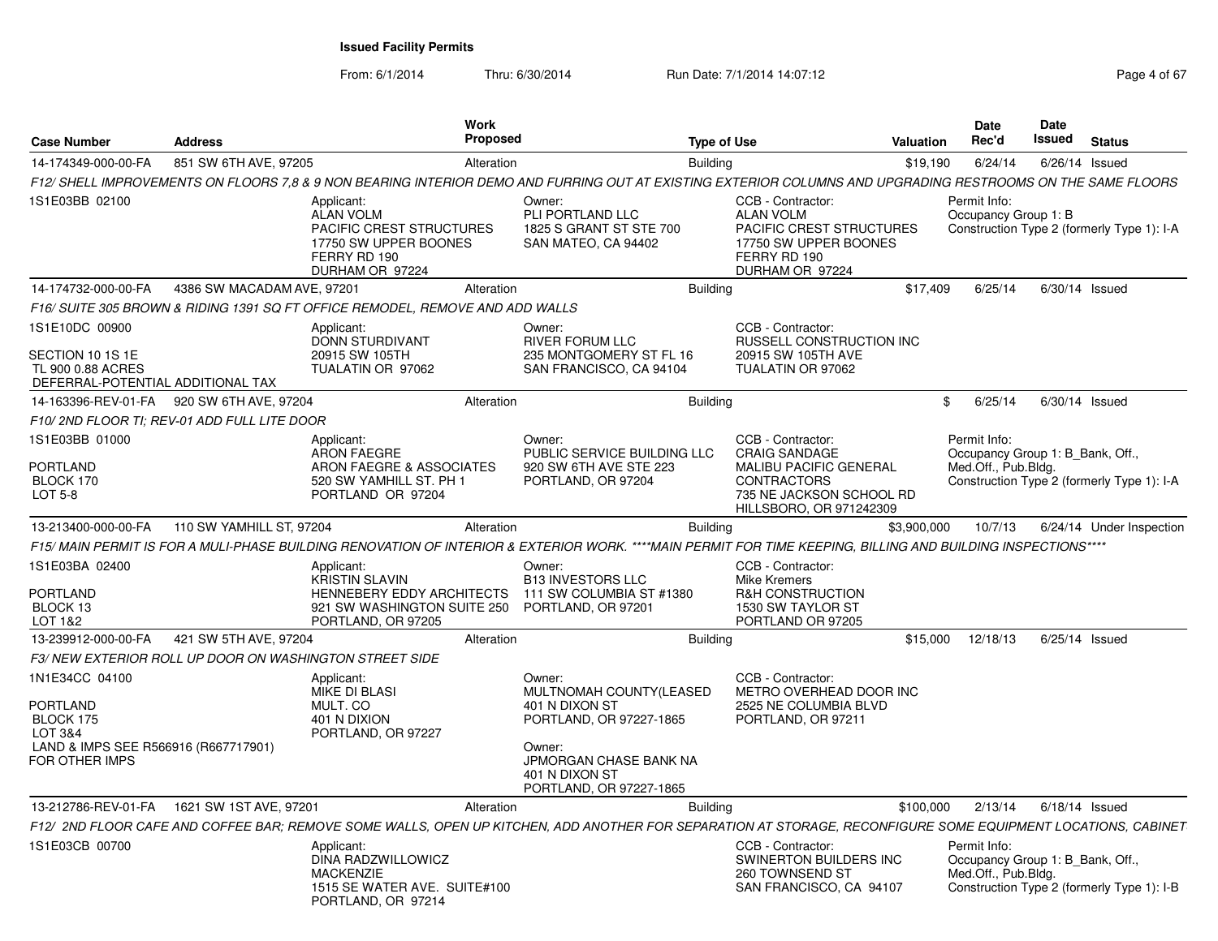**Issued Facility Permits**

From: 6/1/2014 Thru: 6/30/2014 Run Date: 7/1/2014 14:07:12

| Case Number | Address | Work Proposed | Type of Use | Valuation | Date Rec'd | Date Issued | Status |
|---|---|---|---|---|---|---|---|
| 14-174349-000-00-FA | 851 SW 6TH AVE, 97205 | Alteration | Building | $19,190 | 6/24/14 | 6/26/14 | Issued |

*F12/ SHELL IMPROVEMENTS ON FLOORS 7,8 & 9 NON BEARING INTERIOR DEMO AND FURRING OUT AT EXISTING EXTERIOR COLUMNS AND UPGRADING RESTROOMS ON THE SAME FLOORS*

1S1E03BB 02100

Applicant: ALAN VOLM, PACIFIC CREST STRUCTURES, 17750 SW UPPER BOONES FERRY RD 190, DURHAM OR 97224

Owner: PLI PORTLAND LLC, 1825 S GRANT ST STE 700, SAN MATEO, CA 94402

CCB - Contractor: ALAN VOLM, PACIFIC CREST STRUCTURES, 17750 SW UPPER BOONES FERRY RD 190, DURHAM OR 97224

Permit Info: Occupancy Group 1: B; Construction Type 2 (formerly Type 1): I-A

---

| Case Number | Address | Work Proposed | Type of Use | Valuation | Date Rec'd | Date Issued | Status |
|---|---|---|---|---|---|---|---|
| 14-174732-000-00-FA | 4386 SW MACADAM AVE, 97201 | Alteration | Building | $17,409 | 6/25/14 | 6/30/14 | Issued |

*F16/ SUITE 305 BROWN & RIDING 1391 SQ FT OFFICE REMODEL, REMOVE AND ADD WALLS*

1S1E10DC 00900

SECTION 10 1S 1E
TL 900 0.88 ACRES
DEFERRAL-POTENTIAL ADDITIONAL TAX

Applicant: DONN STURDIVANT, 20915 SW 105TH, TUALATIN OR 97062

Owner: RIVER FORUM LLC, 235 MONTGOMERY ST FL 16, SAN FRANCISCO, CA 94104

CCB - Contractor: RUSSELL CONSTRUCTION INC, 20915 SW 105TH AVE, TUALATIN OR 97062

---

| Case Number | Address | Work Proposed | Type of Use | Valuation | Date Rec'd | Date Issued | Status |
|---|---|---|---|---|---|---|---|
| 14-163396-REV-01-FA | 920 SW 6TH AVE, 97204 | Alteration | Building | $ | 6/25/14 | 6/30/14 | Issued |

*F10/ 2ND FLOOR TI; REV-01 ADD FULL LITE DOOR*

1S1E03BB 01000

PORTLAND
BLOCK 170
LOT 5-8

Applicant: ARON FAEGRE, ARON FAEGRE & ASSOCIATES, 520 SW YAMHILL ST. PH 1, PORTLAND OR 97204

Owner: PUBLIC SERVICE BUILDING LLC, 920 SW 6TH AVE STE 223, PORTLAND, OR 97204

CCB - Contractor: CRAIG SANDAGE, MALIBU PACIFIC GENERAL CONTRACTORS, 735 NE JACKSON SCHOOL RD, HILLSBORO, OR 971242309

Permit Info: Occupancy Group 1: B_Bank, Off., Med.Off., Pub.Bldg.; Construction Type 2 (formerly Type 1): I-A

---

| Case Number | Address | Work Proposed | Type of Use | Valuation | Date Rec'd | Date Issued | Status |
|---|---|---|---|---|---|---|---|
| 13-213400-000-00-FA | 110 SW YAMHILL ST, 97204 | Alteration | Building | $3,900,000 | 10/7/13 | 6/24/14 | Under Inspection |

*F15/ MAIN PERMIT IS FOR A MULI-PHASE BUILDING RENOVATION OF INTERIOR & EXTERIOR WORK. \*\*\*\*MAIN PERMIT FOR TIME KEEPING, BILLING AND BUILDING INSPECTIONS\*\*\*\**

1S1E03BA 02400

PORTLAND
BLOCK 13
LOT 1&2

Applicant: KRISTIN SLAVIN, HENNEBERY EDDY ARCHITECTS, 921 SW WASHINGTON SUITE 250, PORTLAND, OR 97205

Owner: B13 INVESTORS LLC, 111 SW COLUMBIA ST #1380, PORTLAND, OR 97201

CCB - Contractor: Mike Kremers, R&H CONSTRUCTION, 1530 SW TAYLOR ST, PORTLAND OR 97205

---

| Case Number | Address | Work Proposed | Type of Use | Valuation | Date Rec'd | Date Issued | Status |
|---|---|---|---|---|---|---|---|
| 13-239912-000-00-FA | 421 SW 5TH AVE, 97204 | Alteration | Building | $15,000 | 12/18/13 | 6/25/14 | Issued |

*F3/ NEW EXTERIOR ROLL UP DOOR ON WASHINGTON STREET SIDE*

1N1E34CC 04100

PORTLAND
BLOCK 175
LOT 3&4
LAND & IMPS SEE R566916 (R667717901) FOR OTHER IMPS

Applicant: MIKE DI BLASI, MULT. CO, 401 N DIXION, PORTLAND, OR 97227

Owner: MULTNOMAH COUNTY(LEASED, 401 N DIXON ST, PORTLAND, OR 97227-1865

Owner: JPMORGAN CHASE BANK NA, 401 N DIXON ST, PORTLAND, OR 97227-1865

CCB - Contractor: METRO OVERHEAD DOOR INC, 2525 NE COLUMBIA BLVD, PORTLAND, OR 97211

---

| Case Number | Address | Work Proposed | Type of Use | Valuation | Date Rec'd | Date Issued | Status |
|---|---|---|---|---|---|---|---|
| 13-212786-REV-01-FA | 1621 SW 1ST AVE, 97201 | Alteration | Building | $100,000 | 2/13/14 | 6/18/14 | Issued |

*F12/ 2ND FLOOR CAFE AND COFFEE BAR; REMOVE SOME WALLS, OPEN UP KITCHEN, ADD ANOTHER FOR SEPARATION AT STORAGE, RECONFIGURE SOME EQUIPMENT LOCATIONS, CABINET*

1S1E03CB 00700

Applicant: DINA RADZWILLOWICZ, MACKENZIE, 1515 SE WATER AVE. SUITE#100, PORTLAND, OR 97214

CCB - Contractor: SWINERTON BUILDERS INC, 260 TOWNSEND ST, SAN FRANCISCO, CA 94107

Permit Info: Occupancy Group 1: B_Bank, Off., Med.Off., Pub.Bldg.; Construction Type 2 (formerly Type 1): I-B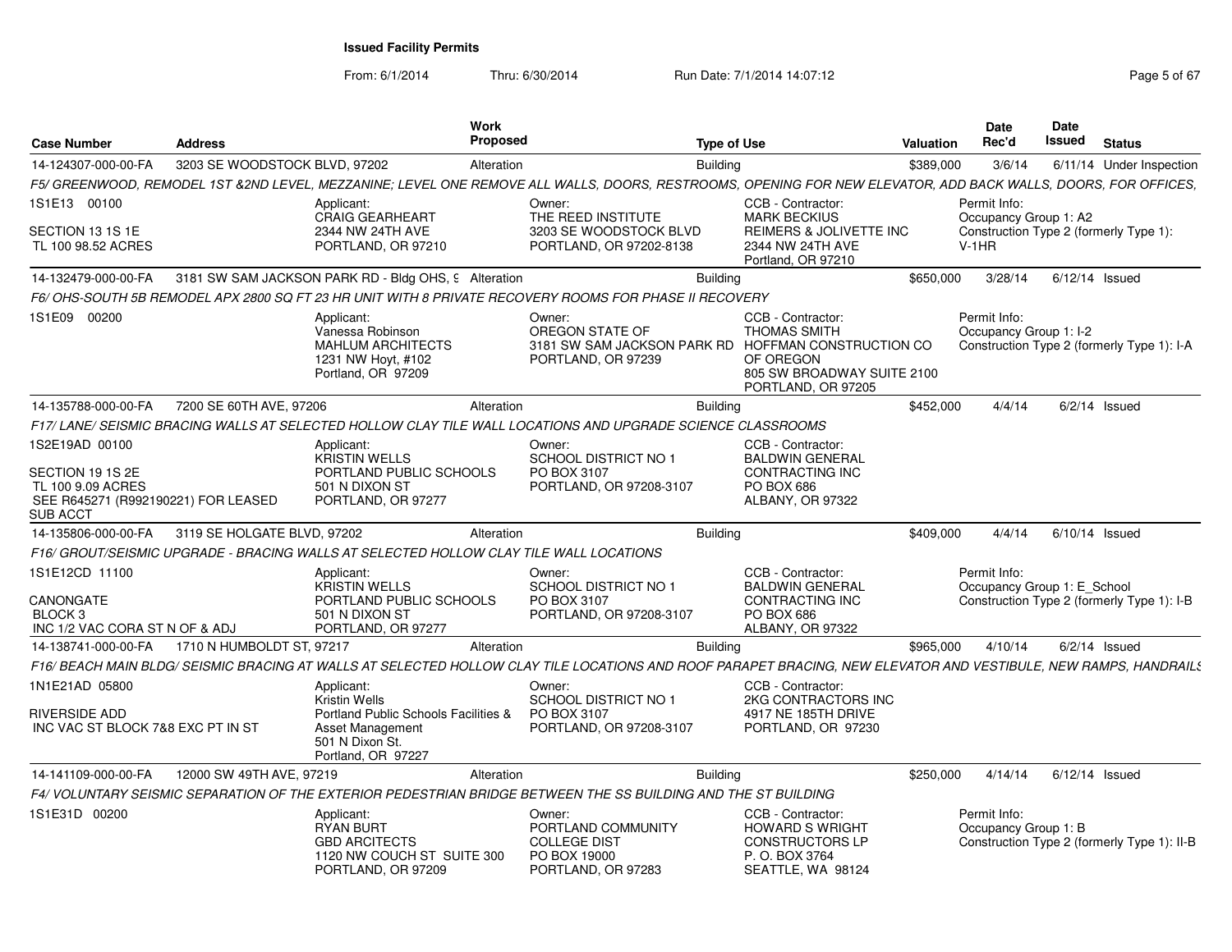**Issued Facility Permits**

From: 6/1/2014 Thru: 6/30/2014 Run Date: 7/1/2014 14:07:12

| Case Number | Address | Work Proposed | Type of Use | Valuation | Date Rec'd | Date Issued | Status |
|---|---|---|---|---|---|---|---|
| 14-124307-000-00-FA | 3203 SE WOODSTOCK BLVD, 97202 | Alteration | Building | $389,000 | 3/6/14 | 6/11/14 | Under Inspection |

*F5/ GREENWOOD, REMODEL 1ST &2ND LEVEL, MEZZANINE; LEVEL ONE REMOVE ALL WALLS, DOORS, RESTROOMS, OPENING FOR NEW ELEVATOR, ADD BACK WALLS, DOORS, FOR OFFICES,*

1S1E13 00100
SECTION 13 1S 1E
TL 100 98.52 ACRES

Applicant: CRAIG GEARHEART, 2344 NW 24TH AVE, PORTLAND, OR 97210

Owner: THE REED INSTITUTE, 3203 SE WOODSTOCK BLVD, PORTLAND, OR 97202-8138

CCB - Contractor: MARK BECKIUS, REIMERS & JOLIVETTE INC, 2344 NW 24TH AVE, Portland, OR 97210

Permit Info: Occupancy Group 1: A2; Construction Type 2 (formerly Type 1): V-1HR

| Case Number | Address | Work Proposed | Type of Use | Valuation | Date Rec'd | Date Issued | Status |
|---|---|---|---|---|---|---|---|
| 14-132479-000-00-FA | 3181 SW SAM JACKSON PARK RD - Bldg OHS, 9 | Alteration | Building | $650,000 | 3/28/14 | 6/12/14 | Issued |

*F6/ OHS-SOUTH 5B REMODEL APX 2800 SQ FT 23 HR UNIT WITH 8 PRIVATE RECOVERY ROOMS FOR PHASE II RECOVERY*

1S1E09 00200

Applicant: Vanessa Robinson, MAHLUM ARCHITECTS, 1231 NW Hoyt, #102, Portland, OR 97209

Owner: OREGON STATE OF, 3181 SW SAM JACKSON PARK RD, PORTLAND, OR 97239

CCB - Contractor: THOMAS SMITH, HOFFMAN CONSTRUCTION CO OF OREGON, 805 SW BROADWAY SUITE 2100, PORTLAND, OR 97205

Permit Info: Occupancy Group 1: I-2; Construction Type 2 (formerly Type 1): I-A

| Case Number | Address | Work Proposed | Type of Use | Valuation | Date Rec'd | Date Issued | Status |
|---|---|---|---|---|---|---|---|
| 14-135788-000-00-FA | 7200 SE 60TH AVE, 97206 | Alteration | Building | $452,000 | 4/4/14 | 6/2/14 | Issued |

*F17/ LANE/ SEISMIC BRACING WALLS AT SELECTED HOLLOW CLAY TILE WALL LOCATIONS AND UPGRADE SCIENCE CLASSROOMS*

1S2E19AD 00100
SECTION 19 1S 2E
TL 100 9.09 ACRES
SEE R645271 (R992190221) FOR LEASED SUB ACCT

Applicant: KRISTIN WELLS, PORTLAND PUBLIC SCHOOLS, 501 N DIXON ST, PORTLAND, OR 97277

Owner: SCHOOL DISTRICT NO 1, PO BOX 3107, PORTLAND, OR 97208-3107

CCB - Contractor: BALDWIN GENERAL CONTRACTING INC, PO BOX 686, ALBANY, OR 97322

| Case Number | Address | Work Proposed | Type of Use | Valuation | Date Rec'd | Date Issued | Status |
|---|---|---|---|---|---|---|---|
| 14-135806-000-00-FA | 3119 SE HOLGATE BLVD, 97202 | Alteration | Building | $409,000 | 4/4/14 | 6/10/14 | Issued |

*F16/ GROUT/SEISMIC UPGRADE - BRACING WALLS AT SELECTED HOLLOW CLAY TILE WALL LOCATIONS*

1S1E12CD 11100
CANONGATE
BLOCK 3
INC 1/2 VAC CORA ST N OF & ADJ

Applicant: KRISTIN WELLS, PORTLAND PUBLIC SCHOOLS, 501 N DIXON ST, PORTLAND, OR 97277

Owner: SCHOOL DISTRICT NO 1, PO BOX 3107, PORTLAND, OR 97208-3107

CCB - Contractor: BALDWIN GENERAL CONTRACTING INC, PO BOX 686, ALBANY, OR 97322

Permit Info: Occupancy Group 1: E_School; Construction Type 2 (formerly Type 1): I-B

| Case Number | Address | Work Proposed | Type of Use | Valuation | Date Rec'd | Date Issued | Status |
|---|---|---|---|---|---|---|---|
| 14-138741-000-00-FA | 1710 N HUMBOLDT ST, 97217 | Alteration | Building | $965,000 | 4/10/14 | 6/2/14 | Issued |

*F16/ BEACH MAIN BLDG/ SEISMIC BRACING AT WALLS AT SELECTED HOLLOW CLAY TILE LOCATIONS AND ROOF PARAPET BRACING, NEW ELEVATOR AND VESTIBULE, NEW RAMPS, HANDRAILS*

1N1E21AD 05800
RIVERSIDE ADD
INC VAC ST BLOCK 7&8 EXC PT IN ST

Applicant: Kristin Wells, Portland Public Schools Facilities & Asset Management, 501 N Dixon St., Portland, OR 97227

Owner: SCHOOL DISTRICT NO 1, PO BOX 3107, PORTLAND, OR 97208-3107

CCB - Contractor: 2KG CONTRACTORS INC, 4917 NE 185TH DRIVE, PORTLAND, OR 97230

| Case Number | Address | Work Proposed | Type of Use | Valuation | Date Rec'd | Date Issued | Status |
|---|---|---|---|---|---|---|---|
| 14-141109-000-00-FA | 12000 SW 49TH AVE, 97219 | Alteration | Building | $250,000 | 4/14/14 | 6/12/14 | Issued |

*F4/ VOLUNTARY SEISMIC SEPARATION OF THE EXTERIOR PEDESTRIAN BRIDGE BETWEEN THE SS BUILDING AND THE ST BUILDING*

1S1E31D 00200

Applicant: RYAN BURT, GBD ARCITECTS, 1120 NW COUCH ST SUITE 300, PORTLAND, OR 97209

Owner: PORTLAND COMMUNITY COLLEGE DIST, PO BOX 19000, PORTLAND, OR 97283

CCB - Contractor: HOWARD S WRIGHT CONSTRUCTORS LP, P. O. BOX 3764, SEATTLE, WA 98124

Permit Info: Occupancy Group 1: B; Construction Type 2 (formerly Type 1): II-B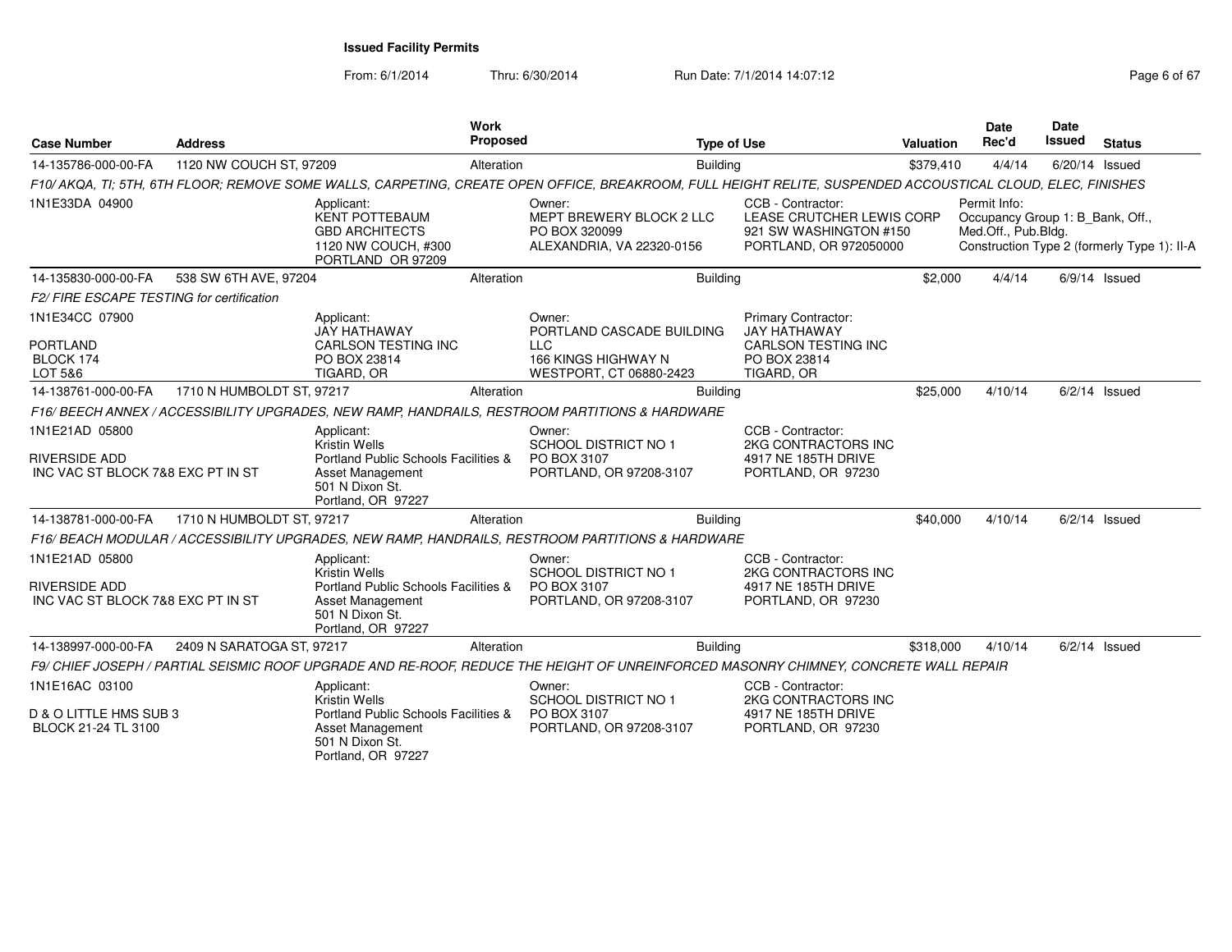**Issued Facility Permits**

From: 6/1/2014 Thru: 6/30/2014 Run Date: 7/1/2014 14:07:12

| Case Number | Address | Work Proposed | Type of Use | Valuation | Date Rec'd | Date Issued | Status |
|---|---|---|---|---|---|---|---|
| 14-135786-000-00-FA | 1120 NW COUCH ST, 97209 | Alteration | Building | $379,410 | 4/4/14 | 6/20/14 | Issued |

*F10/ AKQA, TI; 5TH, 6TH FLOOR; REMOVE SOME WALLS, CARPETING, CREATE OPEN OFFICE, BREAKROOM, FULL HEIGHT RELITE, SUSPENDED ACCOUSTICAL CLOUD, ELEC, FINISHES*

1N1E33DA 04900

Applicant: KENT POTTEBAUM, GBD ARCHITECTS, 1120 NW COUCH, #300, PORTLAND OR 97209

Owner: MEPT BREWERY BLOCK 2 LLC, PO BOX 320099, ALEXANDRIA, VA 22320-0156

CCB - Contractor: LEASE CRUTCHER LEWIS CORP, 921 SW WASHINGTON #150, PORTLAND, OR 972050000

Permit Info: Occupancy Group 1: B_Bank, Off., Med.Off., Pub.Bldg. Construction Type 2 (formerly Type 1): II-A

| Case Number | Address | Work Proposed | Type of Use | Valuation | Date Rec'd | Date Issued | Status |
|---|---|---|---|---|---|---|---|
| 14-135830-000-00-FA | 538 SW 6TH AVE, 97204 | Alteration | Building | $2,000 | 4/4/14 | 6/9/14 | Issued |

*F2/ FIRE ESCAPE TESTING for certification*

1N1E34CC 07900
PORTLAND
BLOCK 174
LOT 5&6

Applicant: JAY HATHAWAY, CARLSON TESTING INC, PO BOX 23814, TIGARD, OR

Owner: PORTLAND CASCADE BUILDING LLC, 166 KINGS HIGHWAY N, WESTPORT, CT 06880-2423

Primary Contractor: JAY HATHAWAY, CARLSON TESTING INC, PO BOX 23814, TIGARD, OR

| Case Number | Address | Work Proposed | Type of Use | Valuation | Date Rec'd | Date Issued | Status |
|---|---|---|---|---|---|---|---|
| 14-138761-000-00-FA | 1710 N HUMBOLDT ST, 97217 | Alteration | Building | $25,000 | 4/10/14 | 6/2/14 | Issued |

*F16/ BEECH ANNEX / ACCESSIBILITY UPGRADES, NEW RAMP, HANDRAILS, RESTROOM PARTITIONS & HARDWARE*

1N1E21AD 05800
RIVERSIDE ADD
INC VAC ST BLOCK 7&8 EXC PT IN ST

Applicant: Kristin Wells, Portland Public Schools Facilities & Asset Management, 501 N Dixon St., Portland, OR 97227

Owner: SCHOOL DISTRICT NO 1, PO BOX 3107, PORTLAND, OR 97208-3107

CCB - Contractor: 2KG CONTRACTORS INC, 4917 NE 185TH DRIVE, PORTLAND, OR 97230

| Case Number | Address | Work Proposed | Type of Use | Valuation | Date Rec'd | Date Issued | Status |
|---|---|---|---|---|---|---|---|
| 14-138781-000-00-FA | 1710 N HUMBOLDT ST, 97217 | Alteration | Building | $40,000 | 4/10/14 | 6/2/14 | Issued |

*F16/ BEACH MODULAR / ACCESSIBILITY UPGRADES, NEW RAMP, HANDRAILS, RESTROOM PARTITIONS & HARDWARE*

1N1E21AD 05800
RIVERSIDE ADD
INC VAC ST BLOCK 7&8 EXC PT IN ST

Applicant: Kristin Wells, Portland Public Schools Facilities & Asset Management, 501 N Dixon St., Portland, OR 97227

Owner: SCHOOL DISTRICT NO 1, PO BOX 3107, PORTLAND, OR 97208-3107

CCB - Contractor: 2KG CONTRACTORS INC, 4917 NE 185TH DRIVE, PORTLAND, OR 97230

| Case Number | Address | Work Proposed | Type of Use | Valuation | Date Rec'd | Date Issued | Status |
|---|---|---|---|---|---|---|---|
| 14-138997-000-00-FA | 2409 N SARATOGA ST, 97217 | Alteration | Building | $318,000 | 4/10/14 | 6/2/14 | Issued |

*F9/ CHIEF JOSEPH / PARTIAL SEISMIC ROOF UPGRADE AND RE-ROOF, REDUCE THE HEIGHT OF UNREINFORCED MASONRY CHIMNEY, CONCRETE WALL REPAIR*

1N1E16AC 03100
D & O LITTLE HMS SUB 3
BLOCK 21-24 TL 3100

Applicant: Kristin Wells, Portland Public Schools Facilities & Asset Management, 501 N Dixon St., Portland, OR 97227

Owner: SCHOOL DISTRICT NO 1, PO BOX 3107, PORTLAND, OR 97208-3107

CCB - Contractor: 2KG CONTRACTORS INC, 4917 NE 185TH DRIVE, PORTLAND, OR 97230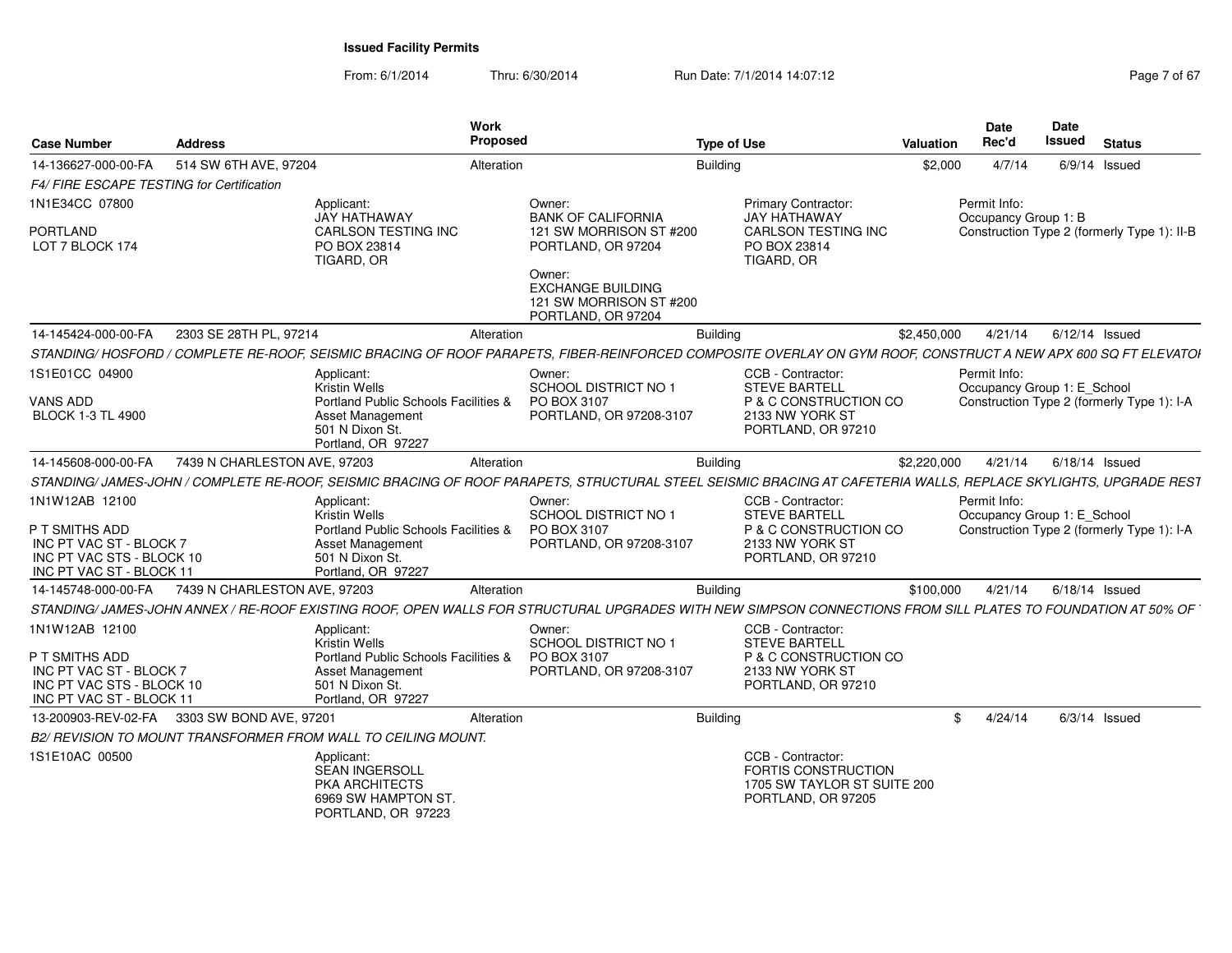**Issued Facility Permits**

From: 6/1/2014 Thru: 6/30/2014 Run Date: 7/1/2014 14:07:12

| Case Number | Address | Work Proposed | Type of Use | Valuation | Date Rec'd | Date Issued | Status |
|---|---|---|---|---|---|---|---|
| 14-136627-000-00-FA | 514 SW 6TH AVE, 97204 | Alteration | Building | $2,000 | 4/7/14 | 6/9/14 | Issued |

*F4/ FIRE ESCAPE TESTING for Certification*

1N1E34CC 07800

PORTLAND
LOT 7 BLOCK 174

Applicant:
JAY HATHAWAY
CARLSON TESTING INC
PO BOX 23814
TIGARD, OR

Owner:
BANK OF CALIFORNIA
121 SW MORRISON ST #200
PORTLAND, OR 97204

Owner:
EXCHANGE BUILDING
121 SW MORRISON ST #200
PORTLAND, OR 97204

Primary Contractor:
JAY HATHAWAY
CARLSON TESTING INC
PO BOX 23814
TIGARD, OR

Permit Info:
Occupancy Group 1: B
Construction Type 2 (formerly Type 1): II-B

| Case Number | Address | Work Proposed | Type of Use | Valuation | Date Rec'd | Date Issued | Status |
|---|---|---|---|---|---|---|---|
| 14-145424-000-00-FA | 2303 SE 28TH PL, 97214 | Alteration | Building | $2,450,000 | 4/21/14 | 6/12/14 | Issued |

*STANDING/ HOSFORD / COMPLETE RE-ROOF, SEISMIC BRACING OF ROOF PARAPETS, FIBER-REINFORCED COMPOSITE OVERLAY ON GYM ROOF, CONSTRUCT A NEW APX 600 SQ FT ELEVATOI*

1S1E01CC 04900

VANS ADD
BLOCK 1-3 TL 4900

Applicant:
Kristin Wells
Portland Public Schools Facilities & Asset Management
501 N Dixon St.
Portland, OR 97227

Owner:
SCHOOL DISTRICT NO 1
PO BOX 3107
PORTLAND, OR 97208-3107

CCB - Contractor:
STEVE BARTELL
P & C CONSTRUCTION CO
2133 NW YORK ST
PORTLAND, OR 97210

Permit Info:
Occupancy Group 1: E_School
Construction Type 2 (formerly Type 1): I-A

| Case Number | Address | Work Proposed | Type of Use | Valuation | Date Rec'd | Date Issued | Status |
|---|---|---|---|---|---|---|---|
| 14-145608-000-00-FA | 7439 N CHARLESTON AVE, 97203 | Alteration | Building | $2,220,000 | 4/21/14 | 6/18/14 | Issued |

*STANDING/ JAMES-JOHN / COMPLETE RE-ROOF, SEISMIC BRACING OF ROOF PARAPETS, STRUCTURAL STEEL SEISMIC BRACING AT CAFETERIA WALLS, REPLACE SKYLIGHTS, UPGRADE REST*

1N1W12AB 12100

P T SMITHS ADD
INC PT VAC ST - BLOCK 7
INC PT VAC STS - BLOCK 10
INC PT VAC ST - BLOCK 11

Applicant:
Kristin Wells
Portland Public Schools Facilities & Asset Management
501 N Dixon St.
Portland, OR 97227

Owner:
SCHOOL DISTRICT NO 1
PO BOX 3107
PORTLAND, OR 97208-3107

CCB - Contractor:
STEVE BARTELL
P & C CONSTRUCTION CO
2133 NW YORK ST
PORTLAND, OR 97210

Permit Info:
Occupancy Group 1: E_School
Construction Type 2 (formerly Type 1): I-A

| Case Number | Address | Work Proposed | Type of Use | Valuation | Date Rec'd | Date Issued | Status |
|---|---|---|---|---|---|---|---|
| 14-145748-000-00-FA | 7439 N CHARLESTON AVE, 97203 | Alteration | Building | $100,000 | 4/21/14 | 6/18/14 | Issued |

*STANDING/ JAMES-JOHN ANNEX / RE-ROOF EXISTING ROOF, OPEN WALLS FOR STRUCTURAL UPGRADES WITH NEW SIMPSON CONNECTIONS FROM SILL PLATES TO FOUNDATION AT 50% OF*

1N1W12AB 12100

P T SMITHS ADD
INC PT VAC ST - BLOCK 7
INC PT VAC STS - BLOCK 10
INC PT VAC ST - BLOCK 11

Applicant:
Kristin Wells
Portland Public Schools Facilities & Asset Management
501 N Dixon St.
Portland, OR 97227

Owner:
SCHOOL DISTRICT NO 1
PO BOX 3107
PORTLAND, OR 97208-3107

CCB - Contractor:
STEVE BARTELL
P & C CONSTRUCTION CO
2133 NW YORK ST
PORTLAND, OR 97210

| Case Number | Address | Work Proposed | Type of Use | Valuation | Date Rec'd | Date Issued | Status |
|---|---|---|---|---|---|---|---|
| 13-200903-REV-02-FA | 3303 SW BOND AVE, 97201 | Alteration | Building | $ | 4/24/14 | 6/3/14 | Issued |

*B2/ REVISION TO MOUNT TRANSFORMER FROM WALL TO CEILING MOUNT.*

1S1E10AC 00500

Applicant:
SEAN INGERSOLL
PKA ARCHITECTS
6969 SW HAMPTON ST.
PORTLAND, OR 97223

CCB - Contractor:
FORTIS CONSTRUCTION
1705 SW TAYLOR ST SUITE 200
PORTLAND, OR 97205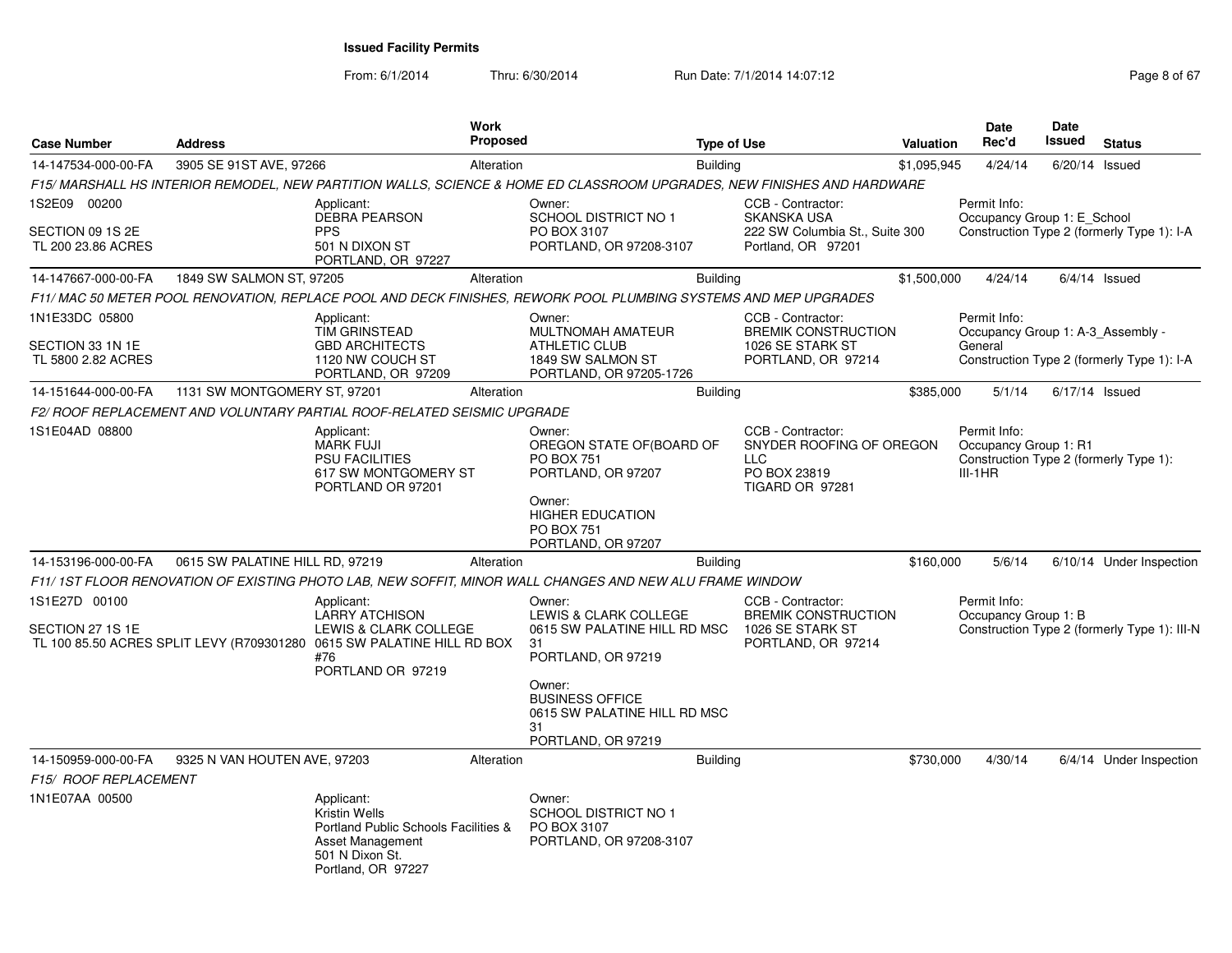**Issued Facility Permits**

From: 6/1/2014 Thru: 6/30/2014 Run Date: 7/1/2014 14:07:12

| Case Number | Address | Work Proposed | Type of Use | Valuation | Date Rec'd | Date Issued | Status |
|---|---|---|---|---|---|---|---|
| 14-147534-000-00-FA | 3905 SE 91ST AVE, 97266 | Alteration | Building | $1,095,945 | 4/24/14 | 6/20/14 | Issued |

*F15/ MARSHALL HS INTERIOR REMODEL, NEW PARTITION WALLS, SCIENCE & HOME ED CLASSROOM UPGRADES, NEW FINISHES AND HARDWARE*

1S2E09 00200
SECTION 09 1S 2E
TL 200 23.86 ACRES

Applicant:
DEBRA PEARSON
PPS
501 N DIXON ST
PORTLAND, OR 97227

Owner:
SCHOOL DISTRICT NO 1
PO BOX 3107
PORTLAND, OR 97208-3107

CCB - Contractor:
SKANSKA USA
222 SW Columbia St., Suite 300
Portland, OR 97201

Permit Info:
Occupancy Group 1: E_School
Construction Type 2 (formerly Type 1): I-A

| Case Number | Address | Work Proposed | Type of Use | Valuation | Date Rec'd | Date Issued | Status |
|---|---|---|---|---|---|---|---|
| 14-147667-000-00-FA | 1849 SW SALMON ST, 97205 | Alteration | Building | $1,500,000 | 4/24/14 | 6/4/14 | Issued |

*F11/ MAC 50 METER POOL RENOVATION, REPLACE POOL AND DECK FINISHES, REWORK POOL PLUMBING SYSTEMS AND MEP UPGRADES*

1N1E33DC 05800
SECTION 33 1N 1E
TL 5800 2.82 ACRES

Applicant:
TIM GRINSTEAD
GBD ARCHITECTS
1120 NW COUCH ST
PORTLAND, OR 97209

Owner:
MULTNOMAH AMATEUR ATHLETIC CLUB
1849 SW SALMON ST
PORTLAND, OR 97205-1726

CCB - Contractor:
BREMIK CONSTRUCTION
1026 SE STARK ST
PORTLAND, OR 97214

Permit Info:
Occupancy Group 1: A-3_Assembly - General
Construction Type 2 (formerly Type 1): I-A

| Case Number | Address | Work Proposed | Type of Use | Valuation | Date Rec'd | Date Issued | Status |
|---|---|---|---|---|---|---|---|
| 14-151644-000-00-FA | 1131 SW MONTGOMERY ST, 97201 | Alteration | Building | $385,000 | 5/1/14 | 6/17/14 | Issued |

*F2/ ROOF REPLACEMENT AND VOLUNTARY PARTIAL ROOF-RELATED SEISMIC UPGRADE*

1S1E04AD 08800

Applicant:
MARK FUJI
PSU FACILITIES
617 SW MONTGOMERY ST
PORTLAND OR 97201

Owner:
OREGON STATE OF(BOARD OF
PO BOX 751
PORTLAND, OR 97207

Owner:
HIGHER EDUCATION
PO BOX 751
PORTLAND, OR 97207

CCB - Contractor:
SNYDER ROOFING OF OREGON LLC
PO BOX 23819
TIGARD OR 97281

Permit Info:
Occupancy Group 1: R1
Construction Type 2 (formerly Type 1): III-1HR

| Case Number | Address | Work Proposed | Type of Use | Valuation | Date Rec'd | Date Issued | Status |
|---|---|---|---|---|---|---|---|
| 14-153196-000-00-FA | 0615 SW PALATINE HILL RD, 97219 | Alteration | Building | $160,000 | 5/6/14 | 6/10/14 | Under Inspection |

*F11/ 1ST FLOOR RENOVATION OF EXISTING PHOTO LAB, NEW SOFFIT, MINOR WALL CHANGES AND NEW ALU FRAME WINDOW*

1S1E27D 00100
SECTION 27 1S 1E
TL 100 85.50 ACRES SPLIT LEVY (R709301280

Applicant:
LARRY ATCHISON
LEWIS & CLARK COLLEGE
0615 SW PALATINE HILL RD BOX #76
PORTLAND OR 97219

Owner:
LEWIS & CLARK COLLEGE
0615 SW PALATINE HILL RD MSC 31
PORTLAND, OR 97219

Owner:
BUSINESS OFFICE
0615 SW PALATINE HILL RD MSC 31
PORTLAND, OR 97219

CCB - Contractor:
BREMIK CONSTRUCTION
1026 SE STARK ST
PORTLAND, OR 97214

Permit Info:
Occupancy Group 1: B
Construction Type 2 (formerly Type 1): III-N

| Case Number | Address | Work Proposed | Type of Use | Valuation | Date Rec'd | Date Issued | Status |
|---|---|---|---|---|---|---|---|
| 14-150959-000-00-FA | 9325 N VAN HOUTEN AVE, 97203 | Alteration | Building | $730,000 | 4/30/14 | 6/4/14 | Under Inspection |

*F15/ ROOF REPLACEMENT*

1N1E07AA 00500

Applicant:
Kristin Wells
Portland Public Schools Facilities & Asset Management
501 N Dixon St.
Portland, OR 97227

Owner:
SCHOOL DISTRICT NO 1
PO BOX 3107
PORTLAND, OR 97208-3107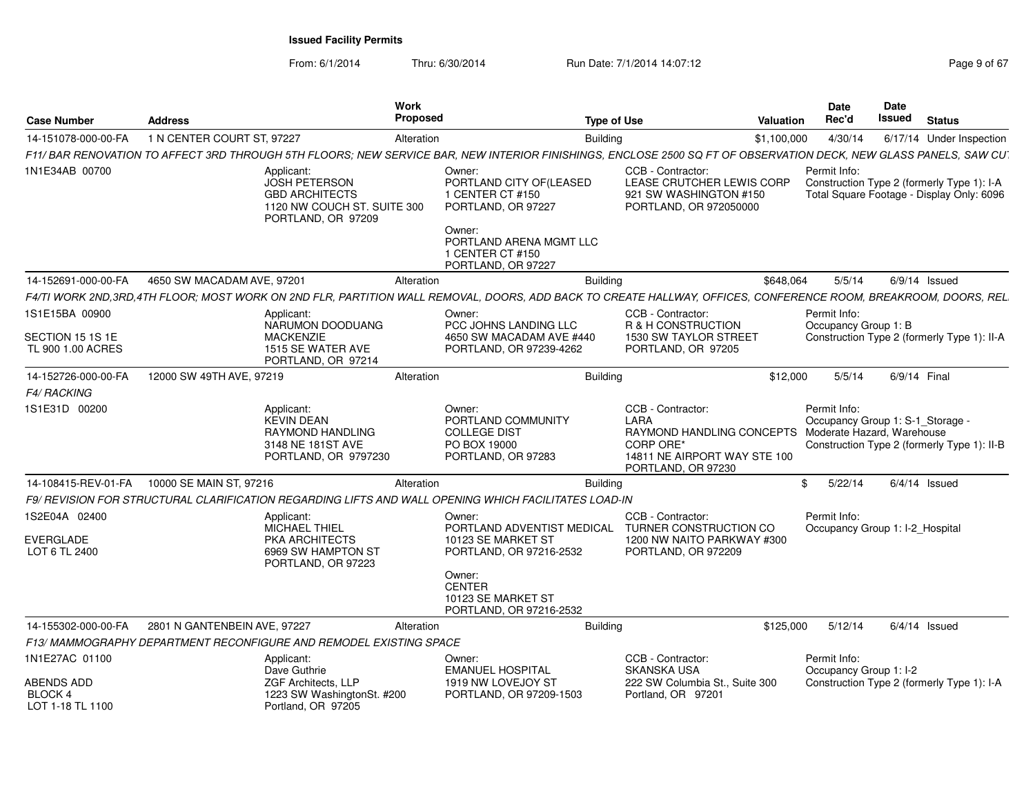**Issued Facility Permits**

From: 6/1/2014 Thru: 6/30/2014 Run Date: 7/1/2014 14:07:12

| Case Number | Address | Work Proposed | Type of Use | Valuation | Date Rec'd | Date Issued | Status |
|---|---|---|---|---|---|---|---|
| 14-151078-000-00-FA | 1 N CENTER COURT ST, 97227 | Alteration | Building | $1,100,000 | 4/30/14 | 6/17/14 | Under Inspection |

*F11/ BAR RENOVATION TO AFFECT 3RD THROUGH 5TH FLOORS; NEW SERVICE BAR, NEW INTERIOR FINISHINGS, ENCLOSE 2500 SQ FT OF OBSERVATION DECK, NEW GLASS PANELS, SAW CU*

1N1E34AB 00700

Applicant: JOSH PETERSON, GBD ARCHITECTS, 1120 NW COUCH ST. SUITE 300, PORTLAND, OR 97209

Owner: PORTLAND CITY OF(LEASED, 1 CENTER CT #150, PORTLAND, OR 97227

Owner: PORTLAND ARENA MGMT LLC, 1 CENTER CT #150, PORTLAND, OR 97227

CCB - Contractor: LEASE CRUTCHER LEWIS CORP, 921 SW WASHINGTON #150, PORTLAND, OR 972050000

Permit Info: Construction Type 2 (formerly Type 1): I-A; Total Square Footage - Display Only: 6096

| Case Number | Address | Work Proposed | Type of Use | Valuation | Date Rec'd | Date Issued | Status |
|---|---|---|---|---|---|---|---|
| 14-152691-000-00-FA | 4650 SW MACADAM AVE, 97201 | Alteration | Building | $648,064 | 5/5/14 | 6/9/14 | Issued |

*F4/TI WORK 2ND,3RD,4TH FLOOR; MOST WORK ON 2ND FLR, PARTITION WALL REMOVAL, DOORS, ADD BACK TO CREATE HALLWAY, OFFICES, CONFERENCE ROOM, BREAKROOM, DOORS, REL*

1S1E15BA 00900, SECTION 15 1S 1E, TL 900 1.00 ACRES

Applicant: NARUMON DOODUANG, MACKENZIE, 1515 SE WATER AVE, PORTLAND, OR 97214

Owner: PCC JOHNS LANDING LLC, 4650 SW MACADAM AVE #440, PORTLAND, OR 97239-4262

CCB - Contractor: R & H CONSTRUCTION, 1530 SW TAYLOR STREET, PORTLAND, OR 97205

Permit Info: Occupancy Group 1: B; Construction Type 2 (formerly Type 1): II-A

| Case Number | Address | Work Proposed | Type of Use | Valuation | Date Rec'd | Date Issued | Status |
|---|---|---|---|---|---|---|---|
| 14-152726-000-00-FA | 12000 SW 49TH AVE, 97219 | Alteration | Building | $12,000 | 5/5/14 | 6/9/14 | Final |

*F4/ RACKING*

1S1E31D 00200

Applicant: KEVIN DEAN, RAYMOND HANDLING, 3148 NE 181ST AVE, PORTLAND, OR 9797230

Owner: PORTLAND COMMUNITY COLLEGE DIST, PO BOX 19000, PORTLAND, OR 97283

CCB - Contractor: LARA, RAYMOND HANDLING CONCEPTS CORP ORE*, 14811 NE AIRPORT WAY STE 100, PORTLAND, OR 97230

Permit Info: Occupancy Group 1: S-1_Storage - Moderate Hazard, Warehouse; Construction Type 2 (formerly Type 1): II-B

| Case Number | Address | Work Proposed | Type of Use | Valuation | Date Rec'd | Date Issued | Status |
|---|---|---|---|---|---|---|---|
| 14-108415-REV-01-FA | 10000 SE MAIN ST, 97216 | Alteration | Building | $ | 5/22/14 | 6/4/14 | Issued |

*F9/ REVISION FOR STRUCTURAL CLARIFICATION REGARDING LIFTS AND WALL OPENING WHICH FACILITATES LOAD-IN*

1S2E04A 02400, EVERGLADE, LOT 6 TL 2400

Applicant: MICHAEL THIEL, PKA ARCHITECTS, 6969 SW HAMPTON ST, PORTLAND, OR 97223

Owner: PORTLAND ADVENTIST MEDICAL, 10123 SE MARKET ST, PORTLAND, OR 97216-2532

Owner: CENTER, 10123 SE MARKET ST, PORTLAND, OR 97216-2532

CCB - Contractor: TURNER CONSTRUCTION CO, 1200 NW NAITO PARKWAY #300, PORTLAND, OR 972209

Permit Info: Occupancy Group 1: I-2_Hospital

| Case Number | Address | Work Proposed | Type of Use | Valuation | Date Rec'd | Date Issued | Status |
|---|---|---|---|---|---|---|---|
| 14-155302-000-00-FA | 2801 N GANTENBEIN AVE, 97227 | Alteration | Building | $125,000 | 5/12/14 | 6/4/14 | Issued |

*F13/ MAMMOGRAPHY DEPARTMENT RECONFIGURE AND REMODEL EXISTING SPACE*

1N1E27AC 01100, ABENDS ADD, BLOCK 4, LOT 1-18 TL 1100

Applicant: Dave Guthrie, ZGF Architects, LLP, 1223 SW WashingtonSt. #200, Portland, OR 97205

Owner: EMANUEL HOSPITAL, 1919 NW LOVEJOY ST, PORTLAND, OR 97209-1503

CCB - Contractor: SKANSKA USA, 222 SW Columbia St., Suite 300, Portland, OR 97201

Permit Info: Occupancy Group 1: I-2; Construction Type 2 (formerly Type 1): I-A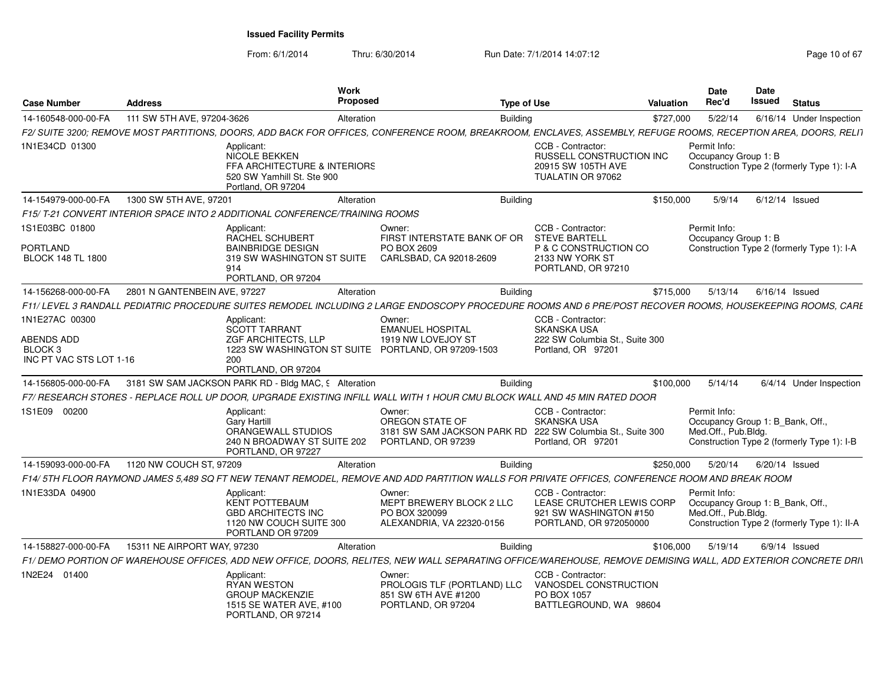**Issued Facility Permits**

From: 6/1/2014 Thru: 6/30/2014 Run Date: 7/1/2014 14:07:12

| Case Number | Address | Work Proposed | Type of Use | Valuation | Date Rec'd | Date Issued | Status |
|---|---|---|---|---|---|---|---|
| 14-160548-000-00-FA | 111 SW 5TH AVE, 97204-3626 | Alteration | Building | $727,000 | 5/22/14 | 6/16/14 | Under Inspection |

F2/ SUITE 3200; REMOVE MOST PARTITIONS, DOORS, ADD BACK FOR OFFICES, CONFERENCE ROOM, BREAKROOM, ENCLAVES, ASSEMBLY, REFUGE ROOMS, RECEPTION AREA, DOORS, RELIT

1N1E34CD 01300

Applicant: NICOLE BEKKEN, FFA ARCHITECTURE & INTERIORS, 520 SW Yamhill St. Ste 900, Portland, OR 97204

CCB - Contractor: RUSSELL CONSTRUCTION INC, 20915 SW 105TH AVE, TUALATIN OR 97062

Permit Info: Occupancy Group 1: B; Construction Type 2 (formerly Type 1): I-A

| Case Number | Address | Work Proposed | Type of Use | Valuation | Date Rec'd | Date Issued | Status |
|---|---|---|---|---|---|---|---|
| 14-154979-000-00-FA | 1300 SW 5TH AVE, 97201 | Alteration | Building | $150,000 | 5/9/14 | 6/12/14 | Issued |

F15/ T-21 CONVERT INTERIOR SPACE INTO 2 ADDITIONAL CONFERENCE/TRAINING ROOMS

1S1E03BC 01800; PORTLAND; BLOCK 148 TL 1800

Applicant: RACHEL SCHUBERT, BAINBRIDGE DESIGN, 319 SW WASHINGTON ST SUITE 914, PORTLAND, OR 97204

Owner: FIRST INTERSTATE BANK OF OR, PO BOX 2609, CARLSBAD, CA 92018-2609

CCB - Contractor: STEVE BARTELL, P & C CONSTRUCTION CO, 2133 NW YORK ST, PORTLAND, OR 97210

Permit Info: Occupancy Group 1: B; Construction Type 2 (formerly Type 1): I-A

| Case Number | Address | Work Proposed | Type of Use | Valuation | Date Rec'd | Date Issued | Status |
|---|---|---|---|---|---|---|---|
| 14-156268-000-00-FA | 2801 N GANTENBEIN AVE, 97227 | Alteration | Building | $715,000 | 5/13/14 | 6/16/14 | Issued |

F11/ LEVEL 3 RANDALL PEDIATRIC PROCEDURE SUITES REMODEL INCLUDING 2 LARGE ENDOSCOPY PROCEDURE ROOMS AND 6 PRE/POST RECOVER ROOMS, HOUSEKEEPING ROOMS, CARE

1N1E27AC 00300; ABENDS ADD; BLOCK 3; INC PT VAC STS LOT 1-16

Applicant: SCOTT TARRANT, ZGF ARCHITECTS, LLP, 1223 SW WASHINGTON ST SUITE 200, PORTLAND, OR 97204

Owner: EMANUEL HOSPITAL, 1919 NW LOVEJOY ST, PORTLAND, OR 97209-1503

CCB - Contractor: SKANSKA USA, 222 SW Columbia St., Suite 300, Portland, OR 97201

| Case Number | Address | Work Proposed | Type of Use | Valuation | Date Rec'd | Date Issued | Status |
|---|---|---|---|---|---|---|---|
| 14-156805-000-00-FA | 3181 SW SAM JACKSON PARK RD - Bldg MAC, 9 | Alteration | Building | $100,000 | 5/14/14 | 6/4/14 | Under Inspection |

F7/ RESEARCH STORES - REPLACE ROLL UP DOOR, UPGRADE EXISTING INFILL WALL WITH 1 HOUR CMU BLOCK WALL AND 45 MIN RATED DOOR

1S1E09 00200

Applicant: Gary Hartill, ORANGEWALL STUDIOS, 240 N BROADWAY ST SUITE 202, PORTLAND, OR 97227

Owner: OREGON STATE OF, 3181 SW SAM JACKSON PARK RD, PORTLAND, OR 97239

CCB - Contractor: SKANSKA USA, 222 SW Columbia St., Suite 300, Portland, OR 97201

Permit Info: Occupancy Group 1: B_Bank, Off., Med.Off., Pub.Bldg.; Construction Type 2 (formerly Type 1): I-B

| Case Number | Address | Work Proposed | Type of Use | Valuation | Date Rec'd | Date Issued | Status |
|---|---|---|---|---|---|---|---|
| 14-159093-000-00-FA | 1120 NW COUCH ST, 97209 | Alteration | Building | $250,000 | 5/20/14 | 6/20/14 | Issued |

F14/ 5TH FLOOR RAYMOND JAMES 5,489 SQ FT NEW TENANT REMODEL, REMOVE AND ADD PARTITION WALLS FOR PRIVATE OFFICES, CONFERENCE ROOM AND BREAK ROOM

1N1E33DA 04900

Applicant: KENT POTTEBAUM, GBD ARCHITECTS INC, 1120 NW COUCH SUITE 300, PORTLAND OR 97209

Owner: MEPT BREWERY BLOCK 2 LLC, PO BOX 320099, ALEXANDRIA, VA 22320-0156

CCB - Contractor: LEASE CRUTCHER LEWIS CORP, 921 SW WASHINGTON #150, PORTLAND, OR 972050000

Permit Info: Occupancy Group 1: B_Bank, Off., Med.Off., Pub.Bldg.; Construction Type 2 (formerly Type 1): II-A

| Case Number | Address | Work Proposed | Type of Use | Valuation | Date Rec'd | Date Issued | Status |
|---|---|---|---|---|---|---|---|
| 14-158827-000-00-FA | 15311 NE AIRPORT WAY, 97230 | Alteration | Building | $106,000 | 5/19/14 | 6/9/14 | Issued |

F1/ DEMO PORTION OF WAREHOUSE OFFICES, ADD NEW OFFICE, DOORS, RELITES, NEW WALL SEPARATING OFFICE/WAREHOUSE, REMOVE DEMISING WALL, ADD EXTERIOR CONCRETE DRIV

1N2E24 01400

Applicant: RYAN WESTON, GROUP MACKENZIE, 1515 SE WATER AVE, #100, PORTLAND, OR 97214

Owner: PROLOGIS TLF (PORTLAND) LLC, 851 SW 6TH AVE #1200, PORTLAND, OR 97204

CCB - Contractor: VANOSDEL CONSTRUCTION, PO BOX 1057, BATTLEGROUND, WA 98604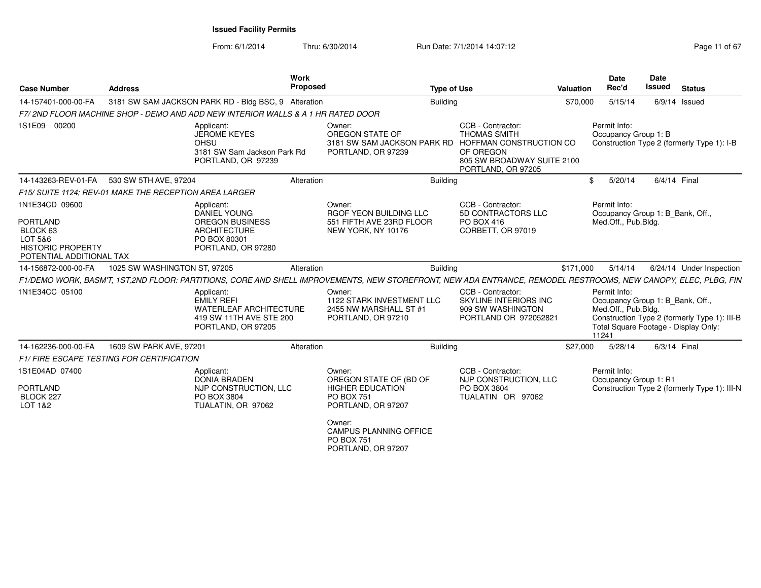**Issued Facility Permits**

From: 6/1/2014 Thru: 6/30/2014 Run Date: 7/1/2014 14:07:12

| Case Number | Address | Work Proposed | Type of Use | Valuation | Date Rec'd | Date Issued | Status |
|---|---|---|---|---|---|---|---|
| 14-157401-000-00-FA | 3181 SW SAM JACKSON PARK RD - Bldg BSC, 9 | Alteration | Building | $70,000 | 5/15/14 | 6/9/14 | Issued |

*F7/ 2ND FLOOR MACHINE SHOP - DEMO AND ADD NEW INTERIOR WALLS & A 1 HR RATED DOOR*

1S1E09 00200

Applicant: JEROME KEYES, OHSU, 3181 SW Sam Jackson Park Rd, PORTLAND, OR 97239

Owner: OREGON STATE OF, 3181 SW SAM JACKSON PARK RD, PORTLAND, OR 97239

CCB - Contractor: THOMAS SMITH, HOFFMAN CONSTRUCTION CO OF OREGON, 805 SW BROADWAY SUITE 2100, PORTLAND, OR 97205

Permit Info: Occupancy Group 1: B; Construction Type 2 (formerly Type 1): I-B

---

| Case Number | Address | Work Proposed | Type of Use | Valuation | Date Rec'd | Date Issued | Status |
|---|---|---|---|---|---|---|---|
| 14-143263-REV-01-FA | 530 SW 5TH AVE, 97204 | Alteration | Building | $ | 5/20/14 | 6/4/14 | Final |

*F15/ SUITE 1124; REV-01 MAKE THE RECEPTION AREA LARGER*

1N1E34CD 09600; PORTLAND; BLOCK 63; LOT 5&6; HISTORIC PROPERTY; POTENTIAL ADDITIONAL TAX

Applicant: DANIEL YOUNG, OREGON BUSINESS ARCHITECTURE, PO BOX 80301, PORTLAND, OR 97280

Owner: RGOF YEON BUILDING LLC, 551 FIFTH AVE 23RD FLOOR, NEW YORK, NY 10176

CCB - Contractor: 5D CONTRACTORS LLC, PO BOX 416, CORBETT, OR 97019

Permit Info: Occupancy Group 1: B_Bank, Off., Med.Off., Pub.Bldg.

---

| Case Number | Address | Work Proposed | Type of Use | Valuation | Date Rec'd | Date Issued | Status |
|---|---|---|---|---|---|---|---|
| 14-156872-000-00-FA | 1025 SW WASHINGTON ST, 97205 | Alteration | Building | $171,000 | 5/14/14 | 6/24/14 | Under Inspection |

*F1/DEMO WORK, BASM'T, 1ST,2ND FLOOR: PARTITIONS, CORE AND SHELL IMPROVEMENTS, NEW STOREFRONT, NEW ADA ENTRANCE, REMODEL RESTROOMS, NEW CANOPY, ELEC, PLBG, FIN*

1N1E34CC 05100

Applicant: EMILY REFI, WATERLEAF ARCHITECTURE, 419 SW 11TH AVE STE 200, PORTLAND, OR 97205

Owner: 1122 STARK INVESTMENT LLC, 2455 NW MARSHALL ST #1, PORTLAND, OR 97210

CCB - Contractor: SKYLINE INTERIORS INC, 909 SW WASHINGTON, PORTLAND OR 972052821

Permit Info: Occupancy Group 1: B_Bank, Off., Med.Off., Pub.Bldg.; Construction Type 2 (formerly Type 1): III-B; Total Square Footage - Display Only: 11241

---

| Case Number | Address | Work Proposed | Type of Use | Valuation | Date Rec'd | Date Issued | Status |
|---|---|---|---|---|---|---|---|
| 14-162236-000-00-FA | 1609 SW PARK AVE, 97201 | Alteration | Building | $27,000 | 5/28/14 | 6/3/14 | Final |

*F1/ FIRE ESCAPE TESTING FOR CERTIFICATION*

1S1E04AD 07400; PORTLAND; BLOCK 227; LOT 1&2

Applicant: DONIA BRADEN, NJP CONSTRUCTION, LLC, PO BOX 3804, TUALATIN, OR 97062

Owner: OREGON STATE OF (BD OF HIGHER EDUCATION, PO BOX 751, PORTLAND, OR 97207

Owner: CAMPUS PLANNING OFFICE, PO BOX 751, PORTLAND, OR 97207

CCB - Contractor: NJP CONSTRUCTION, LLC, PO BOX 3804, TUALATIN OR 97062

Permit Info: Occupancy Group 1: R1; Construction Type 2 (formerly Type 1): III-N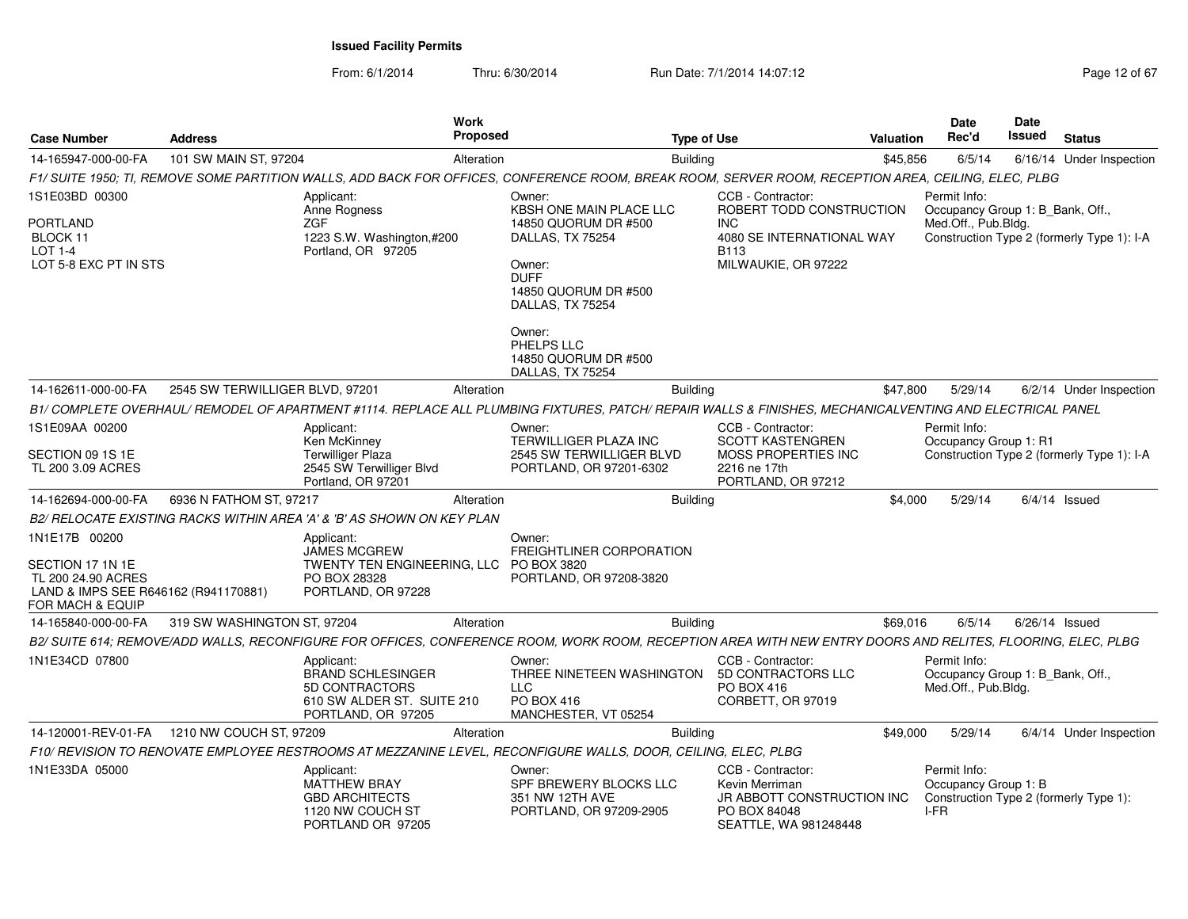**Issued Facility Permits**

From: 6/1/2014 Thru: 6/30/2014 Run Date: 7/1/2014 14:07:12

| Case Number | Address | Work Proposed | Type of Use | Valuation | Date Rec'd | Date Issued | Status |
|---|---|---|---|---|---|---|---|
| 14-165947-000-00-FA | 101 SW MAIN ST, 97204 | Alteration | Building | $45,856 | 6/5/14 | 6/16/14 | Under Inspection |

*F1/ SUITE 1950; TI, REMOVE SOME PARTITION WALLS, ADD BACK FOR OFFICES, CONFERENCE ROOM, BREAK ROOM, SERVER ROOM, RECEPTION AREA, CEILING, ELEC, PLBG*

1S1E03BD 00300
PORTLAND
BLOCK 11
LOT 1-4
LOT 5-8 EXC PT IN STS

Applicant: Anne Rogness, ZGF, 1223 S.W. Washington,#200, Portland, OR 97205

Owner: KBSH ONE MAIN PLACE LLC, 14850 QUORUM DR #500, DALLAS, TX 75254
Owner: DUFF, 14850 QUORUM DR #500, DALLAS, TX 75254
Owner: PHELPS LLC, 14850 QUORUM DR #500, DALLAS, TX 75254

CCB - Contractor: ROBERT TODD CONSTRUCTION INC, 4080 SE INTERNATIONAL WAY B113, MILWAUKIE, OR 97222

Permit Info: Occupancy Group 1: B_Bank, Off., Med.Off., Pub.Bldg. Construction Type 2 (formerly Type 1): I-A

| Case Number | Address | Work Proposed | Type of Use | Valuation | Date Rec'd | Date Issued | Status |
|---|---|---|---|---|---|---|---|
| 14-162611-000-00-FA | 2545 SW TERWILLIGER BLVD, 97201 | Alteration | Building | $47,800 | 5/29/14 | 6/2/14 | Under Inspection |

*B1/ COMPLETE OVERHAUL/ REMODEL OF APARTMENT #1114. REPLACE ALL PLUMBING FIXTURES, PATCH/ REPAIR WALLS & FINISHES, MECHANICALVENTING AND ELECTRICAL PANEL*

1S1E09AA 00200
SECTION 09 1S 1E
TL 200 3.09 ACRES

Applicant: Ken McKinney, Terwilliger Plaza, 2545 SW Terwilliger Blvd, Portland, OR 97201

Owner: TERWILLIGER PLAZA INC, 2545 SW TERWILLIGER BLVD, PORTLAND, OR 97201-6302

CCB - Contractor: SCOTT KASTENGREN, MOSS PROPERTIES INC, 2216 ne 17th, PORTLAND, OR 97212

Permit Info: Occupancy Group 1: R1. Construction Type 2 (formerly Type 1): I-A

| Case Number | Address | Work Proposed | Type of Use | Valuation | Date Rec'd | Date Issued | Status |
|---|---|---|---|---|---|---|---|
| 14-162694-000-00-FA | 6936 N FATHOM ST, 97217 | Alteration | Building | $4,000 | 5/29/14 | 6/4/14 | Issued |

*B2/ RELOCATE EXISTING RACKS WITHIN AREA 'A' & 'B' AS SHOWN ON KEY PLAN*

1N1E17B 00200
SECTION 17 1N 1E
TL 200 24.90 ACRES
LAND & IMPS SEE R646162 (R941170881) FOR MACH & EQUIP

Applicant: JAMES MCGREW, TWENTY TEN ENGINEERING, LLC, PO BOX 28328, PORTLAND, OR 97228

Owner: FREIGHTLINER CORPORATION, PO BOX 3820, PORTLAND, OR 97208-3820

| Case Number | Address | Work Proposed | Type of Use | Valuation | Date Rec'd | Date Issued | Status |
|---|---|---|---|---|---|---|---|
| 14-165840-000-00-FA | 319 SW WASHINGTON ST, 97204 | Alteration | Building | $69,016 | 6/5/14 | 6/26/14 | Issued |

*B2/ SUITE 614; REMOVE/ADD WALLS, RECONFIGURE FOR OFFICES, CONFERENCE ROOM, WORK ROOM, RECEPTION AREA WITH NEW ENTRY DOORS AND RELITES, FLOORING, ELEC, PLBG*

1N1E34CD 07800

Applicant: BRAND SCHLESINGER, 5D CONTRACTORS, 610 SW ALDER ST. SUITE 210, PORTLAND, OR 97205

Owner: THREE NINETEEN WASHINGTON LLC, PO BOX 416, MANCHESTER, VT 05254

CCB - Contractor: 5D CONTRACTORS LLC, PO BOX 416, CORBETT, OR 97019

Permit Info: Occupancy Group 1: B_Bank, Off., Med.Off., Pub.Bldg.

| Case Number | Address | Work Proposed | Type of Use | Valuation | Date Rec'd | Date Issued | Status |
|---|---|---|---|---|---|---|---|
| 14-120001-REV-01-FA | 1210 NW COUCH ST, 97209 | Alteration | Building | $49,000 | 5/29/14 | 6/4/14 | Under Inspection |

*F10/ REVISION TO RENOVATE EMPLOYEE RESTROOMS AT MEZZANINE LEVEL, RECONFIGURE WALLS, DOOR, CEILING, ELEC, PLBG*

1N1E33DA 05000

Applicant: MATTHEW BRAY, GBD ARCHITECTS, 1120 NW COUCH ST, PORTLAND OR 97205

Owner: SPF BREWERY BLOCKS LLC, 351 NW 12TH AVE, PORTLAND, OR 97209-2905

CCB - Contractor: Kevin Merriman, JR ABBOTT CONSTRUCTION INC, PO BOX 84048, SEATTLE, WA 981248448

Permit Info: Occupancy Group 1: B. Construction Type 2 (formerly Type 1): I-FR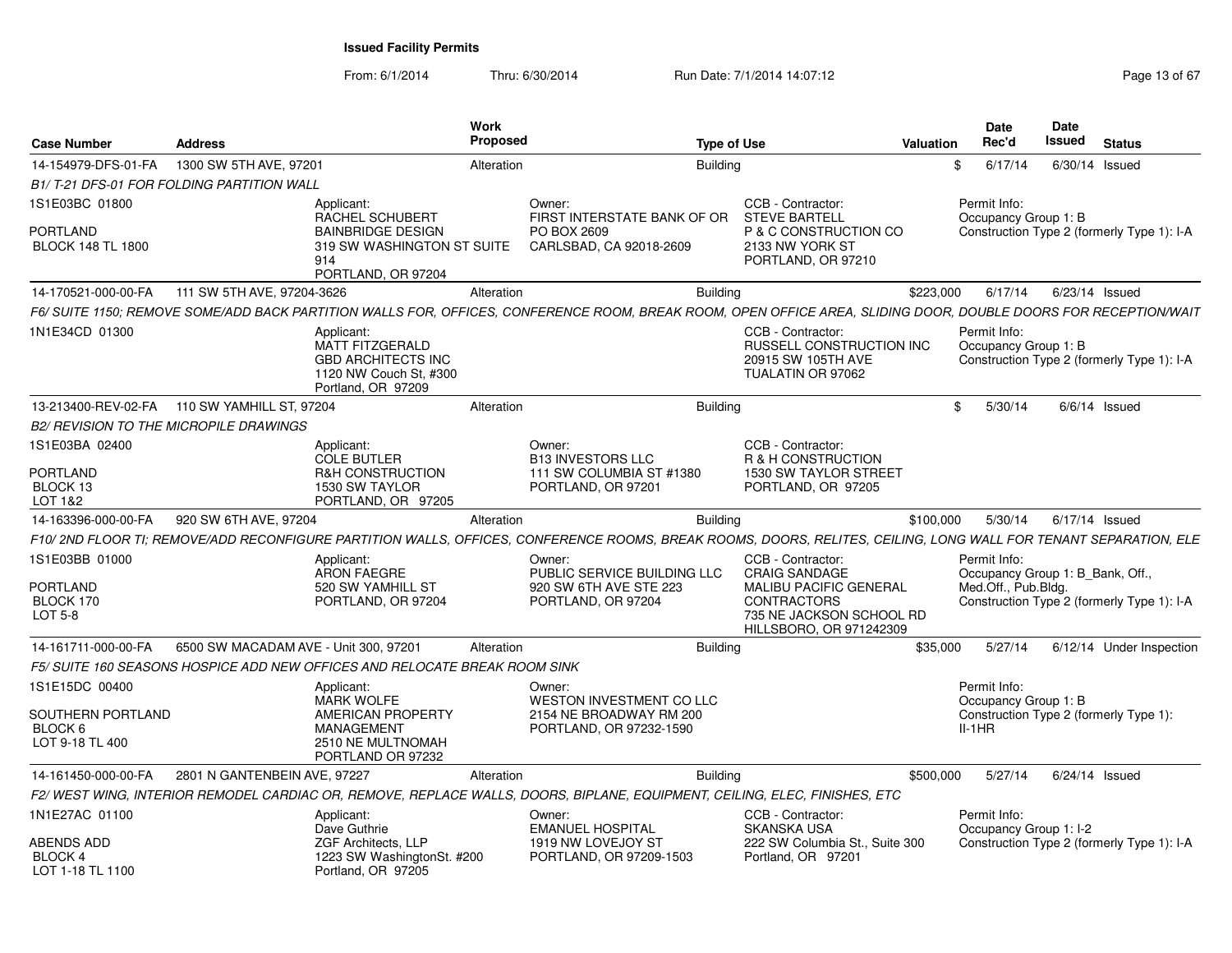**Issued Facility Permits**

From: 6/1/2014 Thru: 6/30/2014 Run Date: 7/1/2014 14:07:12

| Case Number | Address | Work Proposed | Type of Use | Valuation | Date Rec'd | Date Issued | Status |
|---|---|---|---|---|---|---|---|
| 14-154979-DFS-01-FA | 1300 SW 5TH AVE, 97201 | Alteration | Building | $ | 6/17/14 | 6/30/14 | Issued |

*B1/ T-21 DFS-01 FOR FOLDING PARTITION WALL*

1S1E03BC 01800
PORTLAND
BLOCK 148 TL 1800

Applicant: RACHEL SCHUBERT, BAINBRIDGE DESIGN, 319 SW WASHINGTON ST SUITE 914, PORTLAND, OR 97204

Owner: FIRST INTERSTATE BANK OF OR, PO BOX 2609, CARLSBAD, CA 92018-2609

CCB - Contractor: STEVE BARTELL, P & C CONSTRUCTION CO, 2133 NW YORK ST, PORTLAND, OR 97210

Permit Info: Occupancy Group 1: B; Construction Type 2 (formerly Type 1): I-A

| Case Number | Address | Work Proposed | Type of Use | Valuation | Date Rec'd | Date Issued | Status |
|---|---|---|---|---|---|---|---|
| 14-170521-000-00-FA | 111 SW 5TH AVE, 97204-3626 | Alteration | Building | $223,000 | 6/17/14 | 6/23/14 | Issued |

*F6/ SUITE 1150; REMOVE SOME/ADD BACK PARTITION WALLS FOR, OFFICES, CONFERENCE ROOM, BREAK ROOM, OPEN OFFICE AREA, SLIDING DOOR, DOUBLE DOORS FOR RECEPTION/WAIT*

1N1E34CD 01300

Applicant: MATT FITZGERALD, GBD ARCHITECTS INC, 1120 NW Couch St, #300, Portland, OR 97209

CCB - Contractor: RUSSELL CONSTRUCTION INC, 20915 SW 105TH AVE, TUALATIN OR 97062

Permit Info: Occupancy Group 1: B; Construction Type 2 (formerly Type 1): I-A

| Case Number | Address | Work Proposed | Type of Use | Valuation | Date Rec'd | Date Issued | Status |
|---|---|---|---|---|---|---|---|
| 13-213400-REV-02-FA | 110 SW YAMHILL ST, 97204 | Alteration | Building | $ | 5/30/14 | 6/6/14 | Issued |

*B2/ REVISION TO THE MICROPILE DRAWINGS*

1S1E03BA 02400
PORTLAND
BLOCK 13
LOT 1&2

Applicant: COLE BUTLER, R&H CONSTRUCTION, 1530 SW TAYLOR, PORTLAND, OR 97205

Owner: B13 INVESTORS LLC, 111 SW COLUMBIA ST #1380, PORTLAND, OR 97201

CCB - Contractor: R & H CONSTRUCTION, 1530 SW TAYLOR STREET, PORTLAND, OR 97205

| Case Number | Address | Work Proposed | Type of Use | Valuation | Date Rec'd | Date Issued | Status |
|---|---|---|---|---|---|---|---|
| 14-163396-000-00-FA | 920 SW 6TH AVE, 97204 | Alteration | Building | $100,000 | 5/30/14 | 6/17/14 | Issued |

*F10/ 2ND FLOOR TI; REMOVE/ADD RECONFIGURE PARTITION WALLS, OFFICES, CONFERENCE ROOMS, BREAK ROOMS, DOORS, RELITES, CEILING, LONG WALL FOR TENANT SEPARATION, ELE*

1S1E03BB 01000
PORTLAND
BLOCK 170
LOT 5-8

Applicant: ARON FAEGRE, 520 SW YAMHILL ST, PORTLAND, OR 97204

Owner: PUBLIC SERVICE BUILDING LLC, 920 SW 6TH AVE STE 223, PORTLAND, OR 97204

CCB - Contractor: CRAIG SANDAGE, MALIBU PACIFIC GENERAL CONTRACTORS, 735 NE JACKSON SCHOOL RD, HILLSBORO, OR 971242309

Permit Info: Occupancy Group 1: B_Bank, Off., Med.Off., Pub.Bldg.; Construction Type 2 (formerly Type 1): I-A

| Case Number | Address | Work Proposed | Type of Use | Valuation | Date Rec'd | Date Issued | Status |
|---|---|---|---|---|---|---|---|
| 14-161711-000-00-FA | 6500 SW MACADAM AVE - Unit 300, 97201 | Alteration | Building | $35,000 | 5/27/14 | 6/12/14 | Under Inspection |

*F5/ SUITE 160 SEASONS HOSPICE ADD NEW OFFICES AND RELOCATE BREAK ROOM SINK*

1S1E15DC 00400
SOUTHERN PORTLAND
BLOCK 6
LOT 9-18 TL 400

Applicant: MARK WOLFE, AMERICAN PROPERTY MANAGEMENT, 2510 NE MULTNOMAH, PORTLAND OR 97232

Owner: WESTON INVESTMENT CO LLC, 2154 NE BROADWAY RM 200, PORTLAND, OR 97232-1590

Permit Info: Occupancy Group 1: B; Construction Type 2 (formerly Type 1): II-1HR

| Case Number | Address | Work Proposed | Type of Use | Valuation | Date Rec'd | Date Issued | Status |
|---|---|---|---|---|---|---|---|
| 14-161450-000-00-FA | 2801 N GANTENBEIN AVE, 97227 | Alteration | Building | $500,000 | 5/27/14 | 6/24/14 | Issued |

*F2/ WEST WING, INTERIOR REMODEL CARDIAC OR, REMOVE, REPLACE WALLS, DOORS, BIPLANE, EQUIPMENT, CEILING, ELEC, FINISHES, ETC*

1N1E27AC 01100
ABENDS ADD
BLOCK 4
LOT 1-18 TL 1100

Applicant: Dave Guthrie, ZGF Architects, LLP, 1223 SW WashingtonSt. #200, Portland, OR 97205

Owner: EMANUEL HOSPITAL, 1919 NW LOVEJOY ST, PORTLAND, OR 97209-1503

CCB - Contractor: SKANSKA USA, 222 SW Columbia St., Suite 300, Portland, OR 97201

Permit Info: Occupancy Group 1: I-2; Construction Type 2 (formerly Type 1): I-A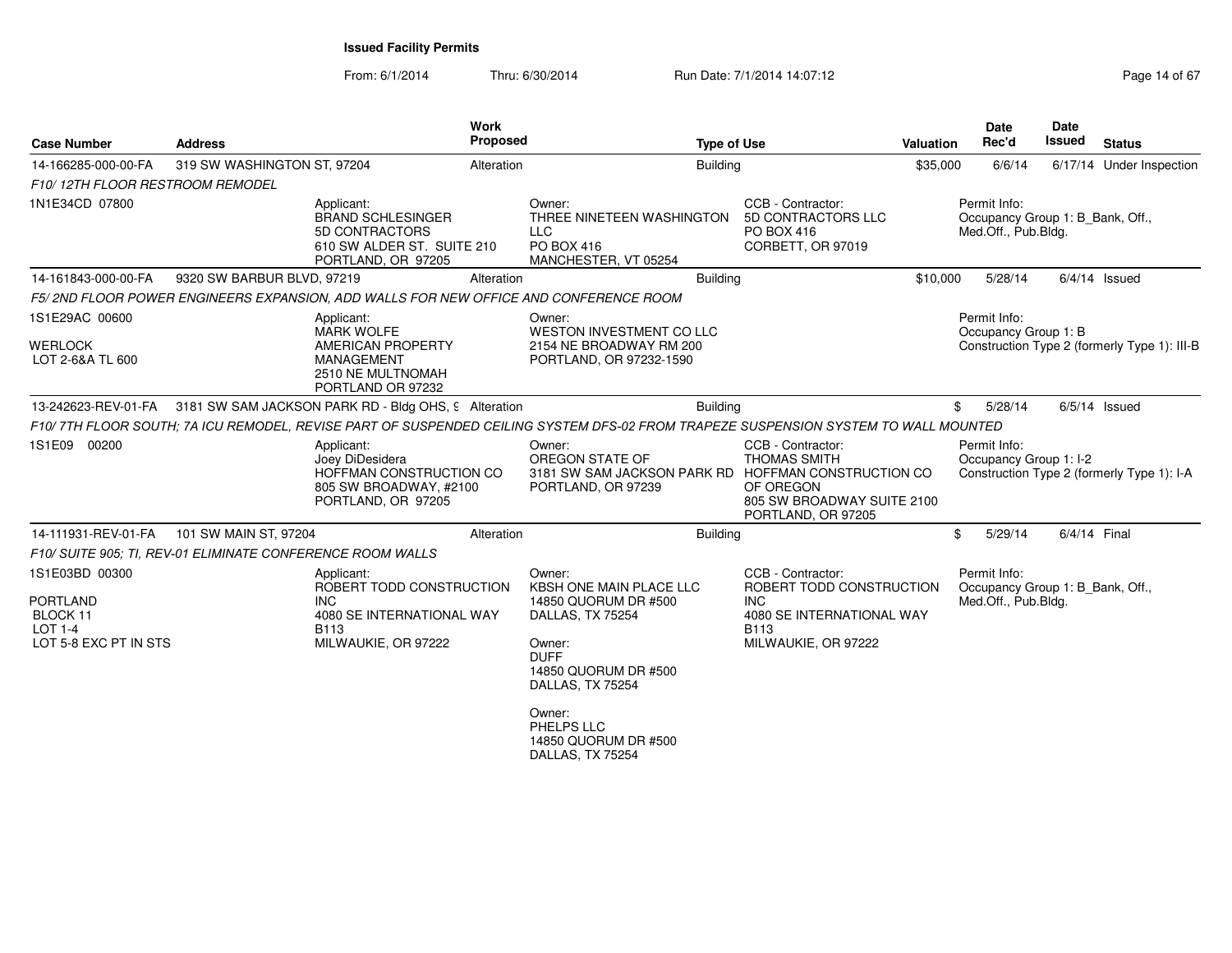**Issued Facility Permits**

From: 6/1/2014 Thru: 6/30/2014 Run Date: 7/1/2014 14:07:12

| Case Number | Address | Work Proposed | Type of Use | Valuation | Date Rec'd | Date Issued | Status |
|---|---|---|---|---|---|---|---|
| 14-166285-000-00-FA | 319 SW WASHINGTON ST, 97204 | Alteration | Building | $35,000 | 6/6/14 | 6/17/14 | Under Inspection |

*F10/ 12TH FLOOR RESTROOM REMODEL*

1N1E34CD 07800

Applicant: BRAND SCHLESINGER, 5D CONTRACTORS, 610 SW ALDER ST. SUITE 210, PORTLAND, OR 97205

Owner: THREE NINETEEN WASHINGTON LLC, PO BOX 416, MANCHESTER, VT 05254

CCB - Contractor: 5D CONTRACTORS LLC, PO BOX 416, CORBETT, OR 97019

Permit Info: Occupancy Group 1: B_Bank, Off., Med.Off., Pub.Bldg.

| Case Number | Address | Work Proposed | Type of Use | Valuation | Date Rec'd | Date Issued | Status |
|---|---|---|---|---|---|---|---|
| 14-161843-000-00-FA | 9320 SW BARBUR BLVD, 97219 | Alteration | Building | $10,000 | 5/28/14 | 6/4/14 | Issued |

*F5/ 2ND FLOOR POWER ENGINEERS EXPANSION, ADD WALLS FOR NEW OFFICE AND CONFERENCE ROOM*

1S1E29AC 00600

WERLOCK
LOT 2-6&A TL 600

Applicant: MARK WOLFE, AMERICAN PROPERTY MANAGEMENT, 2510 NE MULTNOMAH, PORTLAND OR 97232

Owner: WESTON INVESTMENT CO LLC, 2154 NE BROADWAY RM 200, PORTLAND, OR 97232-1590

Permit Info: Occupancy Group 1: B; Construction Type 2 (formerly Type 1): III-B

| Case Number | Address | Work Proposed | Type of Use | Valuation | Date Rec'd | Date Issued | Status |
|---|---|---|---|---|---|---|---|
| 13-242623-REV-01-FA | 3181 SW SAM JACKSON PARK RD - Bldg OHS, 9 | Alteration | Building | $ | 5/28/14 | 6/5/14 | Issued |

*F10/ 7TH FLOOR SOUTH; 7A ICU REMODEL, REVISE PART OF SUSPENDED CEILING SYSTEM DFS-02 FROM TRAPEZE SUSPENSION SYSTEM TO WALL MOUNTED*

1S1E09 00200

Applicant: Joey DiDesidera, HOFFMAN CONSTRUCTION CO, 805 SW BROADWAY, #2100, PORTLAND, OR 97205

Owner: OREGON STATE OF, 3181 SW SAM JACKSON PARK RD, PORTLAND, OR 97239

CCB - Contractor: THOMAS SMITH, HOFFMAN CONSTRUCTION CO OF OREGON, 805 SW BROADWAY SUITE 2100, PORTLAND, OR 97205

Permit Info: Occupancy Group 1: I-2; Construction Type 2 (formerly Type 1): I-A

| Case Number | Address | Work Proposed | Type of Use | Valuation | Date Rec'd | Date Issued | Status |
|---|---|---|---|---|---|---|---|
| 14-111931-REV-01-FA | 101 SW MAIN ST, 97204 | Alteration | Building | $ | 5/29/14 | 6/4/14 | Final |

*F10/ SUITE 905; TI, REV-01 ELIMINATE CONFERENCE ROOM WALLS*

1S1E03BD 00300

PORTLAND
BLOCK 11
LOT 1-4
LOT 5-8 EXC PT IN STS

Applicant: ROBERT TODD CONSTRUCTION INC, 4080 SE INTERNATIONAL WAY B113, MILWAUKIE, OR 97222

Owner: KBSH ONE MAIN PLACE LLC, 14850 QUORUM DR #500, DALLAS, TX 75254

Owner: DUFF, 14850 QUORUM DR #500, DALLAS, TX 75254

Owner: PHELPS LLC, 14850 QUORUM DR #500, DALLAS, TX 75254

CCB - Contractor: ROBERT TODD CONSTRUCTION INC, 4080 SE INTERNATIONAL WAY B113, MILWAUKIE, OR 97222

Permit Info: Occupancy Group 1: B_Bank, Off., Med.Off., Pub.Bldg.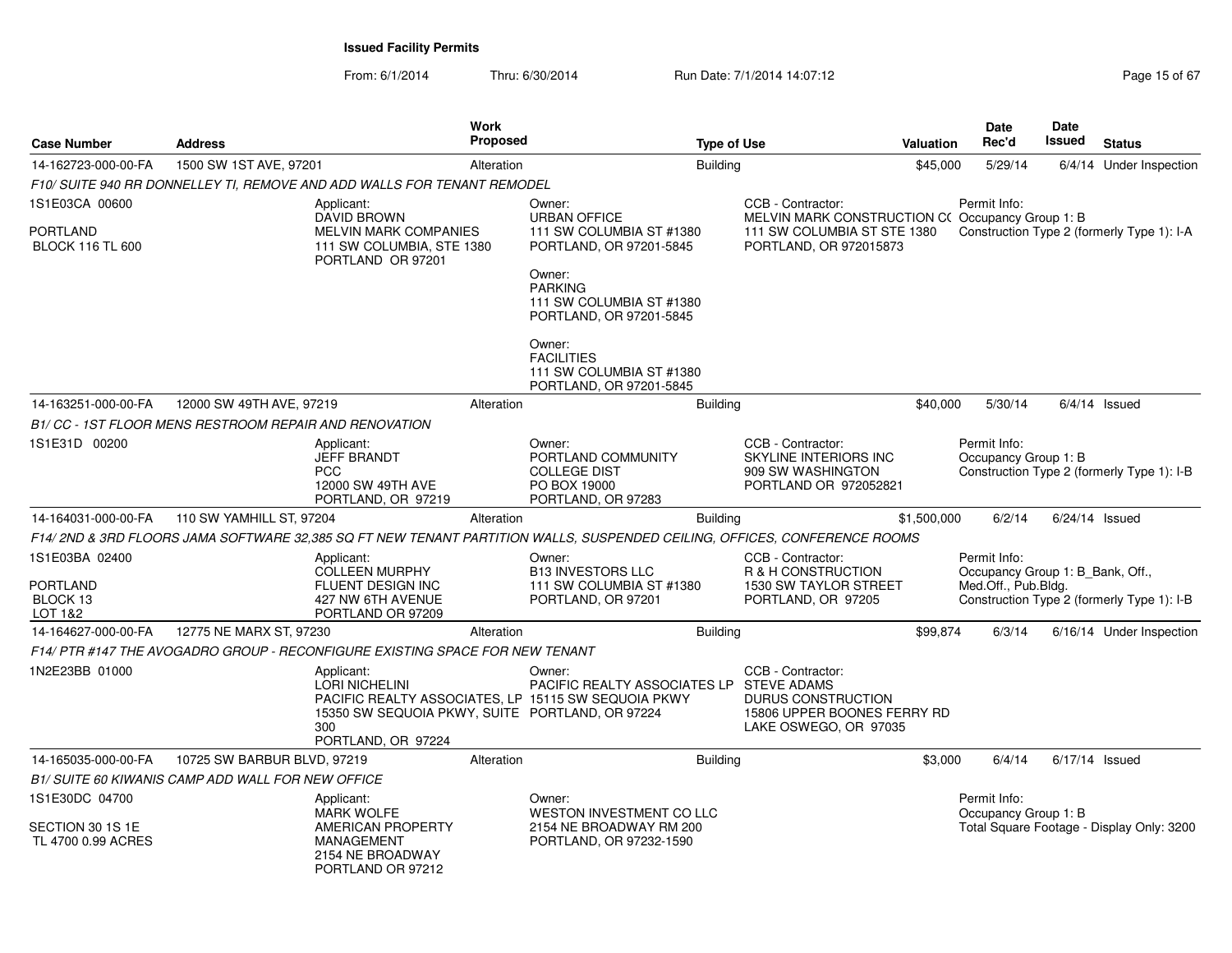**Issued Facility Permits**

From: 6/1/2014 Thru: 6/30/2014 Run Date: 7/1/2014 14:07:12

| Case Number | Address | Work Proposed | Type of Use | Valuation | Date Rec'd | Date Issued | Status |
|---|---|---|---|---|---|---|---|
| 14-162723-000-00-FA | 1500 SW 1ST AVE, 97201 | Alteration | Building | $45,000 | 5/29/14 | 6/4/14 | Under Inspection |

*F10/ SUITE 940 RR DONNELLEY TI, REMOVE AND ADD WALLS FOR TENANT REMODEL*

1S1E03CA 00600
PORTLAND
BLOCK 116 TL 600

Applicant: DAVID BROWN, MELVIN MARK COMPANIES, 111 SW COLUMBIA, STE 1380, PORTLAND OR 97201

Owner: URBAN OFFICE, 111 SW COLUMBIA ST #1380, PORTLAND, OR 97201-5845
Owner: PARKING, 111 SW COLUMBIA ST #1380, PORTLAND, OR 97201-5845
Owner: FACILITIES, 111 SW COLUMBIA ST #1380, PORTLAND, OR 97201-5845

CCB - Contractor: MELVIN MARK CONSTRUCTION CO, 111 SW COLUMBIA ST STE 1380, PORTLAND, OR 972015873

Permit Info: Occupancy Group 1: B; Construction Type 2 (formerly Type 1): I-A

| Case Number | Address | Work Proposed | Type of Use | Valuation | Date Rec'd | Date Issued | Status |
|---|---|---|---|---|---|---|---|
| 14-163251-000-00-FA | 12000 SW 49TH AVE, 97219 | Alteration | Building | $40,000 | 5/30/14 | 6/4/14 | Issued |

*B1/ CC - 1ST FLOOR MENS RESTROOM REPAIR AND RENOVATION*

1S1E31D 00200

Applicant: JEFF BRANDT, PCC, 12000 SW 49TH AVE, PORTLAND, OR 97219

Owner: PORTLAND COMMUNITY COLLEGE DIST, PO BOX 19000, PORTLAND, OR 97283

CCB - Contractor: SKYLINE INTERIORS INC, 909 SW WASHINGTON, PORTLAND OR 972052821

Permit Info: Occupancy Group 1: B; Construction Type 2 (formerly Type 1): I-B

| Case Number | Address | Work Proposed | Type of Use | Valuation | Date Rec'd | Date Issued | Status |
|---|---|---|---|---|---|---|---|
| 14-164031-000-00-FA | 110 SW YAMHILL ST, 97204 | Alteration | Building | $1,500,000 | 6/2/14 | 6/24/14 | Issued |

*F14/ 2ND & 3RD FLOORS JAMA SOFTWARE 32,385 SQ FT NEW TENANT PARTITION WALLS, SUSPENDED CEILING, OFFICES, CONFERENCE ROOMS*

1S1E03BA 02400
PORTLAND
BLOCK 13
LOT 1&2

Applicant: COLLEEN MURPHY, FLUENT DESIGN INC, 427 NW 6TH AVENUE, PORTLAND OR 97209

Owner: B13 INVESTORS LLC, 111 SW COLUMBIA ST #1380, PORTLAND, OR 97201

CCB - Contractor: R & H CONSTRUCTION, 1530 SW TAYLOR STREET, PORTLAND, OR 97205

Permit Info: Occupancy Group 1: B_Bank, Off., Med.Off., Pub.Bldg.; Construction Type 2 (formerly Type 1): I-B

| Case Number | Address | Work Proposed | Type of Use | Valuation | Date Rec'd | Date Issued | Status |
|---|---|---|---|---|---|---|---|
| 14-164627-000-00-FA | 12775 NE MARX ST, 97230 | Alteration | Building | $99,874 | 6/3/14 | 6/16/14 | Under Inspection |

*F14/ PTR #147 THE AVOGADRO GROUP - RECONFIGURE EXISTING SPACE FOR NEW TENANT*

1N2E23BB 01000

Applicant: LORI NICHELINI, PACIFIC REALTY ASSOCIATES, LP, 15350 SW SEQUOIA PKWY, SUITE 300, PORTLAND, OR 97224

Owner: PACIFIC REALTY ASSOCIATES LP, 15115 SW SEQUOIA PKWY, PORTLAND, OR 97224

CCB - Contractor: STEVE ADAMS, DURUS CONSTRUCTION, 15806 UPPER BOONES FERRY RD, LAKE OSWEGO, OR 97035

| Case Number | Address | Work Proposed | Type of Use | Valuation | Date Rec'd | Date Issued | Status |
|---|---|---|---|---|---|---|---|
| 14-165035-000-00-FA | 10725 SW BARBUR BLVD, 97219 | Alteration | Building | $3,000 | 6/4/14 | 6/17/14 | Issued |

*B1/ SUITE 60 KIWANIS CAMP ADD WALL FOR NEW OFFICE*

1S1E30DC 04700
SECTION 30 1S 1E
TL 4700 0.99 ACRES

Applicant: MARK WOLFE, AMERICAN PROPERTY MANAGEMENT, 2154 NE BROADWAY, PORTLAND OR 97212

Owner: WESTON INVESTMENT CO LLC, 2154 NE BROADWAY RM 200, PORTLAND, OR 97232-1590

Permit Info: Occupancy Group 1: B; Total Square Footage - Display Only: 3200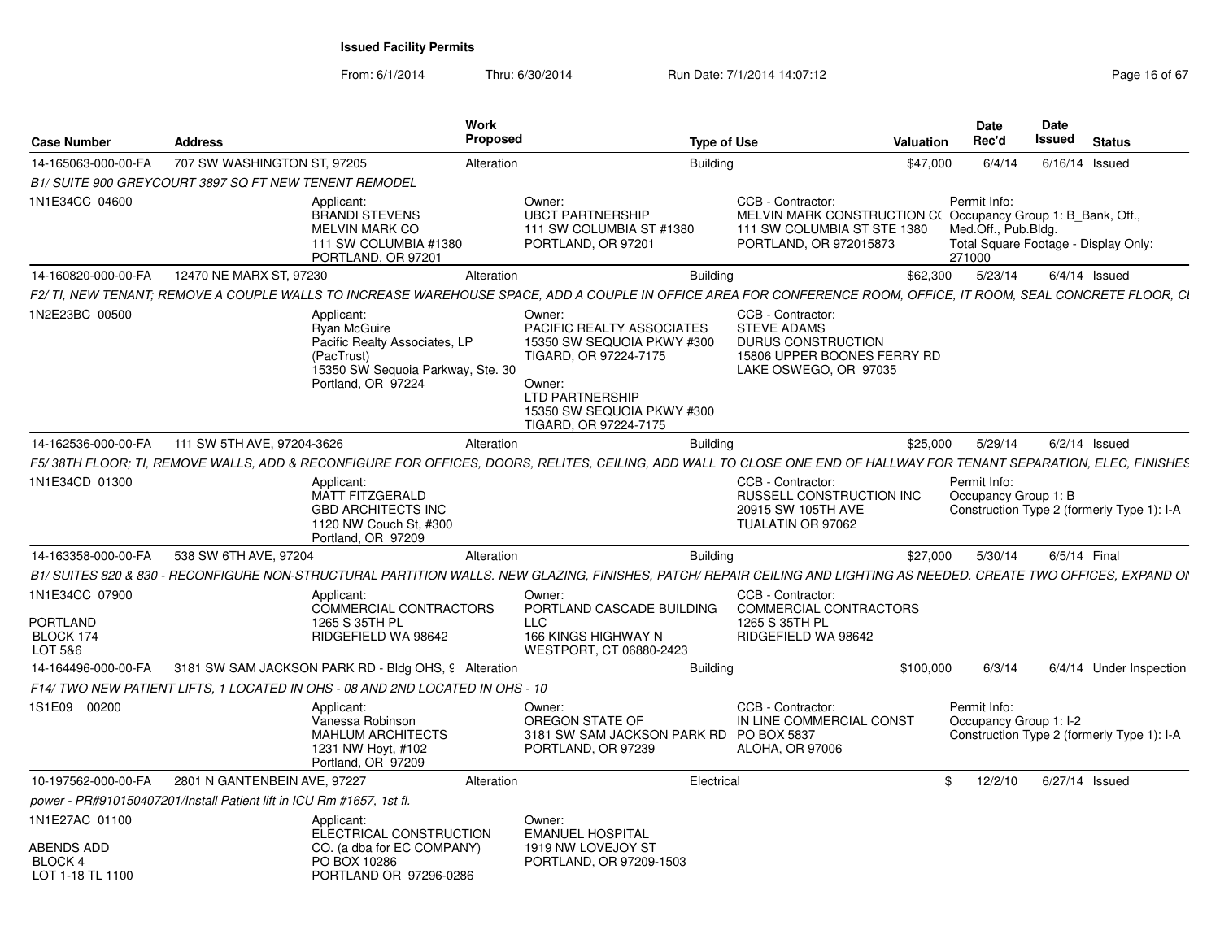**Issued Facility Permits**

From: 6/1/2014 Thru: 6/30/2014 Run Date: 7/1/2014 14:07:12

| Case Number | Address | Work Proposed | Type of Use | Valuation | Date Rec'd | Date Issued | Status |
|---|---|---|---|---|---|---|---|
| 14-165063-000-00-FA | 707 SW WASHINGTON ST, 97205 | Alteration | Building | $47,000 | 6/4/14 | 6/16/14 | Issued |

*B1/ SUITE 900 GREYCOURT 3897 SQ FT NEW TENENT REMODEL*

1N1E34CC 04600

Applicant: BRANDI STEVENS, MELVIN MARK CO, 111 SW COLUMBIA #1380, PORTLAND, OR 97201

Owner: UBCT PARTNERSHIP, 111 SW COLUMBIA ST #1380, PORTLAND, OR 97201

CCB - Contractor: MELVIN MARK CONSTRUCTION CO, 111 SW COLUMBIA ST STE 1380, PORTLAND, OR 972015873

Permit Info: Occupancy Group 1: B_Bank, Off., Med.Off., Pub.Bldg. Total Square Footage - Display Only: 271000

| Case Number | Address | Work Proposed | Type of Use | Valuation | Date Rec'd | Date Issued | Status |
|---|---|---|---|---|---|---|---|
| 14-160820-000-00-FA | 12470 NE MARX ST, 97230 | Alteration | Building | $62,300 | 5/23/14 | 6/4/14 | Issued |

*F2/ TI, NEW TENANT; REMOVE A COUPLE WALLS TO INCREASE WAREHOUSE SPACE, ADD A COUPLE IN OFFICE AREA FOR CONFERENCE ROOM, OFFICE, IT ROOM, SEAL CONCRETE FLOOR, CI*

1N2E23BC 00500

Applicant: Ryan McGuire, Pacific Realty Associates, LP (PacTrust), 15350 SW Sequoia Parkway, Ste. 30, Portland, OR 97224

Owner: PACIFIC REALTY ASSOCIATES, 15350 SW SEQUOIA PKWY #300, TIGARD, OR 97224-7175

Owner: LTD PARTNERSHIP, 15350 SW SEQUOIA PKWY #300, TIGARD, OR 97224-7175

CCB - Contractor: STEVE ADAMS, DURUS CONSTRUCTION, 15806 UPPER BOONES FERRY RD, LAKE OSWEGO, OR 97035

| Case Number | Address | Work Proposed | Type of Use | Valuation | Date Rec'd | Date Issued | Status |
|---|---|---|---|---|---|---|---|
| 14-162536-000-00-FA | 111 SW 5TH AVE, 97204-3626 | Alteration | Building | $25,000 | 5/29/14 | 6/2/14 | Issued |

*F5/ 38TH FLOOR; TI, REMOVE WALLS, ADD & RECONFIGURE FOR OFFICES, DOORS, RELITES, CEILING, ADD WALL TO CLOSE ONE END OF HALLWAY FOR TENANT SEPARATION, ELEC, FINISHES*

1N1E34CD 01300

Applicant: MATT FITZGERALD, GBD ARCHITECTS INC, 1120 NW Couch St, #300, Portland, OR 97209

CCB - Contractor: RUSSELL CONSTRUCTION INC, 20915 SW 105TH AVE, TUALATIN OR 97062

Permit Info: Occupancy Group 1: B. Construction Type 2 (formerly Type 1): I-A

| Case Number | Address | Work Proposed | Type of Use | Valuation | Date Rec'd | Date Issued | Status |
|---|---|---|---|---|---|---|---|
| 14-163358-000-00-FA | 538 SW 6TH AVE, 97204 | Alteration | Building | $27,000 | 5/30/14 | 6/5/14 | Final |

*B1/ SUITES 820 & 830 - RECONFIGURE NON-STRUCTURAL PARTITION WALLS. NEW GLAZING, FINISHES, PATCH/ REPAIR CEILING AND LIGHTING AS NEEDED. CREATE TWO OFFICES, EXPAND ON*

1N1E34CC 07900
PORTLAND
BLOCK 174
LOT 5&6

Applicant: COMMERCIAL CONTRACTORS, 1265 S 35TH PL, RIDGEFIELD WA 98642

Owner: PORTLAND CASCADE BUILDING LLC, 166 KINGS HIGHWAY N, WESTPORT, CT 06880-2423

CCB - Contractor: COMMERCIAL CONTRACTORS, 1265 S 35TH PL, RIDGEFIELD WA 98642

| Case Number | Address | Work Proposed | Type of Use | Valuation | Date Rec'd | Date Issued | Status |
|---|---|---|---|---|---|---|---|
| 14-164496-000-00-FA | 3181 SW SAM JACKSON PARK RD - Bldg OHS, 9 | Alteration | Building | $100,000 | 6/3/14 | 6/4/14 | Under Inspection |

*F14/ TWO NEW PATIENT LIFTS, 1 LOCATED IN OHS - 08 AND 2ND LOCATED IN OHS - 10*

1S1E09 00200

Applicant: Vanessa Robinson, MAHLUM ARCHITECTS, 1231 NW Hoyt, #102, Portland, OR 97209

Owner: OREGON STATE OF, 3181 SW SAM JACKSON PARK RD, PORTLAND, OR 97239

CCB - Contractor: IN LINE COMMERCIAL CONST, PO BOX 5837, ALOHA, OR 97006

Permit Info: Occupancy Group 1: I-2. Construction Type 2 (formerly Type 1): I-A

| Case Number | Address | Work Proposed | Type of Use | Valuation | Date Rec'd | Date Issued | Status |
|---|---|---|---|---|---|---|---|
| 10-197562-000-00-FA | 2801 N GANTENBEIN AVE, 97227 | Alteration | Electrical | $ | 12/2/10 | 6/27/14 | Issued |

*power - PR#910150407201/Install Patient lift in ICU Rm #1657, 1st fl.*

1N1E27AC 01100
ABENDS ADD
BLOCK 4
LOT 1-18 TL 1100

Applicant: ELECTRICAL CONSTRUCTION CO. (a dba for EC COMPANY), PO BOX 10286, PORTLAND OR 97296-0286

Owner: EMANUEL HOSPITAL, 1919 NW LOVEJOY ST, PORTLAND, OR 97209-1503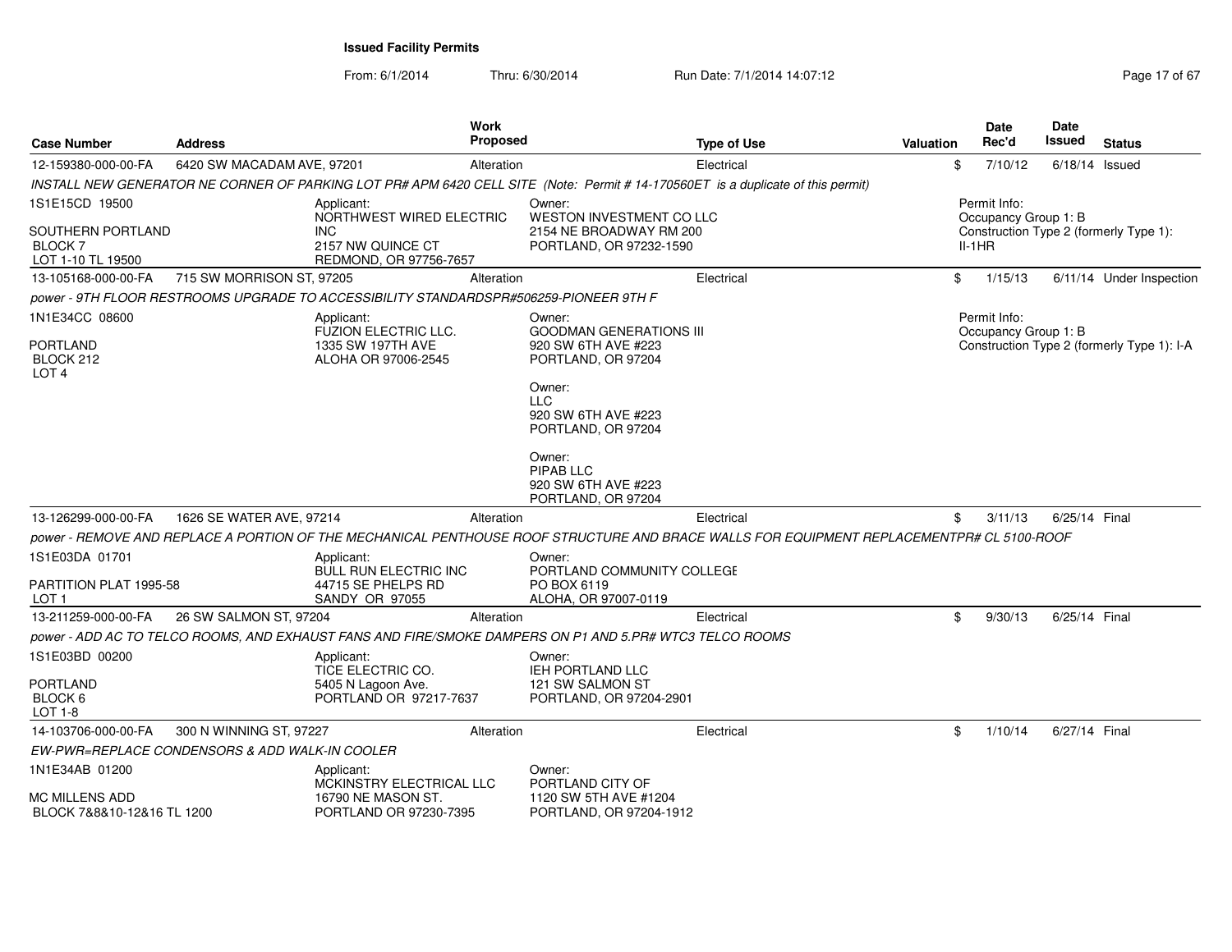# Issued Facility Permits

From: 6/1/2014 Thru: 6/30/2014 Run Date: 7/1/2014 14:07:12

| Case Number | Address | Work Proposed | Type of Use | Valuation | Date Rec'd | Date Issued | Status |
|---|---|---|---|---|---|---|---|
| 12-159380-000-00-FA | 6420 SW MACADAM AVE, 97201 | Alteration | Electrical | $ | 7/10/12 | 6/18/14 | Issued |

*INSTALL NEW GENERATOR NE CORNER OF PARKING LOT PR# APM 6420 CELL SITE (Note: Permit # 14-170560ET is a duplicate of this permit)*

1S1E15CD 19500
SOUTHERN PORTLAND
BLOCK 7
LOT 1-10 TL 19500

Applicant:
NORTHWEST WIRED ELECTRIC INC
2157 NW QUINCE CT
REDMOND, OR 97756-7657

Owner:
WESTON INVESTMENT CO LLC
2154 NE BROADWAY RM 200
PORTLAND, OR 97232-1590

Permit Info:
Occupancy Group 1: B
Construction Type 2 (formerly Type 1): II-1HR

| Case Number | Address | Work Proposed | Type of Use | Valuation | Date Rec'd | Date Issued | Status |
|---|---|---|---|---|---|---|---|
| 13-105168-000-00-FA | 715 SW MORRISON ST, 97205 | Alteration | Electrical | $ | 1/15/13 | 6/11/14 | Under Inspection |

*power - 9TH FLOOR RESTROOMS UPGRADE TO ACCESSIBILITY STANDARDSPR#506259-PIONEER 9TH F*

1N1E34CC 08600
PORTLAND
BLOCK 212
LOT 4

Applicant:
FUZION ELECTRIC LLC.
1335 SW 197TH AVE
ALOHA OR 97006-2545

Owner:
GOODMAN GENERATIONS III
920 SW 6TH AVE #223
PORTLAND, OR 97204

Owner:
LLC
920 SW 6TH AVE #223
PORTLAND, OR 97204

Owner:
PIPAB LLC
920 SW 6TH AVE #223
PORTLAND, OR 97204

Permit Info:
Occupancy Group 1: B
Construction Type 2 (formerly Type 1): I-A

| Case Number | Address | Work Proposed | Type of Use | Valuation | Date Rec'd | Date Issued | Status |
|---|---|---|---|---|---|---|---|
| 13-126299-000-00-FA | 1626 SE WATER AVE, 97214 | Alteration | Electrical | $ | 3/11/13 | 6/25/14 | Final |

*power - REMOVE AND REPLACE A PORTION OF THE MECHANICAL PENTHOUSE ROOF STRUCTURE AND BRACE WALLS FOR EQUIPMENT REPLACEMENTPR# CL 5100-ROOF*

1S1E03DA 01701
PARTITION PLAT 1995-58
LOT 1

Applicant:
BULL RUN ELECTRIC INC
44715 SE PHELPS RD
SANDY OR 97055

Owner:
PORTLAND COMMUNITY COLLEGE
PO BOX 6119
ALOHA, OR 97007-0119

| Case Number | Address | Work Proposed | Type of Use | Valuation | Date Rec'd | Date Issued | Status |
|---|---|---|---|---|---|---|---|
| 13-211259-000-00-FA | 26 SW SALMON ST, 97204 | Alteration | Electrical | $ | 9/30/13 | 6/25/14 | Final |

*power - ADD AC TO TELCO ROOMS, AND EXHAUST FANS AND FIRE/SMOKE DAMPERS ON P1 AND 5.PR# WTC3 TELCO ROOMS*

1S1E03BD 00200
PORTLAND
BLOCK 6
LOT 1-8

Applicant:
TICE ELECTRIC CO.
5405 N Lagoon Ave.
PORTLAND OR 97217-7637

Owner:
IEH PORTLAND LLC
121 SW SALMON ST
PORTLAND, OR 97204-2901

| Case Number | Address | Work Proposed | Type of Use | Valuation | Date Rec'd | Date Issued | Status |
|---|---|---|---|---|---|---|---|
| 14-103706-000-00-FA | 300 N WINNING ST, 97227 | Alteration | Electrical | $ | 1/10/14 | 6/27/14 | Final |

*EW-PWR=REPLACE CONDENSORS & ADD WALK-IN COOLER*

1N1E34AB 01200
MC MILLENS ADD
BLOCK 7&8&10-12&16 TL 1200

Applicant:
MCKINSTRY ELECTRICAL LLC
16790 NE MASON ST.
PORTLAND OR 97230-7395

Owner:
PORTLAND CITY OF
1120 SW 5TH AVE #1204
PORTLAND, OR 97204-1912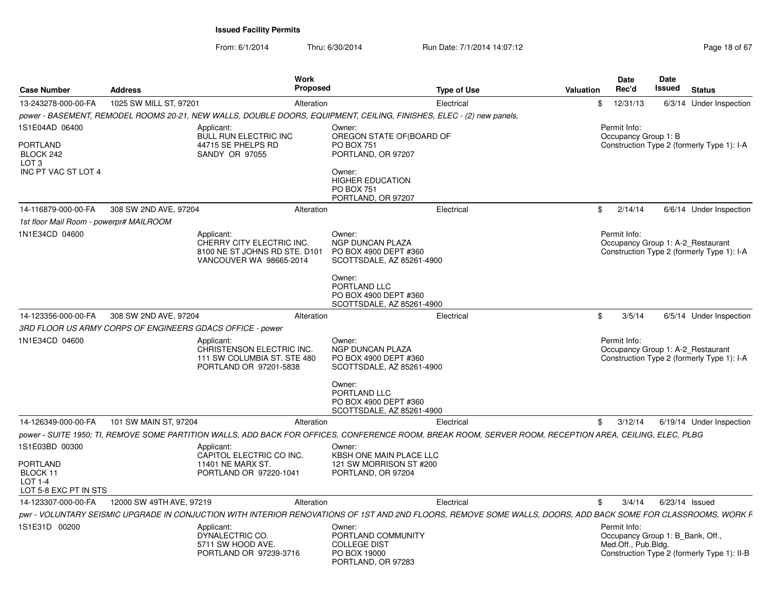**Issued Facility Permits**

From: 6/1/2014 Thru: 6/30/2014 Run Date: 7/1/2014 14:07:12

| Case Number | Address | Work Proposed | Type of Use | Valuation | Date Rec'd | Date Issued | Status |
|---|---|---|---|---|---|---|---|
| 13-243278-000-00-FA | 1025 SW MILL ST, 97201 | Alteration | Electrical | $ | 12/31/13 | 6/3/14 | Under Inspection |

*power - BASEMENT, REMODEL ROOMS 20-21, NEW WALLS, DOUBLE DOORS, EQUIPMENT, CEILING, FINISHES, ELEC - (2) new panels,*

1S1E04AD 06400

PORTLAND
BLOCK 242
LOT 3
INC PT VAC ST LOT 4

Applicant:
BULL RUN ELECTRIC INC
44715 SE PHELPS RD
SANDY OR 97055

Owner:
OREGON STATE OF(BOARD OF
PO BOX 751
PORTLAND, OR 97207

Owner:
HIGHER EDUCATION
PO BOX 751
PORTLAND, OR 97207

Permit Info:
Occupancy Group 1: B
Construction Type 2 (formerly Type 1): I-A

| Case Number | Address | Work Proposed | Type of Use | Valuation | Date Rec'd | Date Issued | Status |
|---|---|---|---|---|---|---|---|
| 14-116879-000-00-FA | 308 SW 2ND AVE, 97204 | Alteration | Electrical | $ | 2/14/14 | 6/6/14 | Under Inspection |

*1st floor Mail Room - powerpr# MAILROOM*

1N1E34CD 04600

Applicant:
CHERRY CITY ELECTRIC INC.
8100 NE ST JOHNS RD STE. D101
VANCOUVER WA 98665-2014

Owner:
NGP DUNCAN PLAZA
PO BOX 4900 DEPT #360
SCOTTSDALE, AZ 85261-4900

Owner:
PORTLAND LLC
PO BOX 4900 DEPT #360
SCOTTSDALE, AZ 85261-4900

Permit Info:
Occupancy Group 1: A-2_Restaurant
Construction Type 2 (formerly Type 1): I-A

| Case Number | Address | Work Proposed | Type of Use | Valuation | Date Rec'd | Date Issued | Status |
|---|---|---|---|---|---|---|---|
| 14-123356-000-00-FA | 308 SW 2ND AVE, 97204 | Alteration | Electrical | $ | 3/5/14 | 6/5/14 | Under Inspection |

*3RD FLOOR US ARMY CORPS OF ENGINEERS GDACS OFFICE - power*

1N1E34CD 04600

Applicant:
CHRISTENSON ELECTRIC INC.
111 SW COLUMBIA ST. STE 480
PORTLAND OR 97201-5838

Owner:
NGP DUNCAN PLAZA
PO BOX 4900 DEPT #360
SCOTTSDALE, AZ 85261-4900

Owner:
PORTLAND LLC
PO BOX 4900 DEPT #360
SCOTTSDALE, AZ 85261-4900

Permit Info:
Occupancy Group 1: A-2_Restaurant
Construction Type 2 (formerly Type 1): I-A

| Case Number | Address | Work Proposed | Type of Use | Valuation | Date Rec'd | Date Issued | Status |
|---|---|---|---|---|---|---|---|
| 14-126349-000-00-FA | 101 SW MAIN ST, 97204 | Alteration | Electrical | $ | 3/12/14 | 6/19/14 | Under Inspection |

*power - SUITE 1950; TI, REMOVE SOME PARTITION WALLS, ADD BACK FOR OFFICES, CONFERENCE ROOM, BREAK ROOM, SERVER ROOM, RECEPTION AREA, CEILING, ELEC, PLBG*

1S1E03BD 00300

PORTLAND
BLOCK 11
LOT 1-4
LOT 5-8 EXC PT IN STS

Applicant:
CAPITOL ELECTRIC CO INC.
11401 NE MARX ST.
PORTLAND OR 97220-1041

Owner:
KBSH ONE MAIN PLACE LLC
121 SW MORRISON ST #200
PORTLAND, OR 97204

| Case Number | Address | Work Proposed | Type of Use | Valuation | Date Rec'd | Date Issued | Status |
|---|---|---|---|---|---|---|---|
| 14-123307-000-00-FA | 12000 SW 49TH AVE, 97219 | Alteration | Electrical | $ | 3/4/14 | 6/23/14 | Issued |

*pwr - VOLUNTARY SEISMIC UPGRADE IN CONJUCTION WITH INTERIOR RENOVATIONS OF 1ST AND 2ND FLOORS, REMOVE SOME WALLS, DOORS, ADD BACK SOME FOR CLASSROOMS, WORK F*

1S1E31D 00200

Applicant:
DYNALECTRIC CO.
5711 SW HOOD AVE.
PORTLAND OR 97239-3716

Owner:
PORTLAND COMMUNITY
COLLEGE DIST
PO BOX 19000
PORTLAND, OR 97283

Permit Info:
Occupancy Group 1: B_Bank, Off., Med.Off., Pub.Bldg.
Construction Type 2 (formerly Type 1): II-B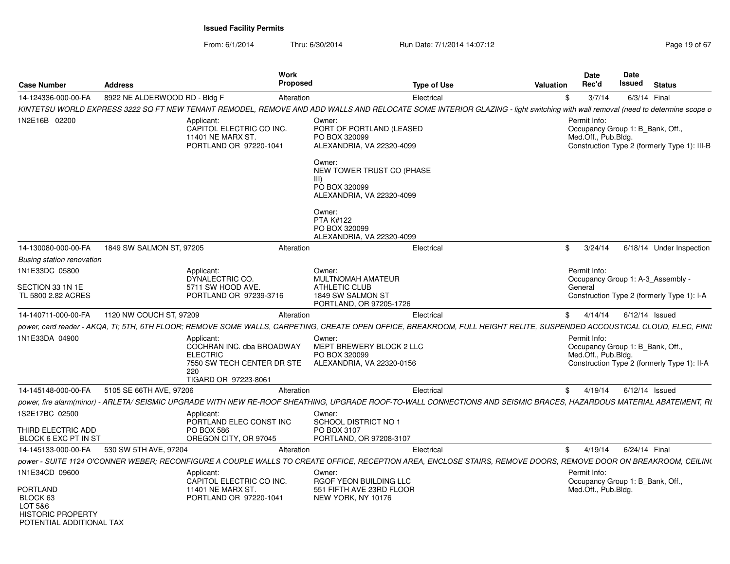**Issued Facility Permits**

From: 6/1/2014 Thru: 6/30/2014 Run Date: 7/1/2014 14:07:12

| Case Number | Address | Work Proposed | Type of Use | Valuation | Date Rec'd | Date Issued | Status |
|---|---|---|---|---|---|---|---|
| 14-124336-000-00-FA | 8922 NE ALDERWOOD RD - Bldg F | Alteration | Electrical | $ | 3/7/14 | 6/3/14 | Final |

*KINTETSU WORLD EXPRESS 3222 SQ FT NEW TENANT REMODEL, REMOVE AND ADD WALLS AND RELOCATE SOME INTERIOR GLAZING - light switching with wall removal (need to determine scope o*

1N2E16B 02200

Applicant:
CAPITOL ELECTRIC CO INC.
11401 NE MARX ST.
PORTLAND OR 97220-1041

Owner:
PORT OF PORTLAND (LEASED
PO BOX 320099
ALEXANDRIA, VA 22320-4099

Owner:
NEW TOWER TRUST CO (PHASE III)
PO BOX 320099
ALEXANDRIA, VA 22320-4099

Owner:
PTA K#122
PO BOX 320099
ALEXANDRIA, VA 22320-4099

Permit Info:
Occupancy Group 1: B_Bank, Off., Med.Off., Pub.Bldg.
Construction Type 2 (formerly Type 1): III-B

| Case Number | Address | Work Proposed | Type of Use | Valuation | Date Rec'd | Date Issued | Status |
|---|---|---|---|---|---|---|---|
| 14-130080-000-00-FA | 1849 SW SALMON ST, 97205 | Alteration | Electrical | $ | 3/24/14 | 6/18/14 | Under Inspection |

*Busing station renovation*

1N1E33DC 05800

SECTION 33 1N 1E
TL 5800 2.82 ACRES

Applicant:
DYNALECTRIC CO.
5711 SW HOOD AVE.
PORTLAND OR 97239-3716

Owner:
MULTNOMAH AMATEUR ATHLETIC CLUB
1849 SW SALMON ST
PORTLAND, OR 97205-1726

Permit Info:
Occupancy Group 1: A-3_Assembly - General
Construction Type 2 (formerly Type 1): I-A

| Case Number | Address | Work Proposed | Type of Use | Valuation | Date Rec'd | Date Issued | Status |
|---|---|---|---|---|---|---|---|
| 14-140711-000-00-FA | 1120 NW COUCH ST, 97209 | Alteration | Electrical | $ | 4/14/14 | 6/12/14 | Issued |

*power, card reader - AKQA, TI; 5TH, 6TH FLOOR; REMOVE SOME WALLS, CARPETING, CREATE OPEN OFFICE, BREAKROOM, FULL HEIGHT RELITE, SUSPENDED ACCOUSTICAL CLOUD, ELEC, FINI*

1N1E33DA 04900

Applicant:
COCHRAN INC. dba BROADWAY ELECTRIC
7550 SW TECH CENTER DR STE 220
TIGARD OR 97223-8061

Owner:
MEPT BREWERY BLOCK 2 LLC
PO BOX 320099
ALEXANDRIA, VA 22320-0156

Permit Info:
Occupancy Group 1: B_Bank, Off., Med.Off., Pub.Bldg.
Construction Type 2 (formerly Type 1): II-A

| Case Number | Address | Work Proposed | Type of Use | Valuation | Date Rec'd | Date Issued | Status |
|---|---|---|---|---|---|---|---|
| 14-145148-000-00-FA | 5105 SE 66TH AVE, 97206 | Alteration | Electrical | $ | 4/19/14 | 6/12/14 | Issued |

*power, fire alarm(minor) - ARLETA/ SEISMIC UPGRADE WITH NEW RE-ROOF SHEATHING, UPGRADE ROOF-TO-WALL CONNECTIONS AND SEISMIC BRACES, HAZARDOUS MATERIAL ABATEMENT, RI*

1S2E17BC 02500

THIRD ELECTRIC ADD
BLOCK 6 EXC PT IN ST

Applicant:
PORTLAND ELEC CONST INC
PO BOX 586
OREGON CITY, OR 97045

Owner:
SCHOOL DISTRICT NO 1
PO BOX 3107
PORTLAND, OR 97208-3107

| Case Number | Address | Work Proposed | Type of Use | Valuation | Date Rec'd | Date Issued | Status |
|---|---|---|---|---|---|---|---|
| 14-145133-000-00-FA | 530 SW 5TH AVE, 97204 | Alteration | Electrical | $ | 4/19/14 | 6/24/14 | Final |

*power - SUITE 1124 O'CONNER WEBER; RECONFIGURE A COUPLE WALLS TO CREATE OFFICE, RECEPTION AREA, ENCLOSE STAIRS, REMOVE DOORS, REMOVE DOOR ON BREAKROOM, CEILIN*

1N1E34CD 09600

PORTLAND
BLOCK 63
LOT 5&6
HISTORIC PROPERTY
POTENTIAL ADDITIONAL TAX

Applicant:
CAPITOL ELECTRIC CO INC.
11401 NE MARX ST.
PORTLAND OR 97220-1041

Owner:
RGOF YEON BUILDING LLC
551 FIFTH AVE 23RD FLOOR
NEW YORK, NY 10176

Permit Info:
Occupancy Group 1: B_Bank, Off., Med.Off., Pub.Bldg.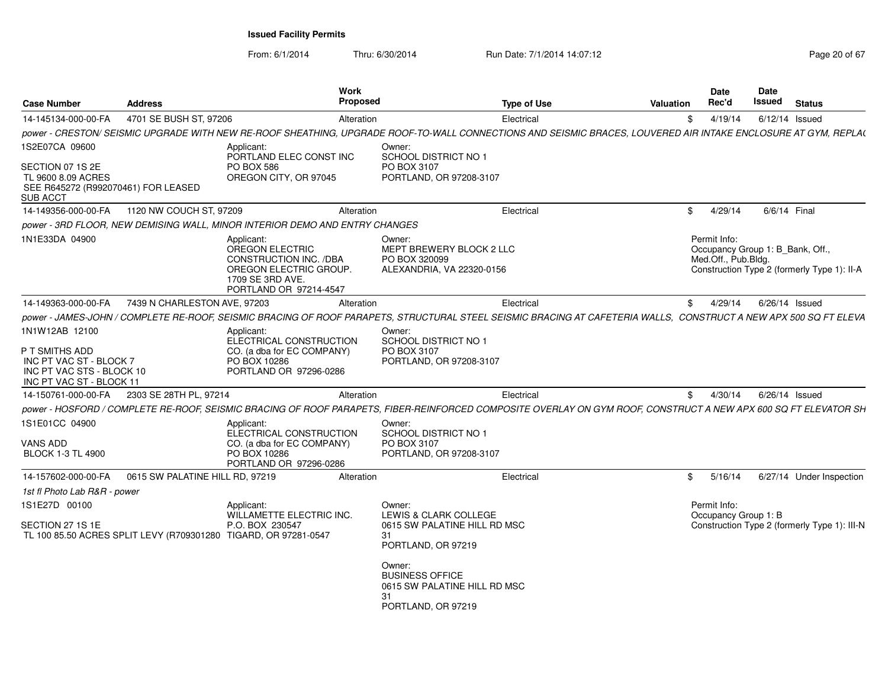## Issued Facility Permits

From: 6/1/2014 Thru: 6/30/2014 Run Date: 7/1/2014 14:07:12

| Case Number | Address | Work Proposed | Type of Use | Valuation | Date Rec'd | Date Issued | Status |
|---|---|---|---|---|---|---|---|
| 14-145134-000-00-FA | 4701 SE BUSH ST, 97206 | Alteration | Electrical | $ | 4/19/14 | 6/12/14 | Issued |

*power - CRESTON/ SEISMIC UPGRADE WITH NEW RE-ROOF SHEATHING, UPGRADE ROOF-TO-WALL CONNECTIONS AND SEISMIC BRACES, LOUVERED AIR INTAKE ENCLOSURE AT GYM, REPLA(*

1S2E07CA 09600

SECTION 07 1S 2E
TL 9600 8.09 ACRES
SEE R645272 (R992070461) FOR LEASED SUB ACCT

Applicant:
PORTLAND ELEC CONST INC
PO BOX 586
OREGON CITY, OR 97045

Owner:
SCHOOL DISTRICT NO 1
PO BOX 3107
PORTLAND, OR 97208-3107

| Case Number | Address | Work Proposed | Type of Use | Valuation | Date Rec'd | Date Issued | Status |
|---|---|---|---|---|---|---|---|
| 14-149356-000-00-FA | 1120 NW COUCH ST, 97209 | Alteration | Electrical | $ | 4/29/14 | 6/6/14 | Final |

*power - 3RD FLOOR, NEW DEMISING WALL, MINOR INTERIOR DEMO AND ENTRY CHANGES*

1N1E33DA 04900

Applicant:
OREGON ELECTRIC CONSTRUCTION INC. /DBA OREGON ELECTRIC GROUP.
1709 SE 3RD AVE.
PORTLAND OR 97214-4547

Owner:
MEPT BREWERY BLOCK 2 LLC
PO BOX 320099
ALEXANDRIA, VA 22320-0156

Permit Info:
Occupancy Group 1: B_Bank, Off., Med.Off., Pub.Bldg.
Construction Type 2 (formerly Type 1): II-A

| Case Number | Address | Work Proposed | Type of Use | Valuation | Date Rec'd | Date Issued | Status |
|---|---|---|---|---|---|---|---|
| 14-149363-000-00-FA | 7439 N CHARLESTON AVE, 97203 | Alteration | Electrical | $ | 4/29/14 | 6/26/14 | Issued |

*power - JAMES-JOHN / COMPLETE RE-ROOF, SEISMIC BRACING OF ROOF PARAPETS, STRUCTURAL STEEL SEISMIC BRACING AT CAFETERIA WALLS, CONSTRUCT A NEW APX 500 SQ FT ELEVA*

1N1W12AB 12100

P T SMITHS ADD
INC PT VAC ST - BLOCK 7
INC PT VAC STS - BLOCK 10
INC PT VAC ST - BLOCK 11

Applicant:
ELECTRICAL CONSTRUCTION CO. (a dba for EC COMPANY)
PO BOX 10286
PORTLAND OR 97296-0286

Owner:
SCHOOL DISTRICT NO 1
PO BOX 3107
PORTLAND, OR 97208-3107

| Case Number | Address | Work Proposed | Type of Use | Valuation | Date Rec'd | Date Issued | Status |
|---|---|---|---|---|---|---|---|
| 14-150761-000-00-FA | 2303 SE 28TH PL, 97214 | Alteration | Electrical | $ | 4/30/14 | 6/26/14 | Issued |

*power - HOSFORD / COMPLETE RE-ROOF, SEISMIC BRACING OF ROOF PARAPETS, FIBER-REINFORCED COMPOSITE OVERLAY ON GYM ROOF, CONSTRUCT A NEW APX 600 SQ FT ELEVATOR SH*

1S1E01CC 04900

VANS ADD
BLOCK 1-3 TL 4900

Applicant:
ELECTRICAL CONSTRUCTION CO. (a dba for EC COMPANY)
PO BOX 10286
PORTLAND OR 97296-0286

Owner:
SCHOOL DISTRICT NO 1
PO BOX 3107
PORTLAND, OR 97208-3107

| Case Number | Address | Work Proposed | Type of Use | Valuation | Date Rec'd | Date Issued | Status |
|---|---|---|---|---|---|---|---|
| 14-157602-000-00-FA | 0615 SW PALATINE HILL RD, 97219 | Alteration | Electrical | $ | 5/16/14 | 6/27/14 | Under Inspection |

*1st fl Photo Lab R&R - power*

1S1E27D 00100

SECTION 27 1S 1E
TL 100 85.50 ACRES SPLIT LEVY (R709301280

Applicant:
WILLAMETTE ELECTRIC INC.
P.O. BOX 230547
TIGARD, OR 97281-0547

Owner:
LEWIS & CLARK COLLEGE
0615 SW PALATINE HILL RD MSC 31
PORTLAND, OR 97219

Owner:
BUSINESS OFFICE
0615 SW PALATINE HILL RD MSC 31
PORTLAND, OR 97219

Permit Info:
Occupancy Group 1: B
Construction Type 2 (formerly Type 1): III-N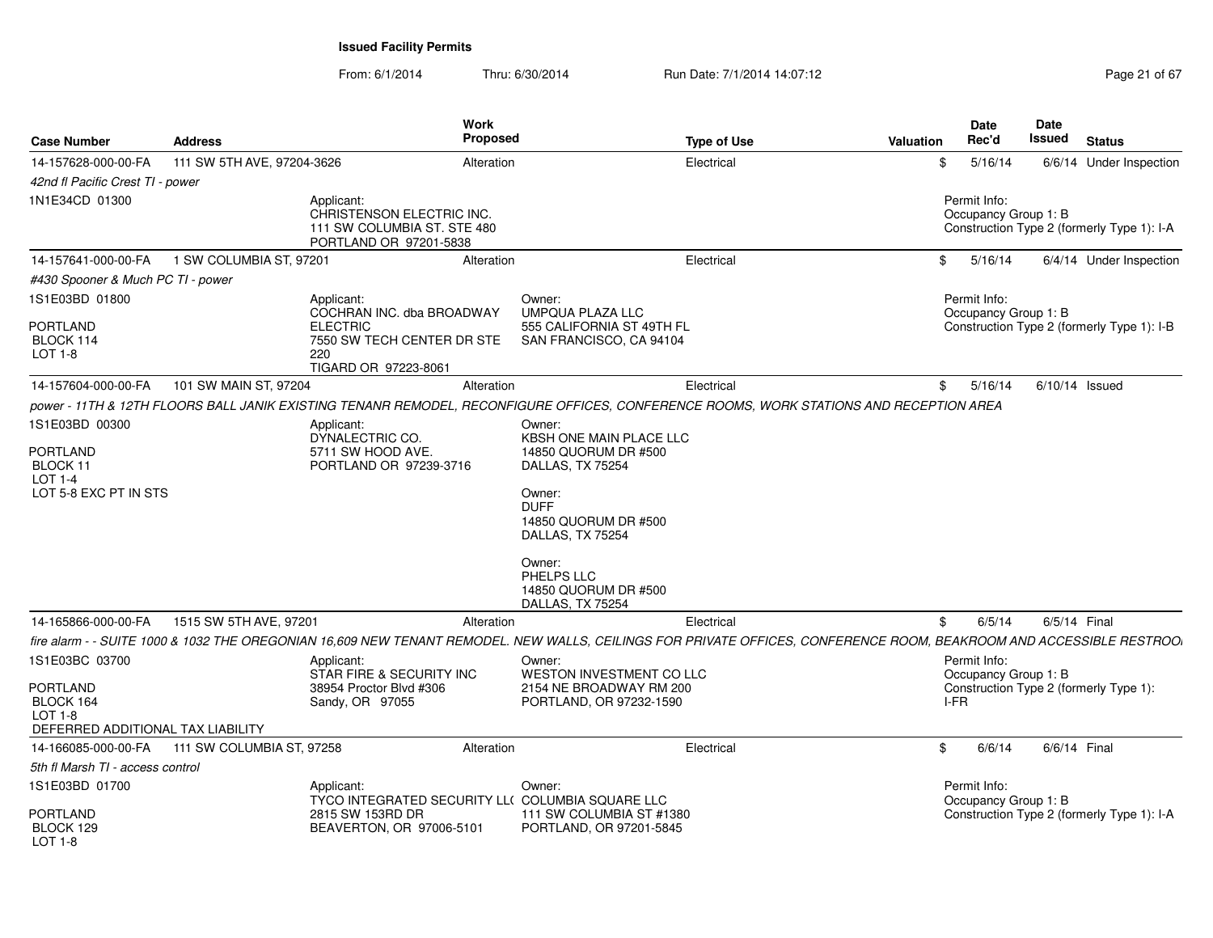# Issued Facility Permits

From: 6/1/2014 Thru: 6/30/2014 Run Date: 7/1/2014 14:07:12

| Case Number | Address | Work Proposed | Type of Use | Valuation | Date Rec'd | Date Issued | Status |
|---|---|---|---|---|---|---|---|
| 14-157628-000-00-FA | 111 SW 5TH AVE, 97204-3626 | Alteration | Electrical | $ | 5/16/14 | 6/6/14 | Under Inspection |

*42nd fl Pacific Crest TI - power*

1N1E34CD 01300

Applicant:
CHRISTENSON ELECTRIC INC.
111 SW COLUMBIA ST. STE 480
PORTLAND OR 97201-5838

Permit Info:
Occupancy Group 1: B
Construction Type 2 (formerly Type 1): I-A

| Case Number | Address | Work Proposed | Type of Use | Valuation | Date Rec'd | Date Issued | Status |
|---|---|---|---|---|---|---|---|
| 14-157641-000-00-FA | 1 SW COLUMBIA ST, 97201 | Alteration | Electrical | $ | 5/16/14 | 6/4/14 | Under Inspection |

*#430 Spooner & Much PC TI - power*

1S1E03BD 01800

PORTLAND
BLOCK 114
LOT 1-8

Applicant:
COCHRAN INC. dba BROADWAY ELECTRIC
7550 SW TECH CENTER DR STE 220
TIGARD OR 97223-8061

Owner:
UMPQUA PLAZA LLC
555 CALIFORNIA ST 49TH FL
SAN FRANCISCO, CA 94104

Permit Info:
Occupancy Group 1: B
Construction Type 2 (formerly Type 1): I-B

| Case Number | Address | Work Proposed | Type of Use | Valuation | Date Rec'd | Date Issued | Status |
|---|---|---|---|---|---|---|---|
| 14-157604-000-00-FA | 101 SW MAIN ST, 97204 | Alteration | Electrical | $ | 5/16/14 | 6/10/14 | Issued |

*power - 11TH & 12TH FLOORS BALL JANIK EXISTING TENANR REMODEL, RECONFIGURE OFFICES, CONFERENCE ROOMS, WORK STATIONS AND RECEPTION AREA*

1S1E03BD 00300

PORTLAND
BLOCK 11
LOT 1-4
LOT 5-8 EXC PT IN STS

Applicant:
DYNALECTRIC CO.
5711 SW HOOD AVE.
PORTLAND OR 97239-3716

Owner:
KBSH ONE MAIN PLACE LLC
14850 QUORUM DR #500
DALLAS, TX 75254

Owner:
DUFF
14850 QUORUM DR #500
DALLAS, TX 75254

Owner:
PHELPS LLC
14850 QUORUM DR #500
DALLAS, TX 75254

| Case Number | Address | Work Proposed | Type of Use | Valuation | Date Rec'd | Date Issued | Status |
|---|---|---|---|---|---|---|---|
| 14-165866-000-00-FA | 1515 SW 5TH AVE, 97201 | Alteration | Electrical | $ | 6/5/14 | 6/5/14 | Final |

*fire alarm - - SUITE 1000 & 1032 THE OREGONIAN 16,609 NEW TENANT REMODEL. NEW WALLS, CEILINGS FOR PRIVATE OFFICES, CONFERENCE ROOM, BEAKROOM AND ACCESSIBLE RESTROO*

1S1E03BC 03700

PORTLAND
BLOCK 164
LOT 1-8
DEFERRED ADDITIONAL TAX LIABILITY

Applicant:
STAR FIRE & SECURITY INC
38954 Proctor Blvd #306
Sandy, OR 97055

Owner:
WESTON INVESTMENT CO LLC
2154 NE BROADWAY RM 200
PORTLAND, OR 97232-1590

Permit Info:
Occupancy Group 1: B
Construction Type 2 (formerly Type 1): I-FR

| Case Number | Address | Work Proposed | Type of Use | Valuation | Date Rec'd | Date Issued | Status |
|---|---|---|---|---|---|---|---|
| 14-166085-000-00-FA | 111 SW COLUMBIA ST, 97258 | Alteration | Electrical | $ | 6/6/14 | 6/6/14 | Final |

*5th fl Marsh TI - access control*

1S1E03BD 01700

PORTLAND
BLOCK 129
LOT 1-8

Applicant:
TYCO INTEGRATED SECURITY LL(
2815 SW 153RD DR
BEAVERTON, OR 97006-5101

Owner:
COLUMBIA SQUARE LLC
111 SW COLUMBIA ST #1380
PORTLAND, OR 97201-5845

Permit Info:
Occupancy Group 1: B
Construction Type 2 (formerly Type 1): I-A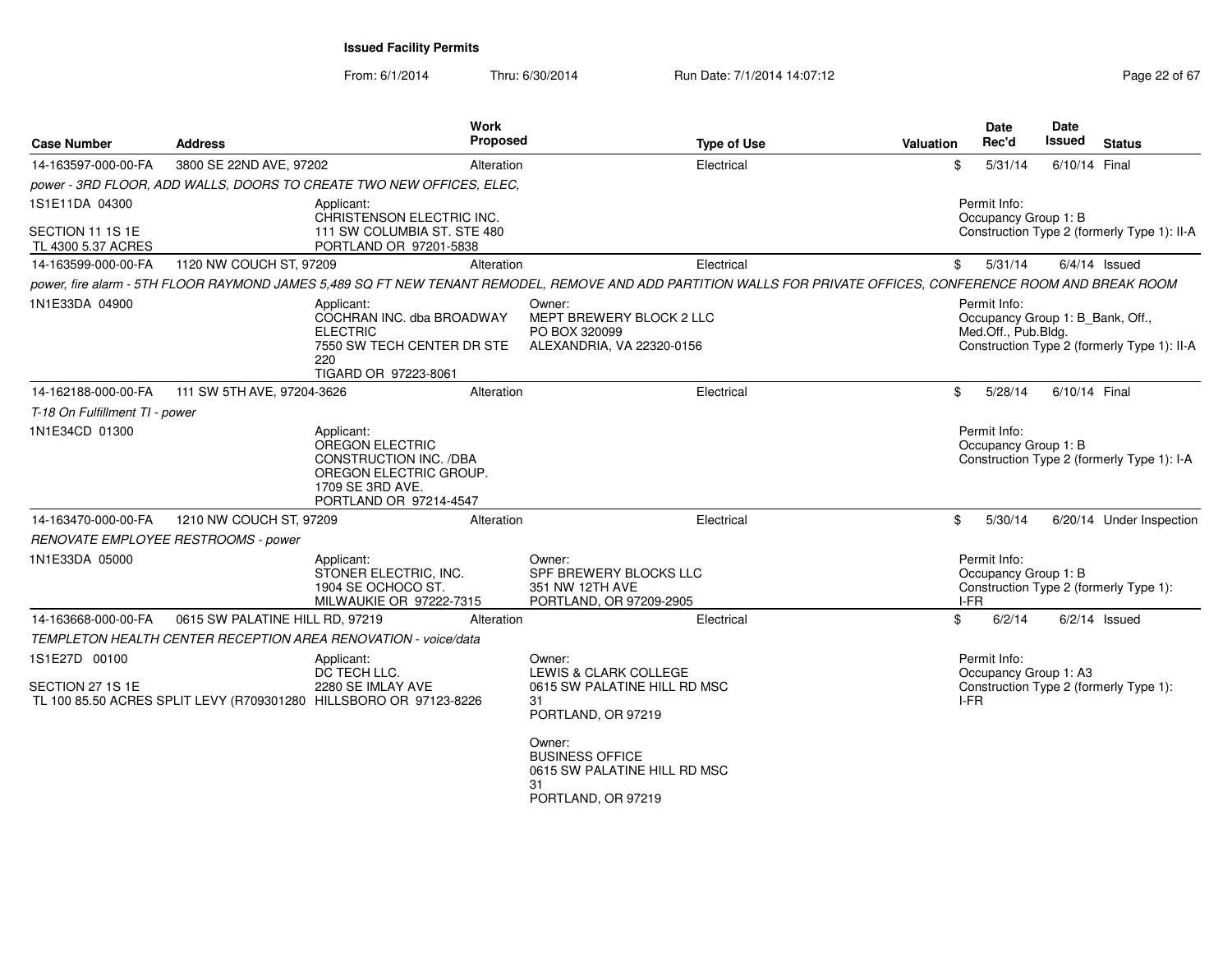## Issued Facility Permits

From: 6/1/2014 Thru: 6/30/2014 Run Date: 7/1/2014 14:07:12

| Case Number | Address | Work Proposed | Type of Use | Valuation | Date Rec'd | Date Issued | Status |
|---|---|---|---|---|---|---|---|
| 14-163597-000-00-FA | 3800 SE 22ND AVE, 97202 | Alteration | Electrical | $ | 5/31/14 | 6/10/14 | Final |

*power - 3RD FLOOR, ADD WALLS, DOORS TO CREATE TWO NEW OFFICES, ELEC,*

1S1E11DA 04300

SECTION 11 1S 1E
TL 4300 5.37 ACRES

Applicant:
CHRISTENSON ELECTRIC INC.
111 SW COLUMBIA ST. STE 480
PORTLAND OR 97201-5838

Permit Info:
Occupancy Group 1: B
Construction Type 2 (formerly Type 1): II-A

| Case Number | Address | Work Proposed | Type of Use | Valuation | Date Rec'd | Date Issued | Status |
|---|---|---|---|---|---|---|---|
| 14-163599-000-00-FA | 1120 NW COUCH ST, 97209 | Alteration | Electrical | $ | 5/31/14 | 6/4/14 | Issued |

*power, fire alarm - 5TH FLOOR RAYMOND JAMES 5,489 SQ FT NEW TENANT REMODEL, REMOVE AND ADD PARTITION WALLS FOR PRIVATE OFFICES, CONFERENCE ROOM AND BREAK ROOM*

1N1E33DA 04900

Applicant:
COCHRAN INC. dba BROADWAY ELECTRIC
7550 SW TECH CENTER DR STE 220
TIGARD OR 97223-8061

Owner:
MEPT BREWERY BLOCK 2 LLC
PO BOX 320099
ALEXANDRIA, VA 22320-0156

Permit Info:
Occupancy Group 1: B_Bank, Off., Med.Off., Pub.Bldg.
Construction Type 2 (formerly Type 1): II-A

| Case Number | Address | Work Proposed | Type of Use | Valuation | Date Rec'd | Date Issued | Status |
|---|---|---|---|---|---|---|---|
| 14-162188-000-00-FA | 111 SW 5TH AVE, 97204-3626 | Alteration | Electrical | $ | 5/28/14 | 6/10/14 | Final |

*T-18 On Fulfillment TI - power*

1N1E34CD 01300

Applicant:
OREGON ELECTRIC CONSTRUCTION INC. /DBA OREGON ELECTRIC GROUP.
1709 SE 3RD AVE.
PORTLAND OR 97214-4547

Permit Info:
Occupancy Group 1: B
Construction Type 2 (formerly Type 1): I-A

| Case Number | Address | Work Proposed | Type of Use | Valuation | Date Rec'd | Date Issued | Status |
|---|---|---|---|---|---|---|---|
| 14-163470-000-00-FA | 1210 NW COUCH ST, 97209 | Alteration | Electrical | $ | 5/30/14 | 6/20/14 | Under Inspection |

*RENOVATE EMPLOYEE RESTROOMS - power*

1N1E33DA 05000

Applicant:
STONER ELECTRIC, INC.
1904 SE OCHOCO ST.
MILWAUKIE OR 97222-7315

Owner:
SPF BREWERY BLOCKS LLC
351 NW 12TH AVE
PORTLAND, OR 97209-2905

Permit Info:
Occupancy Group 1: B
Construction Type 2 (formerly Type 1): I-FR

| Case Number | Address | Work Proposed | Type of Use | Valuation | Date Rec'd | Date Issued | Status |
|---|---|---|---|---|---|---|---|
| 14-163668-000-00-FA | 0615 SW PALATINE HILL RD, 97219 | Alteration | Electrical | $ | 6/2/14 | 6/2/14 | Issued |

*TEMPLETON HEALTH CENTER RECEPTION AREA RENOVATION - voice/data*

1S1E27D 00100

SECTION 27 1S 1E
TL 100 85.50 ACRES SPLIT LEVY (R709301280

Applicant:
DC TECH LLC.
2280 SE IMLAY AVE
HILLSBORO OR 97123-8226

Owner:
LEWIS & CLARK COLLEGE
0615 SW PALATINE HILL RD MSC 31
PORTLAND, OR 97219

Owner:
BUSINESS OFFICE
0615 SW PALATINE HILL RD MSC 31
PORTLAND, OR 97219

Permit Info:
Occupancy Group 1: A3
Construction Type 2 (formerly Type 1): I-FR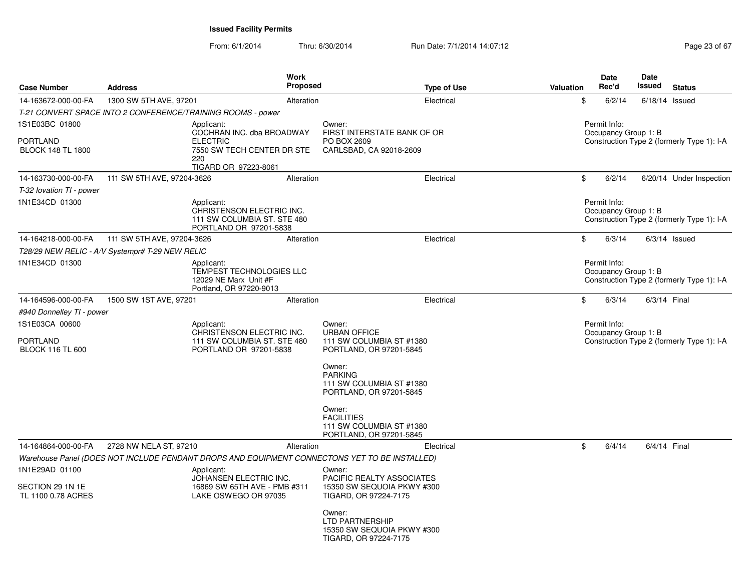**Issued Facility Permits**

From: 6/1/2014 Thru: 6/30/2014 Run Date: 7/1/2014 14:07:12

| Case Number | Address | Work Proposed | Type of Use | Valuation | Date Rec'd | Date Issued | Status |
|---|---|---|---|---|---|---|---|
| 14-163672-000-00-FA | 1300 SW 5TH AVE, 97201 | Alteration | Electrical | $ | 6/2/14 | 6/18/14 | Issued |

*T-21 CONVERT SPACE INTO 2 CONFERENCE/TRAINING ROOMS - power*

1S1E03BC 01800
PORTLAND
BLOCK 148 TL 1800

Applicant:
COCHRAN INC. dba BROADWAY ELECTRIC
7550 SW TECH CENTER DR STE 220
TIGARD OR 97223-8061

Owner:
FIRST INTERSTATE BANK OF OR
PO BOX 2609
CARLSBAD, CA 92018-2609

Permit Info:
Occupancy Group 1: B
Construction Type 2 (formerly Type 1): I-A

| Case Number | Address | Work Proposed | Type of Use | Valuation | Date Rec'd | Date Issued | Status |
|---|---|---|---|---|---|---|---|
| 14-163730-000-00-FA | 111 SW 5TH AVE, 97204-3626 | Alteration | Electrical | $ | 6/2/14 | 6/20/14 | Under Inspection |

*T-32 Iovation TI - power*

1N1E34CD 01300

Applicant:
CHRISTENSON ELECTRIC INC.
111 SW COLUMBIA ST. STE 480
PORTLAND OR 97201-5838

Permit Info:
Occupancy Group 1: B
Construction Type 2 (formerly Type 1): I-A

| Case Number | Address | Work Proposed | Type of Use | Valuation | Date Rec'd | Date Issued | Status |
|---|---|---|---|---|---|---|---|
| 14-164218-000-00-FA | 111 SW 5TH AVE, 97204-3626 | Alteration | Electrical | $ | 6/3/14 | 6/3/14 | Issued |

*T28/29 NEW RELIC - A/V Systempr# T-29 NEW RELIC*

1N1E34CD 01300

Applicant:
TEMPEST TECHNOLOGIES LLC
12029 NE Marx Unit #F
Portland, OR 97220-9013

Permit Info:
Occupancy Group 1: B
Construction Type 2 (formerly Type 1): I-A

| Case Number | Address | Work Proposed | Type of Use | Valuation | Date Rec'd | Date Issued | Status |
|---|---|---|---|---|---|---|---|
| 14-164596-000-00-FA | 1500 SW 1ST AVE, 97201 | Alteration | Electrical | $ | 6/3/14 | 6/3/14 | Final |

*#940 Donnelley TI - power*

1S1E03CA 00600
PORTLAND
BLOCK 116 TL 600

Applicant:
CHRISTENSON ELECTRIC INC.
111 SW COLUMBIA ST. STE 480
PORTLAND OR 97201-5838

Owner:
URBAN OFFICE
111 SW COLUMBIA ST #1380
PORTLAND, OR 97201-5845

Owner:
PARKING
111 SW COLUMBIA ST #1380
PORTLAND, OR 97201-5845

Owner:
FACILITIES
111 SW COLUMBIA ST #1380
PORTLAND, OR 97201-5845

Permit Info:
Occupancy Group 1: B
Construction Type 2 (formerly Type 1): I-A

| Case Number | Address | Work Proposed | Type of Use | Valuation | Date Rec'd | Date Issued | Status |
|---|---|---|---|---|---|---|---|
| 14-164864-000-00-FA | 2728 NW NELA ST, 97210 | Alteration | Electrical | $ | 6/4/14 | 6/4/14 | Final |

*Warehouse Panel (DOES NOT INCLUDE PENDANT DROPS AND EQUIPMENT CONNECTONS YET TO BE INSTALLED)*

1N1E29AD 01100
SECTION 29 1N 1E
TL 1100 0.78 ACRES

Applicant:
JOHANSEN ELECTRIC INC.
16869 SW 65TH AVE - PMB #311
LAKE OSWEGO OR 97035

Owner:
PACIFIC REALTY ASSOCIATES
15350 SW SEQUOIA PKWY #300
TIGARD, OR 97224-7175

Owner:
LTD PARTNERSHIP
15350 SW SEQUOIA PKWY #300
TIGARD, OR 97224-7175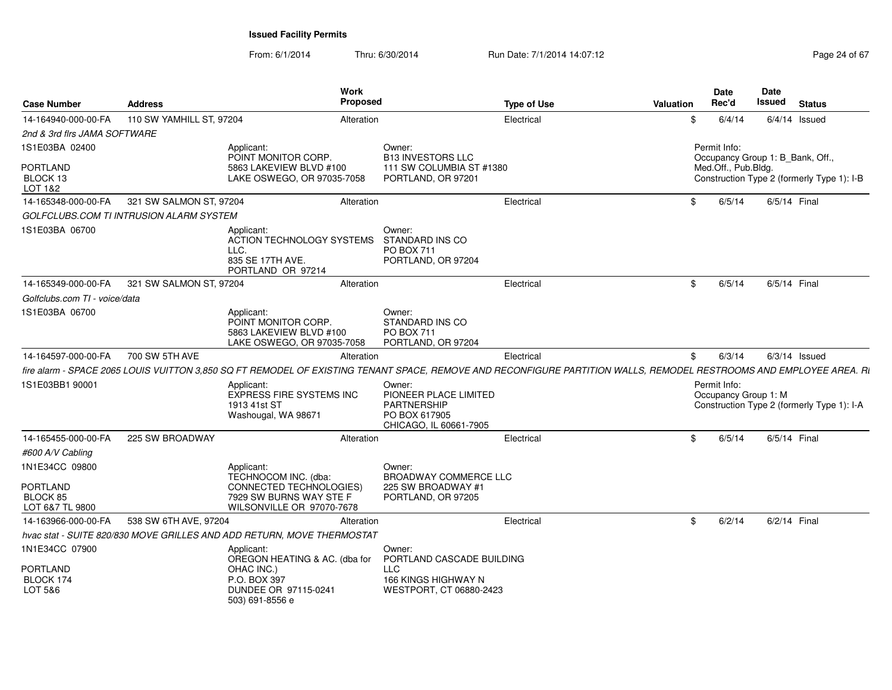**Issued Facility Permits**

From: 6/1/2014 Thru: 6/30/2014 Run Date: 7/1/2014 14:07:12

| Case Number | Address | Work Proposed | Type of Use | Valuation | Date Rec'd | Date Issued | Status |
|---|---|---|---|---|---|---|---|
| 14-164940-000-00-FA | 110 SW YAMHILL ST, 97204 | Alteration | Electrical | $ | 6/4/14 | 6/4/14 | Issued |
| *2nd & 3rd flrs JAMA SOFTWARE* | | | | | | | |
| 1S1E03BA 02400<br>PORTLAND<br>BLOCK 13<br>LOT 1&2 | Applicant:<br>POINT MONITOR CORP.<br>5863 LAKEVIEW BLVD #100<br>LAKE OSWEGO, OR 97035-7058 | Owner:<br>B13 INVESTORS LLC<br>111 SW COLUMBIA ST #1380<br>PORTLAND, OR 97201 | | | Permit Info:<br>Occupancy Group 1: B_Bank, Off., Med.Off., Pub.Bldg.<br>Construction Type 2 (formerly Type 1): I-B | | |
| 14-165348-000-00-FA | 321 SW SALMON ST, 97204 | Alteration | Electrical | $ | 6/5/14 | 6/5/14 | Final |
| *GOLFCLUBS.COM TI INTRUSION ALARM SYSTEM* | | | | | | | |
| 1S1E03BA 06700 | Applicant:<br>ACTION TECHNOLOGY SYSTEMS LLC.<br>835 SE 17TH AVE.<br>PORTLAND OR 97214 | Owner:<br>STANDARD INS CO<br>PO BOX 711<br>PORTLAND, OR 97204 | | | | | |
| 14-165349-000-00-FA | 321 SW SALMON ST, 97204 | Alteration | Electrical | $ | 6/5/14 | 6/5/14 | Final |
| *Golfclubs.com TI - voice/data* | | | | | | | |
| 1S1E03BA 06700 | Applicant:<br>POINT MONITOR CORP.<br>5863 LAKEVIEW BLVD #100<br>LAKE OSWEGO, OR 97035-7058 | Owner:<br>STANDARD INS CO<br>PO BOX 711<br>PORTLAND, OR 97204 | | | | | |
| 14-164597-000-00-FA | 700 SW 5TH AVE | Alteration | Electrical | $ | 6/3/14 | 6/3/14 | Issued |
| *fire alarm - SPACE 2065 LOUIS VUITTON 3,850 SQ FT REMODEL OF EXISTING TENANT SPACE, REMOVE AND RECONFIGURE PARTITION WALLS, REMODEL RESTROOMS AND EMPLOYEE AREA. RI* | | | | | | | |
| 1S1E03BB1 90001 | Applicant:<br>EXPRESS FIRE SYSTEMS INC<br>1913 41st ST<br>Washougal, WA 98671 | Owner:<br>PIONEER PLACE LIMITED PARTNERSHIP<br>PO BOX 617905<br>CHICAGO, IL 60661-7905 | | | Permit Info:<br>Occupancy Group 1: M<br>Construction Type 2 (formerly Type 1): I-A | | |
| 14-165455-000-00-FA | 225 SW BROADWAY | Alteration | Electrical | $ | 6/5/14 | 6/5/14 | Final |
| *#600 A/V Cabling* | | | | | | | |
| 1N1E34CC 09800<br>PORTLAND<br>BLOCK 85<br>LOT 6&7 TL 9800 | Applicant:<br>TECHNOCOM INC. (dba: CONNECTED TECHNOLOGIES)<br>7929 SW BURNS WAY STE F<br>WILSONVILLE OR 97070-7678 | Owner:<br>BROADWAY COMMERCE LLC<br>225 SW BROADWAY #1<br>PORTLAND, OR 97205 | | | | | |
| 14-163966-000-00-FA | 538 SW 6TH AVE, 97204 | Alteration | Electrical | $ | 6/2/14 | 6/2/14 | Final |
| *hvac stat - SUITE 820/830 MOVE GRILLES AND ADD RETURN, MOVE THERMOSTAT* | | | | | | | |
| 1N1E34CC 07900<br>PORTLAND<br>BLOCK 174<br>LOT 5&6 | Applicant:<br>OREGON HEATING & AC. (dba for OHAC INC.)<br>P.O. BOX 397<br>DUNDEE OR 97115-0241<br>503) 691-8556 e | Owner:<br>PORTLAND CASCADE BUILDING LLC<br>166 KINGS HIGHWAY N<br>WESTPORT, CT 06880-2423 | | | | | |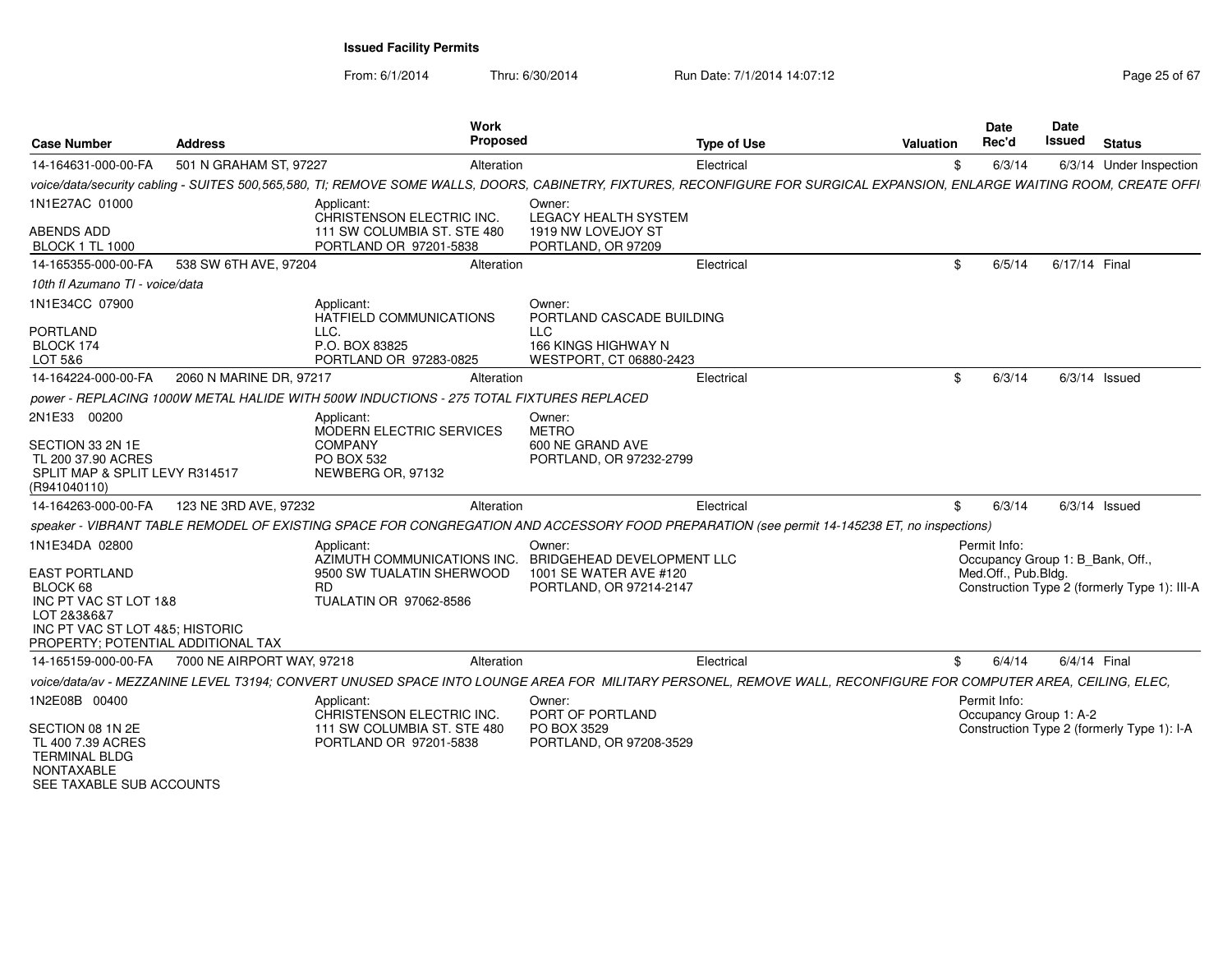**Issued Facility Permits**

From: 6/1/2014 Thru: 6/30/2014 Run Date: 7/1/2014 14:07:12

| Case Number | Address | Work Proposed | Type of Use | Valuation | Date Rec'd | Date Issued | Status |
|---|---|---|---|---|---|---|---|
| 14-164631-000-00-FA | 501 N GRAHAM ST, 97227 | Alteration | Electrical | $ | 6/3/14 | 6/3/14 | Under Inspection |

*voice/data/security cabling - SUITES 500,565,580, TI; REMOVE SOME WALLS, DOORS, CABINETRY, FIXTURES, RECONFIGURE FOR SURGICAL EXPANSION, ENLARGE WAITING ROOM, CREATE OFFI*

1N1E27AC 01000
ABENDS ADD
BLOCK 1 TL 1000

Applicant:
CHRISTENSON ELECTRIC INC.
111 SW COLUMBIA ST. STE 480
PORTLAND OR 97201-5838

Owner:
LEGACY HEALTH SYSTEM
1919 NW LOVEJOY ST
PORTLAND, OR 97209

---

| Case Number | Address | Work Proposed | Type of Use | Valuation | Date Rec'd | Date Issued | Status |
|---|---|---|---|---|---|---|---|
| 14-165355-000-00-FA | 538 SW 6TH AVE, 97204 | Alteration | Electrical | $ | 6/5/14 | 6/17/14 | Final |

*10th fl Azumano TI - voice/data*

1N1E34CC 07900
PORTLAND
BLOCK 174
LOT 5&6

Applicant:
HATFIELD COMMUNICATIONS LLC.
P.O. BOX 83825
PORTLAND OR 97283-0825

Owner:
PORTLAND CASCADE BUILDING LLC
166 KINGS HIGHWAY N
WESTPORT, CT 06880-2423

---

| Case Number | Address | Work Proposed | Type of Use | Valuation | Date Rec'd | Date Issued | Status |
|---|---|---|---|---|---|---|---|
| 14-164224-000-00-FA | 2060 N MARINE DR, 97217 | Alteration | Electrical | $ | 6/3/14 | 6/3/14 | Issued |

*power - REPLACING 1000W METAL HALIDE WITH 500W INDUCTIONS - 275 TOTAL FIXTURES REPLACED*

2N1E33 00200
SECTION 33 2N 1E
TL 200 37.90 ACRES
SPLIT MAP & SPLIT LEVY R314517 (R941040110)

Applicant:
MODERN ELECTRIC SERVICES COMPANY
PO BOX 532
NEWBERG OR, 97132

Owner:
METRO
600 NE GRAND AVE
PORTLAND, OR 97232-2799

---

| Case Number | Address | Work Proposed | Type of Use | Valuation | Date Rec'd | Date Issued | Status |
|---|---|---|---|---|---|---|---|
| 14-164263-000-00-FA | 123 NE 3RD AVE, 97232 | Alteration | Electrical | $ | 6/3/14 | 6/3/14 | Issued |

*speaker - VIBRANT TABLE REMODEL OF EXISTING SPACE FOR CONGREGATION AND ACCESSORY FOOD PREPARATION (see permit 14-145238 ET, no inspections)*

1N1E34DA 02800
EAST PORTLAND
BLOCK 68
INC PT VAC ST LOT 1&8
LOT 2&3&6&7
INC PT VAC ST LOT 4&5; HISTORIC PROPERTY; POTENTIAL ADDITIONAL TAX

Applicant:
AZIMUTH COMMUNICATIONS INC.
9500 SW TUALATIN SHERWOOD RD
TUALATIN OR 97062-8586

Owner:
BRIDGEHEAD DEVELOPMENT LLC
1001 SE WATER AVE #120
PORTLAND, OR 97214-2147

Permit Info:
Occupancy Group 1: B_Bank, Off., Med.Off., Pub.Bldg.
Construction Type 2 (formerly Type 1): III-A

---

| Case Number | Address | Work Proposed | Type of Use | Valuation | Date Rec'd | Date Issued | Status |
|---|---|---|---|---|---|---|---|
| 14-165159-000-00-FA | 7000 NE AIRPORT WAY, 97218 | Alteration | Electrical | $ | 6/4/14 | 6/4/14 | Final |

*voice/data/av - MEZZANINE LEVEL T3194; CONVERT UNUSED SPACE INTO LOUNGE AREA FOR MILITARY PERSONEL, REMOVE WALL, RECONFIGURE FOR COMPUTER AREA, CEILING, ELEC,*

1N2E08B 00400
SECTION 08 1N 2E
TL 400 7.39 ACRES
TERMINAL BLDG
NONTAXABLE
SEE TAXABLE SUB ACCOUNTS

Applicant:
CHRISTENSON ELECTRIC INC.
111 SW COLUMBIA ST. STE 480
PORTLAND OR 97201-5838

Owner:
PORT OF PORTLAND
PO BOX 3529
PORTLAND, OR 97208-3529

Permit Info:
Occupancy Group 1: A-2
Construction Type 2 (formerly Type 1): I-A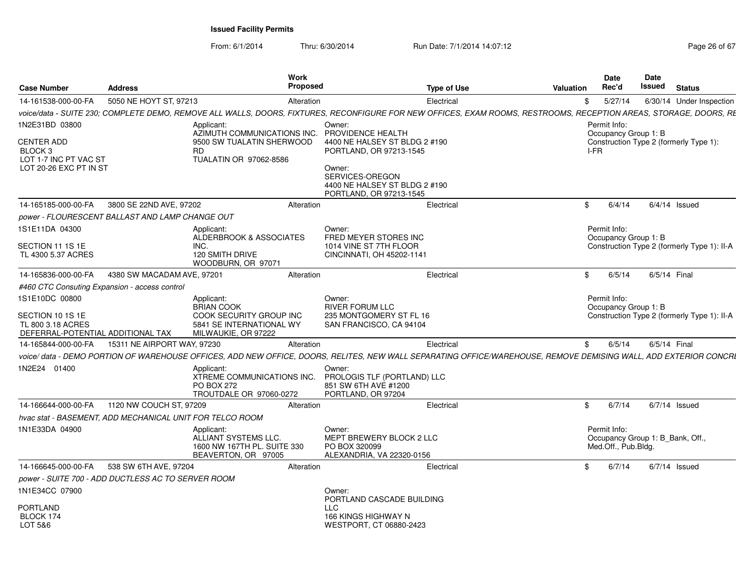**Issued Facility Permits**

From: 6/1/2014 Thru: 6/30/2014 Run Date: 7/1/2014 14:07:12

| Case Number | Address | Work Proposed | Type of Use | Valuation | Date Rec'd | Date Issued | Status |
|---|---|---|---|---|---|---|---|
| 14-161538-000-00-FA | 5050 NE HOYT ST, 97213 | Alteration | Electrical | $ | 5/27/14 | 6/30/14 | Under Inspection |

voice/data - SUITE 230; COMPLETE DEMO, REMOVE ALL WALLS, DOORS, FIXTURES, RECONFIGURE FOR NEW OFFICES, EXAM ROOMS, RESTROOMS, RECEPTION AREAS, STORAGE, DOORS, RE

1N2E31BD 03800
CENTER ADD
BLOCK 3
LOT 1-7 INC PT VAC ST
LOT 20-26 EXC PT IN ST

Applicant:
AZIMUTH COMMUNICATIONS INC.
9500 SW TUALATIN SHERWOOD RD
TUALATIN OR 97062-8586

Owner:
PROVIDENCE HEALTH
4400 NE HALSEY ST BLDG 2 #190
PORTLAND, OR 97213-1545

Owner:
SERVICES-OREGON
4400 NE HALSEY ST BLDG 2 #190
PORTLAND, OR 97213-1545

Permit Info:
Occupancy Group 1: B
Construction Type 2 (formerly Type 1): I-FR

| Case Number | Address | Work Proposed | Type of Use | Valuation | Date Rec'd | Date Issued | Status |
|---|---|---|---|---|---|---|---|
| 14-165185-000-00-FA | 3800 SE 22ND AVE, 97202 | Alteration | Electrical | $ | 6/4/14 | 6/4/14 | Issued |

power - FLOURESCENT BALLAST AND LAMP CHANGE OUT

1S1E11DA 04300
SECTION 11 1S 1E
TL 4300 5.37 ACRES

Applicant:
ALDERBROOK & ASSOCIATES INC.
120 SMITH DRIVE
WOODBURN, OR 97071

Owner:
FRED MEYER STORES INC
1014 VINE ST 7TH FLOOR
CINCINNATI, OH 45202-1141

Permit Info:
Occupancy Group 1: B
Construction Type 2 (formerly Type 1): II-A

| Case Number | Address | Work Proposed | Type of Use | Valuation | Date Rec'd | Date Issued | Status |
|---|---|---|---|---|---|---|---|
| 14-165836-000-00-FA | 4380 SW MACADAM AVE, 97201 | Alteration | Electrical | $ | 6/5/14 | 6/5/14 | Final |

#460 CTC Consuting Expansion - access control

1S1E10DC 00800
SECTION 10 1S 1E
TL 800 3.18 ACRES
DEFERRAL-POTENTIAL ADDITIONAL TAX

Applicant:
BRIAN COOK
COOK SECURITY GROUP INC
5841 SE INTERNATIONAL WY
MILWAUKIE, OR 97222

Owner:
RIVER FORUM LLC
235 MONTGOMERY ST FL 16
SAN FRANCISCO, CA 94104

Permit Info:
Occupancy Group 1: B
Construction Type 2 (formerly Type 1): II-A

| Case Number | Address | Work Proposed | Type of Use | Valuation | Date Rec'd | Date Issued | Status |
|---|---|---|---|---|---|---|---|
| 14-165844-000-00-FA | 15311 NE AIRPORT WAY, 97230 | Alteration | Electrical | $ | 6/5/14 | 6/5/14 | Final |

voice/ data - DEMO PORTION OF WAREHOUSE OFFICES, ADD NEW OFFICE, DOORS, RELITES, NEW WALL SEPARATING OFFICE/WAREHOUSE, REMOVE DEMISING WALL, ADD EXTERIOR CONCRI

1N2E24 01400

Applicant:
XTREME COMMUNICATIONS INC.
PO BOX 272
TROUTDALE OR 97060-0272

Owner:
PROLOGIS TLF (PORTLAND) LLC
851 SW 6TH AVE #1200
PORTLAND, OR 97204

| Case Number | Address | Work Proposed | Type of Use | Valuation | Date Rec'd | Date Issued | Status |
|---|---|---|---|---|---|---|---|
| 14-166644-000-00-FA | 1120 NW COUCH ST, 97209 | Alteration | Electrical | $ | 6/7/14 | 6/7/14 | Issued |

hvac stat - BASEMENT, ADD MECHANICAL UNIT FOR TELCO ROOM

1N1E33DA 04900

Applicant:
ALLIANT SYSTEMS LLC.
1600 NW 167TH PL. SUITE 330
BEAVERTON, OR 97005

Owner:
MEPT BREWERY BLOCK 2 LLC
PO BOX 320099
ALEXANDRIA, VA 22320-0156

Permit Info:
Occupancy Group 1: B_Bank, Off., Med.Off., Pub.Bldg.

| Case Number | Address | Work Proposed | Type of Use | Valuation | Date Rec'd | Date Issued | Status |
|---|---|---|---|---|---|---|---|
| 14-166645-000-00-FA | 538 SW 6TH AVE, 97204 | Alteration | Electrical | $ | 6/7/14 | 6/7/14 | Issued |

power - SUITE 700 - ADD DUCTLESS AC TO SERVER ROOM

1N1E34CC 07900
PORTLAND
BLOCK 174
LOT 5&6

Owner:
PORTLAND CASCADE BUILDING LLC
166 KINGS HIGHWAY N
WESTPORT, CT 06880-2423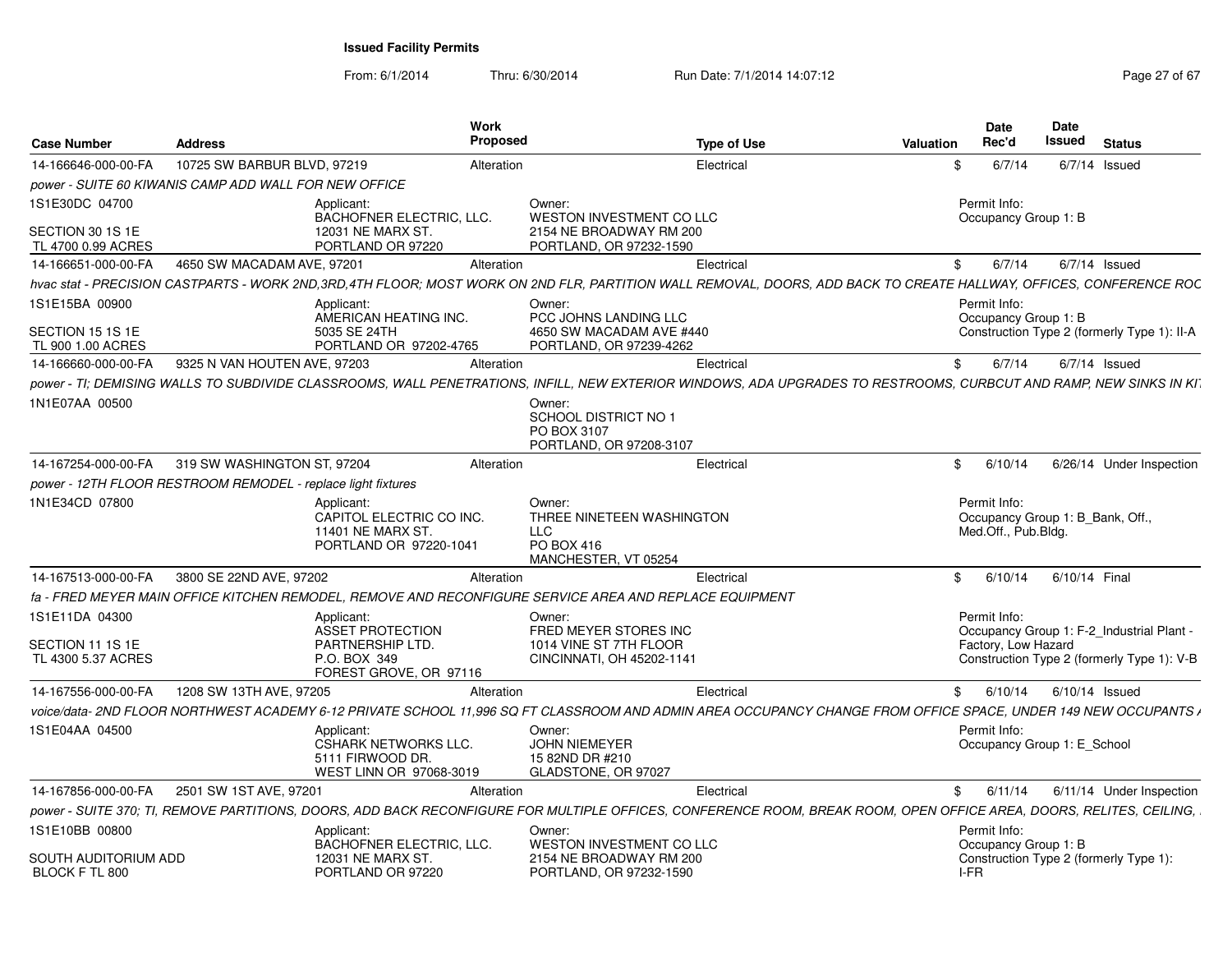# Issued Facility Permits

From: 6/1/2014 Thru: 6/30/2014 Run Date: 7/1/2014 14:07:12

| Case Number | Address | Work Proposed | Type of Use | Valuation | Date Rec'd | Date Issued | Status |
|---|---|---|---|---|---|---|---|
| 14-166646-000-00-FA | 10725 SW BARBUR BLVD, 97219 | Alteration | Electrical | $ | 6/7/14 | 6/7/14 | Issued |

*power - SUITE 60 KIWANIS CAMP ADD WALL FOR NEW OFFICE*

1S1E30DC 04700
SECTION 30 1S 1E
TL 4700 0.99 ACRES

Applicant: BACHOFNER ELECTRIC, LLC. 12031 NE MARX ST. PORTLAND OR 97220

Owner: WESTON INVESTMENT CO LLC 2154 NE BROADWAY RM 200 PORTLAND, OR 97232-1590

Permit Info: Occupancy Group 1: B

---

| Case Number | Address | Work Proposed | Type of Use | Valuation | Date Rec'd | Date Issued | Status |
|---|---|---|---|---|---|---|---|
| 14-166651-000-00-FA | 4650 SW MACADAM AVE, 97201 | Alteration | Electrical | $ | 6/7/14 | 6/7/14 | Issued |

*hvac stat - PRECISION CASTPARTS - WORK 2ND,3RD,4TH FLOOR; MOST WORK ON 2ND FLR, PARTITION WALL REMOVAL, DOORS, ADD BACK TO CREATE HALLWAY, OFFICES, CONFERENCE ROC*

1S1E15BA 00900
SECTION 15 1S 1E
TL 900 1.00 ACRES

Applicant: AMERICAN HEATING INC. 5035 SE 24TH PORTLAND OR 97202-4765

Owner: PCC JOHNS LANDING LLC 4650 SW MACADAM AVE #440 PORTLAND, OR 97239-4262

Permit Info: Occupancy Group 1: B; Construction Type 2 (formerly Type 1): II-A

---

| Case Number | Address | Work Proposed | Type of Use | Valuation | Date Rec'd | Date Issued | Status |
|---|---|---|---|---|---|---|---|
| 14-166660-000-00-FA | 9325 N VAN HOUTEN AVE, 97203 | Alteration | Electrical | $ | 6/7/14 | 6/7/14 | Issued |

*power - TI; DEMISING WALLS TO SUBDIVIDE CLASSROOMS, WALL PENETRATIONS, INFILL, NEW EXTERIOR WINDOWS, ADA UPGRADES TO RESTROOMS, CURBCUT AND RAMP, NEW SINKS IN KI*

1N1E07AA 00500

Owner: SCHOOL DISTRICT NO 1 PO BOX 3107 PORTLAND, OR 97208-3107

---

| Case Number | Address | Work Proposed | Type of Use | Valuation | Date Rec'd | Date Issued | Status |
|---|---|---|---|---|---|---|---|
| 14-167254-000-00-FA | 319 SW WASHINGTON ST, 97204 | Alteration | Electrical | $ | 6/10/14 | 6/26/14 | Under Inspection |

*power - 12TH FLOOR RESTROOM REMODEL - replace light fixtures*

1N1E34CD 07800

Applicant: CAPITOL ELECTRIC CO INC. 11401 NE MARX ST. PORTLAND OR 97220-1041

Owner: THREE NINETEEN WASHINGTON LLC PO BOX 416 MANCHESTER, VT 05254

Permit Info: Occupancy Group 1: B_Bank, Off., Med.Off., Pub.Bldg.

---

| Case Number | Address | Work Proposed | Type of Use | Valuation | Date Rec'd | Date Issued | Status |
|---|---|---|---|---|---|---|---|
| 14-167513-000-00-FA | 3800 SE 22ND AVE, 97202 | Alteration | Electrical | $ | 6/10/14 | 6/10/14 | Final |

*fa - FRED MEYER MAIN OFFICE KITCHEN REMODEL, REMOVE AND RECONFIGURE SERVICE AREA AND REPLACE EQUIPMENT*

1S1E11DA 04300
SECTION 11 1S 1E
TL 4300 5.37 ACRES

Applicant: ASSET PROTECTION PARTNERSHIP LTD. P.O. BOX 349 FOREST GROVE, OR 97116

Owner: FRED MEYER STORES INC 1014 VINE ST 7TH FLOOR CINCINNATI, OH 45202-1141

Permit Info: Occupancy Group 1: F-2_Industrial Plant - Factory, Low Hazard; Construction Type 2 (formerly Type 1): V-B

---

| Case Number | Address | Work Proposed | Type of Use | Valuation | Date Rec'd | Date Issued | Status |
|---|---|---|---|---|---|---|---|
| 14-167556-000-00-FA | 1208 SW 13TH AVE, 97205 | Alteration | Electrical | $ | 6/10/14 | 6/10/14 | Issued |

*voice/data- 2ND FLOOR NORTHWEST ACADEMY 6-12 PRIVATE SCHOOL 11,996 SQ FT CLASSROOM AND ADMIN AREA OCCUPANCY CHANGE FROM OFFICE SPACE, UNDER 149 NEW OCCUPANTS*

1S1E04AA 04500

Applicant: CSHARK NETWORKS LLC. 5111 FIRWOOD DR. WEST LINN OR 97068-3019

Owner: JOHN NIEMEYER 15 82ND DR #210 GLADSTONE, OR 97027

Permit Info: Occupancy Group 1: E_School

---

| Case Number | Address | Work Proposed | Type of Use | Valuation | Date Rec'd | Date Issued | Status |
|---|---|---|---|---|---|---|---|
| 14-167856-000-00-FA | 2501 SW 1ST AVE, 97201 | Alteration | Electrical | $ | 6/11/14 | 6/11/14 | Under Inspection |

*power - SUITE 370; TI, REMOVE PARTITIONS, DOORS, ADD BACK RECONFIGURE FOR MULTIPLE OFFICES, CONFERENCE ROOM, BREAK ROOM, OPEN OFFICE AREA, DOORS, RELITES, CEILING,*

1S1E10BB 00800
SOUTH AUDITORIUM ADD
BLOCK F TL 800

Applicant: BACHOFNER ELECTRIC, LLC. 12031 NE MARX ST. PORTLAND OR 97220

Owner: WESTON INVESTMENT CO LLC 2154 NE BROADWAY RM 200 PORTLAND, OR 97232-1590

Permit Info: Occupancy Group 1: B; Construction Type 2 (formerly Type 1): I-FR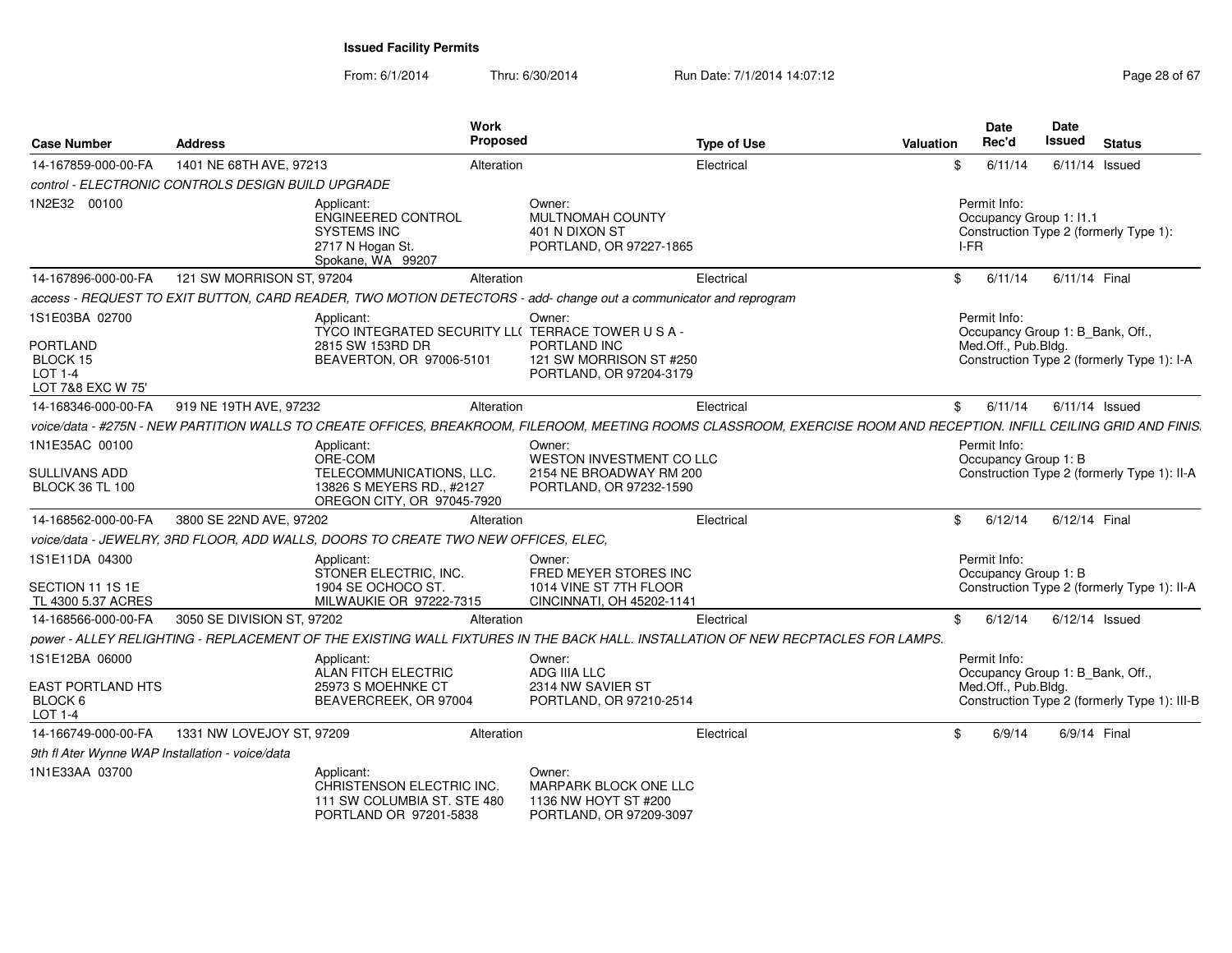**Issued Facility Permits**

From: 6/1/2014 Thru: 6/30/2014 Run Date: 7/1/2014 14:07:12

| Case Number | Address | Work Proposed | Type of Use | Valuation | Date Rec'd | Date Issued | Status |
|---|---|---|---|---|---|---|---|
| 14-167859-000-00-FA | 1401 NE 68TH AVE, 97213 | Alteration | Electrical | $ | 6/11/14 | 6/11/14 | Issued |
| *control - ELECTRONIC CONTROLS DESIGN BUILD UPGRADE* | | | | | | | |
| 1N2E32 00100 | Applicant: ENGINEERED CONTROL SYSTEMS INC 2717 N Hogan St. Spokane, WA 99207 | Owner: MULTNOMAH COUNTY 401 N DIXON ST PORTLAND, OR 97227-1865 | | Permit Info: Occupancy Group 1: I1.1 Construction Type 2 (formerly Type 1): I-FR | | | |
| 14-167896-000-00-FA | 121 SW MORRISON ST, 97204 | Alteration | Electrical | $ | 6/11/14 | 6/11/14 | Final |
| *access - REQUEST TO EXIT BUTTON, CARD READER, TWO MOTION DETECTORS - add- change out a communicator and reprogram* | | | | | | | |
| 1S1E03BA 02700 PORTLAND BLOCK 15 LOT 1-4 LOT 7&8 EXC W 75' | Applicant: TYCO INTEGRATED SECURITY LL( 2815 SW 153RD DR BEAVERTON, OR 97006-5101 | Owner: TERRACE TOWER U S A - PORTLAND INC 121 SW MORRISON ST #250 PORTLAND, OR 97204-3179 | | Permit Info: Occupancy Group 1: B_Bank, Off., Med.Off., Pub.Bldg. Construction Type 2 (formerly Type 1): I-A | | | |
| 14-168346-000-00-FA | 919 NE 19TH AVE, 97232 | Alteration | Electrical | $ | 6/11/14 | 6/11/14 | Issued |
| *voice/data - #275N - NEW PARTITION WALLS TO CREATE OFFICES, BREAKROOM, FILEROOM, MEETING ROOMS CLASSROOM, EXERCISE ROOM AND RECEPTION. INFILL CEILING GRID AND FINIS* | | | | | | | |
| 1N1E35AC 00100 SULLIVANS ADD BLOCK 36 TL 100 | Applicant: ORE-COM TELECOMMUNICATIONS, LLC. 13826 S MEYERS RD., #2127 OREGON CITY, OR 97045-7920 | Owner: WESTON INVESTMENT CO LLC 2154 NE BROADWAY RM 200 PORTLAND, OR 97232-1590 | | Permit Info: Occupancy Group 1: B Construction Type 2 (formerly Type 1): II-A | | | |
| 14-168562-000-00-FA | 3800 SE 22ND AVE, 97202 | Alteration | Electrical | $ | 6/12/14 | 6/12/14 | Final |
| *voice/data - JEWELRY, 3RD FLOOR, ADD WALLS, DOORS TO CREATE TWO NEW OFFICES, ELEC,* | | | | | | | |
| 1S1E11DA 04300 SECTION 11 1S 1E TL 4300 5.37 ACRES | Applicant: STONER ELECTRIC, INC. 1904 SE OCHOCO ST. MILWAUKIE OR 97222-7315 | Owner: FRED MEYER STORES INC 1014 VINE ST 7TH FLOOR CINCINNATI, OH 45202-1141 | | Permit Info: Occupancy Group 1: B Construction Type 2 (formerly Type 1): II-A | | | |
| 14-168566-000-00-FA | 3050 SE DIVISION ST, 97202 | Alteration | Electrical | $ | 6/12/14 | 6/12/14 | Issued |
| *power - ALLEY RELIGHTING - REPLACEMENT OF THE EXISTING WALL FIXTURES IN THE BACK HALL. INSTALLATION OF NEW RECPTACLES FOR LAMPS.* | | | | | | | |
| 1S1E12BA 06000 EAST PORTLAND HTS BLOCK 6 LOT 1-4 | Applicant: ALAN FITCH ELECTRIC 25973 S MOEHNKE CT BEAVERCREEK, OR 97004 | Owner: ADG IIIA LLC 2314 NW SAVIER ST PORTLAND, OR 97210-2514 | | Permit Info: Occupancy Group 1: B_Bank, Off., Med.Off., Pub.Bldg. Construction Type 2 (formerly Type 1): III-B | | | |
| 14-166749-000-00-FA | 1331 NW LOVEJOY ST, 97209 | Alteration | Electrical | $ | 6/9/14 | 6/9/14 | Final |
| *9th fl Ater Wynne WAP Installation - voice/data* | | | | | | | |
| 1N1E33AA 03700 | Applicant: CHRISTENSON ELECTRIC INC. 111 SW COLUMBIA ST. STE 480 PORTLAND OR 97201-5838 | Owner: MARPARK BLOCK ONE LLC 1136 NW HOYT ST #200 PORTLAND, OR 97209-3097 | | | | | |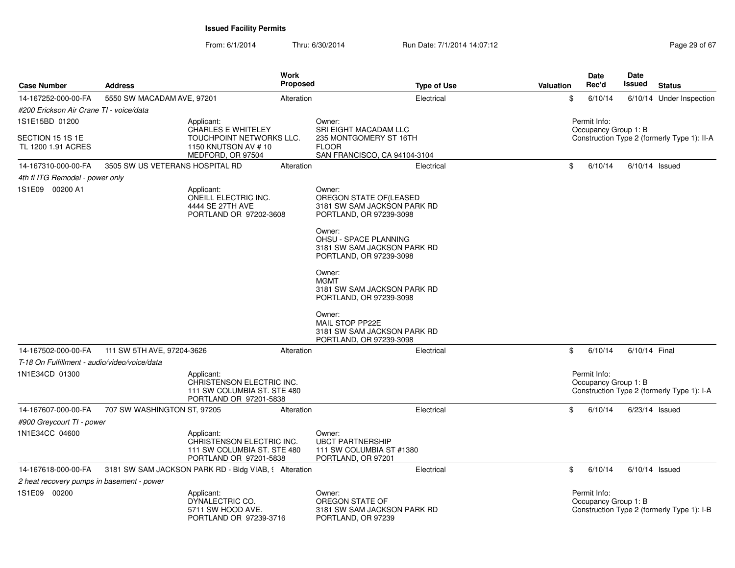**Issued Facility Permits**

From: 6/1/2014 Thru: 6/30/2014 Run Date: 7/1/2014 14:07:12

| Case Number | Address | Work Proposed | Type of Use | Valuation | Date Rec'd | Date Issued | Status |
|---|---|---|---|---|---|---|---|
| 14-167252-000-00-FA | 5550 SW MACADAM AVE, 97201 | Alteration | Electrical | $ | 6/10/14 | 6/10/14 | Under Inspection |
| 14-167310-000-00-FA | 3505 SW US VETERANS HOSPITAL RD | Alteration | Electrical | $ | 6/10/14 | 6/10/14 | Issued |
| 14-167502-000-00-FA | 111 SW 5TH AVE, 97204-3626 | Alteration | Electrical | $ | 6/10/14 | 6/10/14 | Final |
| 14-167607-000-00-FA | 707 SW WASHINGTON ST, 97205 | Alteration | Electrical | $ | 6/10/14 | 6/23/14 | Issued |
| 14-167618-000-00-FA | 3181 SW SAM JACKSON PARK RD - Bldg VIAB, 9 | Alteration | Electrical | $ | 6/10/14 | 6/10/14 | Issued |

**14-167252-000-00-FA** — *#200 Erickson Air Crane TI - voice/data*

1S1E15BD 01200
SECTION 15 1S 1E
TL 1200 1.91 ACRES

Applicant:
CHARLES E WHITELEY
TOUCHPOINT NETWORKS LLC.
1150 KNUTSON AV # 10
MEDFORD, OR 97504

Owner:
SRI EIGHT MACADAM LLC
235 MONTGOMERY ST 16TH
FLOOR
SAN FRANCISCO, CA 94104-3104

Permit Info:
Occupancy Group 1: B
Construction Type 2 (formerly Type 1): II-A

**14-167310-000-00-FA** — *4th fl ITG Remodel - power only*

1S1E09 00200 A1

Applicant:
ONEILL ELECTRIC INC.
4444 SE 27TH AVE
PORTLAND OR 97202-3608

Owner:
OREGON STATE OF(LEASED
3181 SW SAM JACKSON PARK RD
PORTLAND, OR 97239-3098

Owner:
OHSU - SPACE PLANNING
3181 SW SAM JACKSON PARK RD
PORTLAND, OR 97239-3098

Owner:
MGMT
3181 SW SAM JACKSON PARK RD
PORTLAND, OR 97239-3098

Owner:
MAIL STOP PP22E
3181 SW SAM JACKSON PARK RD
PORTLAND, OR 97239-3098

**14-167502-000-00-FA** — *T-18 On Fulfillment - audio/video/voice/data*

1N1E34CD 01300

Applicant:
CHRISTENSON ELECTRIC INC.
111 SW COLUMBIA ST. STE 480
PORTLAND OR 97201-5838

Permit Info:
Occupancy Group 1: B
Construction Type 2 (formerly Type 1): I-A

**14-167607-000-00-FA** — *#900 Greycourt TI - power*

1N1E34CC 04600

Applicant:
CHRISTENSON ELECTRIC INC.
111 SW COLUMBIA ST. STE 480
PORTLAND OR 97201-5838

Owner:
UBCT PARTNERSHIP
111 SW COLUMBIA ST #1380
PORTLAND, OR 97201

**14-167618-000-00-FA** — *2 heat recovery pumps in basement - power*

1S1E09 00200

Applicant:
DYNALECTRIC CO.
5711 SW HOOD AVE.
PORTLAND OR 97239-3716

Owner:
OREGON STATE OF
3181 SW SAM JACKSON PARK RD
PORTLAND, OR 97239

Permit Info:
Occupancy Group 1: B
Construction Type 2 (formerly Type 1): I-B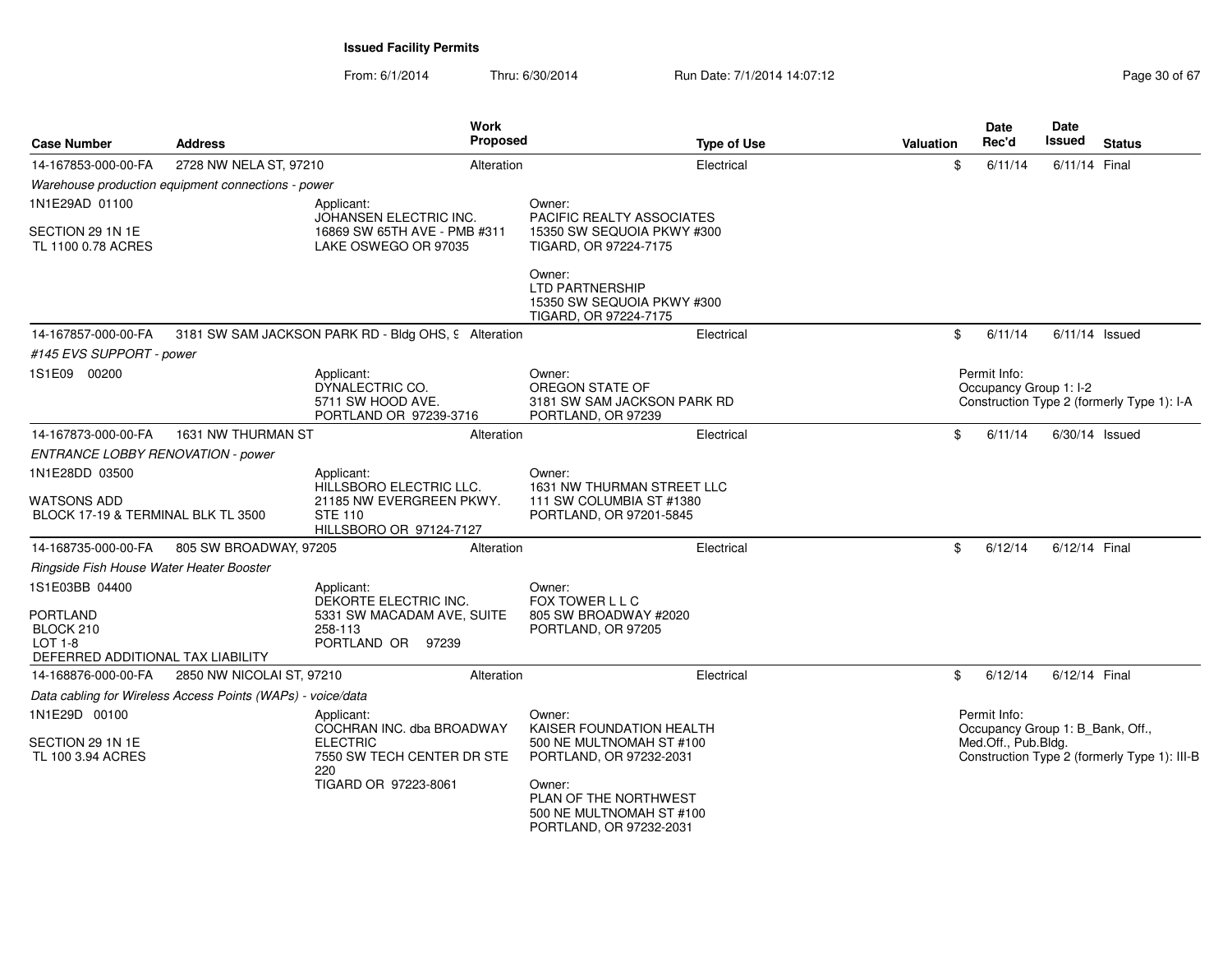**Issued Facility Permits**

From: 6/1/2014 Thru: 6/30/2014 Run Date: 7/1/2014 14:07:12

| Case Number | Address | Work Proposed | Type of Use | Valuation | Date Rec'd | Date Issued | Status |
|---|---|---|---|---|---|---|---|
| 14-167853-000-00-FA | 2728 NW NELA ST, 97210 | Alteration | Electrical | $ | 6/11/14 | 6/11/14 | Final |

*Warehouse production equipment connections - power*

1N1E29AD 01100

SECTION 29 1N 1E
TL 1100 0.78 ACRES

Applicant:
JOHANSEN ELECTRIC INC.
16869 SW 65TH AVE - PMB #311
LAKE OSWEGO OR 97035

Owner:
PACIFIC REALTY ASSOCIATES
15350 SW SEQUOIA PKWY #300
TIGARD, OR 97224-7175

Owner:
LTD PARTNERSHIP
15350 SW SEQUOIA PKWY #300
TIGARD, OR 97224-7175

| Case Number | Address | Work Proposed | Type of Use | Valuation | Date Rec'd | Date Issued | Status |
|---|---|---|---|---|---|---|---|
| 14-167857-000-00-FA | 3181 SW SAM JACKSON PARK RD - Bldg OHS, 9 | Alteration | Electrical | $ | 6/11/14 | 6/11/14 | Issued |

*#145 EVS SUPPORT - power*

1S1E09 00200

Applicant:
DYNALECTRIC CO.
5711 SW HOOD AVE.
PORTLAND OR 97239-3716

Owner:
OREGON STATE OF
3181 SW SAM JACKSON PARK RD
PORTLAND, OR 97239

Permit Info:
Occupancy Group 1: I-2
Construction Type 2 (formerly Type 1): I-A

| Case Number | Address | Work Proposed | Type of Use | Valuation | Date Rec'd | Date Issued | Status |
|---|---|---|---|---|---|---|---|
| 14-167873-000-00-FA | 1631 NW THURMAN ST | Alteration | Electrical | $ | 6/11/14 | 6/30/14 | Issued |

*ENTRANCE LOBBY RENOVATION - power*

1N1E28DD 03500

WATSONS ADD
BLOCK 17-19 & TERMINAL BLK TL 3500

Applicant:
HILLSBORO ELECTRIC LLC.
21185 NW EVERGREEN PKWY.
STE 110
HILLSBORO OR 97124-7127

Owner:
1631 NW THURMAN STREET LLC
111 SW COLUMBIA ST #1380
PORTLAND, OR 97201-5845

| Case Number | Address | Work Proposed | Type of Use | Valuation | Date Rec'd | Date Issued | Status |
|---|---|---|---|---|---|---|---|
| 14-168735-000-00-FA | 805 SW BROADWAY, 97205 | Alteration | Electrical | $ | 6/12/14 | 6/12/14 | Final |

*Ringside Fish House Water Heater Booster*

1S1E03BB 04400

PORTLAND
BLOCK 210
LOT 1-8
DEFERRED ADDITIONAL TAX LIABILITY

Applicant:
DEKORTE ELECTRIC INC.
5331 SW MACADAM AVE, SUITE 258-113
PORTLAND OR 97239

Owner:
FOX TOWER L L C
805 SW BROADWAY #2020
PORTLAND, OR 97205

| Case Number | Address | Work Proposed | Type of Use | Valuation | Date Rec'd | Date Issued | Status |
|---|---|---|---|---|---|---|---|
| 14-168876-000-00-FA | 2850 NW NICOLAI ST, 97210 | Alteration | Electrical | $ | 6/12/14 | 6/12/14 | Final |

*Data cabling for Wireless Access Points (WAPs) - voice/data*

1N1E29D 00100

SECTION 29 1N 1E
TL 100 3.94 ACRES

Applicant:
COCHRAN INC. dba BROADWAY ELECTRIC
7550 SW TECH CENTER DR STE 220
TIGARD OR 97223-8061

Owner:
KAISER FOUNDATION HEALTH
500 NE MULTNOMAH ST #100
PORTLAND, OR 97232-2031

Owner:
PLAN OF THE NORTHWEST
500 NE MULTNOMAH ST #100
PORTLAND, OR 97232-2031

Permit Info:
Occupancy Group 1: B_Bank, Off., Med.Off., Pub.Bldg.
Construction Type 2 (formerly Type 1): III-B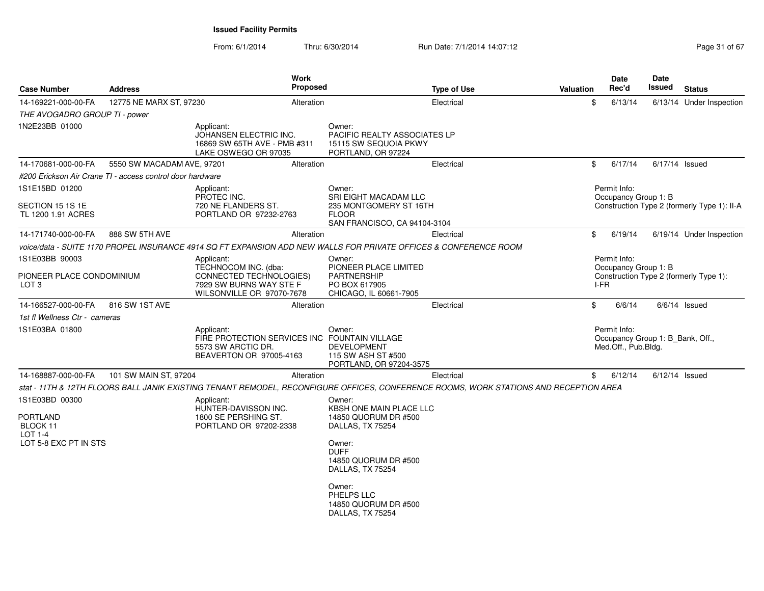**Issued Facility Permits**

From: 6/1/2014 Thru: 6/30/2014 Run Date: 7/1/2014 14:07:12

| Case Number | Address | Work Proposed | Type of Use | Valuation | Date Rec'd | Date Issued | Status |
|---|---|---|---|---|---|---|---|
| 14-169221-000-00-FA | 12775 NE MARX ST, 97230 | Alteration | Electrical | $ | 6/13/14 | 6/13/14 | Under Inspection |

*THE AVOGADRO GROUP TI - power*

1N2E23BB 01000

Applicant:
JOHANSEN ELECTRIC INC.
16869 SW 65TH AVE - PMB #311
LAKE OSWEGO OR 97035

Owner:
PACIFIC REALTY ASSOCIATES LP
15115 SW SEQUOIA PKWY
PORTLAND, OR 97224

| Case Number | Address | Work Proposed | Type of Use | Valuation | Date Rec'd | Date Issued | Status |
|---|---|---|---|---|---|---|---|
| 14-170681-000-00-FA | 5550 SW MACADAM AVE, 97201 | Alteration | Electrical | $ | 6/17/14 | 6/17/14 | Issued |

*#200 Erickson Air Crane TI - access control door hardware*

1S1E15BD 01200

SECTION 15 1S 1E
TL 1200 1.91 ACRES

Applicant:
PROTEC INC.
720 NE FLANDERS ST.
PORTLAND OR 97232-2763

Owner:
SRI EIGHT MACADAM LLC
235 MONTGOMERY ST 16TH
FLOOR
SAN FRANCISCO, CA 94104-3104

Permit Info:
Occupancy Group 1: B
Construction Type 2 (formerly Type 1): II-A

| Case Number | Address | Work Proposed | Type of Use | Valuation | Date Rec'd | Date Issued | Status |
|---|---|---|---|---|---|---|---|
| 14-171740-000-00-FA | 888 SW 5TH AVE | Alteration | Electrical | $ | 6/19/14 | 6/19/14 | Under Inspection |

*voice/data - SUITE 1170 PROPEL INSURANCE 4914 SQ FT EXPANSION ADD NEW WALLS FOR PRIVATE OFFICES & CONFERENCE ROOM*

1S1E03BB 90003

PIONEER PLACE CONDOMINIUM
LOT 3

Applicant:
TECHNOCOM INC. (dba:
CONNECTED TECHNOLOGIES)
7929 SW BURNS WAY STE F
WILSONVILLE OR 97070-7678

Owner:
PIONEER PLACE LIMITED
PARTNERSHIP
PO BOX 617905
CHICAGO, IL 60661-7905

Permit Info:
Occupancy Group 1: B
Construction Type 2 (formerly Type 1): I-FR

| Case Number | Address | Work Proposed | Type of Use | Valuation | Date Rec'd | Date Issued | Status |
|---|---|---|---|---|---|---|---|
| 14-166527-000-00-FA | 816 SW 1ST AVE | Alteration | Electrical | $ | 6/6/14 | 6/6/14 | Issued |

*1st fl Wellness Ctr - cameras*

1S1E03BA 01800

Applicant:
FIRE PROTECTION SERVICES INC
5573 SW ARCTIC DR.
BEAVERTON OR 97005-4163

Owner:
FOUNTAIN VILLAGE
DEVELOPMENT
115 SW ASH ST #500
PORTLAND, OR 97204-3575

Permit Info:
Occupancy Group 1: B_Bank, Off., Med.Off., Pub.Bldg.

| Case Number | Address | Work Proposed | Type of Use | Valuation | Date Rec'd | Date Issued | Status |
|---|---|---|---|---|---|---|---|
| 14-168887-000-00-FA | 101 SW MAIN ST, 97204 | Alteration | Electrical | $ | 6/12/14 | 6/12/14 | Issued |

*stat - 11TH & 12TH FLOORS BALL JANIK EXISTING TENANT REMODEL, RECONFIGURE OFFICES, CONFERENCE ROOMS, WORK STATIONS AND RECEPTION AREA*

1S1E03BD 00300

PORTLAND
BLOCK 11
LOT 1-4
LOT 5-8 EXC PT IN STS

Applicant:
HUNTER-DAVISSON INC.
1800 SE PERSHING ST.
PORTLAND OR 97202-2338

Owner:
KBSH ONE MAIN PLACE LLC
14850 QUORUM DR #500
DALLAS, TX 75254

Owner:
DUFF
14850 QUORUM DR #500
DALLAS, TX 75254

Owner:
PHELPS LLC
14850 QUORUM DR #500
DALLAS, TX 75254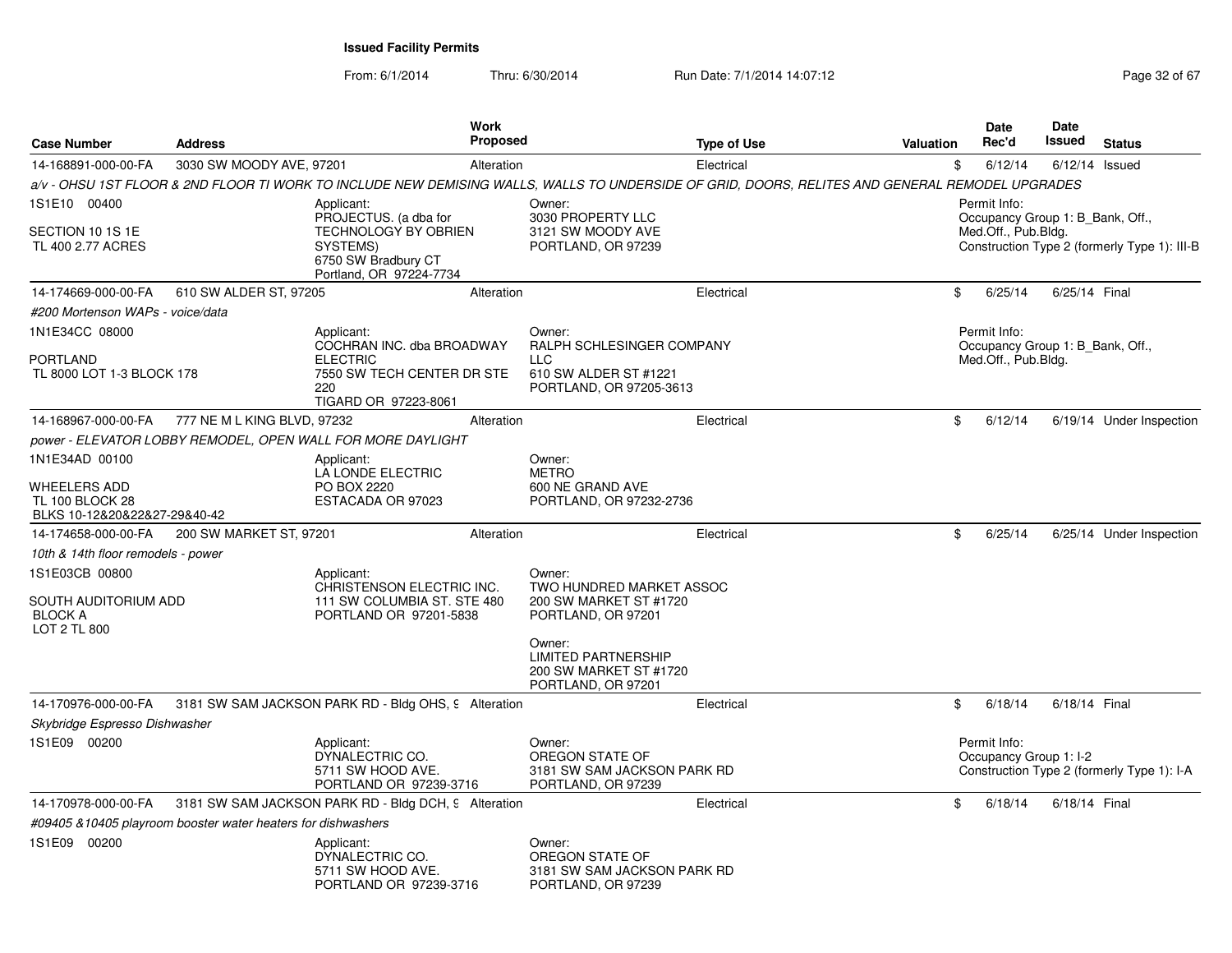**Issued Facility Permits**

From: 6/1/2014 Thru: 6/30/2014 Run Date: 7/1/2014 14:07:12

| Case Number | Address | Work Proposed | Type of Use | Valuation | Date Rec'd | Date Issued | Status |
|---|---|---|---|---|---|---|---|
| 14-168891-000-00-FA | 3030 SW MOODY AVE, 97201 | Alteration | Electrical | $ | 6/12/14 | 6/12/14 | Issued |

*a/v - OHSU 1ST FLOOR & 2ND FLOOR TI WORK TO INCLUDE NEW DEMISING WALLS, WALLS TO UNDERSIDE OF GRID, DOORS, RELITES AND GENERAL REMODEL UPGRADES*

1S1E10 00400

SECTION 10 1S 1E
TL 400 2.77 ACRES

Applicant:
PROJECTUS. (a dba for TECHNOLOGY BY OBRIEN SYSTEMS)
6750 SW Bradbury CT
Portland, OR 97224-7734

Owner:
3030 PROPERTY LLC
3121 SW MOODY AVE
PORTLAND, OR 97239

Permit Info:
Occupancy Group 1: B_Bank, Off., Med.Off., Pub.Bldg.
Construction Type 2 (formerly Type 1): III-B

| Case Number | Address | Work Proposed | Type of Use | Valuation | Date Rec'd | Date Issued | Status |
|---|---|---|---|---|---|---|---|
| 14-174669-000-00-FA | 610 SW ALDER ST, 97205 | Alteration | Electrical | $ | 6/25/14 | 6/25/14 | Final |

*#200 Mortenson WAPs - voice/data*

1N1E34CC 08000

PORTLAND
TL 8000 LOT 1-3 BLOCK 178

Applicant:
COCHRAN INC. dba BROADWAY ELECTRIC
7550 SW TECH CENTER DR STE 220
TIGARD OR 97223-8061

Owner:
RALPH SCHLESINGER COMPANY LLC
610 SW ALDER ST #1221
PORTLAND, OR 97205-3613

Permit Info:
Occupancy Group 1: B_Bank, Off., Med.Off., Pub.Bldg.

| Case Number | Address | Work Proposed | Type of Use | Valuation | Date Rec'd | Date Issued | Status |
|---|---|---|---|---|---|---|---|
| 14-168967-000-00-FA | 777 NE M L KING BLVD, 97232 | Alteration | Electrical | $ | 6/12/14 | 6/19/14 | Under Inspection |

*power - ELEVATOR LOBBY REMODEL, OPEN WALL FOR MORE DAYLIGHT*

1N1E34AD 00100

WHEELERS ADD
TL 100 BLOCK 28
BLKS 10-12&20&22&27-29&40-42

Applicant:
LA LONDE ELECTRIC
PO BOX 2220
ESTACADA OR 97023

Owner:
METRO
600 NE GRAND AVE
PORTLAND, OR 97232-2736

| Case Number | Address | Work Proposed | Type of Use | Valuation | Date Rec'd | Date Issued | Status |
|---|---|---|---|---|---|---|---|
| 14-174658-000-00-FA | 200 SW MARKET ST, 97201 | Alteration | Electrical | $ | 6/25/14 | 6/25/14 | Under Inspection |

*10th & 14th floor remodels - power*

1S1E03CB 00800

SOUTH AUDITORIUM ADD
BLOCK A
LOT 2 TL 800

Applicant:
CHRISTENSON ELECTRIC INC.
111 SW COLUMBIA ST. STE 480
PORTLAND OR 97201-5838

Owner:
TWO HUNDRED MARKET ASSOC
200 SW MARKET ST #1720
PORTLAND, OR 97201

Owner:
LIMITED PARTNERSHIP
200 SW MARKET ST #1720
PORTLAND, OR 97201

| Case Number | Address | Work Proposed | Type of Use | Valuation | Date Rec'd | Date Issued | Status |
|---|---|---|---|---|---|---|---|
| 14-170976-000-00-FA | 3181 SW SAM JACKSON PARK RD - Bldg OHS, 9 | Alteration | Electrical | $ | 6/18/14 | 6/18/14 | Final |

*Skybridge Espresso Dishwasher*

1S1E09 00200

Applicant:
DYNALECTRIC CO.
5711 SW HOOD AVE.
PORTLAND OR 97239-3716

Owner:
OREGON STATE OF
3181 SW SAM JACKSON PARK RD
PORTLAND, OR 97239

Permit Info:
Occupancy Group 1: I-2
Construction Type 2 (formerly Type 1): I-A

| Case Number | Address | Work Proposed | Type of Use | Valuation | Date Rec'd | Date Issued | Status |
|---|---|---|---|---|---|---|---|
| 14-170978-000-00-FA | 3181 SW SAM JACKSON PARK RD - Bldg DCH, 9 | Alteration | Electrical | $ | 6/18/14 | 6/18/14 | Final |

*#09405 &10405 playroom booster water heaters for dishwashers*

1S1E09 00200

Applicant:
DYNALECTRIC CO.
5711 SW HOOD AVE.
PORTLAND OR 97239-3716

Owner:
OREGON STATE OF
3181 SW SAM JACKSON PARK RD
PORTLAND, OR 97239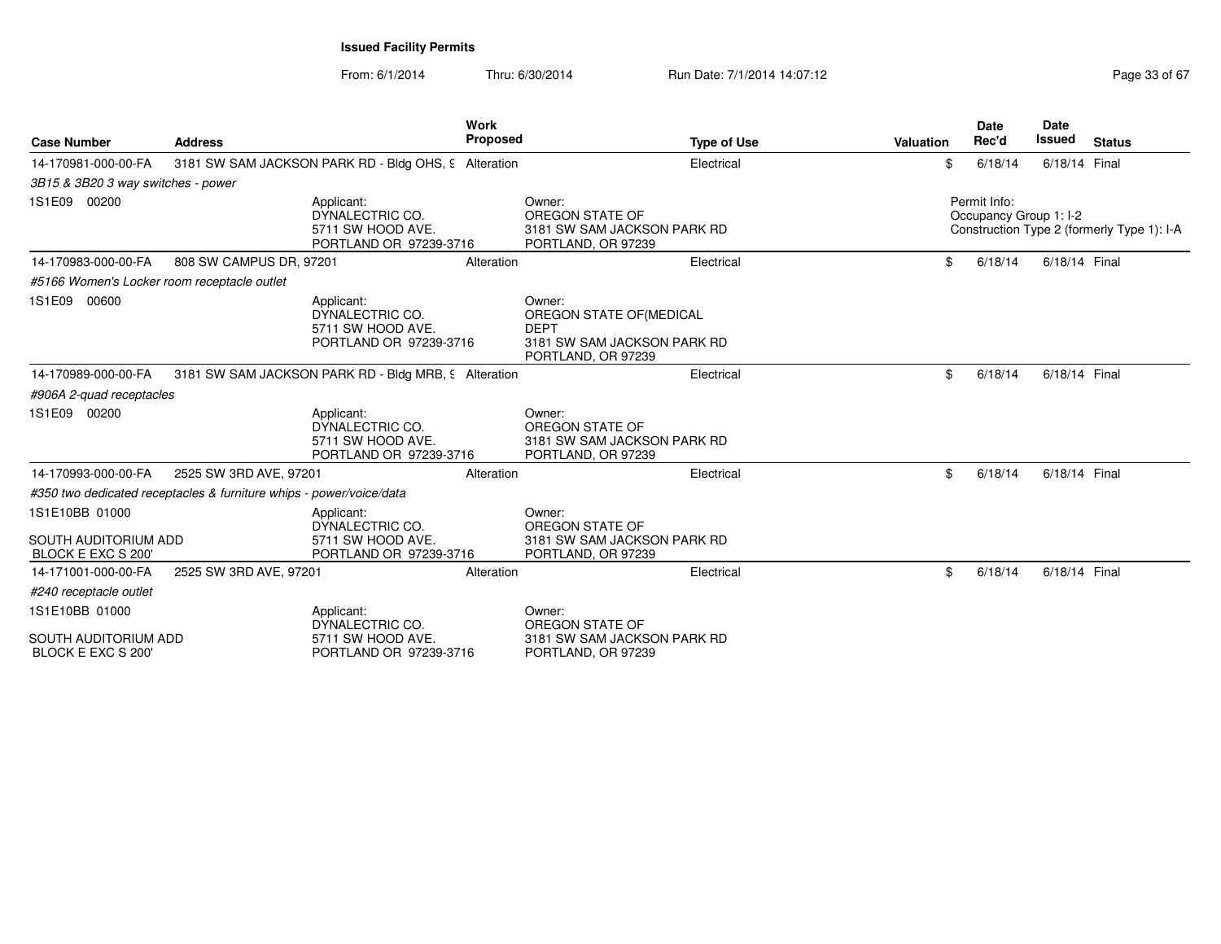**Issued Facility Permits**

From: 6/1/2014 Thru: 6/30/2014 Run Date: 7/1/2014 14:07:12

| Case Number | Address | Work Proposed | Type of Use | Valuation | Date Rec'd | Date Issued | Status |
|---|---|---|---|---|---|---|---|
| 14-170981-000-00-FA | 3181 SW SAM JACKSON PARK RD - Bldg OHS, 9 | Alteration | Electrical | $ | 6/18/14 | 6/18/14 | Final |
| *3B15 & 3B20 3 way switches - power* | | | | | | | |
| 1S1E09 00200 | Applicant: DYNALECTRIC CO. 5711 SW HOOD AVE. PORTLAND OR 97239-3716 | | Owner: OREGON STATE OF 3181 SW SAM JACKSON PARK RD PORTLAND, OR 97239 | | Permit Info: Occupancy Group 1: I-2 Construction Type 2 (formerly Type 1): I-A | | |
| 14-170983-000-00-FA | 808 SW CAMPUS DR, 97201 | Alteration | Electrical | $ | 6/18/14 | 6/18/14 | Final |
| *#5166 Women's Locker room receptacle outlet* | | | | | | | |
| 1S1E09 00600 | Applicant: DYNALECTRIC CO. 5711 SW HOOD AVE. PORTLAND OR 97239-3716 | | Owner: OREGON STATE OF(MEDICAL DEPT 3181 SW SAM JACKSON PARK RD PORTLAND, OR 97239 | | | | |
| 14-170989-000-00-FA | 3181 SW SAM JACKSON PARK RD - Bldg MRB, 9 | Alteration | Electrical | $ | 6/18/14 | 6/18/14 | Final |
| *#906A 2-quad receptacles* | | | | | | | |
| 1S1E09 00200 | Applicant: DYNALECTRIC CO. 5711 SW HOOD AVE. PORTLAND OR 97239-3716 | | Owner: OREGON STATE OF 3181 SW SAM JACKSON PARK RD PORTLAND, OR 97239 | | | | |
| 14-170993-000-00-FA | 2525 SW 3RD AVE, 97201 | Alteration | Electrical | $ | 6/18/14 | 6/18/14 | Final |
| *#350 two dedicated receptacles & furniture whips - power/voice/data* | | | | | | | |
| 1S1E10BB 01000 SOUTH AUDITORIUM ADD BLOCK E EXC S 200' | Applicant: DYNALECTRIC CO. 5711 SW HOOD AVE. PORTLAND OR 97239-3716 | | Owner: OREGON STATE OF 3181 SW SAM JACKSON PARK RD PORTLAND, OR 97239 | | | | |
| 14-171001-000-00-FA | 2525 SW 3RD AVE, 97201 | Alteration | Electrical | $ | 6/18/14 | 6/18/14 | Final |
| *#240 receptacle outlet* | | | | | | | |
| 1S1E10BB 01000 SOUTH AUDITORIUM ADD BLOCK E EXC S 200' | Applicant: DYNALECTRIC CO. 5711 SW HOOD AVE. PORTLAND OR 97239-3716 | | Owner: OREGON STATE OF 3181 SW SAM JACKSON PARK RD PORTLAND, OR 97239 | | | | |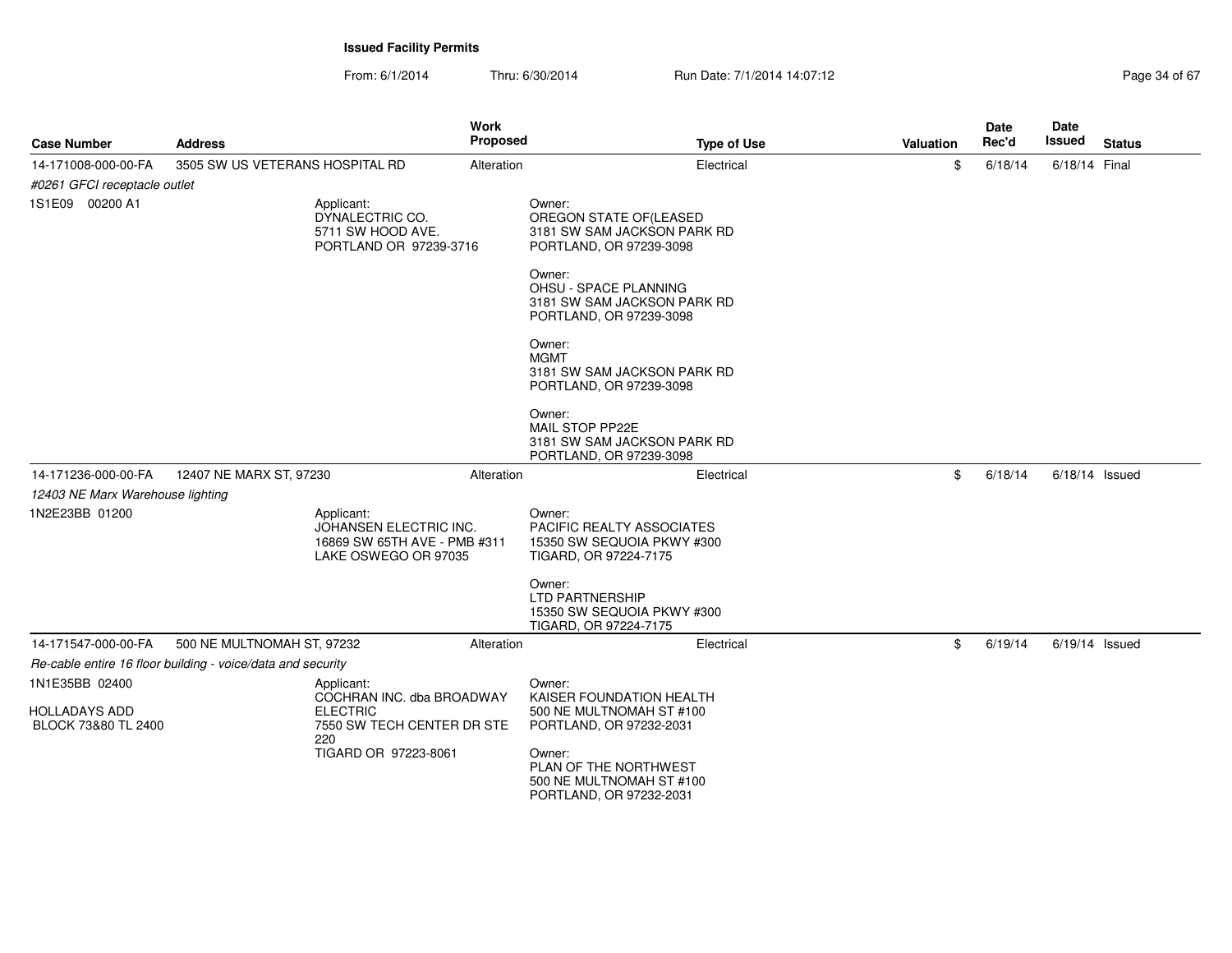**Issued Facility Permits**

From: 6/1/2014 Thru: 6/30/2014 Run Date: 7/1/2014 14:07:12

| Case Number | Address | Work Proposed | Type of Use | Valuation | Date Rec'd | Date Issued | Status |
|---|---|---|---|---|---|---|---|
| 14-171008-000-00-FA | 3505 SW US VETERANS HOSPITAL RD | Alteration | Electrical | $ | 6/18/14 | 6/18/14 | Final |

*#0261 GFCI receptacle outlet*

1S1E09 00200 A1

Applicant:
DYNALECTRIC CO.
5711 SW HOOD AVE.
PORTLAND OR 97239-3716

Owner:
OREGON STATE OF(LEASED
3181 SW SAM JACKSON PARK RD
PORTLAND, OR 97239-3098

Owner:
OHSU - SPACE PLANNING
3181 SW SAM JACKSON PARK RD
PORTLAND, OR 97239-3098

Owner:
MGMT
3181 SW SAM JACKSON PARK RD
PORTLAND, OR 97239-3098

Owner:
MAIL STOP PP22E
3181 SW SAM JACKSON PARK RD
PORTLAND, OR 97239-3098

| Case Number | Address | Work Proposed | Type of Use | Valuation | Date Rec'd | Date Issued | Status |
|---|---|---|---|---|---|---|---|
| 14-171236-000-00-FA | 12407 NE MARX ST, 97230 | Alteration | Electrical | $ | 6/18/14 | 6/18/14 | Issued |

*12403 NE Marx Warehouse lighting*

1N2E23BB 01200

Applicant:
JOHANSEN ELECTRIC INC.
16869 SW 65TH AVE - PMB #311
LAKE OSWEGO OR 97035

Owner:
PACIFIC REALTY ASSOCIATES
15350 SW SEQUOIA PKWY #300
TIGARD, OR 97224-7175

Owner:
LTD PARTNERSHIP
15350 SW SEQUOIA PKWY #300
TIGARD, OR 97224-7175

| Case Number | Address | Work Proposed | Type of Use | Valuation | Date Rec'd | Date Issued | Status |
|---|---|---|---|---|---|---|---|
| 14-171547-000-00-FA | 500 NE MULTNOMAH ST, 97232 | Alteration | Electrical | $ | 6/19/14 | 6/19/14 | Issued |

*Re-cable entire 16 floor building - voice/data and security*

1N1E35BB 02400

HOLLADAYS ADD
BLOCK 73&80 TL 2400

Applicant:
COCHRAN INC. dba BROADWAY ELECTRIC
7550 SW TECH CENTER DR STE 220
TIGARD OR 97223-8061

Owner:
KAISER FOUNDATION HEALTH
500 NE MULTNOMAH ST #100
PORTLAND, OR 97232-2031

Owner:
PLAN OF THE NORTHWEST
500 NE MULTNOMAH ST #100
PORTLAND, OR 97232-2031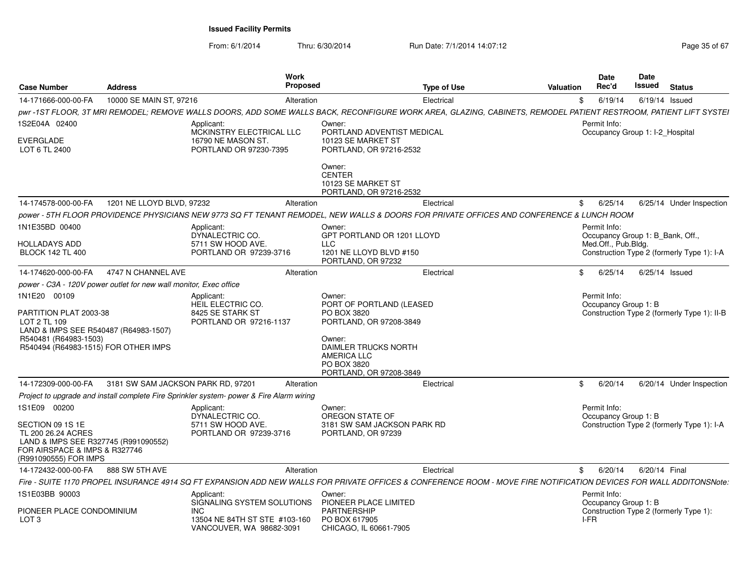**Issued Facility Permits**

From: 6/1/2014 Thru: 6/30/2014 Run Date: 7/1/2014 14:07:12

| Case Number | Address | Work Proposed | Type of Use | Valuation | Date Rec'd | Date Issued | Status |
|---|---|---|---|---|---|---|---|
| 14-171666-000-00-FA | 10000 SE MAIN ST, 97216 | Alteration | Electrical | $ | 6/19/14 | 6/19/14 | Issued |
| pwr -1ST FLOOR, 3T MRI REMODEL; REMOVE WALLS DOORS, ADD SOME WALLS BACK, RECONFIGURE WORK AREA, GLAZING, CABINETS, REMODEL PATIENT RESTROOM, PATIENT LIFT SYSTEI | | | | | | | |
| 1S2E04A 02400<br>EVERGLADE<br>LOT 6 TL 2400 | Applicant:<br>MCKINSTRY ELECTRICAL LLC<br>16790 NE MASON ST.<br>PORTLAND OR 97230-7395 | | Owner:<br>PORTLAND ADVENTIST MEDICAL<br>10123 SE MARKET ST<br>PORTLAND, OR 97216-2532<br>Owner:<br>CENTER<br>10123 SE MARKET ST<br>PORTLAND, OR 97216-2532 | | Permit Info:<br>Occupancy Group 1: I-2_Hospital | | |
| 14-174578-000-00-FA | 1201 NE LLOYD BLVD, 97232 | Alteration | Electrical | $ | 6/25/14 | 6/25/14 | Under Inspection |
| power - 5TH FLOOR PROVIDENCE PHYSICIANS NEW 9773 SQ FT TENANT REMODEL, NEW WALLS & DOORS FOR PRIVATE OFFICES AND CONFERENCE & LUNCH ROOM | | | | | | | |
| 1N1E35BD 00400<br>HOLLADAYS ADD<br>BLOCK 142 TL 400 | Applicant:<br>DYNALECTRIC CO.<br>5711 SW HOOD AVE.<br>PORTLAND OR 97239-3716 | | Owner:<br>GPT PORTLAND OR 1201 LLOYD LLC<br>1201 NE LLOYD BLVD #150<br>PORTLAND, OR 97232 | | Permit Info:<br>Occupancy Group 1: B_Bank, Off., Med.Off., Pub.Bldg.<br>Construction Type 2 (formerly Type 1): I-A | | |
| 14-174620-000-00-FA | 4747 N CHANNEL AVE | Alteration | Electrical | $ | 6/25/14 | 6/25/14 | Issued |
| power - C3A - 120V power outlet for new wall monitor, Exec office | | | | | | | |
| 1N1E20 00109<br>PARTITION PLAT 2003-38<br>LOT 2 TL 109<br>LAND & IMPS SEE R540487 (R64983-1507)<br>R540481 (R64983-1503)<br>R540494 (R64983-1515) FOR OTHER IMPS | Applicant:<br>HEIL ELECTRIC CO.<br>8425 SE STARK ST<br>PORTLAND OR 97216-1137 | | Owner:<br>PORT OF PORTLAND (LEASED<br>PO BOX 3820<br>PORTLAND, OR 97208-3849<br>Owner:<br>DAIMLER TRUCKS NORTH AMERICA LLC<br>PO BOX 3820<br>PORTLAND, OR 97208-3849 | | Permit Info:<br>Occupancy Group 1: B<br>Construction Type 2 (formerly Type 1): II-B | | |
| 14-172309-000-00-FA | 3181 SW SAM JACKSON PARK RD, 97201 | Alteration | Electrical | $ | 6/20/14 | 6/20/14 | Under Inspection |
| Project to upgrade and install complete Fire Sprinkler system- power & Fire Alarm wiring | | | | | | | |
| 1S1E09 00200<br>SECTION 09 1S 1E<br>TL 200 26.24 ACRES<br>LAND & IMPS SEE R327745 (R991090552)<br>FOR AIRSPACE & IMPS & R327746<br>(R991090555) FOR IMPS | Applicant:<br>DYNALECTRIC CO.<br>5711 SW HOOD AVE.<br>PORTLAND OR 97239-3716 | | Owner:<br>OREGON STATE OF<br>3181 SW SAM JACKSON PARK RD<br>PORTLAND, OR 97239 | | Permit Info:<br>Occupancy Group 1: B<br>Construction Type 2 (formerly Type 1): I-A | | |
| 14-172432-000-00-FA | 888 SW 5TH AVE | Alteration | Electrical | $ | 6/20/14 | 6/20/14 | Final |
| Fire - SUITE 1170 PROPEL INSURANCE 4914 SQ FT EXPANSION ADD NEW WALLS FOR PRIVATE OFFICES & CONFERENCE ROOM - MOVE FIRE NOTIFICATION DEVICES FOR WALL ADDITONSNote: | | | | | | | |
| 1S1E03BB 90003<br>PIONEER PLACE CONDOMINIUM<br>LOT 3 | Applicant:<br>SIGNALING SYSTEM SOLUTIONS INC<br>13504 NE 84TH ST STE #103-160<br>VANCOUVER, WA 98682-3091 | | Owner:<br>PIONEER PLACE LIMITED PARTNERSHIP<br>PO BOX 617905<br>CHICAGO, IL 60661-7905 | | Permit Info:<br>Occupancy Group 1: B<br>Construction Type 2 (formerly Type 1): I-FR | | |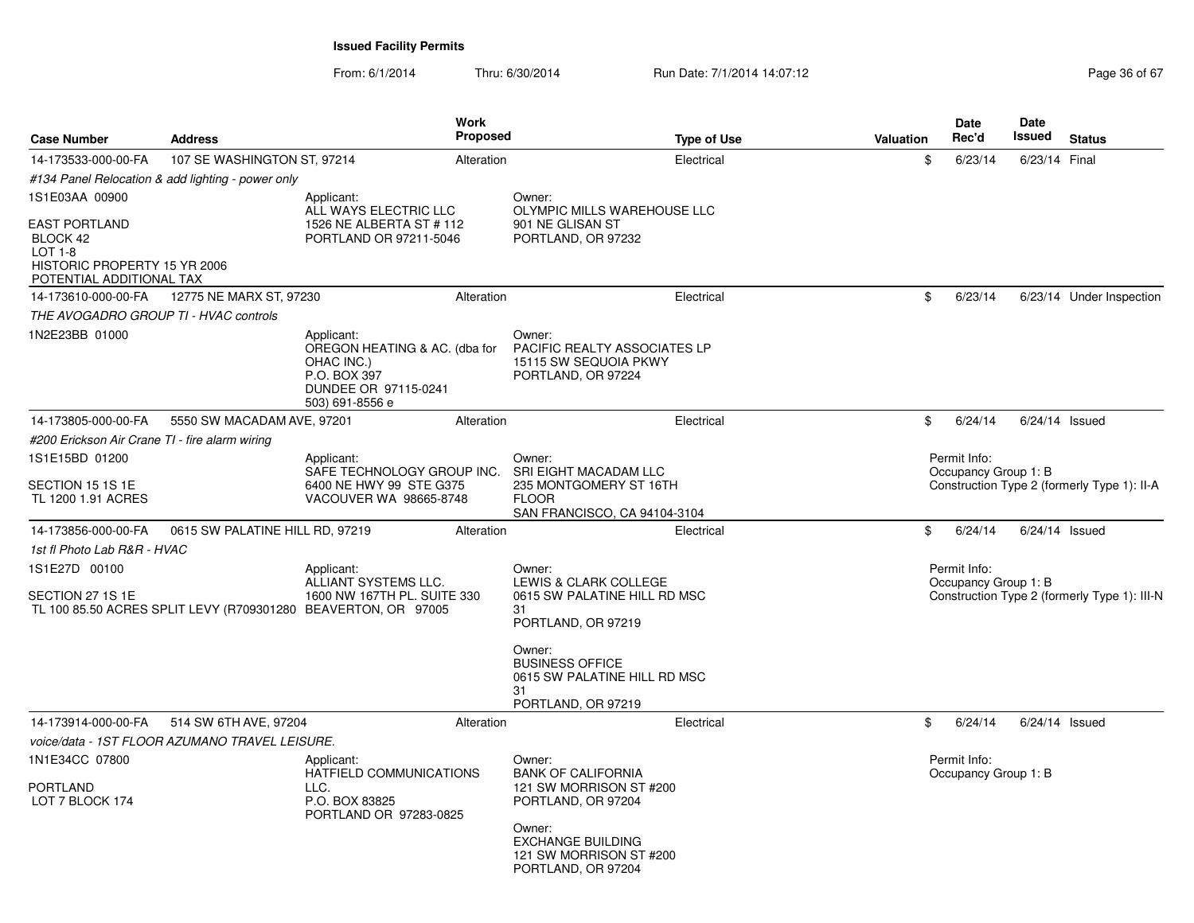**Issued Facility Permits**

From: 6/1/2014 Thru: 6/30/2014 Run Date: 7/1/2014 14:07:12

| Case Number | Address | Work Proposed | Type of Use | Valuation | Date Rec'd | Date Issued | Status |
|---|---|---|---|---|---|---|---|
| 14-173533-000-00-FA | 107 SE WASHINGTON ST, 97214 | Alteration | Electrical | $ | 6/23/14 | 6/23/14 | Final |

*#134 Panel Relocation & add lighting - power only*

1S1E03AA 00900

EAST PORTLAND
BLOCK 42
LOT 1-8
HISTORIC PROPERTY 15 YR 2006
POTENTIAL ADDITIONAL TAX

Applicant:
ALL WAYS ELECTRIC LLC
1526 NE ALBERTA ST # 112
PORTLAND OR 97211-5046

Owner:
OLYMPIC MILLS WAREHOUSE LLC
901 NE GLISAN ST
PORTLAND, OR 97232

---

| Case Number | Address | Work Proposed | Type of Use | Valuation | Date Rec'd | Date Issued | Status |
|---|---|---|---|---|---|---|---|
| 14-173610-000-00-FA | 12775 NE MARX ST, 97230 | Alteration | Electrical | $ | 6/23/14 | 6/23/14 | Under Inspection |

*THE AVOGADRO GROUP TI - HVAC controls*

1N2E23BB 01000

Applicant:
OREGON HEATING & AC. (dba for OHAC INC.)
P.O. BOX 397
DUNDEE OR 97115-0241
503) 691-8556 e

Owner:
PACIFIC REALTY ASSOCIATES LP
15115 SW SEQUOIA PKWY
PORTLAND, OR 97224

---

| Case Number | Address | Work Proposed | Type of Use | Valuation | Date Rec'd | Date Issued | Status |
|---|---|---|---|---|---|---|---|
| 14-173805-000-00-FA | 5550 SW MACADAM AVE, 97201 | Alteration | Electrical | $ | 6/24/14 | 6/24/14 | Issued |

*#200 Erickson Air Crane TI - fire alarm wiring*

1S1E15BD 01200

SECTION 15 1S 1E
TL 1200 1.91 ACRES

Applicant:
SAFE TECHNOLOGY GROUP INC.
6400 NE HWY 99 STE G375
VACOUVER WA 98665-8748

Owner:
SRI EIGHT MACADAM LLC
235 MONTGOMERY ST 16TH FLOOR
SAN FRANCISCO, CA 94104-3104

Permit Info:
Occupancy Group 1: B
Construction Type 2 (formerly Type 1): II-A

---

| Case Number | Address | Work Proposed | Type of Use | Valuation | Date Rec'd | Date Issued | Status |
|---|---|---|---|---|---|---|---|
| 14-173856-000-00-FA | 0615 SW PALATINE HILL RD, 97219 | Alteration | Electrical | $ | 6/24/14 | 6/24/14 | Issued |

*1st fl Photo Lab R&R - HVAC*

1S1E27D 00100

SECTION 27 1S 1E
TL 100 85.50 ACRES SPLIT LEVY (R709301280

Applicant:
ALLIANT SYSTEMS LLC.
1600 NW 167TH PL. SUITE 330
BEAVERTON, OR 97005

Owner:
LEWIS & CLARK COLLEGE
0615 SW PALATINE HILL RD MSC 31
PORTLAND, OR 97219

Owner:
BUSINESS OFFICE
0615 SW PALATINE HILL RD MSC 31
PORTLAND, OR 97219

Permit Info:
Occupancy Group 1: B
Construction Type 2 (formerly Type 1): III-N

---

| Case Number | Address | Work Proposed | Type of Use | Valuation | Date Rec'd | Date Issued | Status |
|---|---|---|---|---|---|---|---|
| 14-173914-000-00-FA | 514 SW 6TH AVE, 97204 | Alteration | Electrical | $ | 6/24/14 | 6/24/14 | Issued |

*voice/data - 1ST FLOOR AZUMANO TRAVEL LEISURE.*

1N1E34CC 07800

PORTLAND
LOT 7 BLOCK 174

Applicant:
HATFIELD COMMUNICATIONS LLC.
P.O. BOX 83825
PORTLAND OR 97283-0825

Owner:
BANK OF CALIFORNIA
121 SW MORRISON ST #200
PORTLAND, OR 97204

Owner:
EXCHANGE BUILDING
121 SW MORRISON ST #200
PORTLAND, OR 97204

Permit Info:
Occupancy Group 1: B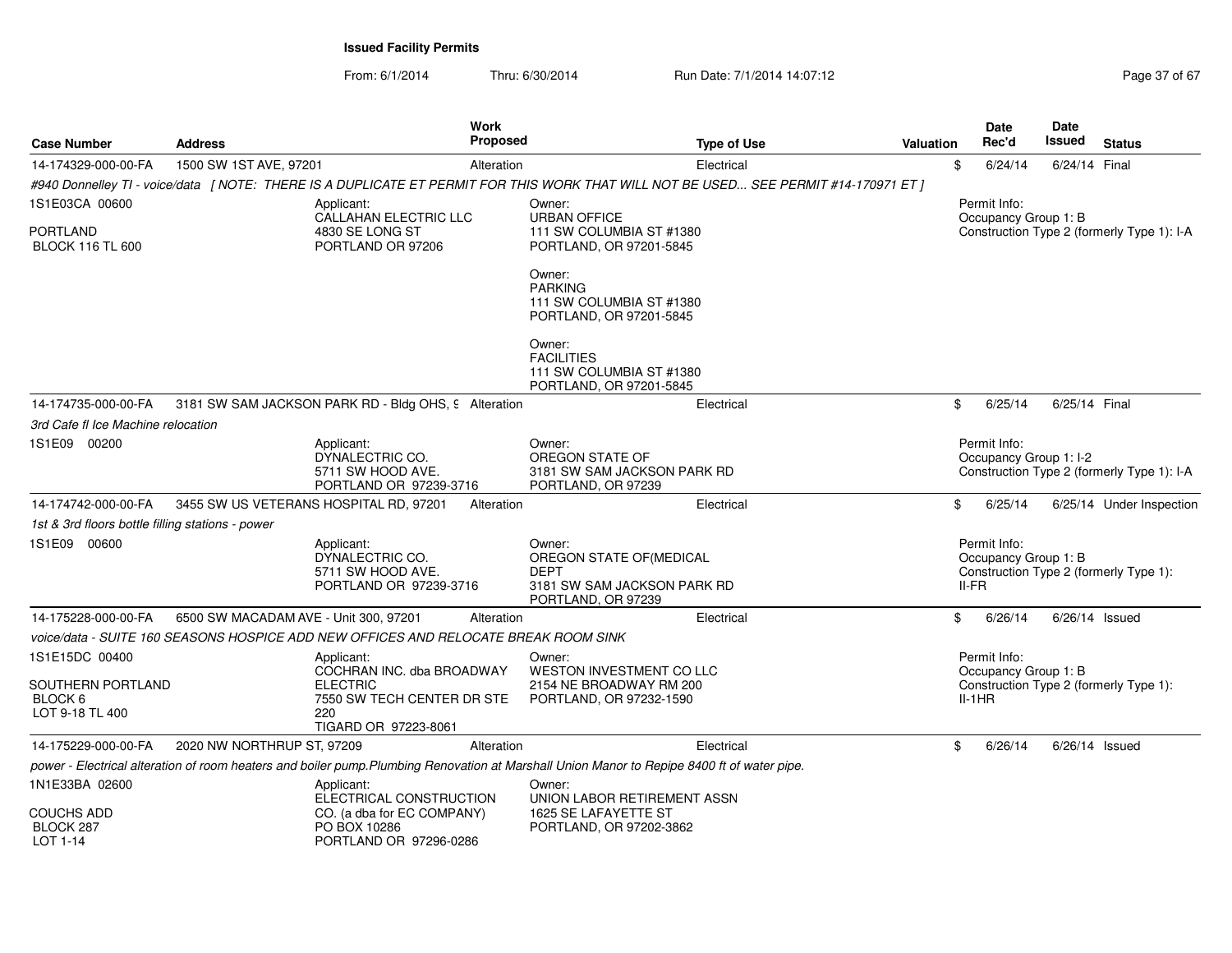**Issued Facility Permits**

From: 6/1/2014 Thru: 6/30/2014 Run Date: 7/1/2014 14:07:12

| Case Number | Address | Work Proposed | Type of Use | Valuation | Date Rec'd | Date Issued | Status |
|---|---|---|---|---|---|---|---|
| 14-174329-000-00-FA | 1500 SW 1ST AVE, 97201 | Alteration | Electrical | $ | 6/24/14 | 6/24/14 | Final |

#940 Donnelley TI - voice/data [ NOTE: THERE IS A DUPLICATE ET PERMIT FOR THIS WORK THAT WILL NOT BE USED... SEE PERMIT #14-170971 ET ]

1S1E03CA 00600
PORTLAND
BLOCK 116 TL 600

Applicant:
CALLAHAN ELECTRIC LLC
4830 SE LONG ST
PORTLAND OR 97206

Owner:
URBAN OFFICE
111 SW COLUMBIA ST #1380
PORTLAND, OR 97201-5845

Owner:
PARKING
111 SW COLUMBIA ST #1380
PORTLAND, OR 97201-5845

Owner:
FACILITIES
111 SW COLUMBIA ST #1380
PORTLAND, OR 97201-5845

Permit Info:
Occupancy Group 1: B
Construction Type 2 (formerly Type 1): I-A

| Case Number | Address | Work Proposed | Type of Use | Valuation | Date Rec'd | Date Issued | Status |
|---|---|---|---|---|---|---|---|
| 14-174735-000-00-FA | 3181 SW SAM JACKSON PARK RD - Bldg OHS, 9 | Alteration | Electrical | $ | 6/25/14 | 6/25/14 | Final |

3rd Cafe fl Ice Machine relocation

1S1E09 00200

Applicant:
DYNALECTRIC CO.
5711 SW HOOD AVE.
PORTLAND OR 97239-3716

Owner:
OREGON STATE OF
3181 SW SAM JACKSON PARK RD
PORTLAND, OR 97239

Permit Info:
Occupancy Group 1: I-2
Construction Type 2 (formerly Type 1): I-A

| Case Number | Address | Work Proposed | Type of Use | Valuation | Date Rec'd | Date Issued | Status |
|---|---|---|---|---|---|---|---|
| 14-174742-000-00-FA | 3455 SW US VETERANS HOSPITAL RD, 97201 | Alteration | Electrical | $ | 6/25/14 | 6/25/14 | Under Inspection |

1st & 3rd floors bottle filling stations - power

1S1E09 00600

Applicant:
DYNALECTRIC CO.
5711 SW HOOD AVE.
PORTLAND OR 97239-3716

Owner:
OREGON STATE OF(MEDICAL
DEPT
3181 SW SAM JACKSON PARK RD
PORTLAND, OR 97239

Permit Info:
Occupancy Group 1: B
Construction Type 2 (formerly Type 1): II-FR

| Case Number | Address | Work Proposed | Type of Use | Valuation | Date Rec'd | Date Issued | Status |
|---|---|---|---|---|---|---|---|
| 14-175228-000-00-FA | 6500 SW MACADAM AVE - Unit 300, 97201 | Alteration | Electrical | $ | 6/26/14 | 6/26/14 | Issued |

voice/data - SUITE 160 SEASONS HOSPICE ADD NEW OFFICES AND RELOCATE BREAK ROOM SINK

1S1E15DC 00400
SOUTHERN PORTLAND
BLOCK 6
LOT 9-18 TL 400

Applicant:
COCHRAN INC. dba BROADWAY
ELECTRIC
7550 SW TECH CENTER DR STE
220
TIGARD OR 97223-8061

Owner:
WESTON INVESTMENT CO LLC
2154 NE BROADWAY RM 200
PORTLAND, OR 97232-1590

Permit Info:
Occupancy Group 1: B
Construction Type 2 (formerly Type 1): II-1HR

| Case Number | Address | Work Proposed | Type of Use | Valuation | Date Rec'd | Date Issued | Status |
|---|---|---|---|---|---|---|---|
| 14-175229-000-00-FA | 2020 NW NORTHRUP ST, 97209 | Alteration | Electrical | $ | 6/26/14 | 6/26/14 | Issued |

power - Electrical alteration of room heaters and boiler pump.Plumbing Renovation at Marshall Union Manor to Repipe 8400 ft of water pipe.

1N1E33BA 02600
COUCHS ADD
BLOCK 287
LOT 1-14

Applicant:
ELECTRICAL CONSTRUCTION
CO. (a dba for EC COMPANY)
PO BOX 10286
PORTLAND OR 97296-0286

Owner:
UNION LABOR RETIREMENT ASSN
1625 SE LAFAYETTE ST
PORTLAND, OR 97202-3862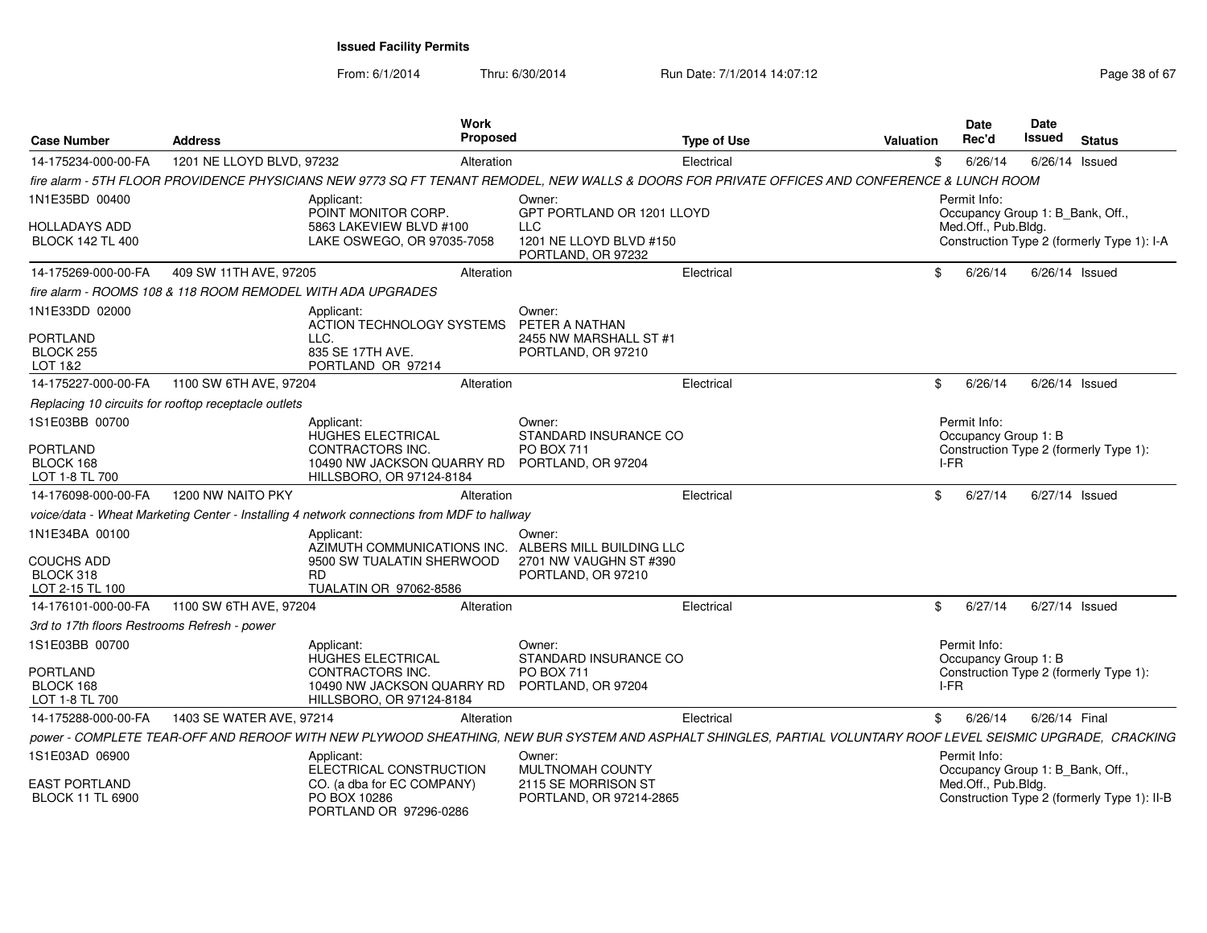**Issued Facility Permits**

From: 6/1/2014 Thru: 6/30/2014 Run Date: 7/1/2014 14:07:12

| Case Number | Address | Work Proposed | Type of Use | Valuation | Date Rec'd | Date Issued | Status |
|---|---|---|---|---|---|---|---|
| 14-175234-000-00-FA | 1201 NE LLOYD BLVD, 97232 | Alteration | Electrical | $ | 6/26/14 | 6/26/14 | Issued |

*fire alarm - 5TH FLOOR PROVIDENCE PHYSICIANS NEW 9773 SQ FT TENANT REMODEL, NEW WALLS & DOORS FOR PRIVATE OFFICES AND CONFERENCE & LUNCH ROOM*

1N1E35BD 00400
HOLLADAYS ADD
BLOCK 142 TL 400

Applicant: POINT MONITOR CORP. 5863 LAKEVIEW BLVD #100 LAKE OSWEGO, OR 97035-7058

Owner: GPT PORTLAND OR 1201 LLOYD LLC 1201 NE LLOYD BLVD #150 PORTLAND, OR 97232

Permit Info: Occupancy Group 1: B_Bank, Off., Med.Off., Pub.Bldg. Construction Type 2 (formerly Type 1): I-A

| Case Number | Address | Work Proposed | Type of Use | Valuation | Date Rec'd | Date Issued | Status |
|---|---|---|---|---|---|---|---|
| 14-175269-000-00-FA | 409 SW 11TH AVE, 97205 | Alteration | Electrical | $ | 6/26/14 | 6/26/14 | Issued |

*fire alarm - ROOMS 108 & 118 ROOM REMODEL WITH ADA UPGRADES*

1N1E33DD 02000
PORTLAND
BLOCK 255
LOT 1&2

Applicant: ACTION TECHNOLOGY SYSTEMS LLC. 835 SE 17TH AVE. PORTLAND OR 97214

Owner: PETER A NATHAN 2455 NW MARSHALL ST #1 PORTLAND, OR 97210

| Case Number | Address | Work Proposed | Type of Use | Valuation | Date Rec'd | Date Issued | Status |
|---|---|---|---|---|---|---|---|
| 14-175227-000-00-FA | 1100 SW 6TH AVE, 97204 | Alteration | Electrical | $ | 6/26/14 | 6/26/14 | Issued |

*Replacing 10 circuits for rooftop receptacle outlets*

1S1E03BB 00700
PORTLAND
BLOCK 168
LOT 1-8 TL 700

Applicant: HUGHES ELECTRICAL CONTRACTORS INC. 10490 NW JACKSON QUARRY RD HILLSBORO, OR 97124-8184

Owner: STANDARD INSURANCE CO PO BOX 711 PORTLAND, OR 97204

Permit Info: Occupancy Group 1: B Construction Type 2 (formerly Type 1): I-FR

| Case Number | Address | Work Proposed | Type of Use | Valuation | Date Rec'd | Date Issued | Status |
|---|---|---|---|---|---|---|---|
| 14-176098-000-00-FA | 1200 NW NAITO PKY | Alteration | Electrical | $ | 6/27/14 | 6/27/14 | Issued |

*voice/data - Wheat Marketing Center - Installing 4 network connections from MDF to hallway*

1N1E34BA 00100
COUCHS ADD
BLOCK 318
LOT 2-15 TL 100

Applicant: AZIMUTH COMMUNICATIONS INC. 9500 SW TUALATIN SHERWOOD RD TUALATIN OR 97062-8586

Owner: ALBERS MILL BUILDING LLC 2701 NW VAUGHN ST #390 PORTLAND, OR 97210

| Case Number | Address | Work Proposed | Type of Use | Valuation | Date Rec'd | Date Issued | Status |
|---|---|---|---|---|---|---|---|
| 14-176101-000-00-FA | 1100 SW 6TH AVE, 97204 | Alteration | Electrical | $ | 6/27/14 | 6/27/14 | Issued |

*3rd to 17th floors Restrooms Refresh - power*

1S1E03BB 00700
PORTLAND
BLOCK 168
LOT 1-8 TL 700

Applicant: HUGHES ELECTRICAL CONTRACTORS INC. 10490 NW JACKSON QUARRY RD HILLSBORO, OR 97124-8184

Owner: STANDARD INSURANCE CO PO BOX 711 PORTLAND, OR 97204

Permit Info: Occupancy Group 1: B Construction Type 2 (formerly Type 1): I-FR

| Case Number | Address | Work Proposed | Type of Use | Valuation | Date Rec'd | Date Issued | Status |
|---|---|---|---|---|---|---|---|
| 14-175288-000-00-FA | 1403 SE WATER AVE, 97214 | Alteration | Electrical | $ | 6/26/14 | 6/26/14 | Final |

*power - COMPLETE TEAR-OFF AND REROOF WITH NEW PLYWOOD SHEATHING, NEW BUR SYSTEM AND ASPHALT SHINGLES, PARTIAL VOLUNTARY ROOF LEVEL SEISMIC UPGRADE, CRACKING*

1S1E03AD 06900
EAST PORTLAND
BLOCK 11 TL 6900

Applicant: ELECTRICAL CONSTRUCTION CO. (a dba for EC COMPANY) PO BOX 10286 PORTLAND OR 97296-0286

Owner: MULTNOMAH COUNTY 2115 SE MORRISON ST PORTLAND, OR 97214-2865

Permit Info: Occupancy Group 1: B_Bank, Off., Med.Off., Pub.Bldg. Construction Type 2 (formerly Type 1): II-B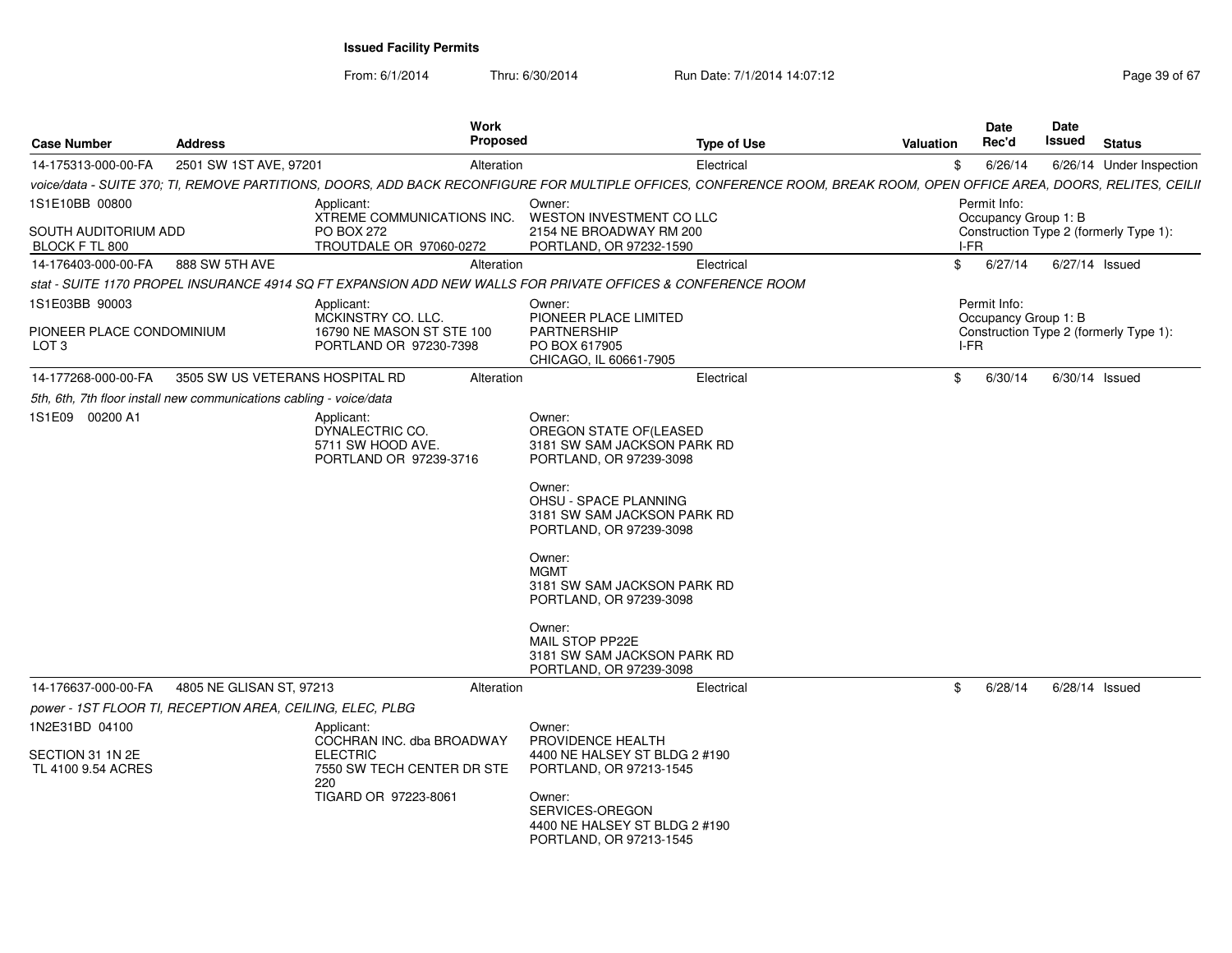**Issued Facility Permits**

From: 6/1/2014 Thru: 6/30/2014 Run Date: 7/1/2014 14:07:12

| Case Number | Address | Work Proposed | Type of Use | Valuation | Date Rec'd | Date Issued | Status |
|---|---|---|---|---|---|---|---|
| 14-175313-000-00-FA | 2501 SW 1ST AVE, 97201 | Alteration | Electrical | $ | 6/26/14 | 6/26/14 | Under Inspection |

*voice/data - SUITE 370; TI, REMOVE PARTITIONS, DOORS, ADD BACK RECONFIGURE FOR MULTIPLE OFFICES, CONFERENCE ROOM, BREAK ROOM, OPEN OFFICE AREA, DOORS, RELITES, CEILII*

1S1E10BB 00800

SOUTH AUDITORIUM ADD
BLOCK F TL 800

Applicant:
XTREME COMMUNICATIONS INC.
PO BOX 272
TROUTDALE OR 97060-0272

Owner:
WESTON INVESTMENT CO LLC
2154 NE BROADWAY RM 200
PORTLAND, OR 97232-1590

Permit Info:
Occupancy Group 1: B
Construction Type 2 (formerly Type 1): I-FR

| Case Number | Address | Work Proposed | Type of Use | Valuation | Date Rec'd | Date Issued | Status |
|---|---|---|---|---|---|---|---|
| 14-176403-000-00-FA | 888 SW 5TH AVE | Alteration | Electrical | $ | 6/27/14 | 6/27/14 | Issued |

*stat - SUITE 1170 PROPEL INSURANCE 4914 SQ FT EXPANSION ADD NEW WALLS FOR PRIVATE OFFICES & CONFERENCE ROOM*

1S1E03BB 90003

PIONEER PLACE CONDOMINIUM
LOT 3

Applicant:
MCKINSTRY CO. LLC.
16790 NE MASON ST STE 100
PORTLAND OR 97230-7398

Owner:
PIONEER PLACE LIMITED
PARTNERSHIP
PO BOX 617905
CHICAGO, IL 60661-7905

Permit Info:
Occupancy Group 1: B
Construction Type 2 (formerly Type 1): I-FR

| Case Number | Address | Work Proposed | Type of Use | Valuation | Date Rec'd | Date Issued | Status |
|---|---|---|---|---|---|---|---|
| 14-177268-000-00-FA | 3505 SW US VETERANS HOSPITAL RD | Alteration | Electrical | $ | 6/30/14 | 6/30/14 | Issued |

*5th, 6th, 7th floor install new communications cabling - voice/data*

1S1E09 00200 A1

Applicant:
DYNALECTRIC CO.
5711 SW HOOD AVE.
PORTLAND OR 97239-3716

Owner:
OREGON STATE OF(LEASED
3181 SW SAM JACKSON PARK RD
PORTLAND, OR 97239-3098

Owner:
OHSU - SPACE PLANNING
3181 SW SAM JACKSON PARK RD
PORTLAND, OR 97239-3098

Owner:
MGMT
3181 SW SAM JACKSON PARK RD
PORTLAND, OR 97239-3098

Owner:
MAIL STOP PP22E
3181 SW SAM JACKSON PARK RD
PORTLAND, OR 97239-3098

| Case Number | Address | Work Proposed | Type of Use | Valuation | Date Rec'd | Date Issued | Status |
|---|---|---|---|---|---|---|---|
| 14-176637-000-00-FA | 4805 NE GLISAN ST, 97213 | Alteration | Electrical | $ | 6/28/14 | 6/28/14 | Issued |

*power - 1ST FLOOR TI, RECEPTION AREA, CEILING, ELEC, PLBG*

1N2E31BD 04100

SECTION 31 1N 2E
TL 4100 9.54 ACRES

Applicant:
COCHRAN INC. dba BROADWAY ELECTRIC
7550 SW TECH CENTER DR STE 220
TIGARD OR 97223-8061

Owner:
PROVIDENCE HEALTH
4400 NE HALSEY ST BLDG 2 #190
PORTLAND, OR 97213-1545

Owner:
SERVICES-OREGON
4400 NE HALSEY ST BLDG 2 #190
PORTLAND, OR 97213-1545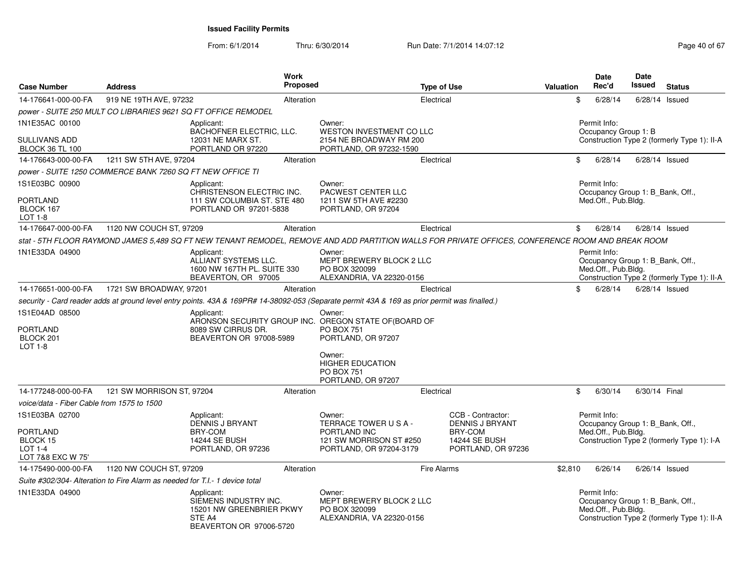**Issued Facility Permits**

From: 6/1/2014 Thru: 6/30/2014 Run Date: 7/1/2014 14:07:12

| Case Number | Address | Work Proposed | Type of Use | Valuation | Date Rec'd | Date Issued | Status |
|---|---|---|---|---|---|---|---|
| 14-176641-000-00-FA | 919 NE 19TH AVE, 97232 | Alteration | Electrical | $ | 6/28/14 | 6/28/14 | Issued |

*power - SUITE 250 MULT CO LIBRARIES 9621 SQ FT OFFICE REMODEL*

1N1E35AC 00100
SULLIVANS ADD
BLOCK 36 TL 100

Applicant:
BACHOFNER ELECTRIC, LLC.
12031 NE MARX ST.
PORTLAND OR 97220

Owner:
WESTON INVESTMENT CO LLC
2154 NE BROADWAY RM 200
PORTLAND, OR 97232-1590

Permit Info:
Occupancy Group 1: B
Construction Type 2 (formerly Type 1): II-A

| Case Number | Address | Work Proposed | Type of Use | Valuation | Date Rec'd | Date Issued | Status |
|---|---|---|---|---|---|---|---|
| 14-176643-000-00-FA | 1211 SW 5TH AVE, 97204 | Alteration | Electrical | $ | 6/28/14 | 6/28/14 | Issued |

*power - SUITE 1250 COMMERCE BANK 7260 SQ FT NEW OFFICE TI*

1S1E03BC 00900
PORTLAND
BLOCK 167
LOT 1-8

Applicant:
CHRISTENSON ELECTRIC INC.
111 SW COLUMBIA ST. STE 480
PORTLAND OR 97201-5838

Owner:
PACWEST CENTER LLC
1211 SW 5TH AVE #2230
PORTLAND, OR 97204

Permit Info:
Occupancy Group 1: B_Bank, Off., Med.Off., Pub.Bldg.

| Case Number | Address | Work Proposed | Type of Use | Valuation | Date Rec'd | Date Issued | Status |
|---|---|---|---|---|---|---|---|
| 14-176647-000-00-FA | 1120 NW COUCH ST, 97209 | Alteration | Electrical | $ | 6/28/14 | 6/28/14 | Issued |

*stat - 5TH FLOOR RAYMOND JAMES 5,489 SQ FT NEW TENANT REMODEL, REMOVE AND ADD PARTITION WALLS FOR PRIVATE OFFICES, CONFERENCE ROOM AND BREAK ROOM*

1N1E33DA 04900

Applicant:
ALLIANT SYSTEMS LLC.
1600 NW 167TH PL. SUITE 330
BEAVERTON, OR 97005

Owner:
MEPT BREWERY BLOCK 2 LLC
PO BOX 320099
ALEXANDRIA, VA 22320-0156

Permit Info:
Occupancy Group 1: B_Bank, Off., Med.Off., Pub.Bldg.
Construction Type 2 (formerly Type 1): II-A

| Case Number | Address | Work Proposed | Type of Use | Valuation | Date Rec'd | Date Issued | Status |
|---|---|---|---|---|---|---|---|
| 14-176651-000-00-FA | 1721 SW BROADWAY, 97201 | Alteration | Electrical | $ | 6/28/14 | 6/28/14 | Issued |

*security - Card reader adds at ground level entry points. 43A & 169PR# 14-38092-053 (Separate permit 43A & 169 as prior permit was finalled.)*

1S1E04AD 08500
PORTLAND
BLOCK 201
LOT 1-8

Applicant:
ARONSON SECURITY GROUP INC.
8089 SW CIRRUS DR.
BEAVERTON OR 97008-5989

Owner:
OREGON STATE OF(BOARD OF
PO BOX 751
PORTLAND, OR 97207

Owner:
HIGHER EDUCATION
PO BOX 751
PORTLAND, OR 97207

| Case Number | Address | Work Proposed | Type of Use | Valuation | Date Rec'd | Date Issued | Status |
|---|---|---|---|---|---|---|---|
| 14-177248-000-00-FA | 121 SW MORRISON ST, 97204 | Alteration | Electrical | $ | 6/30/14 | 6/30/14 | Final |

*voice/data - Fiber Cable from 1575 to 1500*

1S1E03BA 02700
PORTLAND
BLOCK 15
LOT 1-4
LOT 7&8 EXC W 75'

Applicant:
DENNIS J BRYANT
BRY-COM
14244 SE BUSH
PORTLAND, OR 97236

Owner:
TERRACE TOWER U S A -
PORTLAND INC
121 SW MORRISON ST #250
PORTLAND, OR 97204-3179

CCB - Contractor:
DENNIS J BRYANT
BRY-COM
14244 SE BUSH
PORTLAND, OR 97236

Permit Info:
Occupancy Group 1: B_Bank, Off., Med.Off., Pub.Bldg.
Construction Type 2 (formerly Type 1): I-A

| Case Number | Address | Work Proposed | Type of Use | Valuation | Date Rec'd | Date Issued | Status |
|---|---|---|---|---|---|---|---|
| 14-175490-000-00-FA | 1120 NW COUCH ST, 97209 | Alteration | Fire Alarms | $2,810 | 6/26/14 | 6/26/14 | Issued |

*Suite #302/304- Alteration to Fire Alarm as needed for T.I.- 1 device total*

1N1E33DA 04900

Applicant:
SIEMENS INDUSTRY INC.
15201 NW GREENBRIER PKWY
STE A4
BEAVERTON OR 97006-5720

Owner:
MEPT BREWERY BLOCK 2 LLC
PO BOX 320099
ALEXANDRIA, VA 22320-0156

Permit Info:
Occupancy Group 1: B_Bank, Off., Med.Off., Pub.Bldg.
Construction Type 2 (formerly Type 1): II-A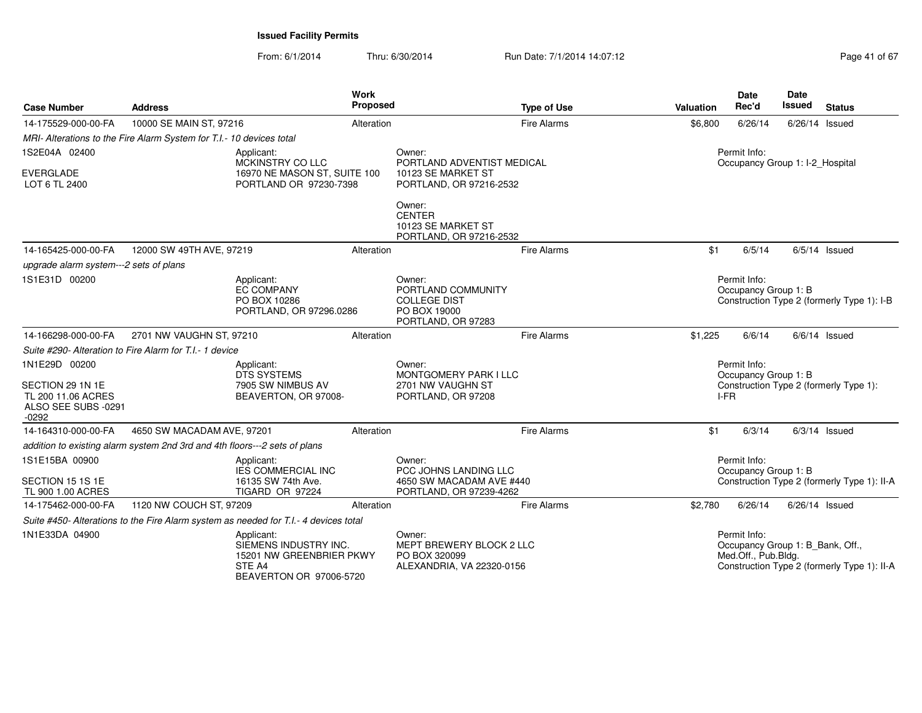**Issued Facility Permits**

From: 6/1/2014 Thru: 6/30/2014 Run Date: 7/1/2014 14:07:12

| Case Number | Address | Work Proposed | Type of Use | Valuation | Date Rec'd | Date Issued | Status |
|---|---|---|---|---|---|---|---|
| 14-175529-000-00-FA | 10000 SE MAIN ST, 97216 | Alteration | Fire Alarms | $6,800 | 6/26/14 | 6/26/14 | Issued |

*MRI- Alterations to the Fire Alarm System for T.I.- 10 devices total*

1S2E04A 02400
EVERGLADE
LOT 6 TL 2400

Applicant:
MCKINSTRY CO LLC
16970 NE MASON ST, SUITE 100
PORTLAND OR 97230-7398

Owner:
PORTLAND ADVENTIST MEDICAL
10123 SE MARKET ST
PORTLAND, OR 97216-2532

Owner:
CENTER
10123 SE MARKET ST
PORTLAND, OR 97216-2532

Permit Info:
Occupancy Group 1: I-2_Hospital

| Case Number | Address | Work Proposed | Type of Use | Valuation | Date Rec'd | Date Issued | Status |
|---|---|---|---|---|---|---|---|
| 14-165425-000-00-FA | 12000 SW 49TH AVE, 97219 | Alteration | Fire Alarms | $1 | 6/5/14 | 6/5/14 | Issued |

*upgrade alarm system---2 sets of plans*

1S1E31D 00200

Applicant:
EC COMPANY
PO BOX 10286
PORTLAND, OR 97296.0286

Owner:
PORTLAND COMMUNITY
COLLEGE DIST
PO BOX 19000
PORTLAND, OR 97283

Permit Info:
Occupancy Group 1: B
Construction Type 2 (formerly Type 1): I-B

| Case Number | Address | Work Proposed | Type of Use | Valuation | Date Rec'd | Date Issued | Status |
|---|---|---|---|---|---|---|---|
| 14-166298-000-00-FA | 2701 NW VAUGHN ST, 97210 | Alteration | Fire Alarms | $1,225 | 6/6/14 | 6/6/14 | Issued |

*Suite #290- Alteration to Fire Alarm for T.I.- 1 device*

1N1E29D 00200
SECTION 29 1N 1E
TL 200 11.06 ACRES
ALSO SEE SUBS -0291 -0292

Applicant:
DTS SYSTEMS
7905 SW NIMBUS AV
BEAVERTON, OR 97008-

Owner:
MONTGOMERY PARK I LLC
2701 NW VAUGHN ST
PORTLAND, OR 97208

Permit Info:
Occupancy Group 1: B
Construction Type 2 (formerly Type 1): I-FR

| Case Number | Address | Work Proposed | Type of Use | Valuation | Date Rec'd | Date Issued | Status |
|---|---|---|---|---|---|---|---|
| 14-164310-000-00-FA | 4650 SW MACADAM AVE, 97201 | Alteration | Fire Alarms | $1 | 6/3/14 | 6/3/14 | Issued |

*addition to existing alarm system 2nd 3rd and 4th floors---2 sets of plans*

1S1E15BA 00900
SECTION 15 1S 1E
TL 900 1.00 ACRES

Applicant:
IES COMMERCIAL INC
16135 SW 74th Ave.
TIGARD OR 97224

Owner:
PCC JOHNS LANDING LLC
4650 SW MACADAM AVE #440
PORTLAND, OR 97239-4262

Permit Info:
Occupancy Group 1: B
Construction Type 2 (formerly Type 1): II-A

| Case Number | Address | Work Proposed | Type of Use | Valuation | Date Rec'd | Date Issued | Status |
|---|---|---|---|---|---|---|---|
| 14-175462-000-00-FA | 1120 NW COUCH ST, 97209 | Alteration | Fire Alarms | $2,780 | 6/26/14 | 6/26/14 | Issued |

*Suite #450- Alterations to the Fire Alarm system as needed for T.I.- 4 devices total*

1N1E33DA 04900

Applicant:
SIEMENS INDUSTRY INC.
15201 NW GREENBRIER PKWY
STE A4
BEAVERTON OR 97006-5720

Owner:
MEPT BREWERY BLOCK 2 LLC
PO BOX 320099
ALEXANDRIA, VA 22320-0156

Permit Info:
Occupancy Group 1: B_Bank, Off., Med.Off., Pub.Bldg.
Construction Type 2 (formerly Type 1): II-A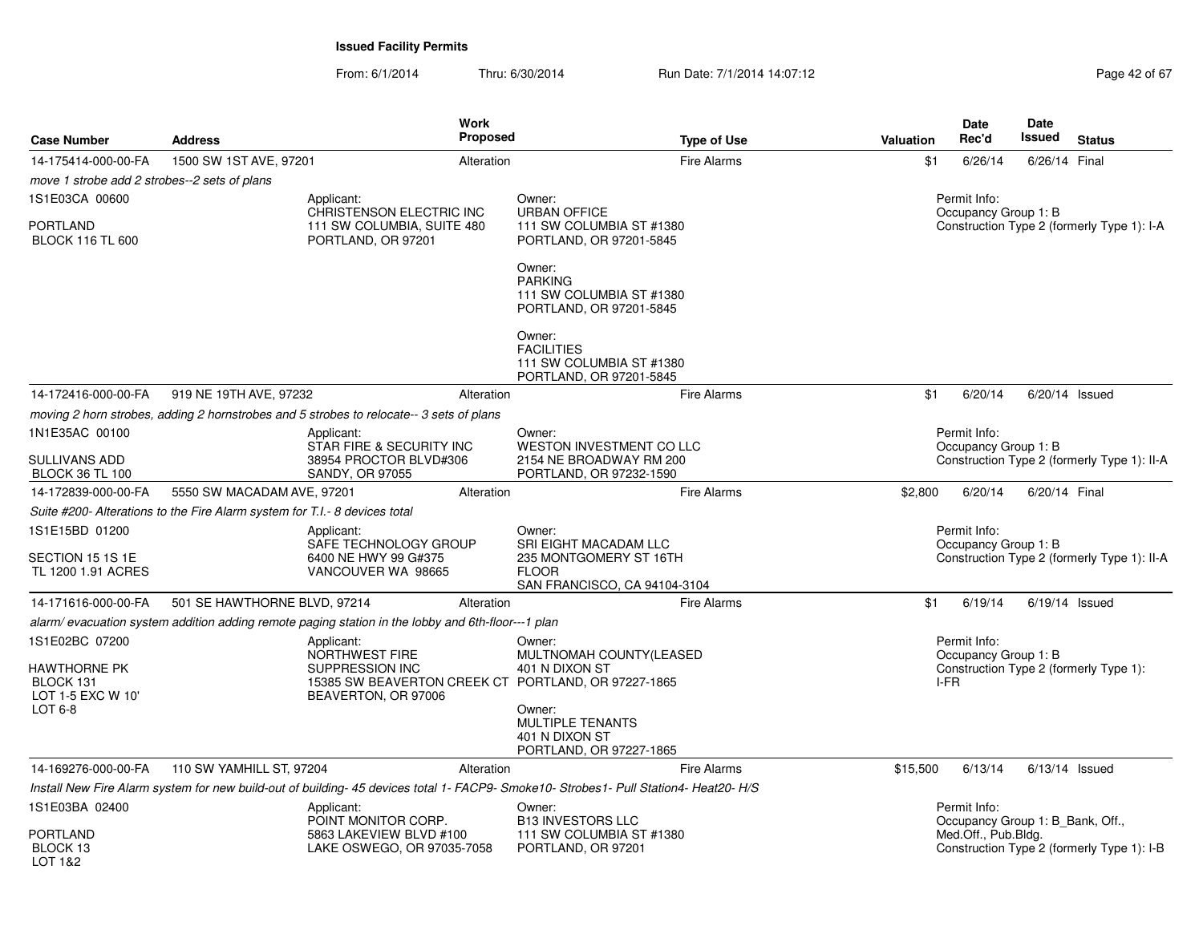**Issued Facility Permits**

From: 6/1/2014 Thru: 6/30/2014 Run Date: 7/1/2014 14:07:12

| Case Number | Address | Work Proposed | Type of Use | Valuation | Date Rec'd | Date Issued | Status |
|---|---|---|---|---|---|---|---|
| 14-175414-000-00-FA | 1500 SW 1ST AVE, 97201 | Alteration | Fire Alarms | $1 | 6/26/14 | 6/26/14 | Final |

*move 1 strobe add 2 strobes--2 sets of plans*

1S1E03CA 00600
PORTLAND
BLOCK 116 TL 600

Applicant:
CHRISTENSON ELECTRIC INC
111 SW COLUMBIA, SUITE 480
PORTLAND, OR 97201

Owner:
URBAN OFFICE
111 SW COLUMBIA ST #1380
PORTLAND, OR 97201-5845

Owner:
PARKING
111 SW COLUMBIA ST #1380
PORTLAND, OR 97201-5845

Owner:
FACILITIES
111 SW COLUMBIA ST #1380
PORTLAND, OR 97201-5845

Permit Info:
Occupancy Group 1: B
Construction Type 2 (formerly Type 1): I-A

| Case Number | Address | Work Proposed | Type of Use | Valuation | Date Rec'd | Date Issued | Status |
|---|---|---|---|---|---|---|---|
| 14-172416-000-00-FA | 919 NE 19TH AVE, 97232 | Alteration | Fire Alarms | $1 | 6/20/14 | 6/20/14 | Issued |

*moving 2 horn strobes, adding 2 hornstrobes and 5 strobes to relocate-- 3 sets of plans*

1N1E35AC 00100
SULLIVANS ADD
BLOCK 36 TL 100

Applicant:
STAR FIRE & SECURITY INC
38954 PROCTOR BLVD#306
SANDY, OR 97055

Owner:
WESTON INVESTMENT CO LLC
2154 NE BROADWAY RM 200
PORTLAND, OR 97232-1590

Permit Info:
Occupancy Group 1: B
Construction Type 2 (formerly Type 1): II-A

| Case Number | Address | Work Proposed | Type of Use | Valuation | Date Rec'd | Date Issued | Status |
|---|---|---|---|---|---|---|---|
| 14-172839-000-00-FA | 5550 SW MACADAM AVE, 97201 | Alteration | Fire Alarms | $2,800 | 6/20/14 | 6/20/14 | Final |

*Suite #200- Alterations to the Fire Alarm system for T.I.- 8 devices total*

1S1E15BD 01200
SECTION 15 1S 1E
TL 1200 1.91 ACRES

Applicant:
SAFE TECHNOLOGY GROUP
6400 NE HWY 99 G#375
VANCOUVER WA 98665

Owner:
SRI EIGHT MACADAM LLC
235 MONTGOMERY ST 16TH FLOOR
SAN FRANCISCO, CA 94104-3104

Permit Info:
Occupancy Group 1: B
Construction Type 2 (formerly Type 1): II-A

| Case Number | Address | Work Proposed | Type of Use | Valuation | Date Rec'd | Date Issued | Status |
|---|---|---|---|---|---|---|---|
| 14-171616-000-00-FA | 501 SE HAWTHORNE BLVD, 97214 | Alteration | Fire Alarms | $1 | 6/19/14 | 6/19/14 | Issued |

*alarm/ evacuation system addition adding remote paging station in the lobby and 6th-floor---1 plan*

1S1E02BC 07200
HAWTHORNE PK
BLOCK 131
LOT 1-5 EXC W 10'
LOT 6-8

Applicant:
NORTHWEST FIRE SUPPRESSION INC
15385 SW BEAVERTON CREEK CT
BEAVERTON, OR 97006

Owner:
MULTNOMAH COUNTY(LEASED
401 N DIXON ST
PORTLAND, OR 97227-1865

Owner:
MULTIPLE TENANTS
401 N DIXON ST
PORTLAND, OR 97227-1865

Permit Info:
Occupancy Group 1: B
Construction Type 2 (formerly Type 1): I-FR

| Case Number | Address | Work Proposed | Type of Use | Valuation | Date Rec'd | Date Issued | Status |
|---|---|---|---|---|---|---|---|
| 14-169276-000-00-FA | 110 SW YAMHILL ST, 97204 | Alteration | Fire Alarms | $15,500 | 6/13/14 | 6/13/14 | Issued |

*Install New Fire Alarm system for new build-out of building- 45 devices total 1- FACP9- Smoke10- Strobes1- Pull Station4- Heat20- H/S*

1S1E03BA 02400
PORTLAND
BLOCK 13
LOT 1&2

Applicant:
POINT MONITOR CORP.
5863 LAKEVIEW BLVD #100
LAKE OSWEGO, OR 97035-7058

Owner:
B13 INVESTORS LLC
111 SW COLUMBIA ST #1380
PORTLAND, OR 97201

Permit Info:
Occupancy Group 1: B_Bank, Off., Med.Off., Pub.Bldg.
Construction Type 2 (formerly Type 1): I-B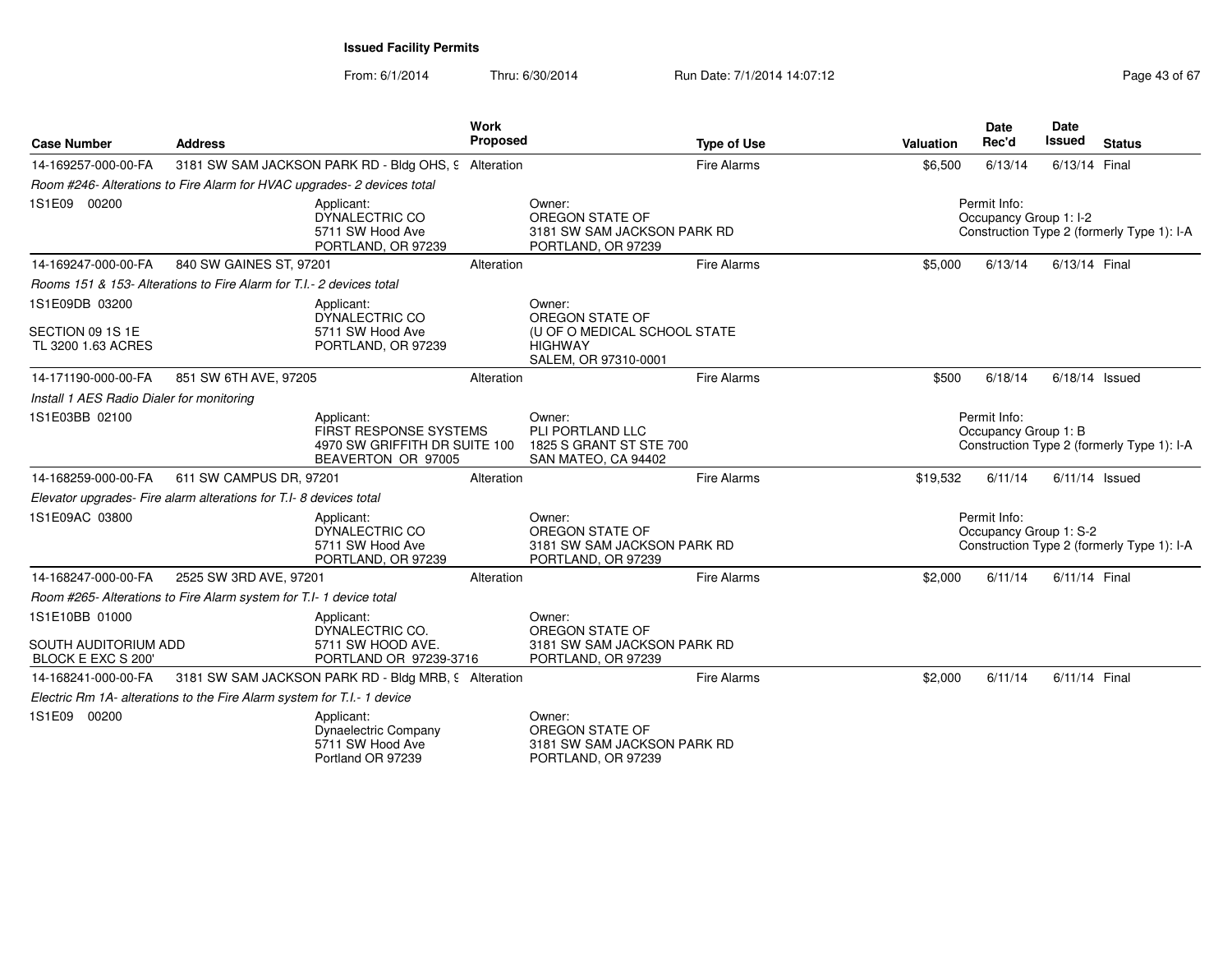**Issued Facility Permits**

From: 6/1/2014 Thru: 6/30/2014 Run Date: 7/1/2014 14:07:12

| Case Number | Address | Work Proposed | Type of Use | Valuation | Date Rec'd | Date Issued | Status |
|---|---|---|---|---|---|---|---|
| 14-169257-000-00-FA | 3181 SW SAM JACKSON PARK RD - Bldg OHS, 9 | Alteration | Fire Alarms | $6,500 | 6/13/14 | 6/13/14 | Final |
| *Room #246- Alterations to Fire Alarm for HVAC upgrades- 2 devices total* | | | | | | | |
| 1S1E09 00200 | Applicant: DYNALECTRIC CO 5711 SW Hood Ave PORTLAND, OR 97239 | | Owner: OREGON STATE OF 3181 SW SAM JACKSON PARK RD PORTLAND, OR 97239 | | Permit Info: Occupancy Group 1: I-2 Construction Type 2 (formerly Type 1): I-A | | |
| 14-169247-000-00-FA | 840 SW GAINES ST, 97201 | Alteration | Fire Alarms | $5,000 | 6/13/14 | 6/13/14 | Final |
| *Rooms 151 & 153- Alterations to Fire Alarm for T.I.- 2 devices total* | | | | | | | |
| 1S1E09DB 03200 SECTION 09 1S 1E TL 3200 1.63 ACRES | Applicant: DYNALECTRIC CO 5711 SW Hood Ave PORTLAND, OR 97239 | | Owner: OREGON STATE OF (U OF O MEDICAL SCHOOL STATE HIGHWAY SALEM, OR 97310-0001 | | | | |
| 14-171190-000-00-FA | 851 SW 6TH AVE, 97205 | Alteration | Fire Alarms | $500 | 6/18/14 | 6/18/14 | Issued |
| *Install 1 AES Radio Dialer for monitoring* | | | | | | | |
| 1S1E03BB 02100 | Applicant: FIRST RESPONSE SYSTEMS 4970 SW GRIFFITH DR SUITE 100 BEAVERTON OR 97005 | | Owner: PLI PORTLAND LLC 1825 S GRANT ST STE 700 SAN MATEO, CA 94402 | | Permit Info: Occupancy Group 1: B Construction Type 2 (formerly Type 1): I-A | | |
| 14-168259-000-00-FA | 611 SW CAMPUS DR, 97201 | Alteration | Fire Alarms | $19,532 | 6/11/14 | 6/11/14 | Issued |
| *Elevator upgrades- Fire alarm alterations for T.I- 8 devices total* | | | | | | | |
| 1S1E09AC 03800 | Applicant: DYNALECTRIC CO 5711 SW Hood Ave PORTLAND, OR 97239 | | Owner: OREGON STATE OF 3181 SW SAM JACKSON PARK RD PORTLAND, OR 97239 | | Permit Info: Occupancy Group 1: S-2 Construction Type 2 (formerly Type 1): I-A | | |
| 14-168247-000-00-FA | 2525 SW 3RD AVE, 97201 | Alteration | Fire Alarms | $2,000 | 6/11/14 | 6/11/14 | Final |
| *Room #265- Alterations to Fire Alarm system for T.I- 1 device total* | | | | | | | |
| 1S1E10BB 01000 SOUTH AUDITORIUM ADD BLOCK E EXC S 200' | Applicant: DYNALECTRIC CO. 5711 SW HOOD AVE. PORTLAND OR 97239-3716 | | Owner: OREGON STATE OF 3181 SW SAM JACKSON PARK RD PORTLAND, OR 97239 | | | | |
| 14-168241-000-00-FA | 3181 SW SAM JACKSON PARK RD - Bldg MRB, 9 | Alteration | Fire Alarms | $2,000 | 6/11/14 | 6/11/14 | Final |
| *Electric Rm 1A- alterations to the Fire Alarm system for T.I.- 1 device* | | | | | | | |
| 1S1E09 00200 | Applicant: Dynaelectric Company 5711 SW Hood Ave Portland OR 97239 | | Owner: OREGON STATE OF 3181 SW SAM JACKSON PARK RD PORTLAND, OR 97239 | | | | |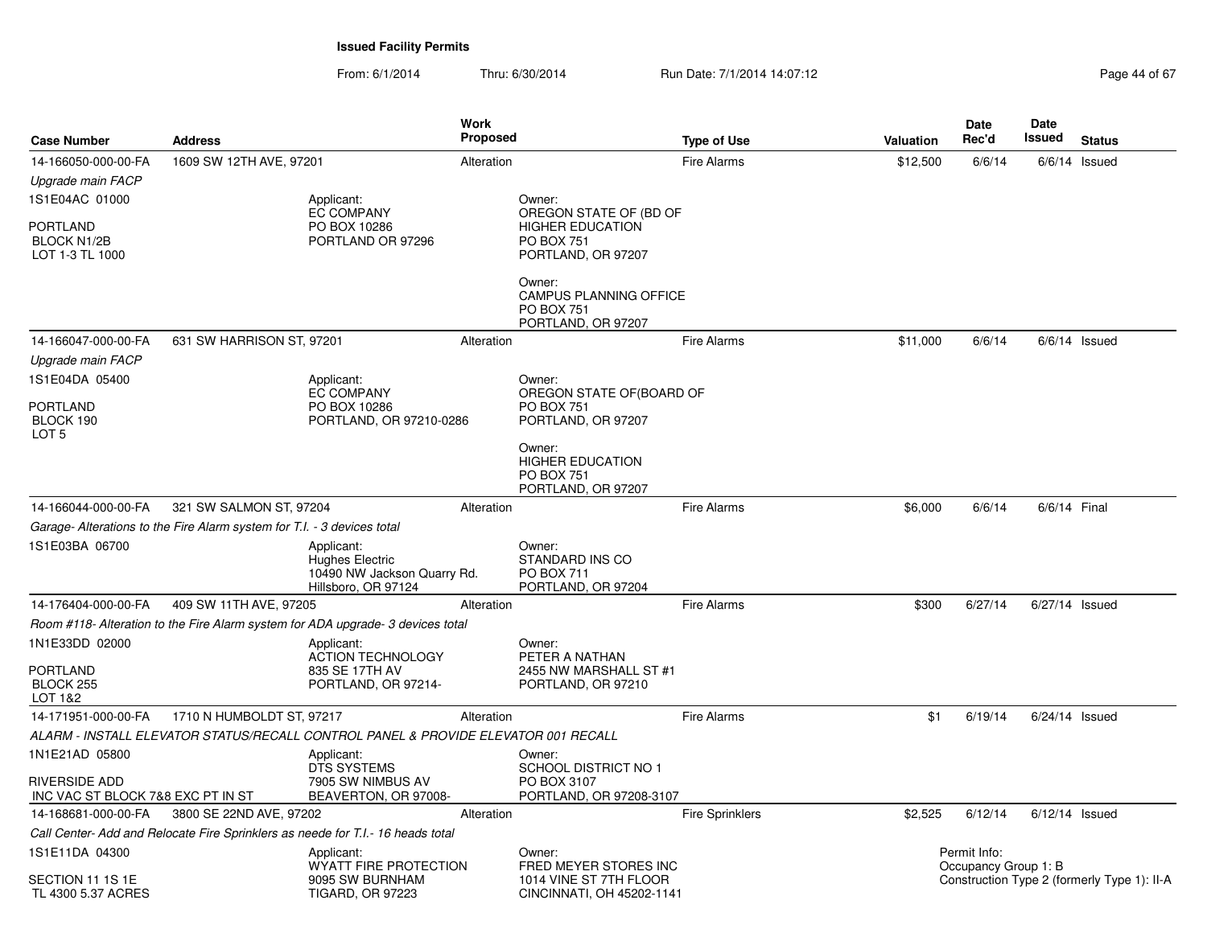**Issued Facility Permits**

From: 6/1/2014 Thru: 6/30/2014 Run Date: 7/1/2014 14:07:12

| Case Number | Address | Work Proposed | Type of Use | Valuation | Date Rec'd | Date Issued | Status |
|---|---|---|---|---|---|---|---|
| 14-166050-000-00-FA | 1609 SW 12TH AVE, 97201 | Alteration | Fire Alarms | $12,500 | 6/6/14 | 6/6/14 | Issued |

*Upgrade main FACP*

1S1E04AC 01000

PORTLAND
BLOCK N1/2B
LOT 1-3 TL 1000

Applicant:
EC COMPANY
PO BOX 10286
PORTLAND OR 97296

Owner:
OREGON STATE OF (BD OF
HIGHER EDUCATION
PO BOX 751
PORTLAND, OR 97207

Owner:
CAMPUS PLANNING OFFICE
PO BOX 751
PORTLAND, OR 97207

| Case Number | Address | Work Proposed | Type of Use | Valuation | Date Rec'd | Date Issued | Status |
|---|---|---|---|---|---|---|---|
| 14-166047-000-00-FA | 631 SW HARRISON ST, 97201 | Alteration | Fire Alarms | $11,000 | 6/6/14 | 6/6/14 | Issued |

*Upgrade main FACP*

1S1E04DA 05400

PORTLAND
BLOCK 190
LOT 5

Applicant:
EC COMPANY
PO BOX 10286
PORTLAND, OR 97210-0286

Owner:
OREGON STATE OF(BOARD OF
PO BOX 751
PORTLAND, OR 97207

Owner:
HIGHER EDUCATION
PO BOX 751
PORTLAND, OR 97207

| Case Number | Address | Work Proposed | Type of Use | Valuation | Date Rec'd | Date Issued | Status |
|---|---|---|---|---|---|---|---|
| 14-166044-000-00-FA | 321 SW SALMON ST, 97204 | Alteration | Fire Alarms | $6,000 | 6/6/14 | 6/6/14 | Final |

*Garage- Alterations to the Fire Alarm system for T.I. - 3 devices total*

1S1E03BA 06700

Applicant:
Hughes Electric
10490 NW Jackson Quarry Rd.
Hillsboro, OR 97124

Owner:
STANDARD INS CO
PO BOX 711
PORTLAND, OR 97204

| Case Number | Address | Work Proposed | Type of Use | Valuation | Date Rec'd | Date Issued | Status |
|---|---|---|---|---|---|---|---|
| 14-176404-000-00-FA | 409 SW 11TH AVE, 97205 | Alteration | Fire Alarms | $300 | 6/27/14 | 6/27/14 | Issued |

*Room #118- Alteration to the Fire Alarm system for ADA upgrade- 3 devices total*

1N1E33DD 02000

PORTLAND
BLOCK 255
LOT 1&2

Applicant:
ACTION TECHNOLOGY
835 SE 17TH AV
PORTLAND, OR 97214-

Owner:
PETER A NATHAN
2455 NW MARSHALL ST #1
PORTLAND, OR 97210

| Case Number | Address | Work Proposed | Type of Use | Valuation | Date Rec'd | Date Issued | Status |
|---|---|---|---|---|---|---|---|
| 14-171951-000-00-FA | 1710 N HUMBOLDT ST, 97217 | Alteration | Fire Alarms | $1 | 6/19/14 | 6/24/14 | Issued |

*ALARM - INSTALL ELEVATOR STATUS/RECALL CONTROL PANEL & PROVIDE ELEVATOR 001 RECALL*

1N1E21AD 05800

RIVERSIDE ADD
INC VAC ST BLOCK 7&8 EXC PT IN ST

Applicant:
DTS SYSTEMS
7905 SW NIMBUS AV
BEAVERTON, OR 97008-

Owner:
SCHOOL DISTRICT NO 1
PO BOX 3107
PORTLAND, OR 97208-3107

| Case Number | Address | Work Proposed | Type of Use | Valuation | Date Rec'd | Date Issued | Status |
|---|---|---|---|---|---|---|---|
| 14-168681-000-00-FA | 3800 SE 22ND AVE, 97202 | Alteration | Fire Sprinklers | $2,525 | 6/12/14 | 6/12/14 | Issued |

*Call Center- Add and Relocate Fire Sprinklers as neede for T.I.- 16 heads total*

1S1E11DA 04300

SECTION 11 1S 1E
TL 4300 5.37 ACRES

Applicant:
WYATT FIRE PROTECTION
9095 SW BURNHAM
TIGARD, OR 97223

Owner:
FRED MEYER STORES INC
1014 VINE ST 7TH FLOOR
CINCINNATI, OH 45202-1141

Permit Info:
Occupancy Group 1: B
Construction Type 2 (formerly Type 1): II-A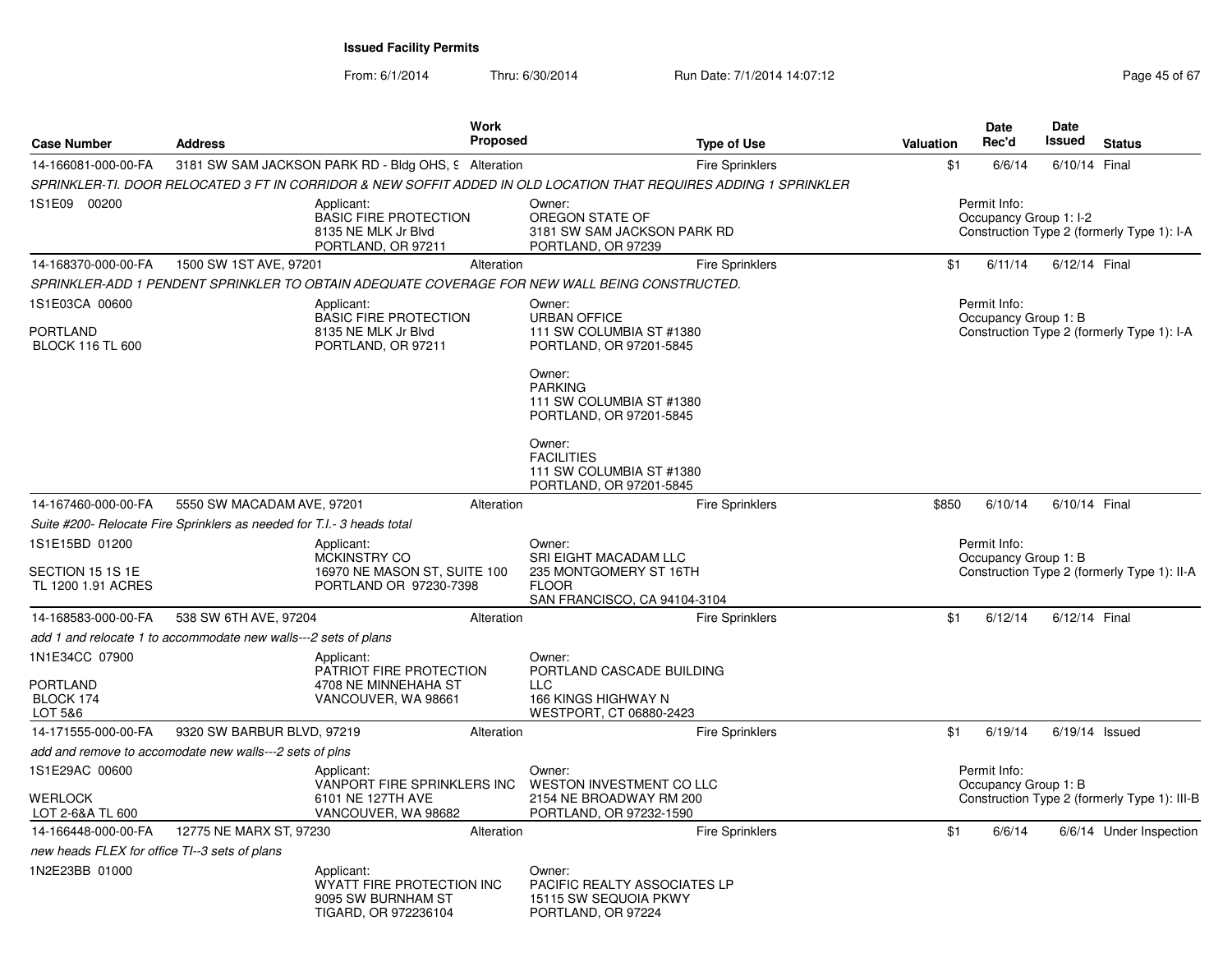**Issued Facility Permits**

From: 6/1/2014 Thru: 6/30/2014 Run Date: 7/1/2014 14:07:12

| Case Number | Address | Work Proposed | Type of Use | Valuation | Date Rec'd | Date Issued | Status |
|---|---|---|---|---|---|---|---|
| 14-166081-000-00-FA | 3181 SW SAM JACKSON PARK RD - Bldg OHS, 9 | Alteration | Fire Sprinklers | $1 | 6/6/14 | 6/10/14 | Final |

*SPRINKLER-TI. DOOR RELOCATED 3 FT IN CORRIDOR & NEW SOFFIT ADDED IN OLD LOCATION THAT REQUIRES ADDING 1 SPRINKLER*

1S1E09 00200

Applicant:
BASIC FIRE PROTECTION
8135 NE MLK Jr Blvd
PORTLAND, OR 97211

Owner:
OREGON STATE OF
3181 SW SAM JACKSON PARK RD
PORTLAND, OR 97239

Permit Info:
Occupancy Group 1: I-2
Construction Type 2 (formerly Type 1): I-A

| Case Number | Address | Work Proposed | Type of Use | Valuation | Date Rec'd | Date Issued | Status |
|---|---|---|---|---|---|---|---|
| 14-168370-000-00-FA | 1500 SW 1ST AVE, 97201 | Alteration | Fire Sprinklers | $1 | 6/11/14 | 6/12/14 | Final |

*SPRINKLER-ADD 1 PENDENT SPRINKLER TO OBTAIN ADEQUATE COVERAGE FOR NEW WALL BEING CONSTRUCTED.*

1S1E03CA 00600

PORTLAND
BLOCK 116 TL 600

Applicant:
BASIC FIRE PROTECTION
8135 NE MLK Jr Blvd
PORTLAND, OR 97211

Owner:
URBAN OFFICE
111 SW COLUMBIA ST #1380
PORTLAND, OR 97201-5845

Owner:
PARKING
111 SW COLUMBIA ST #1380
PORTLAND, OR 97201-5845

Owner:
FACILITIES
111 SW COLUMBIA ST #1380
PORTLAND, OR 97201-5845

Permit Info:
Occupancy Group 1: B
Construction Type 2 (formerly Type 1): I-A

| Case Number | Address | Work Proposed | Type of Use | Valuation | Date Rec'd | Date Issued | Status |
|---|---|---|---|---|---|---|---|
| 14-167460-000-00-FA | 5550 SW MACADAM AVE, 97201 | Alteration | Fire Sprinklers | $850 | 6/10/14 | 6/10/14 | Final |

*Suite #200- Relocate Fire Sprinklers as needed for T.I.- 3 heads total*

1S1E15BD 01200

SECTION 15 1S 1E
TL 1200 1.91 ACRES

Applicant:
MCKINSTRY CO
16970 NE MASON ST, SUITE 100
PORTLAND OR 97230-7398

Owner:
SRI EIGHT MACADAM LLC
235 MONTGOMERY ST 16TH
FLOOR
SAN FRANCISCO, CA 94104-3104

Permit Info:
Occupancy Group 1: B
Construction Type 2 (formerly Type 1): II-A

| Case Number | Address | Work Proposed | Type of Use | Valuation | Date Rec'd | Date Issued | Status |
|---|---|---|---|---|---|---|---|
| 14-168583-000-00-FA | 538 SW 6TH AVE, 97204 | Alteration | Fire Sprinklers | $1 | 6/12/14 | 6/12/14 | Final |

*add 1 and relocate 1 to accommodate new walls---2 sets of plans*

1N1E34CC 07900

PORTLAND
BLOCK 174
LOT 5&6

Applicant:
PATRIOT FIRE PROTECTION
4708 NE MINNEHAHA ST
VANCOUVER, WA 98661

Owner:
PORTLAND CASCADE BUILDING
LLC
166 KINGS HIGHWAY N
WESTPORT, CT 06880-2423

| Case Number | Address | Work Proposed | Type of Use | Valuation | Date Rec'd | Date Issued | Status |
|---|---|---|---|---|---|---|---|
| 14-171555-000-00-FA | 9320 SW BARBUR BLVD, 97219 | Alteration | Fire Sprinklers | $1 | 6/19/14 | 6/19/14 | Issued |

*add and remove to accomodate new walls---2 sets of plns*

1S1E29AC 00600

WERLOCK
LOT 2-6&A TL 600

Applicant:
VANPORT FIRE SPRINKLERS INC
6101 NE 127TH AVE
VANCOUVER, WA 98682

Owner:
WESTON INVESTMENT CO LLC
2154 NE BROADWAY RM 200
PORTLAND, OR 97232-1590

Permit Info:
Occupancy Group 1: B
Construction Type 2 (formerly Type 1): III-B

| Case Number | Address | Work Proposed | Type of Use | Valuation | Date Rec'd | Date Issued | Status |
|---|---|---|---|---|---|---|---|
| 14-166448-000-00-FA | 12775 NE MARX ST, 97230 | Alteration | Fire Sprinklers | $1 | 6/6/14 | 6/6/14 | Under Inspection |

*new heads FLEX for office TI--3 sets of plans*

1N2E23BB 01000

Applicant:
WYATT FIRE PROTECTION INC
9095 SW BURNHAM ST
TIGARD, OR 972236104

Owner:
PACIFIC REALTY ASSOCIATES LP
15115 SW SEQUOIA PKWY
PORTLAND, OR 97224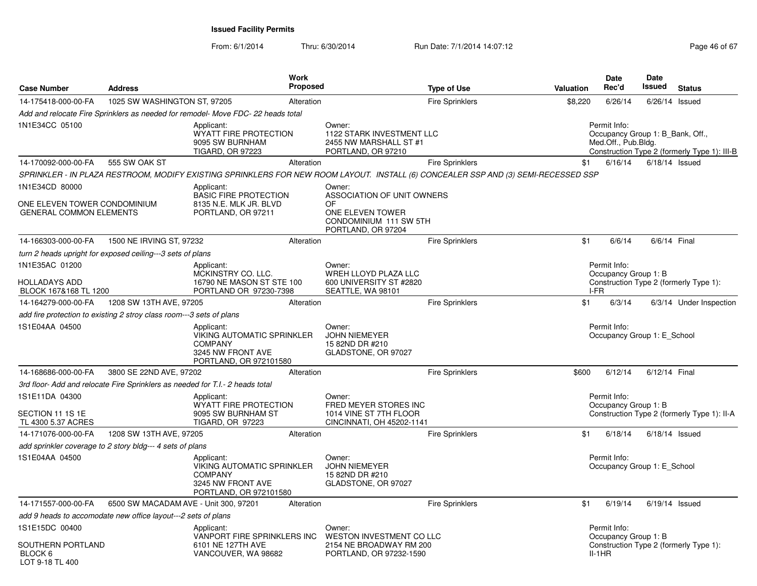**Issued Facility Permits**

From: 6/1/2014 Thru: 6/30/2014 Run Date: 7/1/2014 14:07:12

| Case Number | Address | Work Proposed | Type of Use | Valuation | Date Rec'd | Date Issued | Status |
|---|---|---|---|---|---|---|---|
| 14-175418-000-00-FA | 1025 SW WASHINGTON ST, 97205 | Alteration | Fire Sprinklers | $8,220 | 6/26/14 | 6/26/14 | Issued |

*Add and relocate Fire Sprinklers as needed for remodel- Move FDC- 22 heads total*

1N1E34CC 05100

Applicant: WYATT FIRE PROTECTION, 9095 SW BURNHAM, TIGARD, OR 97223

Owner: 1122 STARK INVESTMENT LLC, 2455 NW MARSHALL ST #1, PORTLAND, OR 97210

Permit Info: Occupancy Group 1: B_Bank, Off., Med.Off., Pub.Bldg. Construction Type 2 (formerly Type 1): III-B

---

| Case Number | Address | Work Proposed | Type of Use | Valuation | Date Rec'd | Date Issued | Status |
|---|---|---|---|---|---|---|---|
| 14-170092-000-00-FA | 555 SW OAK ST | Alteration | Fire Sprinklers | $1 | 6/16/14 | 6/18/14 | Issued |

*SPRINKLER - IN PLAZA RESTROOM, MODIFY EXISTING SPRINKLERS FOR NEW ROOM LAYOUT. INSTALL (6) CONCEALER SSP AND (3) SEMI-RECESSED SSP*

1N1E34CD 80000

ONE ELEVEN TOWER CONDOMINIUM GENERAL COMMON ELEMENTS

Applicant: BASIC FIRE PROTECTION, 8135 N.E. MLK JR. BLVD, PORTLAND, OR 97211

Owner: ASSOCIATION OF UNIT OWNERS OF ONE ELEVEN TOWER CONDOMINIUM 111 SW 5TH, PORTLAND, OR 97204

---

| Case Number | Address | Work Proposed | Type of Use | Valuation | Date Rec'd | Date Issued | Status |
|---|---|---|---|---|---|---|---|
| 14-166303-000-00-FA | 1500 NE IRVING ST, 97232 | Alteration | Fire Sprinklers | $1 | 6/6/14 | 6/6/14 | Final |

*turn 2 heads upright for exposed ceiling---3 sets of plans*

1N1E35AC 01200

HOLLADAYS ADD BLOCK 167&168 TL 1200

Applicant: MCKINSTRY CO. LLC., 16790 NE MASON ST STE 100, PORTLAND OR 97230-7398

Owner: WREH LLOYD PLAZA LLC, 600 UNIVERSITY ST #2820, SEATTLE, WA 98101

Permit Info: Occupancy Group 1: B Construction Type 2 (formerly Type 1): I-FR

---

| Case Number | Address | Work Proposed | Type of Use | Valuation | Date Rec'd | Date Issued | Status |
|---|---|---|---|---|---|---|---|
| 14-164279-000-00-FA | 1208 SW 13TH AVE, 97205 | Alteration | Fire Sprinklers | $1 | 6/3/14 | 6/3/14 | Under Inspection |

*add fire protection to existing 2 stroy class room---3 sets of plans*

1S1E04AA 04500

Applicant: VIKING AUTOMATIC SPRINKLER COMPANY, 3245 NW FRONT AVE, PORTLAND, OR 972101580

Owner: JOHN NIEMEYER, 15 82ND DR #210, GLADSTONE, OR 97027

Permit Info: Occupancy Group 1: E_School

---

| Case Number | Address | Work Proposed | Type of Use | Valuation | Date Rec'd | Date Issued | Status |
|---|---|---|---|---|---|---|---|
| 14-168686-000-00-FA | 3800 SE 22ND AVE, 97202 | Alteration | Fire Sprinklers | $600 | 6/12/14 | 6/12/14 | Final |

*3rd floor- Add and relocate Fire Sprinklers as needed for T.I.- 2 heads total*

1S1E11DA 04300

SECTION 11 1S 1E TL 4300 5.37 ACRES

Applicant: WYATT FIRE PROTECTION, 9095 SW BURNHAM ST, TIGARD, OR 97223

Owner: FRED MEYER STORES INC, 1014 VINE ST 7TH FLOOR, CINCINNATI, OH 45202-1141

Permit Info: Occupancy Group 1: B Construction Type 2 (formerly Type 1): II-A

---

| Case Number | Address | Work Proposed | Type of Use | Valuation | Date Rec'd | Date Issued | Status |
|---|---|---|---|---|---|---|---|
| 14-171076-000-00-FA | 1208 SW 13TH AVE, 97205 | Alteration | Fire Sprinklers | $1 | 6/18/14 | 6/18/14 | Issued |

*add sprinkler coverage to 2 story bldg--- 4 sets of plans*

1S1E04AA 04500

Applicant: VIKING AUTOMATIC SPRINKLER COMPANY, 3245 NW FRONT AVE, PORTLAND, OR 972101580

Owner: JOHN NIEMEYER, 15 82ND DR #210, GLADSTONE, OR 97027

Permit Info: Occupancy Group 1: E_School

---

| Case Number | Address | Work Proposed | Type of Use | Valuation | Date Rec'd | Date Issued | Status |
|---|---|---|---|---|---|---|---|
| 14-171557-000-00-FA | 6500 SW MACADAM AVE - Unit 300, 97201 | Alteration | Fire Sprinklers | $1 | 6/19/14 | 6/19/14 | Issued |

*add 9 heads to accomodate new office layout---2 sets of plans*

1S1E15DC 00400

SOUTHERN PORTLAND BLOCK 6 LOT 9-18 TL 400

Applicant: VANPORT FIRE SPRINKLERS INC, 6101 NE 127TH AVE, VANCOUVER, WA 98682

Owner: WESTON INVESTMENT CO LLC, 2154 NE BROADWAY RM 200, PORTLAND, OR 97232-1590

Permit Info: Occupancy Group 1: B Construction Type 2 (formerly Type 1): II-1HR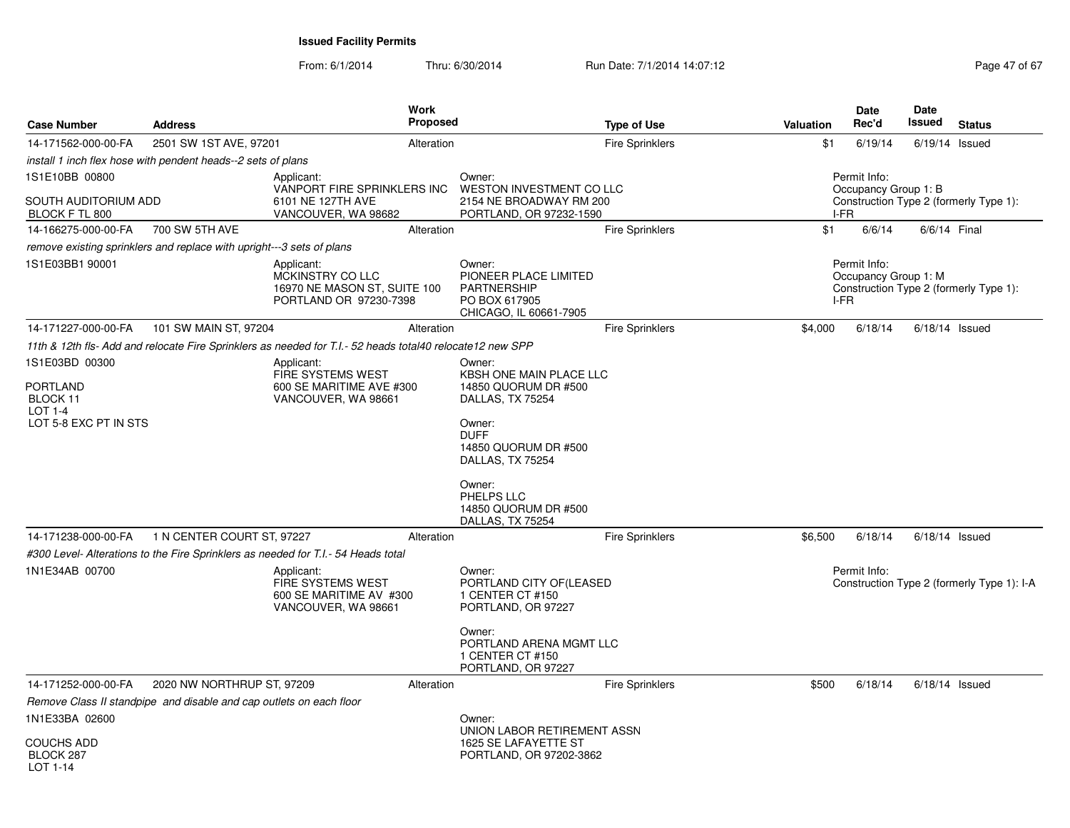**Issued Facility Permits**

From: 6/1/2014 Thru: 6/30/2014 Run Date: 7/1/2014 14:07:12

| Case Number | Address | Work Proposed | Type of Use | Valuation | Date Rec'd | Date Issued | Status |
|---|---|---|---|---|---|---|---|
| 14-171562-000-00-FA | 2501 SW 1ST AVE, 97201 | Alteration | Fire Sprinklers | $1 | 6/19/14 | 6/19/14 | Issued |

*install 1 inch flex hose with pendent heads--2 sets of plans*

1S1E10BB 00800

SOUTH AUDITORIUM ADD
BLOCK F TL 800

Applicant:
VANPORT FIRE SPRINKLERS INC
6101 NE 127TH AVE
VANCOUVER, WA 98682

Owner:
WESTON INVESTMENT CO LLC
2154 NE BROADWAY RM 200
PORTLAND, OR 97232-1590

Permit Info:
Occupancy Group 1: B
Construction Type 2 (formerly Type 1): I-FR

| Case Number | Address | Work Proposed | Type of Use | Valuation | Date Rec'd | Date Issued | Status |
|---|---|---|---|---|---|---|---|
| 14-166275-000-00-FA | 700 SW 5TH AVE | Alteration | Fire Sprinklers | $1 | 6/6/14 | 6/6/14 | Final |

*remove existing sprinklers and replace with upright---3 sets of plans*

1S1E03BB1 90001

Applicant:
MCKINSTRY CO LLC
16970 NE MASON ST, SUITE 100
PORTLAND OR 97230-7398

Owner:
PIONEER PLACE LIMITED PARTNERSHIP
PO BOX 617905
CHICAGO, IL 60661-7905

Permit Info:
Occupancy Group 1: M
Construction Type 2 (formerly Type 1): I-FR

| Case Number | Address | Work Proposed | Type of Use | Valuation | Date Rec'd | Date Issued | Status |
|---|---|---|---|---|---|---|---|
| 14-171227-000-00-FA | 101 SW MAIN ST, 97204 | Alteration | Fire Sprinklers | $4,000 | 6/18/14 | 6/18/14 | Issued |

*11th & 12th fls- Add and relocate Fire Sprinklers as needed for T.I.- 52 heads total40 relocate12 new SPP*

1S1E03BD 00300

PORTLAND
BLOCK 11
LOT 1-4
LOT 5-8 EXC PT IN STS

Applicant:
FIRE SYSTEMS WEST
600 SE MARITIME AVE #300
VANCOUVER, WA 98661

Owner:
KBSH ONE MAIN PLACE LLC
14850 QUORUM DR #500
DALLAS, TX 75254

Owner:
DUFF
14850 QUORUM DR #500
DALLAS, TX 75254

Owner:
PHELPS LLC
14850 QUORUM DR #500
DALLAS, TX 75254

| Case Number | Address | Work Proposed | Type of Use | Valuation | Date Rec'd | Date Issued | Status |
|---|---|---|---|---|---|---|---|
| 14-171238-000-00-FA | 1 N CENTER COURT ST, 97227 | Alteration | Fire Sprinklers | $6,500 | 6/18/14 | 6/18/14 | Issued |

*#300 Level- Alterations to the Fire Sprinklers as needed for T.I.- 54 Heads total*

1N1E34AB 00700

Applicant:
FIRE SYSTEMS WEST
600 SE MARITIME AV #300
VANCOUVER, WA 98661

Owner:
PORTLAND CITY OF(LEASED
1 CENTER CT #150
PORTLAND, OR 97227

Owner:
PORTLAND ARENA MGMT LLC
1 CENTER CT #150
PORTLAND, OR 97227

Permit Info:
Construction Type 2 (formerly Type 1): I-A

| Case Number | Address | Work Proposed | Type of Use | Valuation | Date Rec'd | Date Issued | Status |
|---|---|---|---|---|---|---|---|
| 14-171252-000-00-FA | 2020 NW NORTHRUP ST, 97209 | Alteration | Fire Sprinklers | $500 | 6/18/14 | 6/18/14 | Issued |

*Remove Class II standpipe and disable and cap outlets on each floor*

1N1E33BA 02600

COUCHS ADD
BLOCK 287
LOT 1-14

Owner:
UNION LABOR RETIREMENT ASSN
1625 SE LAFAYETTE ST
PORTLAND, OR 97202-3862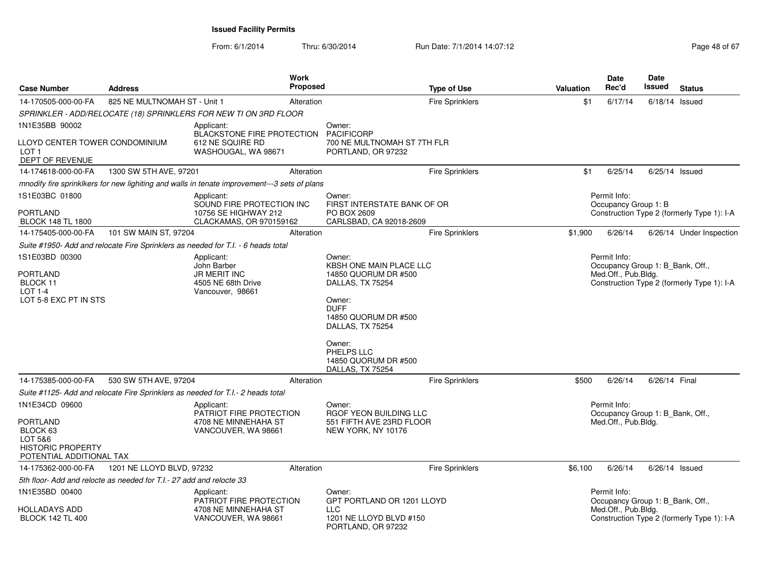**Issued Facility Permits**

From: 6/1/2014 Thru: 6/30/2014 Run Date: 7/1/2014 14:07:12

| Case Number | Address | Work Proposed | Type of Use | Valuation | Date Rec'd | Date Issued | Status |
|---|---|---|---|---|---|---|---|
| 14-170505-000-00-FA | 825 NE MULTNOMAH ST - Unit 1 | Alteration | Fire Sprinklers | $1 | 6/17/14 | 6/18/14 | Issued |

*SPRINKLER - ADD/RELOCATE (18) SPRINKLERS FOR NEW TI ON 3RD FLOOR*

1N1E35BB 90002

LLOYD CENTER TOWER CONDOMINIUM
LOT 1
DEPT OF REVENUE

Applicant:
BLACKSTONE FIRE PROTECTION
612 NE SQUIRE RD
WASHOUGAL, WA 98671

Owner:
PACIFICORP
700 NE MULTNOMAH ST 7TH FLR
PORTLAND, OR 97232

| Case Number | Address | Work Proposed | Type of Use | Valuation | Date Rec'd | Date Issued | Status |
|---|---|---|---|---|---|---|---|
| 14-174618-000-00-FA | 1300 SW 5TH AVE, 97201 | Alteration | Fire Sprinklers | $1 | 6/25/14 | 6/25/14 | Issued |

*mnodify fire sprinklkers for new lighiting and walls in tenate improvement---3 sets of plans*

1S1E03BC 01800

PORTLAND
BLOCK 148 TL 1800

Applicant:
SOUND FIRE PROTECTION INC
10756 SE HIGHWAY 212
CLACKAMAS, OR 970159162

Owner:
FIRST INTERSTATE BANK OF OR
PO BOX 2609
CARLSBAD, CA 92018-2609

Permit Info:
Occupancy Group 1: B
Construction Type 2 (formerly Type 1): I-A

| Case Number | Address | Work Proposed | Type of Use | Valuation | Date Rec'd | Date Issued | Status |
|---|---|---|---|---|---|---|---|
| 14-175405-000-00-FA | 101 SW MAIN ST, 97204 | Alteration | Fire Sprinklers | $1,900 | 6/26/14 | 6/26/14 | Under Inspection |

*Suite #1950- Add and relocate Fire Sprinklers as needed for T.I. - 6 heads total*

1S1E03BD 00300

PORTLAND
BLOCK 11
LOT 1-4
LOT 5-8 EXC PT IN STS

Applicant:
John Barber
JR MERIT INC
4505 NE 68th Drive
Vancouver, 98661

Owner:
KBSH ONE MAIN PLACE LLC
14850 QUORUM DR #500
DALLAS, TX 75254

Owner:
DUFF
14850 QUORUM DR #500
DALLAS, TX 75254

Owner:
PHELPS LLC
14850 QUORUM DR #500
DALLAS, TX 75254

Permit Info:
Occupancy Group 1: B_Bank, Off., Med.Off., Pub.Bldg.
Construction Type 2 (formerly Type 1): I-A

| Case Number | Address | Work Proposed | Type of Use | Valuation | Date Rec'd | Date Issued | Status |
|---|---|---|---|---|---|---|---|
| 14-175385-000-00-FA | 530 SW 5TH AVE, 97204 | Alteration | Fire Sprinklers | $500 | 6/26/14 | 6/26/14 | Final |

*Suite #1125- Add and relocate Fire Sprinklers as needed for T.I.- 2 heads total*

1N1E34CD 09600

PORTLAND
BLOCK 63
LOT 5&6
HISTORIC PROPERTY
POTENTIAL ADDITIONAL TAX

Applicant:
PATRIOT FIRE PROTECTION
4708 NE MINNEHAHA ST
VANCOUVER, WA 98661

Owner:
RGOF YEON BUILDING LLC
551 FIFTH AVE 23RD FLOOR
NEW YORK, NY 10176

Permit Info:
Occupancy Group 1: B_Bank, Off., Med.Off., Pub.Bldg.

| Case Number | Address | Work Proposed | Type of Use | Valuation | Date Rec'd | Date Issued | Status |
|---|---|---|---|---|---|---|---|
| 14-175362-000-00-FA | 1201 NE LLOYD BLVD, 97232 | Alteration | Fire Sprinklers | $6,100 | 6/26/14 | 6/26/14 | Issued |

*5th floor- Add and relocte as needed for T.I.- 27 add and relocte 33*

1N1E35BD 00400

HOLLADAYS ADD
BLOCK 142 TL 400

Applicant:
PATRIOT FIRE PROTECTION
4708 NE MINNEHAHA ST
VANCOUVER, WA 98661

Owner:
GPT PORTLAND OR 1201 LLOYD LLC
1201 NE LLOYD BLVD #150
PORTLAND, OR 97232

Permit Info:
Occupancy Group 1: B_Bank, Off., Med.Off., Pub.Bldg.
Construction Type 2 (formerly Type 1): I-A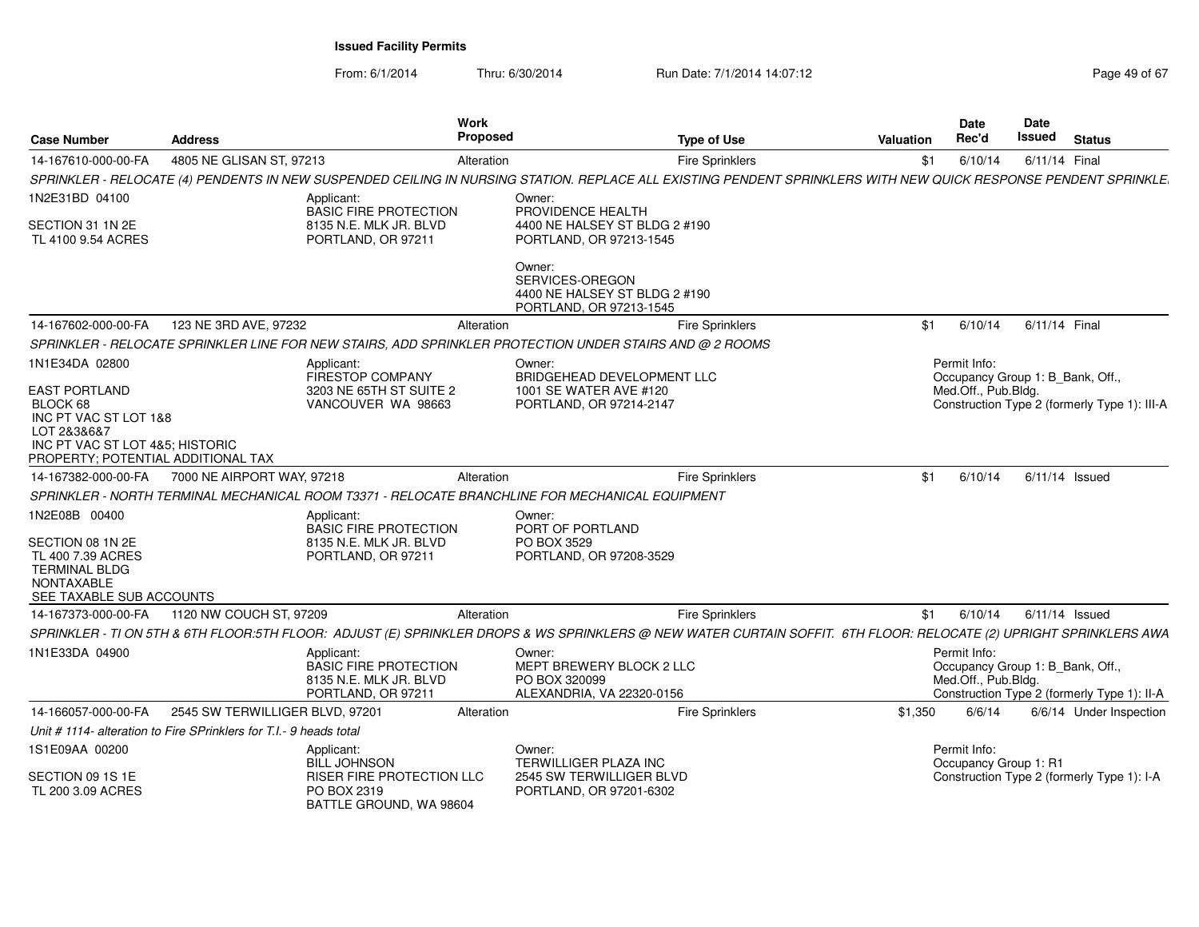**Issued Facility Permits**

From: 6/1/2014 Thru: 6/30/2014 Run Date: 7/1/2014 14:07:12

| Case Number | Address | Work Proposed | Type of Use | Valuation | Date Rec'd | Date Issued | Status |
|---|---|---|---|---|---|---|---|
| 14-167610-000-00-FA | 4805 NE GLISAN ST, 97213 | Alteration | Fire Sprinklers | $1 | 6/10/14 | 6/11/14 | Final |

*SPRINKLER - RELOCATE (4) PENDENTS IN NEW SUSPENDED CEILING IN NURSING STATION. REPLACE ALL EXISTING PENDENT SPRINKLERS WITH NEW QUICK RESPONSE PENDENT SPRINKLE*

1N2E31BD 04100

SECTION 31 1N 2E
TL 4100 9.54 ACRES

Applicant:
BASIC FIRE PROTECTION
8135 N.E. MLK JR. BLVD
PORTLAND, OR 97211

Owner:
PROVIDENCE HEALTH
4400 NE HALSEY ST BLDG 2 #190
PORTLAND, OR 97213-1545

Owner:
SERVICES-OREGON
4400 NE HALSEY ST BLDG 2 #190
PORTLAND, OR 97213-1545

| Case Number | Address | Work Proposed | Type of Use | Valuation | Date Rec'd | Date Issued | Status |
|---|---|---|---|---|---|---|---|
| 14-167602-000-00-FA | 123 NE 3RD AVE, 97232 | Alteration | Fire Sprinklers | $1 | 6/10/14 | 6/11/14 | Final |

*SPRINKLER - RELOCATE SPRINKLER LINE FOR NEW STAIRS, ADD SPRINKLER PROTECTION UNDER STAIRS AND @ 2 ROOMS*

1N1E34DA 02800

EAST PORTLAND
BLOCK 68
INC PT VAC ST LOT 1&8
LOT 2&3&6&7
INC PT VAC ST LOT 4&5; HISTORIC
PROPERTY; POTENTIAL ADDITIONAL TAX

Applicant:
FIRESTOP COMPANY
3203 NE 65TH ST SUITE 2
VANCOUVER WA 98663

Owner:
BRIDGEHEAD DEVELOPMENT LLC
1001 SE WATER AVE #120
PORTLAND, OR 97214-2147

Permit Info:
Occupancy Group 1: B_Bank, Off., Med.Off., Pub.Bldg.
Construction Type 2 (formerly Type 1): III-A

| Case Number | Address | Work Proposed | Type of Use | Valuation | Date Rec'd | Date Issued | Status |
|---|---|---|---|---|---|---|---|
| 14-167382-000-00-FA | 7000 NE AIRPORT WAY, 97218 | Alteration | Fire Sprinklers | $1 | 6/10/14 | 6/11/14 | Issued |

*SPRINKLER - NORTH TERMINAL MECHANICAL ROOM T3371 - RELOCATE BRANCHLINE FOR MECHANICAL EQUIPMENT*

1N2E08B 00400

SECTION 08 1N 2E
TL 400 7.39 ACRES
TERMINAL BLDG
NONTAXABLE
SEE TAXABLE SUB ACCOUNTS

Applicant:
BASIC FIRE PROTECTION
8135 N.E. MLK JR. BLVD
PORTLAND, OR 97211

Owner:
PORT OF PORTLAND
PO BOX 3529
PORTLAND, OR 97208-3529

| Case Number | Address | Work Proposed | Type of Use | Valuation | Date Rec'd | Date Issued | Status |
|---|---|---|---|---|---|---|---|
| 14-167373-000-00-FA | 1120 NW COUCH ST, 97209 | Alteration | Fire Sprinklers | $1 | 6/10/14 | 6/11/14 | Issued |

*SPRINKLER - TI ON 5TH & 6TH FLOOR:5TH FLOOR: ADJUST (E) SPRINKLER DROPS & WS SPRINKLERS @ NEW WATER CURTAIN SOFFIT. 6TH FLOOR: RELOCATE (2) UPRIGHT SPRINKLERS AWA*

1N1E33DA 04900

Applicant:
BASIC FIRE PROTECTION
8135 N.E. MLK JR. BLVD
PORTLAND, OR 97211

Owner:
MEPT BREWERY BLOCK 2 LLC
PO BOX 320099
ALEXANDRIA, VA 22320-0156

Permit Info:
Occupancy Group 1: B_Bank, Off., Med.Off., Pub.Bldg.
Construction Type 2 (formerly Type 1): II-A

| Case Number | Address | Work Proposed | Type of Use | Valuation | Date Rec'd | Date Issued | Status |
|---|---|---|---|---|---|---|---|
| 14-166057-000-00-FA | 2545 SW TERWILLIGER BLVD, 97201 | Alteration | Fire Sprinklers | $1,350 | 6/6/14 | 6/6/14 | Under Inspection |

*Unit # 1114- alteration to Fire SPrinklers for T.I.- 9 heads total*

1S1E09AA 00200

SECTION 09 1S 1E
TL 200 3.09 ACRES

Applicant:
BILL JOHNSON
RISER FIRE PROTECTION LLC
PO BOX 2319
BATTLE GROUND, WA 98604

Owner:
TERWILLIGER PLAZA INC
2545 SW TERWILLIGER BLVD
PORTLAND, OR 97201-6302

Permit Info:
Occupancy Group 1: R1
Construction Type 2 (formerly Type 1): I-A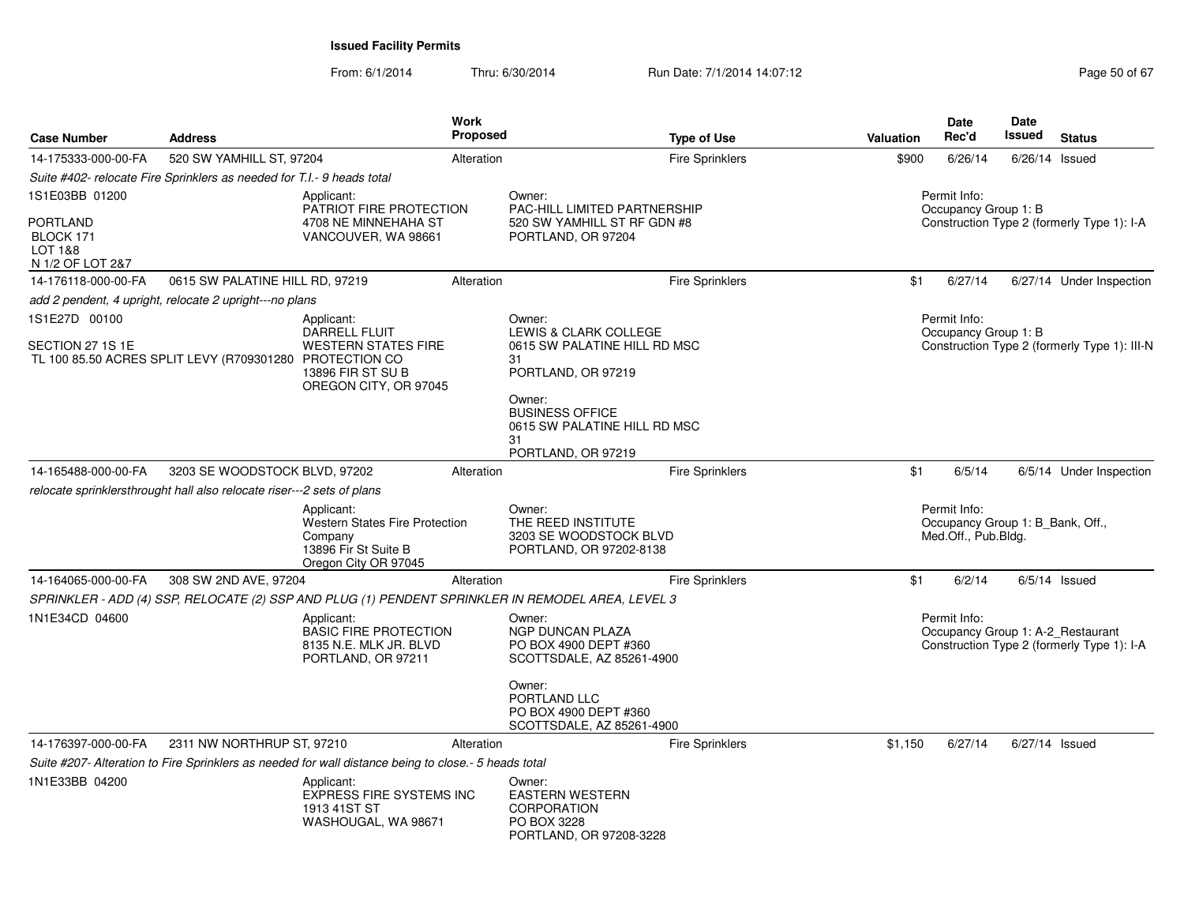**Issued Facility Permits**

From: 6/1/2014 Thru: 6/30/2014 Run Date: 7/1/2014 14:07:12

| Case Number | Address | Work Proposed | Type of Use | Valuation | Date Rec'd | Date Issued | Status |
|---|---|---|---|---|---|---|---|
| 14-175333-000-00-FA | 520 SW YAMHILL ST, 97204 | Alteration | Fire Sprinklers | $900 | 6/26/14 | 6/26/14 | Issued |
| 14-176118-000-00-FA | 0615 SW PALATINE HILL RD, 97219 | Alteration | Fire Sprinklers | $1 | 6/27/14 | 6/27/14 | Under Inspection |
| 14-165488-000-00-FA | 3203 SE WOODSTOCK BLVD, 97202 | Alteration | Fire Sprinklers | $1 | 6/5/14 | 6/5/14 | Under Inspection |
| 14-164065-000-00-FA | 308 SW 2ND AVE, 97204 | Alteration | Fire Sprinklers | $1 | 6/2/14 | 6/5/14 | Issued |
| 14-176397-000-00-FA | 2311 NW NORTHRUP ST, 97210 | Alteration | Fire Sprinklers | $1,150 | 6/27/14 | 6/27/14 | Issued |

**14-175333-000-00-FA** — 520 SW YAMHILL ST, 97204

*Suite #402- relocate Fire Sprinklers as needed for T.I.- 9 heads total*

1S1E03BB 01200

PORTLAND
BLOCK 171
LOT 1&8
N 1/2 OF LOT 2&7

Applicant:
PATRIOT FIRE PROTECTION
4708 NE MINNEHAHA ST
VANCOUVER, WA 98661

Owner:
PAC-HILL LIMITED PARTNERSHIP
520 SW YAMHILL ST RF GDN #8
PORTLAND, OR 97204

Permit Info:
Occupancy Group 1: B
Construction Type 2 (formerly Type 1): I-A

**14-176118-000-00-FA** — 0615 SW PALATINE HILL RD, 97219

*add 2 pendent, 4 upright, relocate 2 upright---no plans*

1S1E27D 00100

SECTION 27 1S 1E
TL 100 85.50 ACRES SPLIT LEVY (R709301280

Applicant:
DARRELL FLUIT
WESTERN STATES FIRE PROTECTION CO
13896 FIR ST SU B
OREGON CITY, OR 97045

Owner:
LEWIS & CLARK COLLEGE
0615 SW PALATINE HILL RD MSC 31
PORTLAND, OR 97219

Owner:
BUSINESS OFFICE
0615 SW PALATINE HILL RD MSC 31
PORTLAND, OR 97219

Permit Info:
Occupancy Group 1: B
Construction Type 2 (formerly Type 1): III-N

**14-165488-000-00-FA** — 3203 SE WOODSTOCK BLVD, 97202

*relocate sprinklersthrought hall also relocate riser---2 sets of plans*

Applicant:
Western States Fire Protection Company
13896 Fir St Suite B
Oregon City OR 97045

Owner:
THE REED INSTITUTE
3203 SE WOODSTOCK BLVD
PORTLAND, OR 97202-8138

Permit Info:
Occupancy Group 1: B_Bank, Off., Med.Off., Pub.Bldg.

**14-164065-000-00-FA** — 308 SW 2ND AVE, 97204

*SPRINKLER - ADD (4) SSP, RELOCATE (2) SSP AND PLUG (1) PENDENT SPRINKLER IN REMODEL AREA, LEVEL 3*

1N1E34CD 04600

Applicant:
BASIC FIRE PROTECTION
8135 N.E. MLK JR. BLVD
PORTLAND, OR 97211

Owner:
NGP DUNCAN PLAZA
PO BOX 4900 DEPT #360
SCOTTSDALE, AZ 85261-4900

Owner:
PORTLAND LLC
PO BOX 4900 DEPT #360
SCOTTSDALE, AZ 85261-4900

Permit Info:
Occupancy Group 1: A-2_Restaurant
Construction Type 2 (formerly Type 1): I-A

**14-176397-000-00-FA** — 2311 NW NORTHRUP ST, 97210

*Suite #207- Alteration to Fire Sprinklers as needed for wall distance being to close.- 5 heads total*

1N1E33BB 04200

Applicant:
EXPRESS FIRE SYSTEMS INC
1913 41ST ST
WASHOUGAL, WA 98671

Owner:
EASTERN WESTERN CORPORATION
PO BOX 3228
PORTLAND, OR 97208-3228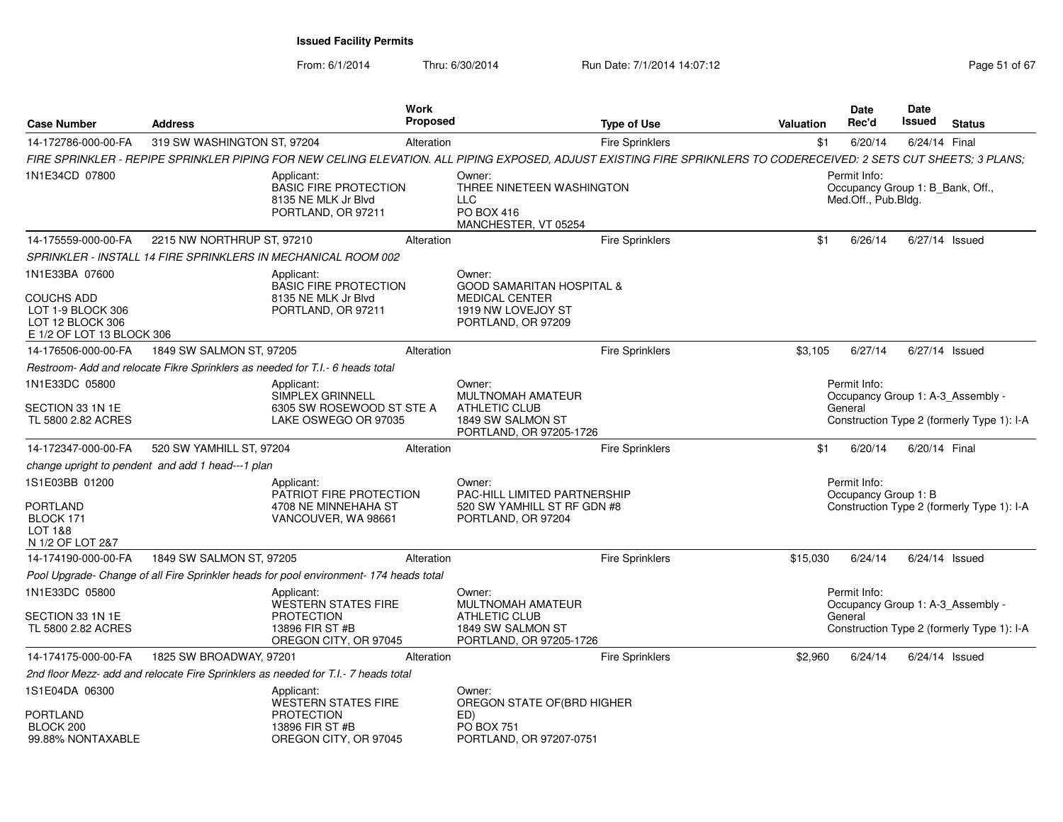**Issued Facility Permits**

From: 6/1/2014 Thru: 6/30/2014 Run Date: 7/1/2014 14:07:12

| Case Number | Address | Work Proposed | Type of Use | Valuation | Date Rec'd | Date Issued | Status |
|---|---|---|---|---|---|---|---|
| 14-172786-000-00-FA | 319 SW WASHINGTON ST, 97204 | Alteration | Fire Sprinklers | $1 | 6/20/14 | 6/24/14 | Final |

*FIRE SPRINKLER - REPIPE SPRINKLER PIPING FOR NEW CELING ELEVATION. ALL PIPING EXPOSED, ADJUST EXISTING FIRE SPRIKNLERS TO CODERECEIVED: 2 SETS CUT SHEETS; 3 PLANS;*

1N1E34CD 07800

Applicant: BASIC FIRE PROTECTION, 8135 NE MLK Jr Blvd, PORTLAND, OR 97211

Owner: THREE NINETEEN WASHINGTON LLC, PO BOX 416, MANCHESTER, VT 05254

Permit Info: Occupancy Group 1: B_Bank, Off., Med.Off., Pub.Bldg.

---

| Case Number | Address | Work Proposed | Type of Use | Valuation | Date Rec'd | Date Issued | Status |
|---|---|---|---|---|---|---|---|
| 14-175559-000-00-FA | 2215 NW NORTHRUP ST, 97210 | Alteration | Fire Sprinklers | $1 | 6/26/14 | 6/27/14 | Issued |

*SPRINKLER - INSTALL 14 FIRE SPRINKLERS IN MECHANICAL ROOM 002*

1N1E33BA 07600
COUCHS ADD
LOT 1-9 BLOCK 306
LOT 12 BLOCK 306
E 1/2 OF LOT 13 BLOCK 306

Applicant: BASIC FIRE PROTECTION, 8135 NE MLK Jr Blvd, PORTLAND, OR 97211

Owner: GOOD SAMARITAN HOSPITAL & MEDICAL CENTER, 1919 NW LOVEJOY ST, PORTLAND, OR 97209

---

| Case Number | Address | Work Proposed | Type of Use | Valuation | Date Rec'd | Date Issued | Status |
|---|---|---|---|---|---|---|---|
| 14-176506-000-00-FA | 1849 SW SALMON ST, 97205 | Alteration | Fire Sprinklers | $3,105 | 6/27/14 | 6/27/14 | Issued |

*Restroom- Add and relocate Fikre Sprinklers as needed for T.I.- 6 heads total*

1N1E33DC 05800
SECTION 33 1N 1E
TL 5800 2.82 ACRES

Applicant: SIMPLEX GRINNELL, 6305 SW ROSEWOOD ST STE A, LAKE OSWEGO OR 97035

Owner: MULTNOMAH AMATEUR ATHLETIC CLUB, 1849 SW SALMON ST, PORTLAND, OR 97205-1726

Permit Info: Occupancy Group 1: A-3_Assembly - General; Construction Type 2 (formerly Type 1): I-A

---

| Case Number | Address | Work Proposed | Type of Use | Valuation | Date Rec'd | Date Issued | Status |
|---|---|---|---|---|---|---|---|
| 14-172347-000-00-FA | 520 SW YAMHILL ST, 97204 | Alteration | Fire Sprinklers | $1 | 6/20/14 | 6/20/14 | Final |

*change upright to pendent and add 1 head---1 plan*

1S1E03BB 01200
PORTLAND
BLOCK 171
LOT 1&8
N 1/2 OF LOT 2&7

Applicant: PATRIOT FIRE PROTECTION, 4708 NE MINNEHAHA ST, VANCOUVER, WA 98661

Owner: PAC-HILL LIMITED PARTNERSHIP, 520 SW YAMHILL ST RF GDN #8, PORTLAND, OR 97204

Permit Info: Occupancy Group 1: B; Construction Type 2 (formerly Type 1): I-A

---

| Case Number | Address | Work Proposed | Type of Use | Valuation | Date Rec'd | Date Issued | Status |
|---|---|---|---|---|---|---|---|
| 14-174190-000-00-FA | 1849 SW SALMON ST, 97205 | Alteration | Fire Sprinklers | $15,030 | 6/24/14 | 6/24/14 | Issued |

*Pool Upgrade- Change of all Fire Sprinkler heads for pool environment- 174 heads total*

1N1E33DC 05800
SECTION 33 1N 1E
TL 5800 2.82 ACRES

Applicant: WESTERN STATES FIRE PROTECTION, 13896 FIR ST #B, OREGON CITY, OR 97045

Owner: MULTNOMAH AMATEUR ATHLETIC CLUB, 1849 SW SALMON ST, PORTLAND, OR 97205-1726

Permit Info: Occupancy Group 1: A-3_Assembly - General; Construction Type 2 (formerly Type 1): I-A

---

| Case Number | Address | Work Proposed | Type of Use | Valuation | Date Rec'd | Date Issued | Status |
|---|---|---|---|---|---|---|---|
| 14-174175-000-00-FA | 1825 SW BROADWAY, 97201 | Alteration | Fire Sprinklers | $2,960 | 6/24/14 | 6/24/14 | Issued |

*2nd floor Mezz- add and relocate Fire Sprinklers as needed for T.I.- 7 heads total*

1S1E04DA 06300
PORTLAND
BLOCK 200
99.88% NONTAXABLE

Applicant: WESTERN STATES FIRE PROTECTION, 13896 FIR ST #B, OREGON CITY, OR 97045

Owner: OREGON STATE OF(BRD HIGHER ED), PO BOX 751, PORTLAND, OR 97207-0751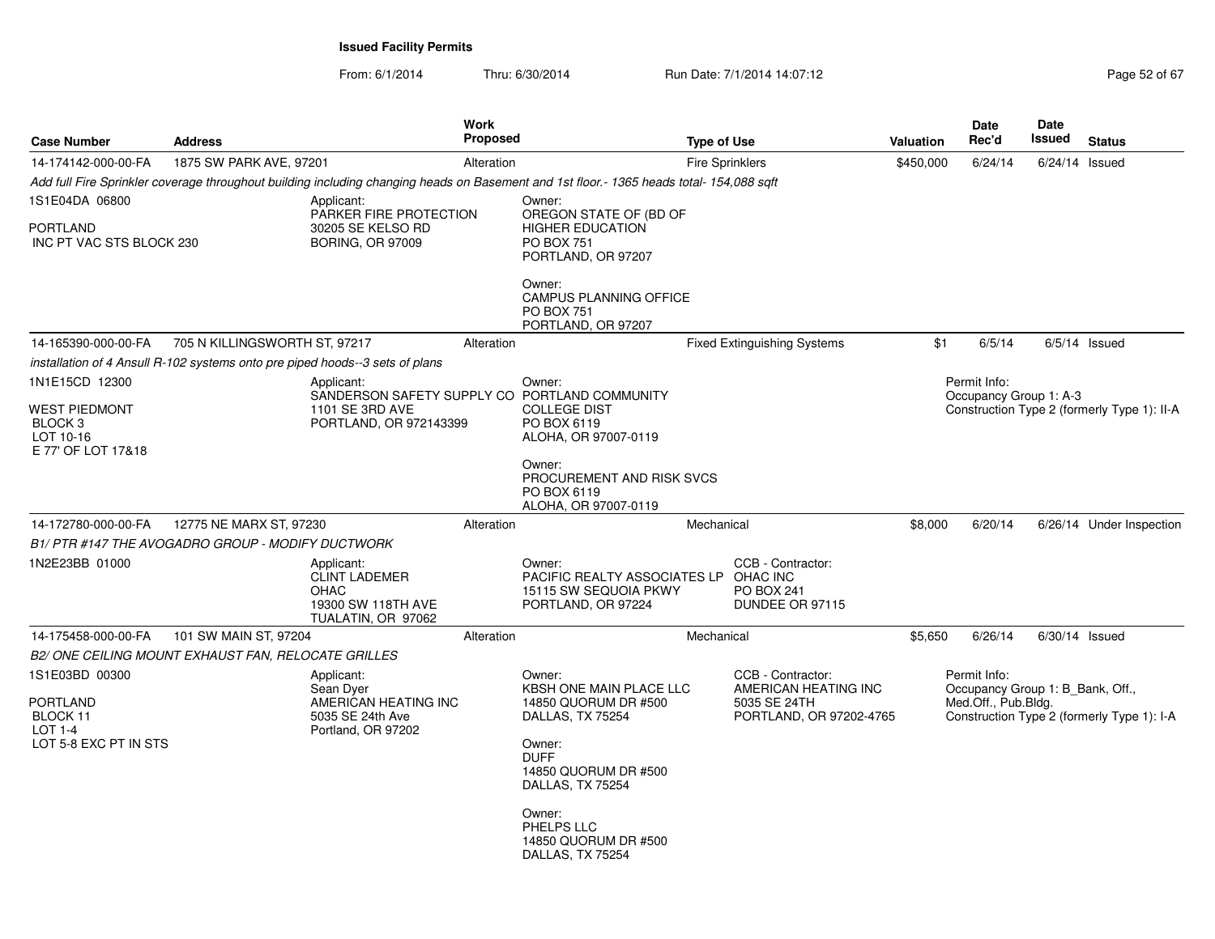**Issued Facility Permits**

From: 6/1/2014 Thru: 6/30/2014 Run Date: 7/1/2014 14:07:12

| Case Number | Address | Work Proposed | Type of Use | Valuation | Date Rec'd | Date Issued | Status |
|---|---|---|---|---|---|---|---|
| 14-174142-000-00-FA | 1875 SW PARK AVE, 97201 | Alteration | Fire Sprinklers | $450,000 | 6/24/14 | 6/24/14 | Issued |

*Add full Fire Sprinkler coverage throughout building including changing heads on Basement and 1st floor.- 1365 heads total- 154,088 sqft*

1S1E04DA 06800

PORTLAND
INC PT VAC STS BLOCK 230

Applicant:
PARKER FIRE PROTECTION
30205 SE KELSO RD
BORING, OR 97009

Owner:
OREGON STATE OF (BD OF
HIGHER EDUCATION
PO BOX 751
PORTLAND, OR 97207

Owner:
CAMPUS PLANNING OFFICE
PO BOX 751
PORTLAND, OR 97207

| Case Number | Address | Work Proposed | Type of Use | Valuation | Date Rec'd | Date Issued | Status |
|---|---|---|---|---|---|---|---|
| 14-165390-000-00-FA | 705 N KILLINGSWORTH ST, 97217 | Alteration | Fixed Extinguishing Systems | $1 | 6/5/14 | 6/5/14 | Issued |

*installation of 4 Ansull R-102 systems onto pre piped hoods--3 sets of plans*

1N1E15CD 12300

WEST PIEDMONT
BLOCK 3
LOT 10-16
E 77' OF LOT 17&18

Applicant:
SANDERSON SAFETY SUPPLY CO
1101 SE 3RD AVE
PORTLAND, OR 972143399

Owner:
PORTLAND COMMUNITY
COLLEGE DIST
PO BOX 6119
ALOHA, OR 97007-0119

Owner:
PROCUREMENT AND RISK SVCS
PO BOX 6119
ALOHA, OR 97007-0119

Permit Info:
Occupancy Group 1: A-3
Construction Type 2 (formerly Type 1): II-A

| Case Number | Address | Work Proposed | Type of Use | Valuation | Date Rec'd | Date Issued | Status |
|---|---|---|---|---|---|---|---|
| 14-172780-000-00-FA | 12775 NE MARX ST, 97230 | Alteration | Mechanical | $8,000 | 6/20/14 | 6/26/14 | Under Inspection |

*B1/ PTR #147 THE AVOGADRO GROUP - MODIFY DUCTWORK*

1N2E23BB 01000

Applicant:
CLINT LADEMER
OHAC
19300 SW 118TH AVE
TUALATIN, OR 97062

Owner:
PACIFIC REALTY ASSOCIATES LP
15115 SW SEQUOIA PKWY
PORTLAND, OR 97224

CCB - Contractor:
OHAC INC
PO BOX 241
DUNDEE OR 97115

| Case Number | Address | Work Proposed | Type of Use | Valuation | Date Rec'd | Date Issued | Status |
|---|---|---|---|---|---|---|---|
| 14-175458-000-00-FA | 101 SW MAIN ST, 97204 | Alteration | Mechanical | $5,650 | 6/26/14 | 6/30/14 | Issued |

*B2/ ONE CEILING MOUNT EXHAUST FAN, RELOCATE GRILLES*

1S1E03BD 00300

PORTLAND
BLOCK 11
LOT 1-4
LOT 5-8 EXC PT IN STS

Applicant:
Sean Dyer
AMERICAN HEATING INC
5035 SE 24th Ave
Portland, OR 97202

Owner:
KBSH ONE MAIN PLACE LLC
14850 QUORUM DR #500
DALLAS, TX 75254

Owner:
DUFF
14850 QUORUM DR #500
DALLAS, TX 75254

Owner:
PHELPS LLC
14850 QUORUM DR #500
DALLAS, TX 75254

CCB - Contractor:
AMERICAN HEATING INC
5035 SE 24TH
PORTLAND, OR 97202-4765

Permit Info:
Occupancy Group 1: B_Bank, Off., Med.Off., Pub.Bldg.
Construction Type 2 (formerly Type 1): I-A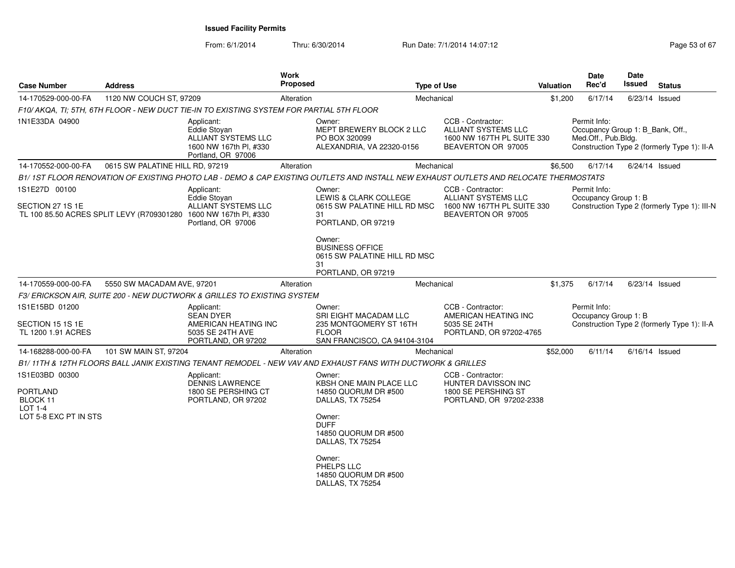**Issued Facility Permits**

From: 6/1/2014 Thru: 6/30/2014 Run Date: 7/1/2014 14:07:12

| Case Number | Address | Work Proposed | Type of Use | Valuation | Date Rec'd | Date Issued | Status |
|---|---|---|---|---|---|---|---|
| 14-170529-000-00-FA | 1120 NW COUCH ST, 97209 | Alteration | Mechanical | $1,200 | 6/17/14 | 6/23/14 | Issued |

*F10/ AKQA, TI; 5TH, 6TH FLOOR - NEW DUCT TIE-IN TO EXISTING SYSTEM FOR PARTIAL 5TH FLOOR*

1N1E33DA 04900

Applicant: Eddie Stoyan, ALLIANT SYSTEMS LLC, 1600 NW 167th Pl, #330, Portland, OR 97006

Owner: MEPT BREWERY BLOCK 2 LLC, PO BOX 320099, ALEXANDRIA, VA 22320-0156

CCB - Contractor: ALLIANT SYSTEMS LLC, 1600 NW 167TH PL SUITE 330, BEAVERTON OR 97005

Permit Info: Occupancy Group 1: B_Bank, Off., Med.Off., Pub.Bldg. Construction Type 2 (formerly Type 1): II-A

| Case Number | Address | Work Proposed | Type of Use | Valuation | Date Rec'd | Date Issued | Status |
|---|---|---|---|---|---|---|---|
| 14-170552-000-00-FA | 0615 SW PALATINE HILL RD, 97219 | Alteration | Mechanical | $6,500 | 6/17/14 | 6/24/14 | Issued |

*B1/ 1ST FLOOR RENOVATION OF EXISTING PHOTO LAB - DEMO & CAP EXISTING OUTLETS AND INSTALL NEW EXHAUST OUTLETS AND RELOCATE THERMOSTATS*

1S1E27D 00100

SECTION 27 1S 1E
TL 100 85.50 ACRES SPLIT LEVY (R709301280

Applicant: Eddie Stoyan, ALLIANT SYSTEMS LLC, 1600 NW 167th Pl, #330, Portland, OR 97006

Owner: LEWIS & CLARK COLLEGE, 0615 SW PALATINE HILL RD MSC 31, PORTLAND, OR 97219

Owner: BUSINESS OFFICE, 0615 SW PALATINE HILL RD MSC 31, PORTLAND, OR 97219

CCB - Contractor: ALLIANT SYSTEMS LLC, 1600 NW 167TH PL SUITE 330, BEAVERTON OR 97005

Permit Info: Occupancy Group 1: B. Construction Type 2 (formerly Type 1): III-N

| Case Number | Address | Work Proposed | Type of Use | Valuation | Date Rec'd | Date Issued | Status |
|---|---|---|---|---|---|---|---|
| 14-170559-000-00-FA | 5550 SW MACADAM AVE, 97201 | Alteration | Mechanical | $1,375 | 6/17/14 | 6/23/14 | Issued |

*F3/ ERICKSON AIR, SUITE 200 - NEW DUCTWORK & GRILLES TO EXISTING SYSTEM*

1S1E15BD 01200

SECTION 15 1S 1E
TL 1200 1.91 ACRES

Applicant: SEAN DYER, AMERICAN HEATING INC, 5035 SE 24TH AVE, PORTLAND, OR 97202

Owner: SRI EIGHT MACADAM LLC, 235 MONTGOMERY ST 16TH FLOOR, SAN FRANCISCO, CA 94104-3104

CCB - Contractor: AMERICAN HEATING INC, 5035 SE 24TH, PORTLAND, OR 97202-4765

Permit Info: Occupancy Group 1: B. Construction Type 2 (formerly Type 1): II-A

| Case Number | Address | Work Proposed | Type of Use | Valuation | Date Rec'd | Date Issued | Status |
|---|---|---|---|---|---|---|---|
| 14-168288-000-00-FA | 101 SW MAIN ST, 97204 | Alteration | Mechanical | $52,000 | 6/11/14 | 6/16/14 | Issued |

*B1/ 11TH & 12TH FLOORS BALL JANIK EXISTING TENANT REMODEL - NEW VAV AND EXHAUST FANS WITH DUCTWORK & GRILLES*

1S1E03BD 00300

PORTLAND
BLOCK 11
LOT 1-4
LOT 5-8 EXC PT IN STS

Applicant: DENNIS LAWRENCE, 1800 SE PERSHING CT, PORTLAND, OR 97202

Owner: KBSH ONE MAIN PLACE LLC, 14850 QUORUM DR #500, DALLAS, TX 75254

Owner: DUFF, 14850 QUORUM DR #500, DALLAS, TX 75254

Owner: PHELPS LLC, 14850 QUORUM DR #500, DALLAS, TX 75254

CCB - Contractor: HUNTER DAVISSON INC, 1800 SE PERSHING ST, PORTLAND, OR 97202-2338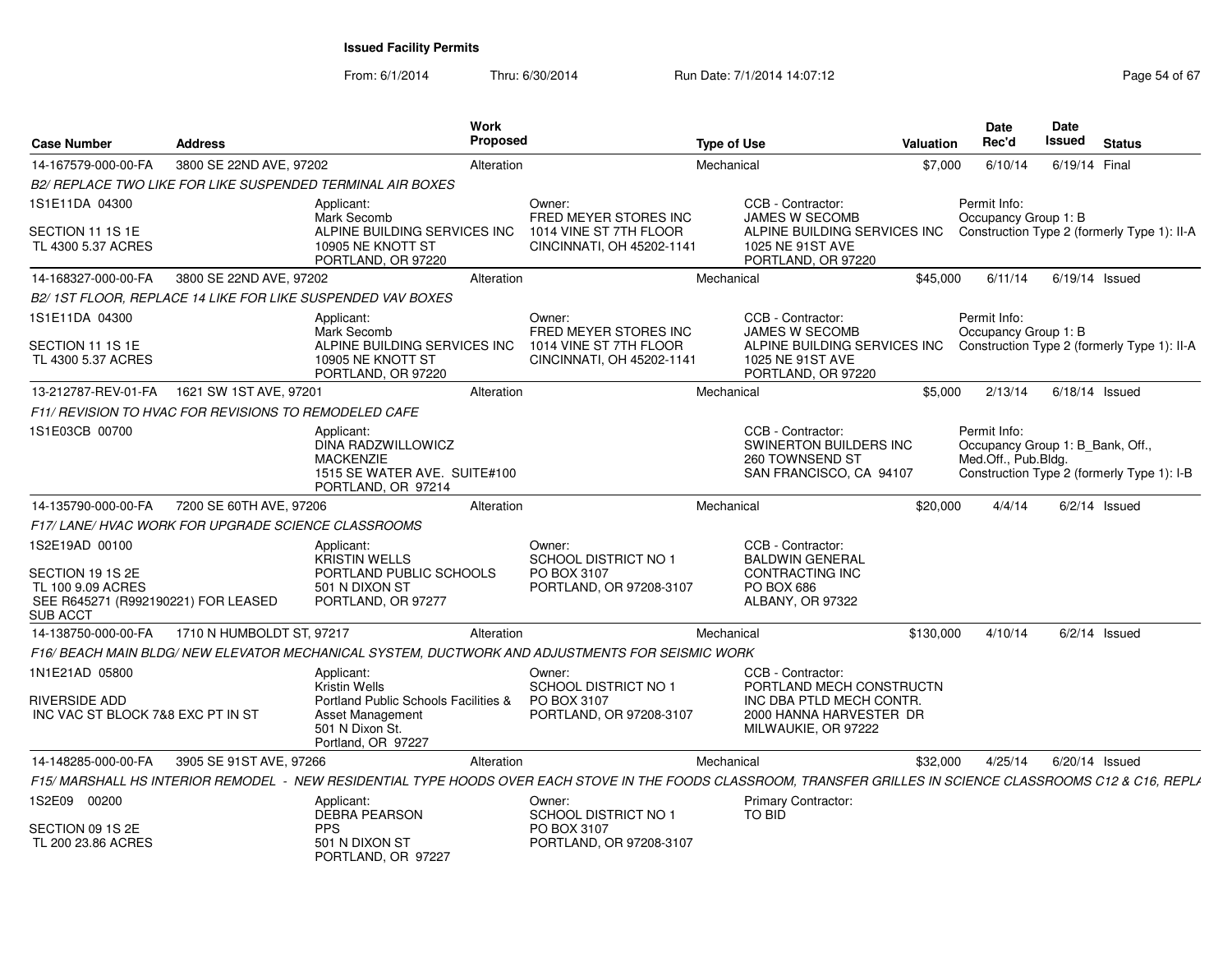# Issued Facility Permits

From: 6/1/2014 Thru: 6/30/2014 Run Date: 7/1/2014 14:07:12

| Case Number | Address | Work Proposed | Type of Use | Valuation | Date Rec'd | Date Issued | Status |
|---|---|---|---|---|---|---|---|
| 14-167579-000-00-FA | 3800 SE 22ND AVE, 97202 | Alteration | Mechanical | $7,000 | 6/10/14 | 6/19/14 | Final |

*B2/ REPLACE TWO LIKE FOR LIKE SUSPENDED TERMINAL AIR BOXES*

1S1E11DA 04300
SECTION 11 1S 1E
TL 4300 5.37 ACRES

Applicant: Mark Secomb, ALPINE BUILDING SERVICES INC, 10905 NE KNOTT ST, PORTLAND, OR 97220

Owner: FRED MEYER STORES INC, 1014 VINE ST 7TH FLOOR, CINCINNATI, OH 45202-1141

CCB - Contractor: JAMES W SECOMB, ALPINE BUILDING SERVICES INC, 1025 NE 91ST AVE, PORTLAND, OR 97220

Permit Info: Occupancy Group 1: B; Construction Type 2 (formerly Type 1): II-A

| Case Number | Address | Work Proposed | Type of Use | Valuation | Date Rec'd | Date Issued | Status |
|---|---|---|---|---|---|---|---|
| 14-168327-000-00-FA | 3800 SE 22ND AVE, 97202 | Alteration | Mechanical | $45,000 | 6/11/14 | 6/19/14 | Issued |

*B2/ 1ST FLOOR, REPLACE 14 LIKE FOR LIKE SUSPENDED VAV BOXES*

1S1E11DA 04300
SECTION 11 1S 1E
TL 4300 5.37 ACRES

Applicant: Mark Secomb, ALPINE BUILDING SERVICES INC, 10905 NE KNOTT ST, PORTLAND, OR 97220

Owner: FRED MEYER STORES INC, 1014 VINE ST 7TH FLOOR, CINCINNATI, OH 45202-1141

CCB - Contractor: JAMES W SECOMB, ALPINE BUILDING SERVICES INC, 1025 NE 91ST AVE, PORTLAND, OR 97220

Permit Info: Occupancy Group 1: B; Construction Type 2 (formerly Type 1): II-A

| Case Number | Address | Work Proposed | Type of Use | Valuation | Date Rec'd | Date Issued | Status |
|---|---|---|---|---|---|---|---|
| 13-212787-REV-01-FA | 1621 SW 1ST AVE, 97201 | Alteration | Mechanical | $5,000 | 2/13/14 | 6/18/14 | Issued |

*F11/ REVISION TO HVAC FOR REVISIONS TO REMODELED CAFE*

1S1E03CB 00700

Applicant: DINA RADZWILLOWICZ, MACKENZIE, 1515 SE WATER AVE. SUITE#100, PORTLAND, OR 97214

CCB - Contractor: SWINERTON BUILDERS INC, 260 TOWNSEND ST, SAN FRANCISCO, CA 94107

Permit Info: Occupancy Group 1: B_Bank, Off., Med.Off., Pub.Bldg.; Construction Type 2 (formerly Type 1): I-B

| Case Number | Address | Work Proposed | Type of Use | Valuation | Date Rec'd | Date Issued | Status |
|---|---|---|---|---|---|---|---|
| 14-135790-000-00-FA | 7200 SE 60TH AVE, 97206 | Alteration | Mechanical | $20,000 | 4/4/14 | 6/2/14 | Issued |

*F17/ LANE/ HVAC WORK FOR UPGRADE SCIENCE CLASSROOMS*

1S2E19AD 00100
SECTION 19 1S 2E
TL 100 9.09 ACRES
SEE R645271 (R992190221) FOR LEASED SUB ACCT

Applicant: KRISTIN WELLS, PORTLAND PUBLIC SCHOOLS, 501 N DIXON ST, PORTLAND, OR 97277

Owner: SCHOOL DISTRICT NO 1, PO BOX 3107, PORTLAND, OR 97208-3107

CCB - Contractor: BALDWIN GENERAL CONTRACTING INC, PO BOX 686, ALBANY, OR 97322

| Case Number | Address | Work Proposed | Type of Use | Valuation | Date Rec'd | Date Issued | Status |
|---|---|---|---|---|---|---|---|
| 14-138750-000-00-FA | 1710 N HUMBOLDT ST, 97217 | Alteration | Mechanical | $130,000 | 4/10/14 | 6/2/14 | Issued |

*F16/ BEACH MAIN BLDG/ NEW ELEVATOR MECHANICAL SYSTEM, DUCTWORK AND ADJUSTMENTS FOR SEISMIC WORK*

1N1E21AD 05800
RIVERSIDE ADD
INC VAC ST BLOCK 7&8 EXC PT IN ST

Applicant: Kristin Wells, Portland Public Schools Facilities & Asset Management, 501 N Dixon St., Portland, OR 97227

Owner: SCHOOL DISTRICT NO 1, PO BOX 3107, PORTLAND, OR 97208-3107

CCB - Contractor: PORTLAND MECH CONSTRUCTN INC DBA PTLD MECH CONTR., 2000 HANNA HARVESTER DR, MILWAUKIE, OR 97222

| Case Number | Address | Work Proposed | Type of Use | Valuation | Date Rec'd | Date Issued | Status |
|---|---|---|---|---|---|---|---|
| 14-148285-000-00-FA | 3905 SE 91ST AVE, 97266 | Alteration | Mechanical | $32,000 | 4/25/14 | 6/20/14 | Issued |

*F15/ MARSHALL HS INTERIOR REMODEL - NEW RESIDENTIAL TYPE HOODS OVER EACH STOVE IN THE FOODS CLASSROOM, TRANSFER GRILLES IN SCIENCE CLASSROOMS C12 & C16, REPL*

1S2E09 00200
SECTION 09 1S 2E
TL 200 23.86 ACRES

Applicant: DEBRA PEARSON, PPS, 501 N DIXON ST, PORTLAND, OR 97227

Owner: SCHOOL DISTRICT NO 1, PO BOX 3107, PORTLAND, OR 97208-3107

Primary Contractor: TO BID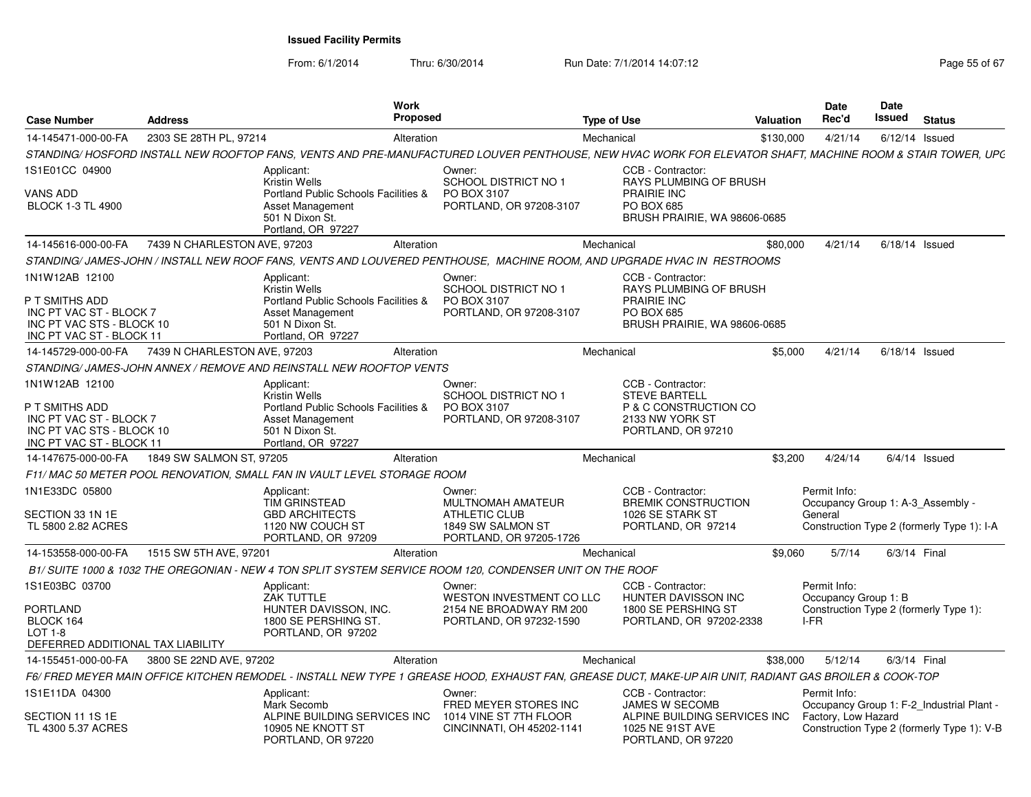**Issued Facility Permits**

From: 6/1/2014 Thru: 6/30/2014 Run Date: 7/1/2014 14:07:12

| Case Number | Address | Work Proposed | Type of Use | Valuation | Date Rec'd | Date Issued | Status |
|---|---|---|---|---|---|---|---|
| 14-145471-000-00-FA | 2303 SE 28TH PL, 97214 | Alteration | Mechanical | $130,000 | 4/21/14 | 6/12/14 | Issued |

STANDING/ HOSFORD INSTALL NEW ROOFTOP FANS, VENTS AND PRE-MANUFACTURED LOUVER PENTHOUSE, NEW HVAC WORK FOR ELEVATOR SHAFT, MACHINE ROOM & STAIR TOWER, UPG

1S1E01CC 04900

VANS ADD
BLOCK 1-3 TL 4900

Applicant: Kristin Wells, Portland Public Schools Facilities & Asset Management, 501 N Dixon St., Portland, OR 97227

Owner: SCHOOL DISTRICT NO 1, PO BOX 3107, PORTLAND, OR 97208-3107

CCB - Contractor: RAYS PLUMBING OF BRUSH PRAIRIE INC, PO BOX 685, BRUSH PRAIRIE, WA 98606-0685

| Case Number | Address | Work Proposed | Type of Use | Valuation | Date Rec'd | Date Issued | Status |
|---|---|---|---|---|---|---|---|
| 14-145616-000-00-FA | 7439 N CHARLESTON AVE, 97203 | Alteration | Mechanical | $80,000 | 4/21/14 | 6/18/14 | Issued |

STANDING/ JAMES-JOHN / INSTALL NEW ROOF FANS, VENTS AND LOUVERED PENTHOUSE, MACHINE ROOM, AND UPGRADE HVAC IN RESTROOMS

1N1W12AB 12100

P T SMITHS ADD
INC PT VAC ST - BLOCK 7
INC PT VAC STS - BLOCK 10
INC PT VAC ST - BLOCK 11

Applicant: Kristin Wells, Portland Public Schools Facilities & Asset Management, 501 N Dixon St., Portland, OR 97227

Owner: SCHOOL DISTRICT NO 1, PO BOX 3107, PORTLAND, OR 97208-3107

CCB - Contractor: RAYS PLUMBING OF BRUSH PRAIRIE INC, PO BOX 685, BRUSH PRAIRIE, WA 98606-0685

| Case Number | Address | Work Proposed | Type of Use | Valuation | Date Rec'd | Date Issued | Status |
|---|---|---|---|---|---|---|---|
| 14-145729-000-00-FA | 7439 N CHARLESTON AVE, 97203 | Alteration | Mechanical | $5,000 | 4/21/14 | 6/18/14 | Issued |

STANDING/ JAMES-JOHN ANNEX / REMOVE AND REINSTALL NEW ROOFTOP VENTS

1N1W12AB 12100

P T SMITHS ADD
INC PT VAC ST - BLOCK 7
INC PT VAC STS - BLOCK 10
INC PT VAC ST - BLOCK 11

Applicant: Kristin Wells, Portland Public Schools Facilities & Asset Management, 501 N Dixon St., Portland, OR 97227

Owner: SCHOOL DISTRICT NO 1, PO BOX 3107, PORTLAND, OR 97208-3107

CCB - Contractor: STEVE BARTELL, P & C CONSTRUCTION CO, 2133 NW YORK ST, PORTLAND, OR 97210

| Case Number | Address | Work Proposed | Type of Use | Valuation | Date Rec'd | Date Issued | Status |
|---|---|---|---|---|---|---|---|
| 14-147675-000-00-FA | 1849 SW SALMON ST, 97205 | Alteration | Mechanical | $3,200 | 4/24/14 | 6/4/14 | Issued |

F11/ MAC 50 METER POOL RENOVATION, SMALL FAN IN VAULT LEVEL STORAGE ROOM

1N1E33DC 05800

SECTION 33 1N 1E
TL 5800 2.82 ACRES

Applicant: TIM GRINSTEAD, GBD ARCHITECTS, 1120 NW COUCH ST, PORTLAND, OR 97209

Owner: MULTNOMAH AMATEUR ATHLETIC CLUB, 1849 SW SALMON ST, PORTLAND, OR 97205-1726

CCB - Contractor: BREMIK CONSTRUCTION, 1026 SE STARK ST, PORTLAND, OR 97214

Permit Info: Occupancy Group 1: A-3_Assembly - General; Construction Type 2 (formerly Type 1): I-A

| Case Number | Address | Work Proposed | Type of Use | Valuation | Date Rec'd | Date Issued | Status |
|---|---|---|---|---|---|---|---|
| 14-153558-000-00-FA | 1515 SW 5TH AVE, 97201 | Alteration | Mechanical | $9,060 | 5/7/14 | 6/3/14 | Final |

B1/ SUITE 1000 & 1032 THE OREGONIAN - NEW 4 TON SPLIT SYSTEM SERVICE ROOM 120, CONDENSER UNIT ON THE ROOF

1S1E03BC 03700

PORTLAND
BLOCK 164
LOT 1-8
DEFERRED ADDITIONAL TAX LIABILITY

Applicant: ZAK TUTTLE, HUNTER DAVISSON, INC., 1800 SE PERSHING ST., PORTLAND, OR 97202

Owner: WESTON INVESTMENT CO LLC, 2154 NE BROADWAY RM 200, PORTLAND, OR 97232-1590

CCB - Contractor: HUNTER DAVISSON INC, 1800 SE PERSHING ST, PORTLAND, OR 97202-2338

Permit Info: Occupancy Group 1: B; Construction Type 2 (formerly Type 1): I-FR

| Case Number | Address | Work Proposed | Type of Use | Valuation | Date Rec'd | Date Issued | Status |
|---|---|---|---|---|---|---|---|
| 14-155451-000-00-FA | 3800 SE 22ND AVE, 97202 | Alteration | Mechanical | $38,000 | 5/12/14 | 6/3/14 | Final |

F6/ FRED MEYER MAIN OFFICE KITCHEN REMODEL - INSTALL NEW TYPE 1 GREASE HOOD, EXHAUST FAN, GREASE DUCT, MAKE-UP AIR UNIT, RADIANT GAS BROILER & COOK-TOP

1S1E11DA 04300

SECTION 11 1S 1E
TL 4300 5.37 ACRES

Applicant: Mark Secomb, ALPINE BUILDING SERVICES INC, 10905 NE KNOTT ST, PORTLAND, OR 97220

Owner: FRED MEYER STORES INC, 1014 VINE ST 7TH FLOOR, CINCINNATI, OH 45202-1141

CCB - Contractor: JAMES W SECOMB, ALPINE BUILDING SERVICES INC, 1025 NE 91ST AVE, PORTLAND, OR 97220

Permit Info: Occupancy Group 1: F-2_Industrial Plant - Factory, Low Hazard; Construction Type 2 (formerly Type 1): V-B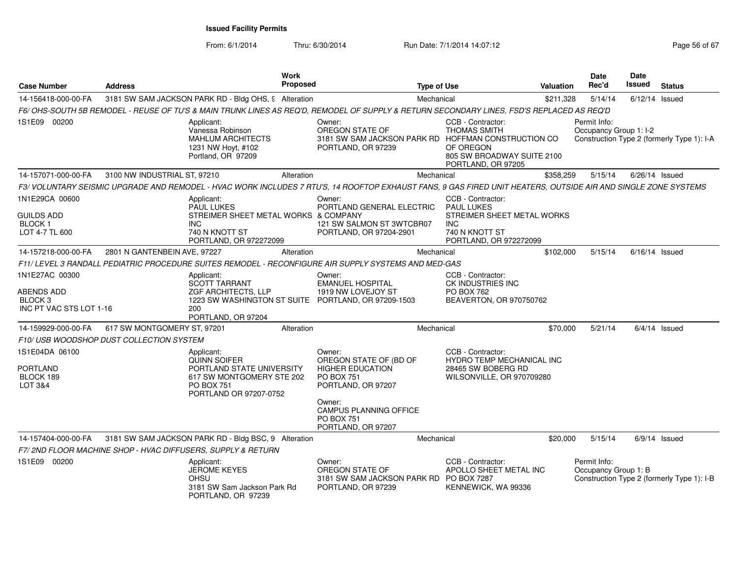# Issued Facility Permits

From: 6/1/2014 Thru: 6/30/2014 Run Date: 7/1/2014 14:07:12

| Case Number | Address | Work Proposed | Type of Use | Valuation | Date Rec'd | Date Issued | Status |
|---|---|---|---|---|---|---|---|
| 14-156418-000-00-FA | 3181 SW SAM JACKSON PARK RD - Bldg OHS, 9 | Alteration | Mechanical | $211,328 | 5/14/14 | 6/12/14 | Issued |

F6/ OHS-SOUTH 5B REMODEL - REUSE OF TU'S & MAIN TRUNK LINES AS REQ'D, REMODEL OF SUPPLY & RETURN SECONDARY LINES, FSD'S REPLACED AS REQ'D

1S1E09 00200

Applicant: Vanessa Robinson, MAHLUM ARCHITECTS, 1231 NW Hoyt, #102, Portland, OR 97209

Owner: OREGON STATE OF, 3181 SW SAM JACKSON PARK RD, PORTLAND, OR 97239

CCB - Contractor: THOMAS SMITH, HOFFMAN CONSTRUCTION CO OF OREGON, 805 SW BROADWAY SUITE 2100, PORTLAND, OR 97205

Permit Info: Occupancy Group 1: I-2; Construction Type 2 (formerly Type 1): I-A

| Case Number | Address | Work Proposed | Type of Use | Valuation | Date Rec'd | Date Issued | Status |
|---|---|---|---|---|---|---|---|
| 14-157071-000-00-FA | 3100 NW INDUSTRIAL ST, 97210 | Alteration | Mechanical | $358,259 | 5/15/14 | 6/26/14 | Issued |

F3/ VOLUNTARY SEISMIC UPGRADE AND REMODEL - HVAC WORK INCLUDES 7 RTU'S, 14 ROOFTOP EXHAUST FANS, 9 GAS FIRED UNIT HEATERS, OUTSIDE AIR AND SINGLE ZONE SYSTEMS

1N1E29CA 00600, GUILDS ADD, BLOCK 1, LOT 4-7 TL 600

Applicant: PAUL LUKES, STREIMER SHEET METAL WORKS INC, 740 N KNOTT ST, PORTLAND, OR 972272099

Owner: PORTLAND GENERAL ELECTRIC & COMPANY, 121 SW SALMON ST 3WTCBR07, PORTLAND, OR 97204-2901

CCB - Contractor: PAUL LUKES, STREIMER SHEET METAL WORKS INC, 740 N KNOTT ST, PORTLAND, OR 972272099

| Case Number | Address | Work Proposed | Type of Use | Valuation | Date Rec'd | Date Issued | Status |
|---|---|---|---|---|---|---|---|
| 14-157218-000-00-FA | 2801 N GANTENBEIN AVE, 97227 | Alteration | Mechanical | $102,000 | 5/15/14 | 6/16/14 | Issued |

F11/ LEVEL 3 RANDALL PEDIATRIC PROCEDURE SUITES REMODEL - RECONFIGURE AIR SUPPLY SYSTEMS AND MED-GAS

1N1E27AC 00300, ABENDS ADD, BLOCK 3, INC PT VAC STS LOT 1-16

Applicant: SCOTT TARRANT, ZGF ARCHITECTS, LLP, 1223 SW WASHINGTON ST SUITE 200, PORTLAND, OR 97204

Owner: EMANUEL HOSPITAL, 1919 NW LOVEJOY ST, PORTLAND, OR 97209-1503

CCB - Contractor: CK INDUSTRIES INC, PO BOX 762, BEAVERTON, OR 970750762

| Case Number | Address | Work Proposed | Type of Use | Valuation | Date Rec'd | Date Issued | Status |
|---|---|---|---|---|---|---|---|
| 14-159929-000-00-FA | 617 SW MONTGOMERY ST, 97201 | Alteration | Mechanical | $70,000 | 5/21/14 | 6/4/14 | Issued |

F10/ USB WOODSHOP DUST COLLECTION SYSTEM

1S1E04DA 06100, PORTLAND, BLOCK 189, LOT 3&4

Applicant: QUINN SOIFER, PORTLAND STATE UNIVERSITY, 617 SW MONTGOMERY STE 202, PO BOX 751, PORTLAND OR 97207-0752

Owner: OREGON STATE OF (BD OF HIGHER EDUCATION, PO BOX 751, PORTLAND, OR 97207

Owner: CAMPUS PLANNING OFFICE, PO BOX 751, PORTLAND, OR 97207

CCB - Contractor: HYDRO TEMP MECHANICAL INC, 28465 SW BOBERG RD, WILSONVILLE, OR 970709280

| Case Number | Address | Work Proposed | Type of Use | Valuation | Date Rec'd | Date Issued | Status |
|---|---|---|---|---|---|---|---|
| 14-157404-000-00-FA | 3181 SW SAM JACKSON PARK RD - Bldg BSC, 9 | Alteration | Mechanical | $20,000 | 5/15/14 | 6/9/14 | Issued |

F7/ 2ND FLOOR MACHINE SHOP - HVAC DIFFUSERS, SUPPLY & RETURN

1S1E09 00200

Applicant: JEROME KEYES, OHSU, 3181 SW Sam Jackson Park Rd, PORTLAND, OR 97239

Owner: OREGON STATE OF, 3181 SW SAM JACKSON PARK RD, PORTLAND, OR 97239

CCB - Contractor: APOLLO SHEET METAL INC, PO BOX 7287, KENNEWICK, WA 99336

Permit Info: Occupancy Group 1: B; Construction Type 2 (formerly Type 1): I-B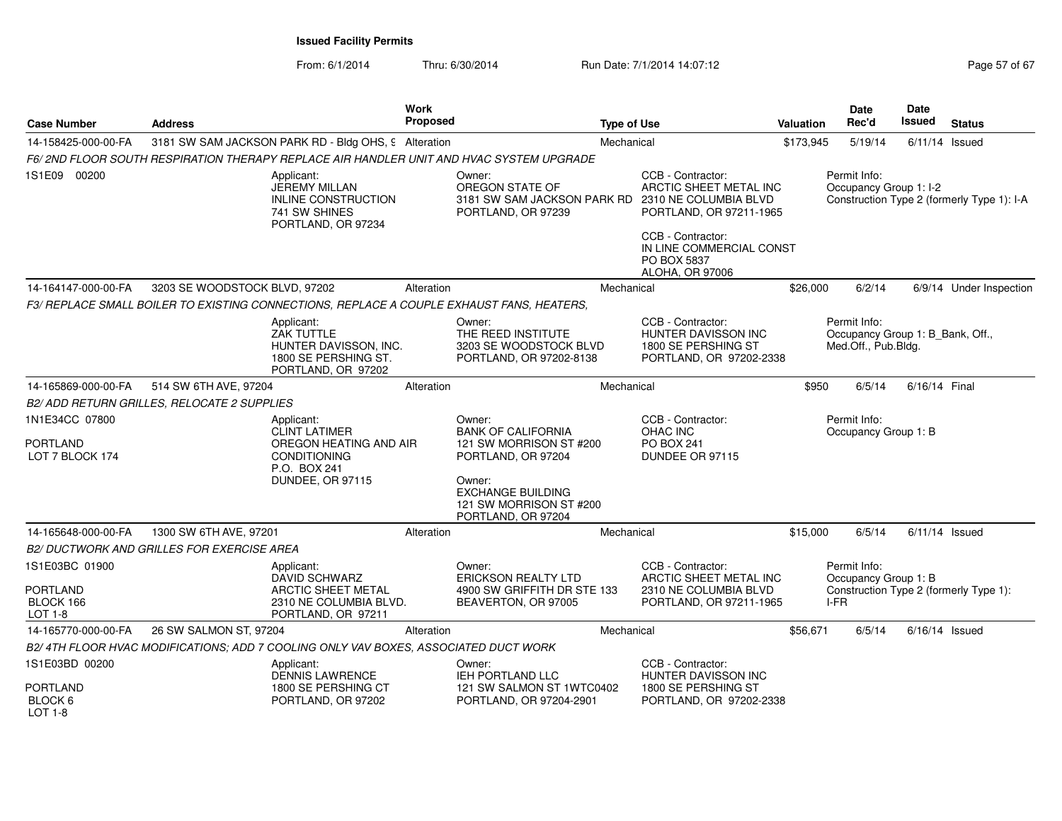**Issued Facility Permits**

From: 6/1/2014 Thru: 6/30/2014 Run Date: 7/1/2014 14:07:12

| Case Number | Address | Work Proposed | Type of Use | Valuation | Date Rec'd | Date Issued | Status |
|---|---|---|---|---|---|---|---|
| 14-158425-000-00-FA | 3181 SW SAM JACKSON PARK RD - Bldg OHS, 9 | Alteration | Mechanical | $173,945 | 5/19/14 | 6/11/14 | Issued |

*F6/ 2ND FLOOR SOUTH RESPIRATION THERAPY REPLACE AIR HANDLER UNIT AND HVAC SYSTEM UPGRADE*

1S1E09 00200

Applicant: JEREMY MILLAN, INLINE CONSTRUCTION, 741 SW SHINES, PORTLAND, OR 97234

Owner: OREGON STATE OF, 3181 SW SAM JACKSON PARK RD, PORTLAND, OR 97239

CCB - Contractor: ARCTIC SHEET METAL INC, 2310 NE COLUMBIA BLVD, PORTLAND, OR 97211-1965

CCB - Contractor: IN LINE COMMERCIAL CONST, PO BOX 5837, ALOHA, OR 97006

Permit Info: Occupancy Group 1: I-2; Construction Type 2 (formerly Type 1): I-A

| Case Number | Address | Work Proposed | Type of Use | Valuation | Date Rec'd | Date Issued | Status |
|---|---|---|---|---|---|---|---|
| 14-164147-000-00-FA | 3203 SE WOODSTOCK BLVD, 97202 | Alteration | Mechanical | $26,000 | 6/2/14 | 6/9/14 | Under Inspection |

*F3/ REPLACE SMALL BOILER TO EXISTING CONNECTIONS, REPLACE A COUPLE EXHAUST FANS, HEATERS,*

Applicant: ZAK TUTTLE, HUNTER DAVISSON, INC., 1800 SE PERSHING ST., PORTLAND, OR 97202

Owner: THE REED INSTITUTE, 3203 SE WOODSTOCK BLVD, PORTLAND, OR 97202-8138

CCB - Contractor: HUNTER DAVISSON INC, 1800 SE PERSHING ST, PORTLAND, OR 97202-2338

Permit Info: Occupancy Group 1: B_Bank, Off., Med.Off., Pub.Bldg.

| Case Number | Address | Work Proposed | Type of Use | Valuation | Date Rec'd | Date Issued | Status |
|---|---|---|---|---|---|---|---|
| 14-165869-000-00-FA | 514 SW 6TH AVE, 97204 | Alteration | Mechanical | $950 | 6/5/14 | 6/16/14 | Final |

*B2/ ADD RETURN GRILLES, RELOCATE 2 SUPPLIES*

1N1E34CC 07800
PORTLAND
LOT 7 BLOCK 174

Applicant: CLINT LATIMER, OREGON HEATING AND AIR CONDITIONING, P.O. BOX 241, DUNDEE, OR 97115

Owner: BANK OF CALIFORNIA, 121 SW MORRISON ST #200, PORTLAND, OR 97204

Owner: EXCHANGE BUILDING, 121 SW MORRISON ST #200, PORTLAND, OR 97204

CCB - Contractor: OHAC INC, PO BOX 241, DUNDEE OR 97115

Permit Info: Occupancy Group 1: B

| Case Number | Address | Work Proposed | Type of Use | Valuation | Date Rec'd | Date Issued | Status |
|---|---|---|---|---|---|---|---|
| 14-165648-000-00-FA | 1300 SW 6TH AVE, 97201 | Alteration | Mechanical | $15,000 | 6/5/14 | 6/11/14 | Issued |

*B2/ DUCTWORK AND GRILLES FOR EXERCISE AREA*

1S1E03BC 01900
PORTLAND
BLOCK 166
LOT 1-8

Applicant: DAVID SCHWARZ, ARCTIC SHEET METAL, 2310 NE COLUMBIA BLVD., PORTLAND, OR 97211

Owner: ERICKSON REALTY LTD, 4900 SW GRIFFITH DR STE 133, BEAVERTON, OR 97005

CCB - Contractor: ARCTIC SHEET METAL INC, 2310 NE COLUMBIA BLVD, PORTLAND, OR 97211-1965

Permit Info: Occupancy Group 1: B; Construction Type 2 (formerly Type 1): I-FR

| Case Number | Address | Work Proposed | Type of Use | Valuation | Date Rec'd | Date Issued | Status |
|---|---|---|---|---|---|---|---|
| 14-165770-000-00-FA | 26 SW SALMON ST, 97204 | Alteration | Mechanical | $56,671 | 6/5/14 | 6/16/14 | Issued |

*B2/ 4TH FLOOR HVAC MODIFICATIONS; ADD 7 COOLING ONLY VAV BOXES, ASSOCIATED DUCT WORK*

1S1E03BD 00200
PORTLAND
BLOCK 6
LOT 1-8

Applicant: DENNIS LAWRENCE, 1800 SE PERSHING CT, PORTLAND, OR 97202

Owner: IEH PORTLAND LLC, 121 SW SALMON ST 1WTC0402, PORTLAND, OR 97204-2901

CCB - Contractor: HUNTER DAVISSON INC, 1800 SE PERSHING ST, PORTLAND, OR 97202-2338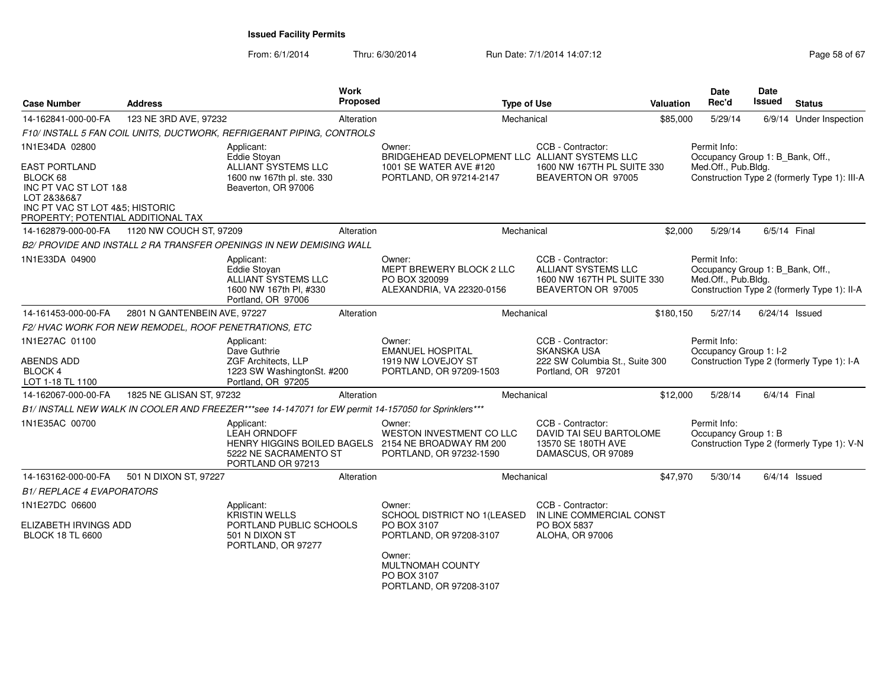**Issued Facility Permits**

From: 6/1/2014 Thru: 6/30/2014 Run Date: 7/1/2014 14:07:12

| Case Number | Address | Work Proposed | Type of Use | Valuation | Date Rec'd | Date Issued | Status |
|---|---|---|---|---|---|---|---|
| 14-162841-000-00-FA | 123 NE 3RD AVE, 97232 | Alteration | Mechanical | $85,000 | 5/29/14 | 6/9/14 | Under Inspection |

*F10/ INSTALL 5 FAN COIL UNITS, DUCTWORK, REFRIGERANT PIPING, CONTROLS*

1N1E34DA 02800

EAST PORTLAND
BLOCK 68
INC PT VAC ST LOT 1&8
LOT 2&3&6&7
INC PT VAC ST LOT 4&5; HISTORIC PROPERTY; POTENTIAL ADDITIONAL TAX

Applicant:
Eddie Stoyan
ALLIANT SYSTEMS LLC
1600 nw 167th pl. ste. 330
Beaverton, OR 97006

Owner:
BRIDGEHEAD DEVELOPMENT LLC
1001 SE WATER AVE #120
PORTLAND, OR 97214-2147

CCB - Contractor:
ALLIANT SYSTEMS LLC
1600 NW 167TH PL SUITE 330
BEAVERTON OR 97005

Permit Info:
Occupancy Group 1: B_Bank, Off., Med.Off., Pub.Bldg.
Construction Type 2 (formerly Type 1): III-A

| Case Number | Address | Work Proposed | Type of Use | Valuation | Date Rec'd | Date Issued | Status |
|---|---|---|---|---|---|---|---|
| 14-162879-000-00-FA | 1120 NW COUCH ST, 97209 | Alteration | Mechanical | $2,000 | 5/29/14 | 6/5/14 | Final |

*B2/ PROVIDE AND INSTALL 2 RA TRANSFER OPENINGS IN NEW DEMISING WALL*

1N1E33DA 04900

Applicant:
Eddie Stoyan
ALLIANT SYSTEMS LLC
1600 NW 167th Pl, #330
Portland, OR 97006

Owner:
MEPT BREWERY BLOCK 2 LLC
PO BOX 320099
ALEXANDRIA, VA 22320-0156

CCB - Contractor:
ALLIANT SYSTEMS LLC
1600 NW 167TH PL SUITE 330
BEAVERTON OR 97005

Permit Info:
Occupancy Group 1: B_Bank, Off., Med.Off., Pub.Bldg.
Construction Type 2 (formerly Type 1): II-A

| Case Number | Address | Work Proposed | Type of Use | Valuation | Date Rec'd | Date Issued | Status |
|---|---|---|---|---|---|---|---|
| 14-161453-000-00-FA | 2801 N GANTENBEIN AVE, 97227 | Alteration | Mechanical | $180,150 | 5/27/14 | 6/24/14 | Issued |

*F2/ HVAC WORK FOR NEW REMODEL, ROOF PENETRATIONS, ETC*

1N1E27AC 01100

ABENDS ADD
BLOCK 4
LOT 1-18 TL 1100

Applicant:
Dave Guthrie
ZGF Architects, LLP
1223 SW WashingtonSt. #200
Portland, OR 97205

Owner:
EMANUEL HOSPITAL
1919 NW LOVEJOY ST
PORTLAND, OR 97209-1503

CCB - Contractor:
SKANSKA USA
222 SW Columbia St., Suite 300
Portland, OR 97201

Permit Info:
Occupancy Group 1: I-2
Construction Type 2 (formerly Type 1): I-A

| Case Number | Address | Work Proposed | Type of Use | Valuation | Date Rec'd | Date Issued | Status |
|---|---|---|---|---|---|---|---|
| 14-162067-000-00-FA | 1825 NE GLISAN ST, 97232 | Alteration | Mechanical | $12,000 | 5/28/14 | 6/4/14 | Final |

*B1/ INSTALL NEW WALK IN COOLER AND FREEZER***see 14-147071 for EW permit 14-157050 for Sprinklers****

1N1E35AC 00700

Applicant:
LEAH ORNDOFF
HENRY HIGGINS BOILED BAGELS
5222 NE SACRAMENTO ST
PORTLAND OR 97213

Owner:
WESTON INVESTMENT CO LLC
2154 NE BROADWAY RM 200
PORTLAND, OR 97232-1590

CCB - Contractor:
DAVID TAI SEU BARTOLOME
13570 SE 180TH AVE
DAMASCUS, OR 97089

Permit Info:
Occupancy Group 1: B
Construction Type 2 (formerly Type 1): V-N

| Case Number | Address | Work Proposed | Type of Use | Valuation | Date Rec'd | Date Issued | Status |
|---|---|---|---|---|---|---|---|
| 14-163162-000-00-FA | 501 N DIXON ST, 97227 | Alteration | Mechanical | $47,970 | 5/30/14 | 6/4/14 | Issued |

*B1/ REPLACE 4 EVAPORATORS*

1N1E27DC 06600

ELIZABETH IRVINGS ADD
BLOCK 18 TL 6600

Applicant:
KRISTIN WELLS
PORTLAND PUBLIC SCHOOLS
501 N DIXON ST
PORTLAND, OR 97277

Owner:
SCHOOL DISTRICT NO 1(LEASED
PO BOX 3107
PORTLAND, OR 97208-3107

Owner:
MULTNOMAH COUNTY
PO BOX 3107
PORTLAND, OR 97208-3107

CCB - Contractor:
IN LINE COMMERCIAL CONST
PO BOX 5837
ALOHA, OR 97006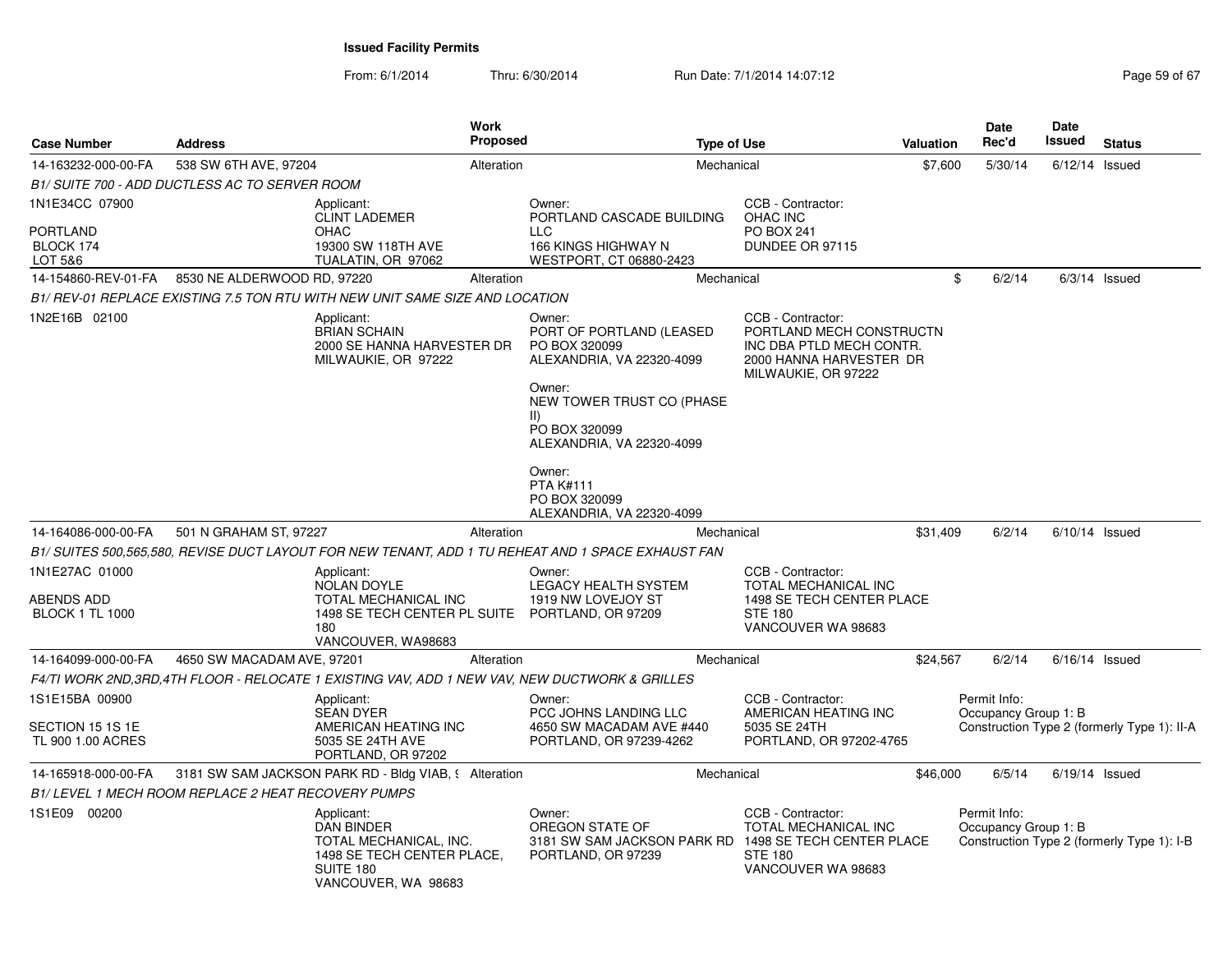**Issued Facility Permits**

From: 6/1/2014 Thru: 6/30/2014 Run Date: 7/1/2014 14:07:12

| Case Number | Address | Work Proposed | Type of Use | Valuation | Date Rec'd | Date Issued | Status |
|---|---|---|---|---|---|---|---|
| 14-163232-000-00-FA | 538 SW 6TH AVE, 97204 | Alteration | Mechanical | $7,600 | 5/30/14 | 6/12/14 | Issued |

*B1/ SUITE 700 - ADD DUCTLESS AC TO SERVER ROOM*

1N1E34CC 07900
PORTLAND
BLOCK 174
LOT 5&6

Applicant:
CLINT LADEMER
OHAC
19300 SW 118TH AVE
TUALATIN, OR 97062

Owner:
PORTLAND CASCADE BUILDING LLC
166 KINGS HIGHWAY N
WESTPORT, CT 06880-2423

CCB - Contractor:
OHAC INC
PO BOX 241
DUNDEE OR 97115

| Case Number | Address | Work Proposed | Type of Use | Valuation | Date Rec'd | Date Issued | Status |
|---|---|---|---|---|---|---|---|
| 14-154860-REV-01-FA | 8530 NE ALDERWOOD RD, 97220 | Alteration | Mechanical | $ | 6/2/14 | 6/3/14 | Issued |

*B1/ REV-01 REPLACE EXISTING 7.5 TON RTU WITH NEW UNIT SAME SIZE AND LOCATION*

1N2E16B 02100

Applicant:
BRIAN SCHAIN
2000 SE HANNA HARVESTER DR
MILWAUKIE, OR 97222

Owner:
PORT OF PORTLAND (LEASED
PO BOX 320099
ALEXANDRIA, VA 22320-4099

Owner:
NEW TOWER TRUST CO (PHASE II)
PO BOX 320099
ALEXANDRIA, VA 22320-4099

Owner:
PTA K#111
PO BOX 320099
ALEXANDRIA, VA 22320-4099

CCB - Contractor:
PORTLAND MECH CONSTRUCTN INC DBA PTLD MECH CONTR.
2000 HANNA HARVESTER DR
MILWAUKIE, OR 97222

| Case Number | Address | Work Proposed | Type of Use | Valuation | Date Rec'd | Date Issued | Status |
|---|---|---|---|---|---|---|---|
| 14-164086-000-00-FA | 501 N GRAHAM ST, 97227 | Alteration | Mechanical | $31,409 | 6/2/14 | 6/10/14 | Issued |

*B1/ SUITES 500,565,580, REVISE DUCT LAYOUT FOR NEW TENANT, ADD 1 TU REHEAT AND 1 SPACE EXHAUST FAN*

1N1E27AC 01000
ABENDS ADD
BLOCK 1 TL 1000

Applicant:
NOLAN DOYLE
TOTAL MECHANICAL INC
1498 SE TECH CENTER PL SUITE 180
VANCOUVER, WA98683

Owner:
LEGACY HEALTH SYSTEM
1919 NW LOVEJOY ST
PORTLAND, OR 97209

CCB - Contractor:
TOTAL MECHANICAL INC
1498 SE TECH CENTER PLACE
STE 180
VANCOUVER WA 98683

| Case Number | Address | Work Proposed | Type of Use | Valuation | Date Rec'd | Date Issued | Status |
|---|---|---|---|---|---|---|---|
| 14-164099-000-00-FA | 4650 SW MACADAM AVE, 97201 | Alteration | Mechanical | $24,567 | 6/2/14 | 6/16/14 | Issued |

*F4/TI WORK 2ND,3RD,4TH FLOOR - RELOCATE 1 EXISTING VAV, ADD 1 NEW VAV, NEW DUCTWORK & GRILLES*

1S1E15BA 00900
SECTION 15 1S 1E
TL 900 1.00 ACRES

Applicant:
SEAN DYER
AMERICAN HEATING INC
5035 SE 24TH AVE
PORTLAND, OR 97202

Owner:
PCC JOHNS LANDING LLC
4650 SW MACADAM AVE #440
PORTLAND, OR 97239-4262

CCB - Contractor:
AMERICAN HEATING INC
5035 SE 24TH
PORTLAND, OR 97202-4765

Permit Info:
Occupancy Group 1: B
Construction Type 2 (formerly Type 1): II-A

| Case Number | Address | Work Proposed | Type of Use | Valuation | Date Rec'd | Date Issued | Status |
|---|---|---|---|---|---|---|---|
| 14-165918-000-00-FA | 3181 SW SAM JACKSON PARK RD - Bldg VIAB, ( | Alteration | Mechanical | $46,000 | 6/5/14 | 6/19/14 | Issued |

*B1/ LEVEL 1 MECH ROOM REPLACE 2 HEAT RECOVERY PUMPS*

1S1E09 00200

Applicant:
DAN BINDER
TOTAL MECHANICAL, INC.
1498 SE TECH CENTER PLACE, SUITE 180
VANCOUVER, WA 98683

Owner:
OREGON STATE OF
3181 SW SAM JACKSON PARK RD
PORTLAND, OR 97239

CCB - Contractor:
TOTAL MECHANICAL INC
1498 SE TECH CENTER PLACE
STE 180
VANCOUVER WA 98683

Permit Info:
Occupancy Group 1: B
Construction Type 2 (formerly Type 1): I-B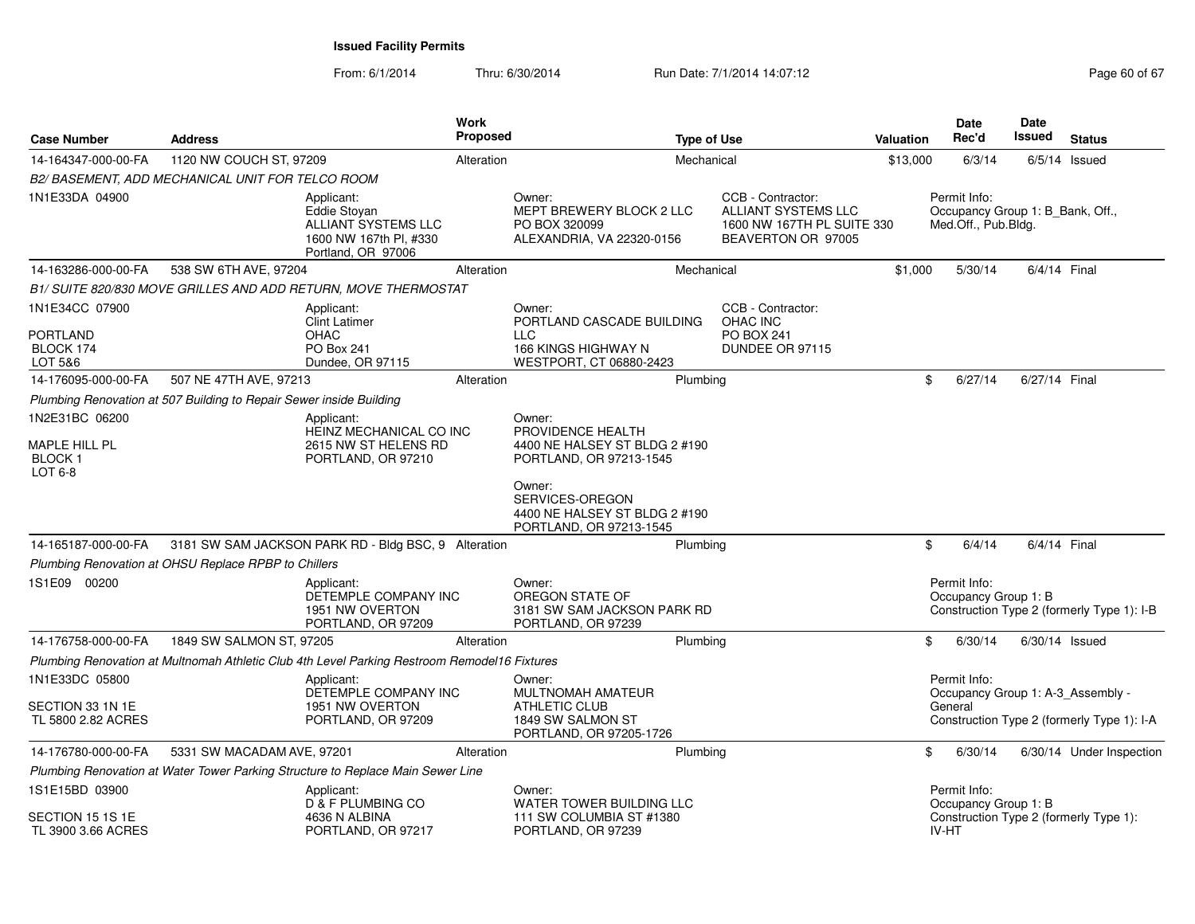# Issued Facility Permits

From: 6/1/2014 Thru: 6/30/2014 Run Date: 7/1/2014 14:07:12

| Case Number | Address | Work Proposed | Type of Use | Valuation | Date Rec'd | Date Issued | Status |
|---|---|---|---|---|---|---|---|
| 14-164347-000-00-FA | 1120 NW COUCH ST, 97209 | Alteration | Mechanical | $13,000 | 6/3/14 | 6/5/14 | Issued |

*B2/ BASEMENT, ADD MECHANICAL UNIT FOR TELCO ROOM*

1N1E33DA 04900

Applicant: Eddie Stoyan, ALLIANT SYSTEMS LLC, 1600 NW 167th Pl, #330, Portland, OR 97006

Owner: MEPT BREWERY BLOCK 2 LLC, PO BOX 320099, ALEXANDRIA, VA 22320-0156

CCB - Contractor: ALLIANT SYSTEMS LLC, 1600 NW 167TH PL SUITE 330, BEAVERTON OR 97005

Permit Info: Occupancy Group 1: B_Bank, Off., Med.Off., Pub.Bldg.

| Case Number | Address | Work Proposed | Type of Use | Valuation | Date Rec'd | Date Issued | Status |
|---|---|---|---|---|---|---|---|
| 14-163286-000-00-FA | 538 SW 6TH AVE, 97204 | Alteration | Mechanical | $1,000 | 5/30/14 | 6/4/14 | Final |

*B1/ SUITE 820/830 MOVE GRILLES AND ADD RETURN, MOVE THERMOSTAT*

1N1E34CC 07900

PORTLAND
BLOCK 174
LOT 5&6

Applicant: Clint Latimer, OHAC, PO Box 241, Dundee, OR 97115

Owner: PORTLAND CASCADE BUILDING LLC, 166 KINGS HIGHWAY N, WESTPORT, CT 06880-2423

CCB - Contractor: OHAC INC, PO BOX 241, DUNDEE OR 97115

| Case Number | Address | Work Proposed | Type of Use | Valuation | Date Rec'd | Date Issued | Status |
|---|---|---|---|---|---|---|---|
| 14-176095-000-00-FA | 507 NE 47TH AVE, 97213 | Alteration | Plumbing | $ | 6/27/14 | 6/27/14 | Final |

*Plumbing Renovation at 507 Building to Repair Sewer inside Building*

1N2E31BC 06200

MAPLE HILL PL
BLOCK 1
LOT 6-8

Applicant: HEINZ MECHANICAL CO INC, 2615 NW ST HELENS RD, PORTLAND, OR 97210

Owner: PROVIDENCE HEALTH, 4400 NE HALSEY ST BLDG 2 #190, PORTLAND, OR 97213-1545

Owner: SERVICES-OREGON, 4400 NE HALSEY ST BLDG 2 #190, PORTLAND, OR 97213-1545

| Case Number | Address | Work Proposed | Type of Use | Valuation | Date Rec'd | Date Issued | Status |
|---|---|---|---|---|---|---|---|
| 14-165187-000-00-FA | 3181 SW SAM JACKSON PARK RD - Bldg BSC, 9 | Alteration | Plumbing | $ | 6/4/14 | 6/4/14 | Final |

*Plumbing Renovation at OHSU Replace RPBP to Chillers*

1S1E09 00200

Applicant: DETEMPLE COMPANY INC, 1951 NW OVERTON, PORTLAND, OR 97209

Owner: OREGON STATE OF, 3181 SW SAM JACKSON PARK RD, PORTLAND, OR 97239

Permit Info: Occupancy Group 1: B, Construction Type 2 (formerly Type 1): I-B

| Case Number | Address | Work Proposed | Type of Use | Valuation | Date Rec'd | Date Issued | Status |
|---|---|---|---|---|---|---|---|
| 14-176758-000-00-FA | 1849 SW SALMON ST, 97205 | Alteration | Plumbing | $ | 6/30/14 | 6/30/14 | Issued |

*Plumbing Renovation at Multnomah Athletic Club 4th Level Parking Restroom Remodel16 Fixtures*

1N1E33DC 05800

SECTION 33 1N 1E
TL 5800 2.82 ACRES

Applicant: DETEMPLE COMPANY INC, 1951 NW OVERTON, PORTLAND, OR 97209

Owner: MULTNOMAH AMATEUR ATHLETIC CLUB, 1849 SW SALMON ST, PORTLAND, OR 97205-1726

Permit Info: Occupancy Group 1: A-3_Assembly - General, Construction Type 2 (formerly Type 1): I-A

| Case Number | Address | Work Proposed | Type of Use | Valuation | Date Rec'd | Date Issued | Status |
|---|---|---|---|---|---|---|---|
| 14-176780-000-00-FA | 5331 SW MACADAM AVE, 97201 | Alteration | Plumbing | $ | 6/30/14 | 6/30/14 | Under Inspection |

*Plumbing Renovation at Water Tower Parking Structure to Replace Main Sewer Line*

1S1E15BD 03900

SECTION 15 1S 1E
TL 3900 3.66 ACRES

Applicant: D & F PLUMBING CO, 4636 N ALBINA, PORTLAND, OR 97217

Owner: WATER TOWER BUILDING LLC, 111 SW COLUMBIA ST #1380, PORTLAND, OR 97239

Permit Info: Occupancy Group 1: B, Construction Type 2 (formerly Type 1): IV-HT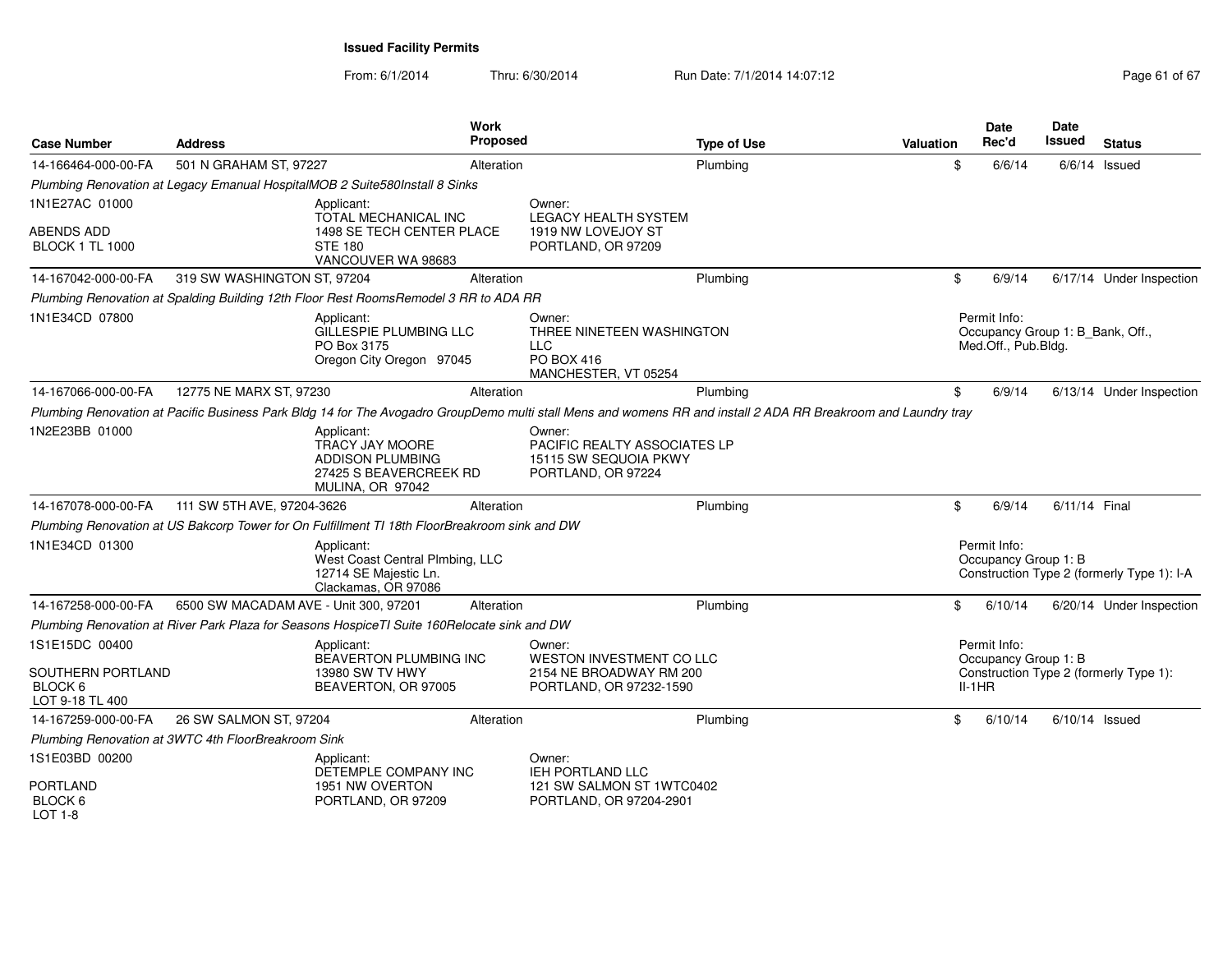## Issued Facility Permits

From: 6/1/2014 Thru: 6/30/2014 Run Date: 7/1/2014 14:07:12

| Case Number | Address | Work Proposed | Type of Use | Valuation | Date Rec'd | Date Issued | Status |
|---|---|---|---|---|---|---|---|
| 14-166464-000-00-FA | 501 N GRAHAM ST, 97227 | Alteration | Plumbing | $ | 6/6/14 | 6/6/14 | Issued |

*Plumbing Renovation at Legacy Emanual HospitalMOB 2 Suite580Install 8 Sinks*

1N1E27AC 01000

ABENDS ADD
BLOCK 1 TL 1000

Applicant:
TOTAL MECHANICAL INC
1498 SE TECH CENTER PLACE
STE 180
VANCOUVER WA 98683

Owner:
LEGACY HEALTH SYSTEM
1919 NW LOVEJOY ST
PORTLAND, OR 97209

| Case Number | Address | Work Proposed | Type of Use | Valuation | Date Rec'd | Date Issued | Status |
|---|---|---|---|---|---|---|---|
| 14-167042-000-00-FA | 319 SW WASHINGTON ST, 97204 | Alteration | Plumbing | $ | 6/9/14 | 6/17/14 | Under Inspection |

*Plumbing Renovation at Spalding Building 12th Floor Rest RoomsRemodel 3 RR to ADA RR*

1N1E34CD 07800

Applicant:
GILLESPIE PLUMBING LLC
PO Box 3175
Oregon City Oregon 97045

Owner:
THREE NINETEEN WASHINGTON LLC
PO BOX 416
MANCHESTER, VT 05254

Permit Info:
Occupancy Group 1: B_Bank, Off., Med.Off., Pub.Bldg.

| Case Number | Address | Work Proposed | Type of Use | Valuation | Date Rec'd | Date Issued | Status |
|---|---|---|---|---|---|---|---|
| 14-167066-000-00-FA | 12775 NE MARX ST, 97230 | Alteration | Plumbing | $ | 6/9/14 | 6/13/14 | Under Inspection |

*Plumbing Renovation at Pacific Business Park Bldg 14 for The Avogadro GroupDemo multi stall Mens and womens RR and install 2 ADA RR Breakroom and Laundry tray*

1N2E23BB 01000

Applicant:
TRACY JAY MOORE
ADDISON PLUMBING
27425 S BEAVERCREEK RD
MULINA, OR 97042

Owner:
PACIFIC REALTY ASSOCIATES LP
15115 SW SEQUOIA PKWY
PORTLAND, OR 97224

| Case Number | Address | Work Proposed | Type of Use | Valuation | Date Rec'd | Date Issued | Status |
|---|---|---|---|---|---|---|---|
| 14-167078-000-00-FA | 111 SW 5TH AVE, 97204-3626 | Alteration | Plumbing | $ | 6/9/14 | 6/11/14 | Final |

*Plumbing Renovation at US Bakcorp Tower for On Fulfillment TI 18th FloorBreakroom sink and DW*

1N1E34CD 01300

Applicant:
West Coast Central Plmbing, LLC
12714 SE Majestic Ln.
Clackamas, OR 97086

Permit Info:
Occupancy Group 1: B
Construction Type 2 (formerly Type 1): I-A

| Case Number | Address | Work Proposed | Type of Use | Valuation | Date Rec'd | Date Issued | Status |
|---|---|---|---|---|---|---|---|
| 14-167258-000-00-FA | 6500 SW MACADAM AVE - Unit 300, 97201 | Alteration | Plumbing | $ | 6/10/14 | 6/20/14 | Under Inspection |

*Plumbing Renovation at River Park Plaza for Seasons HospiceTI Suite 160Relocate sink and DW*

1S1E15DC 00400

SOUTHERN PORTLAND
BLOCK 6
LOT 9-18 TL 400

Applicant:
BEAVERTON PLUMBING INC
13980 SW TV HWY
BEAVERTON, OR 97005

Owner:
WESTON INVESTMENT CO LLC
2154 NE BROADWAY RM 200
PORTLAND, OR 97232-1590

Permit Info:
Occupancy Group 1: B
Construction Type 2 (formerly Type 1): II-1HR

| Case Number | Address | Work Proposed | Type of Use | Valuation | Date Rec'd | Date Issued | Status |
|---|---|---|---|---|---|---|---|
| 14-167259-000-00-FA | 26 SW SALMON ST, 97204 | Alteration | Plumbing | $ | 6/10/14 | 6/10/14 | Issued |

*Plumbing Renovation at 3WTC 4th FloorBreakroom Sink*

1S1E03BD 00200

PORTLAND
BLOCK 6
LOT 1-8

Applicant:
DETEMPLE COMPANY INC
1951 NW OVERTON
PORTLAND, OR 97209

Owner:
IEH PORTLAND LLC
121 SW SALMON ST 1WTC0402
PORTLAND, OR 97204-2901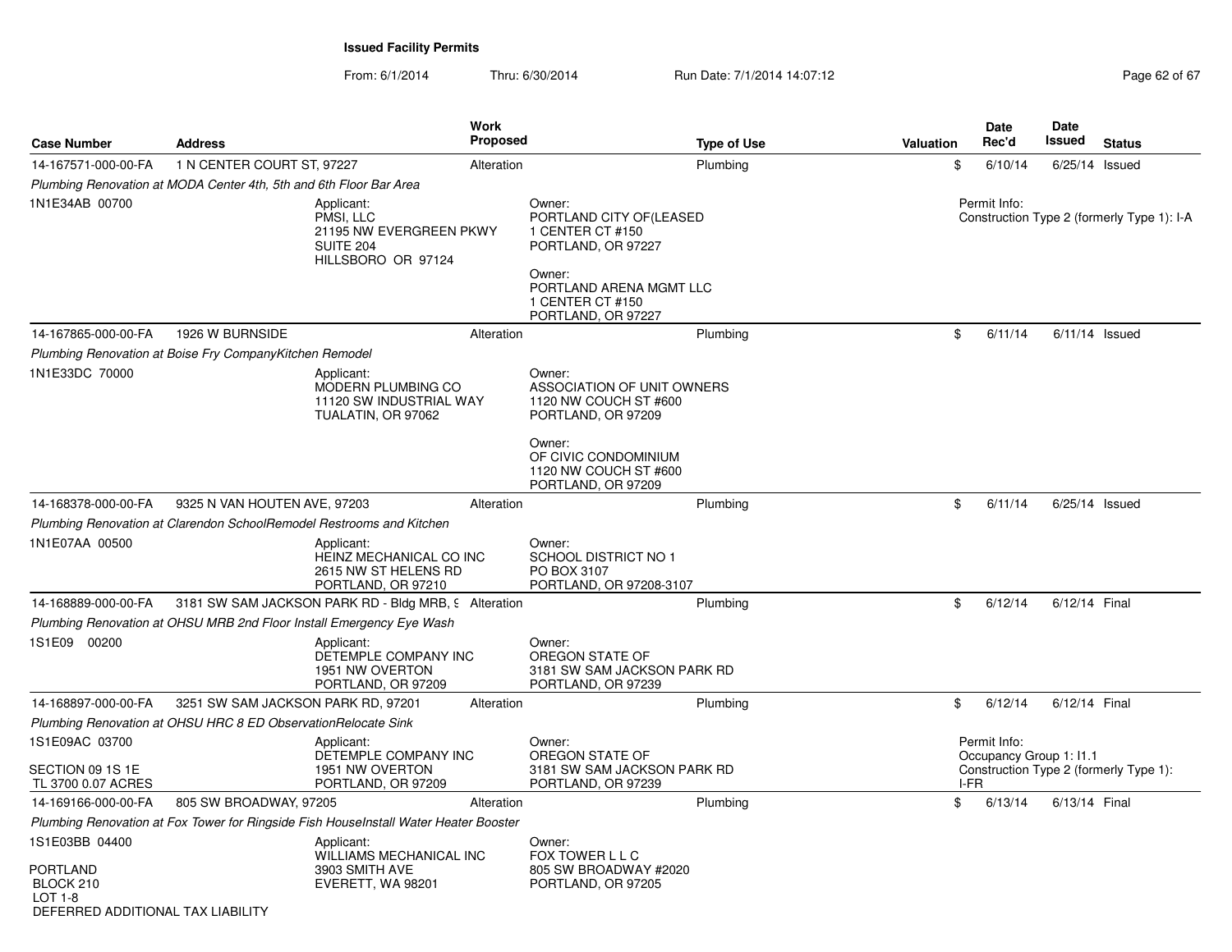**Issued Facility Permits**

From: 6/1/2014 Thru: 6/30/2014 Run Date: 7/1/2014 14:07:12

| Case Number | Address | Work Proposed | Type of Use | Valuation | Date Rec'd | Date Issued | Status |
|---|---|---|---|---|---|---|---|
| 14-167571-000-00-FA | 1 N CENTER COURT ST, 97227 | Alteration | Plumbing | $ | 6/10/14 | 6/25/14 | Issued |

*Plumbing Renovation at MODA Center 4th, 5th and 6th Floor Bar Area*

1N1E34AB 00700

Applicant:
PMSI, LLC
21195 NW EVERGREEN PKWY
SUITE 204
HILLSBORO OR 97124

Owner:
PORTLAND CITY OF(LEASED
1 CENTER CT #150
PORTLAND, OR 97227

Owner:
PORTLAND ARENA MGMT LLC
1 CENTER CT #150
PORTLAND, OR 97227

Permit Info:
Construction Type 2 (formerly Type 1): I-A

| Case Number | Address | Work Proposed | Type of Use | Valuation | Date Rec'd | Date Issued | Status |
|---|---|---|---|---|---|---|---|
| 14-167865-000-00-FA | 1926 W BURNSIDE | Alteration | Plumbing | $ | 6/11/14 | 6/11/14 | Issued |

*Plumbing Renovation at Boise Fry CompanyKitchen Remodel*

1N1E33DC 70000

Applicant:
MODERN PLUMBING CO
11120 SW INDUSTRIAL WAY
TUALATIN, OR 97062

Owner:
ASSOCIATION OF UNIT OWNERS
1120 NW COUCH ST #600
PORTLAND, OR 97209

Owner:
OF CIVIC CONDOMINIUM
1120 NW COUCH ST #600
PORTLAND, OR 97209

| Case Number | Address | Work Proposed | Type of Use | Valuation | Date Rec'd | Date Issued | Status |
|---|---|---|---|---|---|---|---|
| 14-168378-000-00-FA | 9325 N VAN HOUTEN AVE, 97203 | Alteration | Plumbing | $ | 6/11/14 | 6/25/14 | Issued |

*Plumbing Renovation at Clarendon SchoolRemodel Restrooms and Kitchen*

1N1E07AA 00500

Applicant:
HEINZ MECHANICAL CO INC
2615 NW ST HELENS RD
PORTLAND, OR 97210

Owner:
SCHOOL DISTRICT NO 1
PO BOX 3107
PORTLAND, OR 97208-3107

| Case Number | Address | Work Proposed | Type of Use | Valuation | Date Rec'd | Date Issued | Status |
|---|---|---|---|---|---|---|---|
| 14-168889-000-00-FA | 3181 SW SAM JACKSON PARK RD - Bldg MRB, 9 | Alteration | Plumbing | $ | 6/12/14 | 6/12/14 | Final |

*Plumbing Renovation at OHSU MRB 2nd Floor Install Emergency Eye Wash*

1S1E09 00200

Applicant:
DETEMPLE COMPANY INC
1951 NW OVERTON
PORTLAND, OR 97209

Owner:
OREGON STATE OF
3181 SW SAM JACKSON PARK RD
PORTLAND, OR 97239

| Case Number | Address | Work Proposed | Type of Use | Valuation | Date Rec'd | Date Issued | Status |
|---|---|---|---|---|---|---|---|
| 14-168897-000-00-FA | 3251 SW SAM JACKSON PARK RD, 97201 | Alteration | Plumbing | $ | 6/12/14 | 6/12/14 | Final |

*Plumbing Renovation at OHSU HRC 8 ED ObservationRelocate Sink*

1S1E09AC 03700

SECTION 09 1S 1E
TL 3700 0.07 ACRES

Applicant:
DETEMPLE COMPANY INC
1951 NW OVERTON
PORTLAND, OR 97209

Owner:
OREGON STATE OF
3181 SW SAM JACKSON PARK RD
PORTLAND, OR 97239

Permit Info:
Occupancy Group 1: I1.1
Construction Type 2 (formerly Type 1): I-FR

| Case Number | Address | Work Proposed | Type of Use | Valuation | Date Rec'd | Date Issued | Status |
|---|---|---|---|---|---|---|---|
| 14-169166-000-00-FA | 805 SW BROADWAY, 97205 | Alteration | Plumbing | $ | 6/13/14 | 6/13/14 | Final |

*Plumbing Renovation at Fox Tower for Ringside Fish HouseInstall Water Heater Booster*

1S1E03BB 04400

PORTLAND
BLOCK 210
LOT 1-8
DEFERRED ADDITIONAL TAX LIABILITY

Applicant:
WILLIAMS MECHANICAL INC
3903 SMITH AVE
EVERETT, WA 98201

Owner:
FOX TOWER L L C
805 SW BROADWAY #2020
PORTLAND, OR 97205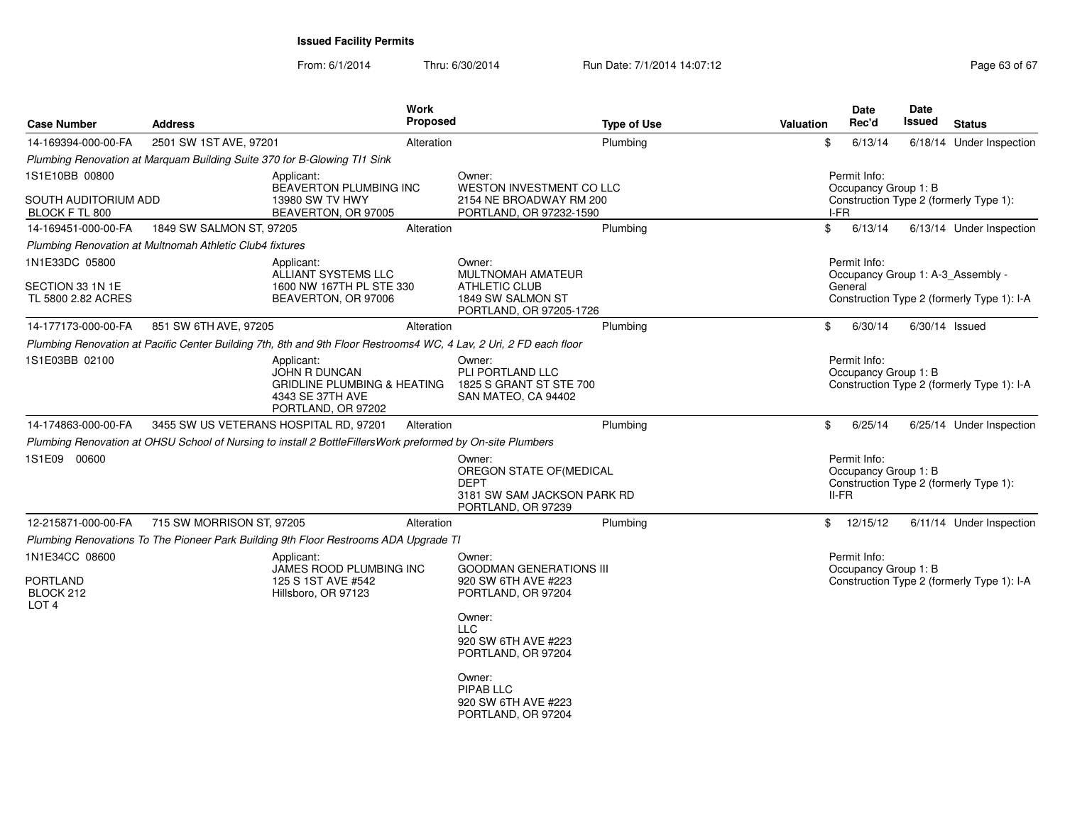**Issued Facility Permits**

From: 6/1/2014 Thru: 6/30/2014 Run Date: 7/1/2014 14:07:12

| Case Number | Address | Work Proposed | Type of Use | Valuation | Date Rec'd | Date Issued | Status |
|---|---|---|---|---|---|---|---|
| 14-169394-000-00-FA | 2501 SW 1ST AVE, 97201 | Alteration | Plumbing | $ | 6/13/14 | 6/18/14 | Under Inspection |

*Plumbing Renovation at Marquam Building Suite 370 for B-Glowing TI1 Sink*

1S1E10BB 00800

SOUTH AUDITORIUM ADD
BLOCK F TL 800

Applicant:
BEAVERTON PLUMBING INC
13980 SW TV HWY
BEAVERTON, OR 97005

Owner:
WESTON INVESTMENT CO LLC
2154 NE BROADWAY RM 200
PORTLAND, OR 97232-1590

Permit Info:
Occupancy Group 1: B
Construction Type 2 (formerly Type 1): I-FR

| Case Number | Address | Work Proposed | Type of Use | Valuation | Date Rec'd | Date Issued | Status |
|---|---|---|---|---|---|---|---|
| 14-169451-000-00-FA | 1849 SW SALMON ST, 97205 | Alteration | Plumbing | $ | 6/13/14 | 6/13/14 | Under Inspection |

*Plumbing Renovation at Multnomah Athletic Club4 fixtures*

1N1E33DC 05800

SECTION 33 1N 1E
TL 5800 2.82 ACRES

Applicant:
ALLIANT SYSTEMS LLC
1600 NW 167TH PL STE 330
BEAVERTON, OR 97006

Owner:
MULTNOMAH AMATEUR ATHLETIC CLUB
1849 SW SALMON ST
PORTLAND, OR 97205-1726

Permit Info:
Occupancy Group 1: A-3_Assembly - General
Construction Type 2 (formerly Type 1): I-A

| Case Number | Address | Work Proposed | Type of Use | Valuation | Date Rec'd | Date Issued | Status |
|---|---|---|---|---|---|---|---|
| 14-177173-000-00-FA | 851 SW 6TH AVE, 97205 | Alteration | Plumbing | $ | 6/30/14 | 6/30/14 | Issued |

*Plumbing Renovation at Pacific Center Building 7th, 8th and 9th Floor Restrooms4 WC, 4 Lav, 2 Uri, 2 FD each floor*

1S1E03BB 02100

Applicant:
JOHN R DUNCAN
GRIDLINE PLUMBING & HEATING
4343 SE 37TH AVE
PORTLAND, OR 97202

Owner:
PLI PORTLAND LLC
1825 S GRANT ST STE 700
SAN MATEO, CA 94402

Permit Info:
Occupancy Group 1: B
Construction Type 2 (formerly Type 1): I-A

| Case Number | Address | Work Proposed | Type of Use | Valuation | Date Rec'd | Date Issued | Status |
|---|---|---|---|---|---|---|---|
| 14-174863-000-00-FA | 3455 SW US VETERANS HOSPITAL RD, 97201 | Alteration | Plumbing | $ | 6/25/14 | 6/25/14 | Under Inspection |

*Plumbing Renovation at OHSU School of Nursing to install 2 BottleFillersWork preformed by On-site Plumbers*

1S1E09 00600

Owner:
OREGON STATE OF(MEDICAL DEPT
3181 SW SAM JACKSON PARK RD
PORTLAND, OR 97239

Permit Info:
Occupancy Group 1: B
Construction Type 2 (formerly Type 1): II-FR

| Case Number | Address | Work Proposed | Type of Use | Valuation | Date Rec'd | Date Issued | Status |
|---|---|---|---|---|---|---|---|
| 12-215871-000-00-FA | 715 SW MORRISON ST, 97205 | Alteration | Plumbing | $ | 12/15/12 | 6/11/14 | Under Inspection |

*Plumbing Renovations To The Pioneer Park Building 9th Floor Restrooms ADA Upgrade TI*

1N1E34CC 08600

PORTLAND
BLOCK 212
LOT 4

Applicant:
JAMES ROOD PLUMBING INC
125 S 1ST AVE #542
Hillsboro, OR 97123

Owner:
GOODMAN GENERATIONS III
920 SW 6TH AVE #223
PORTLAND, OR 97204

Owner:
LLC
920 SW 6TH AVE #223
PORTLAND, OR 97204

Owner:
PIPAB LLC
920 SW 6TH AVE #223
PORTLAND, OR 97204

Permit Info:
Occupancy Group 1: B
Construction Type 2 (formerly Type 1): I-A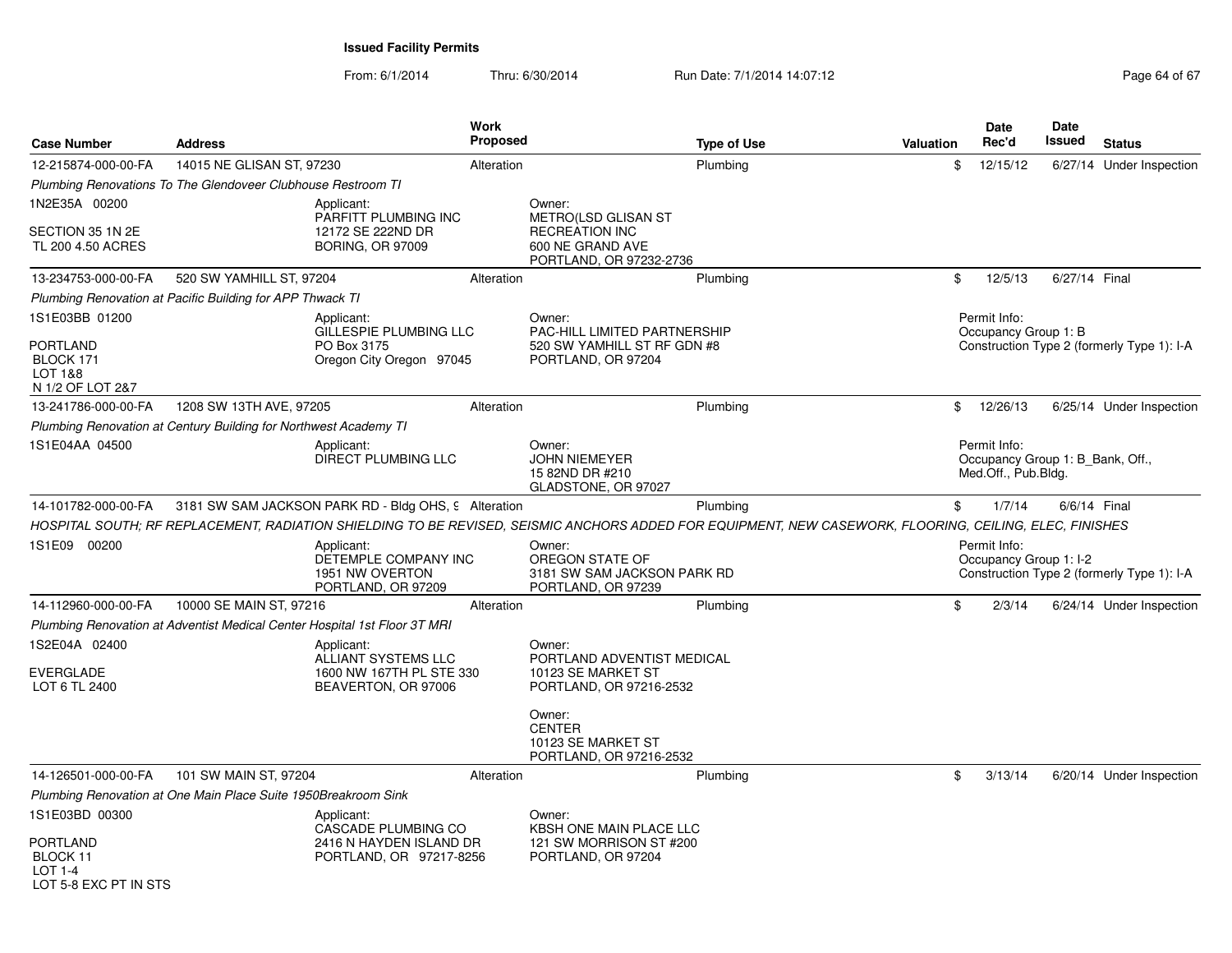**Issued Facility Permits**

From: 6/1/2014 Thru: 6/30/2014 Run Date: 7/1/2014 14:07:12

| Case Number | Address | Work Proposed | Type of Use | Valuation | Date Rec'd | Date Issued | Status |
|---|---|---|---|---|---|---|---|
| 12-215874-000-00-FA | 14015 NE GLISAN ST, 97230 | Alteration | Plumbing | $ | 12/15/12 | 6/27/14 | Under Inspection |

*Plumbing Renovations To The Glendoveer Clubhouse Restroom TI*

1N2E35A 00200

SECTION 35 1N 2E
TL 200 4.50 ACRES

Applicant:
PARFITT PLUMBING INC
12172 SE 222ND DR
BORING, OR 97009

Owner:
METRO(LSD GLISAN ST
RECREATION INC
600 NE GRAND AVE
PORTLAND, OR 97232-2736

| Case Number | Address | Work Proposed | Type of Use | Valuation | Date Rec'd | Date Issued | Status |
|---|---|---|---|---|---|---|---|
| 13-234753-000-00-FA | 520 SW YAMHILL ST, 97204 | Alteration | Plumbing | $ | 12/5/13 | 6/27/14 | Final |

*Plumbing Renovation at Pacific Building for APP Thwack TI*

1S1E03BB 01200

PORTLAND
BLOCK 171
LOT 1&8
N 1/2 OF LOT 2&7

Applicant:
GILLESPIE PLUMBING LLC
PO Box 3175
Oregon City Oregon 97045

Owner:
PAC-HILL LIMITED PARTNERSHIP
520 SW YAMHILL ST RF GDN #8
PORTLAND, OR 97204

Permit Info:
Occupancy Group 1: B
Construction Type 2 (formerly Type 1): I-A

| Case Number | Address | Work Proposed | Type of Use | Valuation | Date Rec'd | Date Issued | Status |
|---|---|---|---|---|---|---|---|
| 13-241786-000-00-FA | 1208 SW 13TH AVE, 97205 | Alteration | Plumbing | $ | 12/26/13 | 6/25/14 | Under Inspection |

*Plumbing Renovation at Century Building for Northwest Academy TI*

1S1E04AA 04500

Applicant:
DIRECT PLUMBING LLC

Owner:
JOHN NIEMEYER
15 82ND DR #210
GLADSTONE, OR 97027

Permit Info:
Occupancy Group 1: B_Bank, Off., Med.Off., Pub.Bldg.

| Case Number | Address | Work Proposed | Type of Use | Valuation | Date Rec'd | Date Issued | Status |
|---|---|---|---|---|---|---|---|
| 14-101782-000-00-FA | 3181 SW SAM JACKSON PARK RD - Bldg OHS, 9 | Alteration | Plumbing | $ | 1/7/14 | 6/6/14 | Final |

*HOSPITAL SOUTH; RF REPLACEMENT, RADIATION SHIELDING TO BE REVISED, SEISMIC ANCHORS ADDED FOR EQUIPMENT, NEW CASEWORK, FLOORING, CEILING, ELEC, FINISHES*

1S1E09 00200

Applicant:
DETEMPLE COMPANY INC
1951 NW OVERTON
PORTLAND, OR 97209

Owner:
OREGON STATE OF
3181 SW SAM JACKSON PARK RD
PORTLAND, OR 97239

Permit Info:
Occupancy Group 1: I-2
Construction Type 2 (formerly Type 1): I-A

| Case Number | Address | Work Proposed | Type of Use | Valuation | Date Rec'd | Date Issued | Status |
|---|---|---|---|---|---|---|---|
| 14-112960-000-00-FA | 10000 SE MAIN ST, 97216 | Alteration | Plumbing | $ | 2/3/14 | 6/24/14 | Under Inspection |

*Plumbing Renovation at Adventist Medical Center Hospital 1st Floor 3T MRI*

1S2E04A 02400

EVERGLADE
LOT 6 TL 2400

Applicant:
ALLIANT SYSTEMS LLC
1600 NW 167TH PL STE 330
BEAVERTON, OR 97006

Owner:
PORTLAND ADVENTIST MEDICAL
10123 SE MARKET ST
PORTLAND, OR 97216-2532

Owner:
CENTER
10123 SE MARKET ST
PORTLAND, OR 97216-2532

| Case Number | Address | Work Proposed | Type of Use | Valuation | Date Rec'd | Date Issued | Status |
|---|---|---|---|---|---|---|---|
| 14-126501-000-00-FA | 101 SW MAIN ST, 97204 | Alteration | Plumbing | $ | 3/13/14 | 6/20/14 | Under Inspection |

*Plumbing Renovation at One Main Place Suite 1950Breakroom Sink*

1S1E03BD 00300

PORTLAND
BLOCK 11
LOT 1-4
LOT 5-8 EXC PT IN STS

Applicant:
CASCADE PLUMBING CO
2416 N HAYDEN ISLAND DR
PORTLAND, OR 97217-8256

Owner:
KBSH ONE MAIN PLACE LLC
121 SW MORRISON ST #200
PORTLAND, OR 97204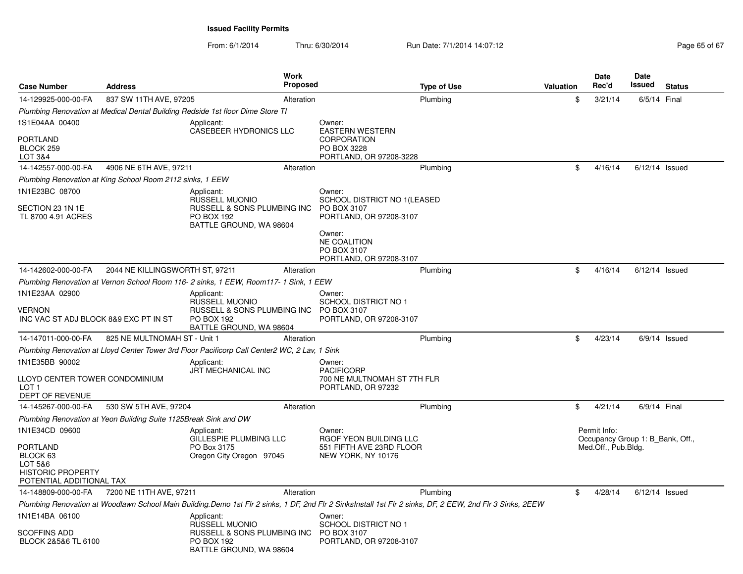## Issued Facility Permits

From: 6/1/2014 Thru: 6/30/2014 Run Date: 7/1/2014 14:07:12

| Case Number | Address | Work Proposed | Type of Use | Valuation | Date Rec'd | Date Issued | Status |
|---|---|---|---|---|---|---|---|
| 14-129925-000-00-FA | 837 SW 11TH AVE, 97205 | Alteration | Plumbing | $ | 3/21/14 | 6/5/14 | Final |

*Plumbing Renovation at Medical Dental Building Redside 1st floor Dime Store TI*

1S1E04AA 00400

PORTLAND
BLOCK 259
LOT 3&4

Applicant:
CASEBEER HYDRONICS LLC

Owner:
EASTERN WESTERN CORPORATION
PO BOX 3228
PORTLAND, OR 97208-3228

| Case Number | Address | Work Proposed | Type of Use | Valuation | Date Rec'd | Date Issued | Status |
|---|---|---|---|---|---|---|---|
| 14-142557-000-00-FA | 4906 NE 6TH AVE, 97211 | Alteration | Plumbing | $ | 4/16/14 | 6/12/14 | Issued |

*Plumbing Renovation at King School Room 2112 sinks, 1 EEW*

1N1E23BC 08700

SECTION 23 1N 1E
TL 8700 4.91 ACRES

Applicant:
RUSSELL MUONIO
RUSSELL & SONS PLUMBING INC
PO BOX 192
BATTLE GROUND, WA 98604

Owner:
SCHOOL DISTRICT NO 1(LEASED
PO BOX 3107
PORTLAND, OR 97208-3107

Owner:
NE COALITION
PO BOX 3107
PORTLAND, OR 97208-3107

| Case Number | Address | Work Proposed | Type of Use | Valuation | Date Rec'd | Date Issued | Status |
|---|---|---|---|---|---|---|---|
| 14-142602-000-00-FA | 2044 NE KILLINGSWORTH ST, 97211 | Alteration | Plumbing | $ | 4/16/14 | 6/12/14 | Issued |

*Plumbing Renovation at Vernon School Room 116- 2 sinks, 1 EEW, Room117- 1 Sink, 1 EEW*

1N1E23AA 02900

VERNON
INC VAC ST ADJ BLOCK 8&9 EXC PT IN ST

Applicant:
RUSSELL MUONIO
RUSSELL & SONS PLUMBING INC
PO BOX 192
BATTLE GROUND, WA 98604

Owner:
SCHOOL DISTRICT NO 1
PO BOX 3107
PORTLAND, OR 97208-3107

| Case Number | Address | Work Proposed | Type of Use | Valuation | Date Rec'd | Date Issued | Status |
|---|---|---|---|---|---|---|---|
| 14-147011-000-00-FA | 825 NE MULTNOMAH ST - Unit 1 | Alteration | Plumbing | $ | 4/23/14 | 6/9/14 | Issued |

*Plumbing Renovation at Lloyd Center Tower 3rd Floor Pacificorp Call Center2 WC, 2 Lav, 1 Sink*

1N1E35BB 90002

LLOYD CENTER TOWER CONDOMINIUM
LOT 1
DEPT OF REVENUE

Applicant:
JRT MECHANICAL INC

Owner:
PACIFICORP
700 NE MULTNOMAH ST 7TH FLR
PORTLAND, OR 97232

| Case Number | Address | Work Proposed | Type of Use | Valuation | Date Rec'd | Date Issued | Status |
|---|---|---|---|---|---|---|---|
| 14-145267-000-00-FA | 530 SW 5TH AVE, 97204 | Alteration | Plumbing | $ | 4/21/14 | 6/9/14 | Final |

*Plumbing Renovation at Yeon Building Suite 1125Break Sink and DW*

1N1E34CD 09600

PORTLAND
BLOCK 63
LOT 5&6
HISTORIC PROPERTY
POTENTIAL ADDITIONAL TAX

Applicant:
GILLESPIE PLUMBING LLC
PO Box 3175
Oregon City Oregon 97045

Owner:
RGOF YEON BUILDING LLC
551 FIFTH AVE 23RD FLOOR
NEW YORK, NY 10176

Permit Info:
Occupancy Group 1: B_Bank, Off., Med.Off., Pub.Bldg.

| Case Number | Address | Work Proposed | Type of Use | Valuation | Date Rec'd | Date Issued | Status |
|---|---|---|---|---|---|---|---|
| 14-148809-000-00-FA | 7200 NE 11TH AVE, 97211 | Alteration | Plumbing | $ | 4/28/14 | 6/12/14 | Issued |

*Plumbing Renovation at Woodlawn School Main Building.Demo 1st Flr 2 sinks, 1 DF, 2nd Flr 2 SinksInstall 1st Flr 2 sinks, DF, 2 EEW, 2nd Flr 3 Sinks, 2EEW*

1N1E14BA 06100

SCOFFINS ADD
BLOCK 2&5&6 TL 6100

Applicant:
RUSSELL MUONIO
RUSSELL & SONS PLUMBING INC
PO BOX 192
BATTLE GROUND, WA 98604

Owner:
SCHOOL DISTRICT NO 1
PO BOX 3107
PORTLAND, OR 97208-3107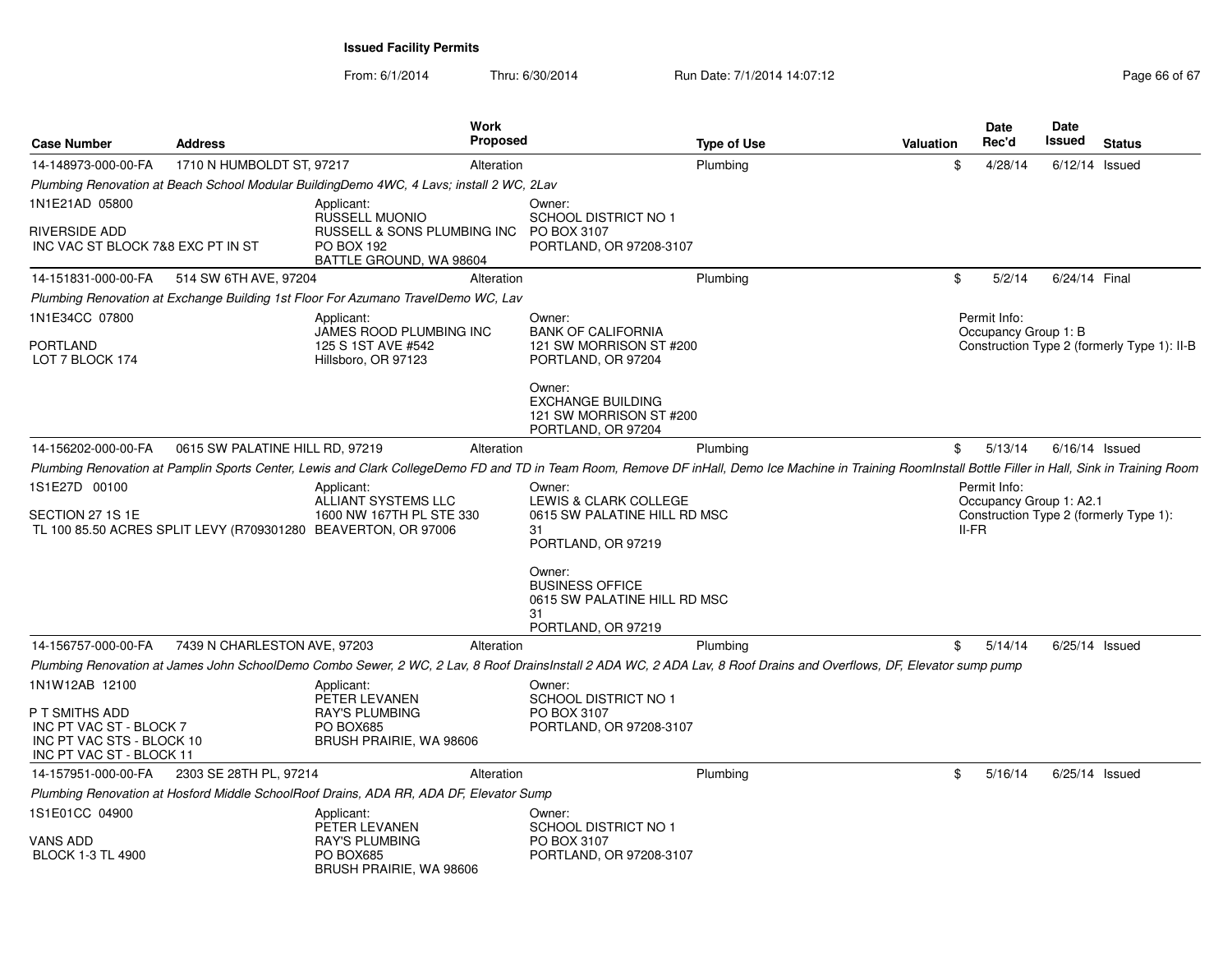**Issued Facility Permits**

From: 6/1/2014 Thru: 6/30/2014 Run Date: 7/1/2014 14:07:12

| Case Number | Address | Work Proposed | Type of Use | Valuation | Date Rec'd | Date Issued | Status |
|---|---|---|---|---|---|---|---|
| 14-148973-000-00-FA | 1710 N HUMBOLDT ST, 97217 | Alteration | Plumbing | $ | 4/28/14 | 6/12/14 | Issued |

*Plumbing Renovation at Beach School Modular BuildingDemo 4WC, 4 Lavs; install 2 WC, 2Lav*

1N1E21AD 05800

RIVERSIDE ADD
INC VAC ST BLOCK 7&8 EXC PT IN ST

Applicant:
RUSSELL MUONIO
RUSSELL & SONS PLUMBING INC
PO BOX 192
BATTLE GROUND, WA 98604

Owner:
SCHOOL DISTRICT NO 1
PO BOX 3107
PORTLAND, OR 97208-3107

---

| Case Number | Address | Work Proposed | Type of Use | Valuation | Date Rec'd | Date Issued | Status |
|---|---|---|---|---|---|---|---|
| 14-151831-000-00-FA | 514 SW 6TH AVE, 97204 | Alteration | Plumbing | $ | 5/2/14 | 6/24/14 | Final |

*Plumbing Renovation at Exchange Building 1st Floor For Azumano TravelDemo WC, Lav*

1N1E34CC 07800

PORTLAND
LOT 7 BLOCK 174

Applicant:
JAMES ROOD PLUMBING INC
125 S 1ST AVE #542
Hillsboro, OR 97123

Owner:
BANK OF CALIFORNIA
121 SW MORRISON ST #200
PORTLAND, OR 97204

Owner:
EXCHANGE BUILDING
121 SW MORRISON ST #200
PORTLAND, OR 97204

Permit Info:
Occupancy Group 1: B
Construction Type 2 (formerly Type 1): II-B

---

| Case Number | Address | Work Proposed | Type of Use | Valuation | Date Rec'd | Date Issued | Status |
|---|---|---|---|---|---|---|---|
| 14-156202-000-00-FA | 0615 SW PALATINE HILL RD, 97219 | Alteration | Plumbing | $ | 5/13/14 | 6/16/14 | Issued |

*Plumbing Renovation at Pamplin Sports Center, Lewis and Clark CollegeDemo FD and TD in Team Room, Remove DF inHall, Demo Ice Machine in Training RoomInstall Bottle Filler in Hall, Sink in Training Room*

1S1E27D 00100

SECTION 27 1S 1E
TL 100 85.50 ACRES SPLIT LEVY (R709301280

Applicant:
ALLIANT SYSTEMS LLC
1600 NW 167TH PL STE 330
BEAVERTON, OR 97006

Owner:
LEWIS & CLARK COLLEGE
0615 SW PALATINE HILL RD MSC 31
PORTLAND, OR 97219

Owner:
BUSINESS OFFICE
0615 SW PALATINE HILL RD MSC 31
PORTLAND, OR 97219

Permit Info:
Occupancy Group 1: A2.1
Construction Type 2 (formerly Type 1): II-FR

---

| Case Number | Address | Work Proposed | Type of Use | Valuation | Date Rec'd | Date Issued | Status |
|---|---|---|---|---|---|---|---|
| 14-156757-000-00-FA | 7439 N CHARLESTON AVE, 97203 | Alteration | Plumbing | $ | 5/14/14 | 6/25/14 | Issued |

*Plumbing Renovation at James John SchoolDemo Combo Sewer, 2 WC, 2 Lav, 8 Roof DrainsInstall 2 ADA WC, 2 ADA Lav, 8 Roof Drains and Overflows, DF, Elevator sump pump*

1N1W12AB 12100

P T SMITHS ADD
INC PT VAC ST - BLOCK 7
INC PT VAC STS - BLOCK 10
INC PT VAC ST - BLOCK 11

Applicant:
PETER LEVANEN
RAY'S PLUMBING
PO BOX685
BRUSH PRAIRIE, WA 98606

Owner:
SCHOOL DISTRICT NO 1
PO BOX 3107
PORTLAND, OR 97208-3107

---

| Case Number | Address | Work Proposed | Type of Use | Valuation | Date Rec'd | Date Issued | Status |
|---|---|---|---|---|---|---|---|
| 14-157951-000-00-FA | 2303 SE 28TH PL, 97214 | Alteration | Plumbing | $ | 5/16/14 | 6/25/14 | Issued |

*Plumbing Renovation at Hosford Middle SchoolRoof Drains, ADA RR, ADA DF, Elevator Sump*

1S1E01CC 04900

VANS ADD
BLOCK 1-3 TL 4900

Applicant:
PETER LEVANEN
RAY'S PLUMBING
PO BOX685
BRUSH PRAIRIE, WA 98606

Owner:
SCHOOL DISTRICT NO 1
PO BOX 3107
PORTLAND, OR 97208-3107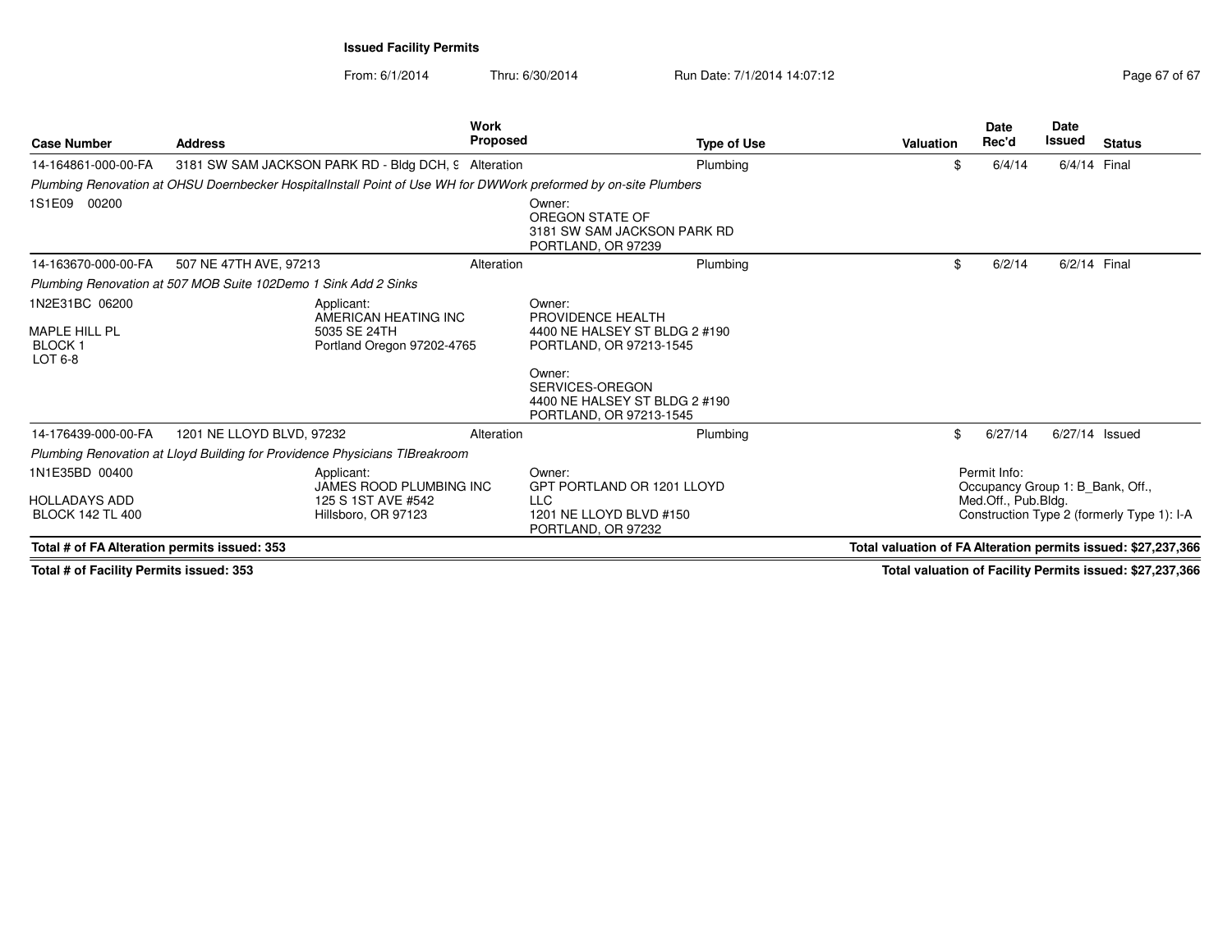**Issued Facility Permits**

From: 6/1/2014 Thru: 6/30/2014 Run Date: 7/1/2014 14:07:12

| Case Number | Address | Work Proposed | Type of Use | Valuation | Date Rec'd | Date Issued | Status |
|---|---|---|---|---|---|---|---|
| 14-164861-000-00-FA | 3181 SW SAM JACKSON PARK RD - Bldg DCH, 9 | Alteration | Plumbing | $ | 6/4/14 | 6/4/14 | Final |

*Plumbing Renovation at OHSU Doernbecker HospitalInstall Point of Use WH for DWWork preformed by on-site Plumbers*

1S1E09 00200

Owner:
OREGON STATE OF
3181 SW SAM JACKSON PARK RD
PORTLAND, OR 97239

| Case Number | Address | Work Proposed | Type of Use | Valuation | Date Rec'd | Date Issued | Status |
|---|---|---|---|---|---|---|---|
| 14-163670-000-00-FA | 507 NE 47TH AVE, 97213 | Alteration | Plumbing | $ | 6/2/14 | 6/2/14 | Final |

*Plumbing Renovation at 507 MOB Suite 102Demo 1 Sink Add 2 Sinks*

1N2E31BC 06200

MAPLE HILL PL
BLOCK 1
LOT 6-8

Applicant:
AMERICAN HEATING INC
5035 SE 24TH
Portland Oregon 97202-4765

Owner:
PROVIDENCE HEALTH
4400 NE HALSEY ST BLDG 2 #190
PORTLAND, OR 97213-1545

Owner:
SERVICES-OREGON
4400 NE HALSEY ST BLDG 2 #190
PORTLAND, OR 97213-1545

| Case Number | Address | Work Proposed | Type of Use | Valuation | Date Rec'd | Date Issued | Status |
|---|---|---|---|---|---|---|---|
| 14-176439-000-00-FA | 1201 NE LLOYD BLVD, 97232 | Alteration | Plumbing | $ | 6/27/14 | 6/27/14 | Issued |

*Plumbing Renovation at Lloyd Building for Providence Physicians TIBreakroom*

1N1E35BD 00400

HOLLADAYS ADD
BLOCK 142 TL 400

Applicant:
JAMES ROOD PLUMBING INC
125 S 1ST AVE #542
Hillsboro, OR 97123

Owner:
GPT PORTLAND OR 1201 LLOYD
LLC
1201 NE LLOYD BLVD #150
PORTLAND, OR 97232

Permit Info:
Occupancy Group 1: B_Bank, Off., Med.Off., Pub.Bldg.
Construction Type 2 (formerly Type 1): I-A

**Total # of FA Alteration permits issued: 353**

**Total valuation of FA Alteration permits issued: $27,237,366**

**Total # of Facility Permits issued: 353**

**Total valuation of Facility Permits issued: $27,237,366**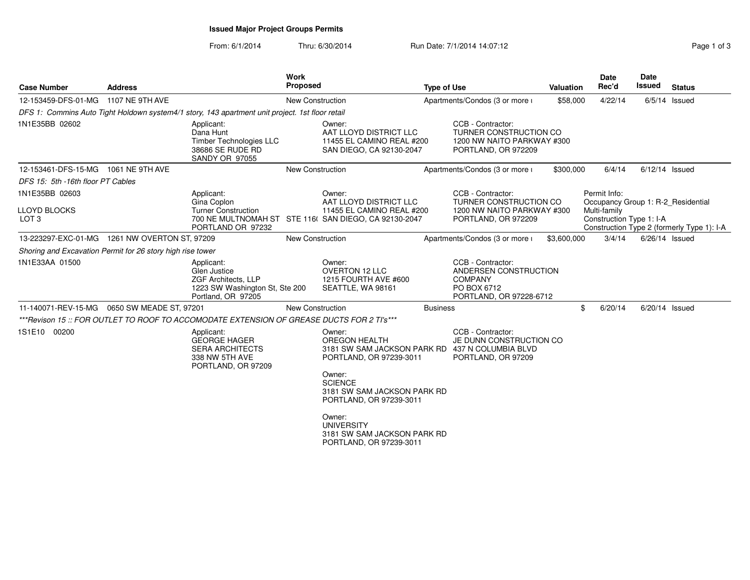**Issued Major Project Groups Permits**

From: 6/1/2014 Thru: 6/30/2014 Run Date: 7/1/2014 14:07:12

| Case Number | Address | Work Proposed | Type of Use | Valuation | Date Rec'd | Date Issued | Status |
|---|---|---|---|---|---|---|---|
| 12-153459-DFS-01-MG | 1107 NE 9TH AVE | New Construction | Apartments/Condos (3 or more u | $58,000 | 4/22/14 | 6/5/14 | Issued |

*DFS 1: Commins Auto Tight Holdown system4/1 story, 143 apartment unit project. 1st floor retail*

1N1E35BB 02602

Applicant:
Dana Hunt
Timber Technologies LLC
38686 SE RUDE RD
SANDY OR 97055

Owner:
AAT LLOYD DISTRICT LLC
11455 EL CAMINO REAL #200
SAN DIEGO, CA 92130-2047

CCB - Contractor:
TURNER CONSTRUCTION CO
1200 NW NAITO PARKWAY #300
PORTLAND, OR 972209

| Case Number | Address | Work Proposed | Type of Use | Valuation | Date Rec'd | Date Issued | Status |
|---|---|---|---|---|---|---|---|
| 12-153461-DFS-15-MG | 1061 NE 9TH AVE | New Construction | Apartments/Condos (3 or more u | $300,000 | 6/4/14 | 6/12/14 | Issued |

*DFS 15: 5th -16th floor PT Cables*

1N1E35BB 02603

LLOYD BLOCKS
LOT 3

Applicant:
Gina Coplon
Turner Construction
700 NE MULTNOMAH ST STE 116(
PORTLAND OR 97232

Owner:
AAT LLOYD DISTRICT LLC
11455 EL CAMINO REAL #200
SAN DIEGO, CA 92130-2047

CCB - Contractor:
TURNER CONSTRUCTION CO
1200 NW NAITO PARKWAY #300
PORTLAND, OR 972209

Permit Info:
Occupancy Group 1: R-2_Residential Multi-family
Construction Type 1: I-A
Construction Type 2 (formerly Type 1): I-A

| Case Number | Address | Work Proposed | Type of Use | Valuation | Date Rec'd | Date Issued | Status |
|---|---|---|---|---|---|---|---|
| 13-223297-EXC-01-MG | 1261 NW OVERTON ST, 97209 | New Construction | Apartments/Condos (3 or more u | $3,600,000 | 3/4/14 | 6/26/14 | Issued |

*Shoring and Excavation Permit for 26 story high rise tower*

1N1E33AA 01500

Applicant:
Glen Justice
ZGF Architects, LLP
1223 SW Washington St, Ste 200
Portland, OR 97205

Owner:
OVERTON 12 LLC
1215 FOURTH AVE #600
SEATTLE, WA 98161

CCB - Contractor:
ANDERSEN CONSTRUCTION COMPANY
PO BOX 6712
PORTLAND, OR 97228-6712

| Case Number | Address | Work Proposed | Type of Use | Valuation | Date Rec'd | Date Issued | Status |
|---|---|---|---|---|---|---|---|
| 11-140071-REV-15-MG | 0650 SW MEADE ST, 97201 | New Construction | Business | $ | 6/20/14 | 6/20/14 | Issued |

****Revison 15 :: FOR OUTLET TO ROOF TO ACCOMODATE EXTENSION OF GREASE DUCTS FOR 2 TI's****

1S1E10 00200

Applicant:
GEORGE HAGER
SERA ARCHITECTS
338 NW 5TH AVE
PORTLAND, OR 97209

Owner:
OREGON HEALTH
3181 SW SAM JACKSON PARK RD
PORTLAND, OR 97239-3011

Owner:
SCIENCE
3181 SW SAM JACKSON PARK RD
PORTLAND, OR 97239-3011

Owner:
UNIVERSITY
3181 SW SAM JACKSON PARK RD
PORTLAND, OR 97239-3011

CCB - Contractor:
JE DUNN CONSTRUCTION CO
437 N COLUMBIA BLVD
PORTLAND, OR 97209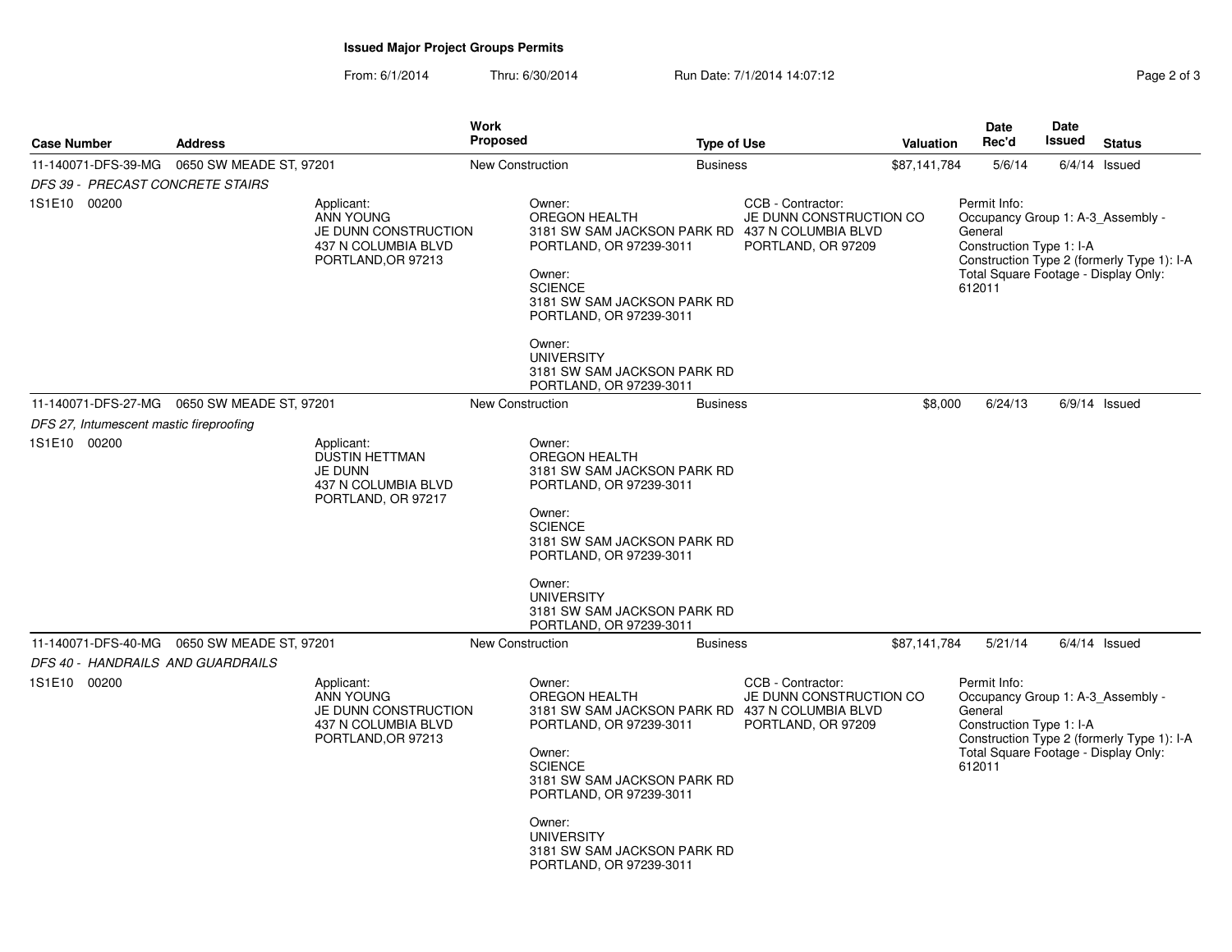**Issued Major Project Groups Permits**

From: 6/1/2014 Thru: 6/30/2014 Run Date: 7/1/2014 14:07:12

| Case Number | Address | Work Proposed | Type of Use | Valuation | Date Rec'd | Date Issued | Status |
|---|---|---|---|---|---|---|---|
| 11-140071-DFS-39-MG | 0650 SW MEADE ST, 97201 | New Construction | Business | $87,141,784 | 5/6/14 | 6/4/14 | Issued |

*DFS 39 - PRECAST CONCRETE STAIRS*

1S1E10 00200

Applicant:
ANN YOUNG
JE DUNN CONSTRUCTION
437 N COLUMBIA BLVD
PORTLAND,OR 97213

Owner:
OREGON HEALTH
3181 SW SAM JACKSON PARK RD
PORTLAND, OR 97239-3011

Owner:
SCIENCE
3181 SW SAM JACKSON PARK RD
PORTLAND, OR 97239-3011

Owner:
UNIVERSITY
3181 SW SAM JACKSON PARK RD
PORTLAND, OR 97239-3011

CCB - Contractor:
JE DUNN CONSTRUCTION CO
437 N COLUMBIA BLVD
PORTLAND, OR 97209

Permit Info:
Occupancy Group 1: A-3_Assembly - General
Construction Type 1: I-A
Construction Type 2 (formerly Type 1): I-A
Total Square Footage - Display Only: 612011

| Case Number | Address | Work Proposed | Type of Use | Valuation | Date Rec'd | Date Issued | Status |
|---|---|---|---|---|---|---|---|
| 11-140071-DFS-27-MG | 0650 SW MEADE ST, 97201 | New Construction | Business | $8,000 | 6/24/13 | 6/9/14 | Issued |

*DFS 27, Intumescent mastic fireproofing*

1S1E10 00200

Applicant:
DUSTIN HETTMAN
JE DUNN
437 N COLUMBIA BLVD
PORTLAND, OR 97217

Owner:
OREGON HEALTH
3181 SW SAM JACKSON PARK RD
PORTLAND, OR 97239-3011

Owner:
SCIENCE
3181 SW SAM JACKSON PARK RD
PORTLAND, OR 97239-3011

Owner:
UNIVERSITY
3181 SW SAM JACKSON PARK RD
PORTLAND, OR 97239-3011

| Case Number | Address | Work Proposed | Type of Use | Valuation | Date Rec'd | Date Issued | Status |
|---|---|---|---|---|---|---|---|
| 11-140071-DFS-40-MG | 0650 SW MEADE ST, 97201 | New Construction | Business | $87,141,784 | 5/21/14 | 6/4/14 | Issued |

*DFS 40 - HANDRAILS AND GUARDRAILS*

1S1E10 00200

Applicant:
ANN YOUNG
JE DUNN CONSTRUCTION
437 N COLUMBIA BLVD
PORTLAND,OR 97213

Owner:
OREGON HEALTH
3181 SW SAM JACKSON PARK RD
PORTLAND, OR 97239-3011

Owner:
SCIENCE
3181 SW SAM JACKSON PARK RD
PORTLAND, OR 97239-3011

Owner:
UNIVERSITY
3181 SW SAM JACKSON PARK RD
PORTLAND, OR 97239-3011

CCB - Contractor:
JE DUNN CONSTRUCTION CO
437 N COLUMBIA BLVD
PORTLAND, OR 97209

Permit Info:
Occupancy Group 1: A-3_Assembly - General
Construction Type 1: I-A
Construction Type 2 (formerly Type 1): I-A
Total Square Footage - Display Only: 612011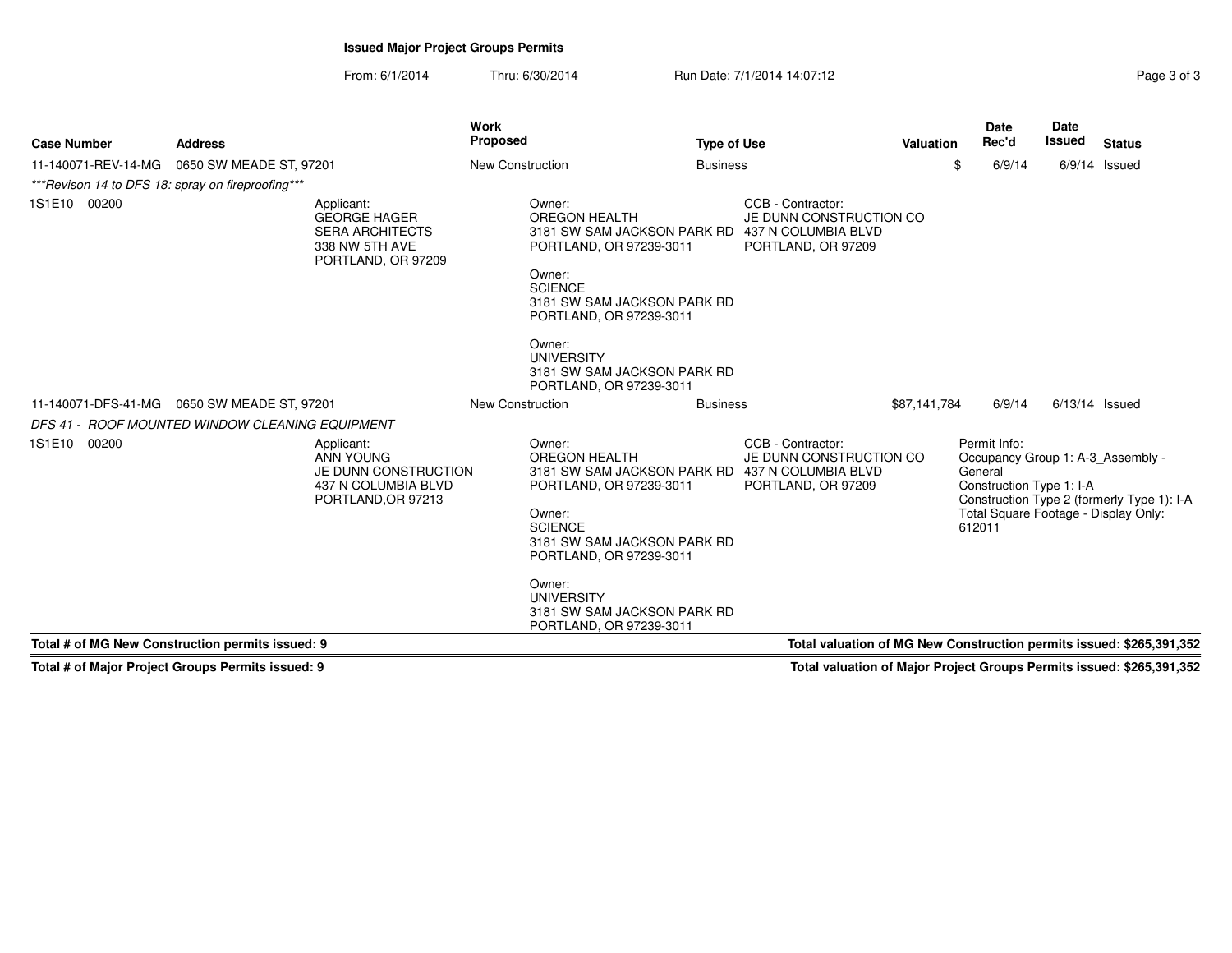**Issued Major Project Groups Permits**

From: 6/1/2014 Thru: 6/30/2014 Run Date: 7/1/2014 14:07:12

| Case Number | Address | Work Proposed | Type of Use | Valuation | Date Rec'd | Date Issued | Status |
|---|---|---|---|---|---|---|---|
| 11-140071-REV-14-MG | 0650 SW MEADE ST, 97201 | New Construction | Business | $ | 6/9/14 | 6/9/14 | Issued |

*\*\*\*Revison 14 to DFS 18: spray on fireproofing\*\*\**

1S1E10 00200

Applicant:
GEORGE HAGER
SERA ARCHITECTS
338 NW 5TH AVE
PORTLAND, OR 97209

Owner:
OREGON HEALTH
3181 SW SAM JACKSON PARK RD
PORTLAND, OR 97239-3011

Owner:
SCIENCE
3181 SW SAM JACKSON PARK RD
PORTLAND, OR 97239-3011

Owner:
UNIVERSITY
3181 SW SAM JACKSON PARK RD
PORTLAND, OR 97239-3011

CCB - Contractor:
JE DUNN CONSTRUCTION CO
437 N COLUMBIA BLVD
PORTLAND, OR 97209

| Case Number | Address | Work Proposed | Type of Use | Valuation | Date Rec'd | Date Issued | Status |
|---|---|---|---|---|---|---|---|
| 11-140071-DFS-41-MG | 0650 SW MEADE ST, 97201 | New Construction | Business | $87,141,784 | 6/9/14 | 6/13/14 | Issued |

*DFS 41 - ROOF MOUNTED WINDOW CLEANING EQUIPMENT*

1S1E10 00200

Applicant:
ANN YOUNG
JE DUNN CONSTRUCTION
437 N COLUMBIA BLVD
PORTLAND,OR 97213

Owner:
OREGON HEALTH
3181 SW SAM JACKSON PARK RD
PORTLAND, OR 97239-3011

Owner:
SCIENCE
3181 SW SAM JACKSON PARK RD
PORTLAND, OR 97239-3011

Owner:
UNIVERSITY
3181 SW SAM JACKSON PARK RD
PORTLAND, OR 97239-3011

CCB - Contractor:
JE DUNN CONSTRUCTION CO
437 N COLUMBIA BLVD
PORTLAND, OR 97209

Permit Info:
Occupancy Group 1: A-3_Assembly - General
Construction Type 1: I-A
Construction Type 2 (formerly Type 1): I-A
Total Square Footage - Display Only: 612011

**Total # of MG New Construction permits issued: 9**

**Total valuation of MG New Construction permits issued: $265,391,352**

**Total # of Major Project Groups Permits issued: 9**

**Total valuation of Major Project Groups Permits issued: $265,391,352**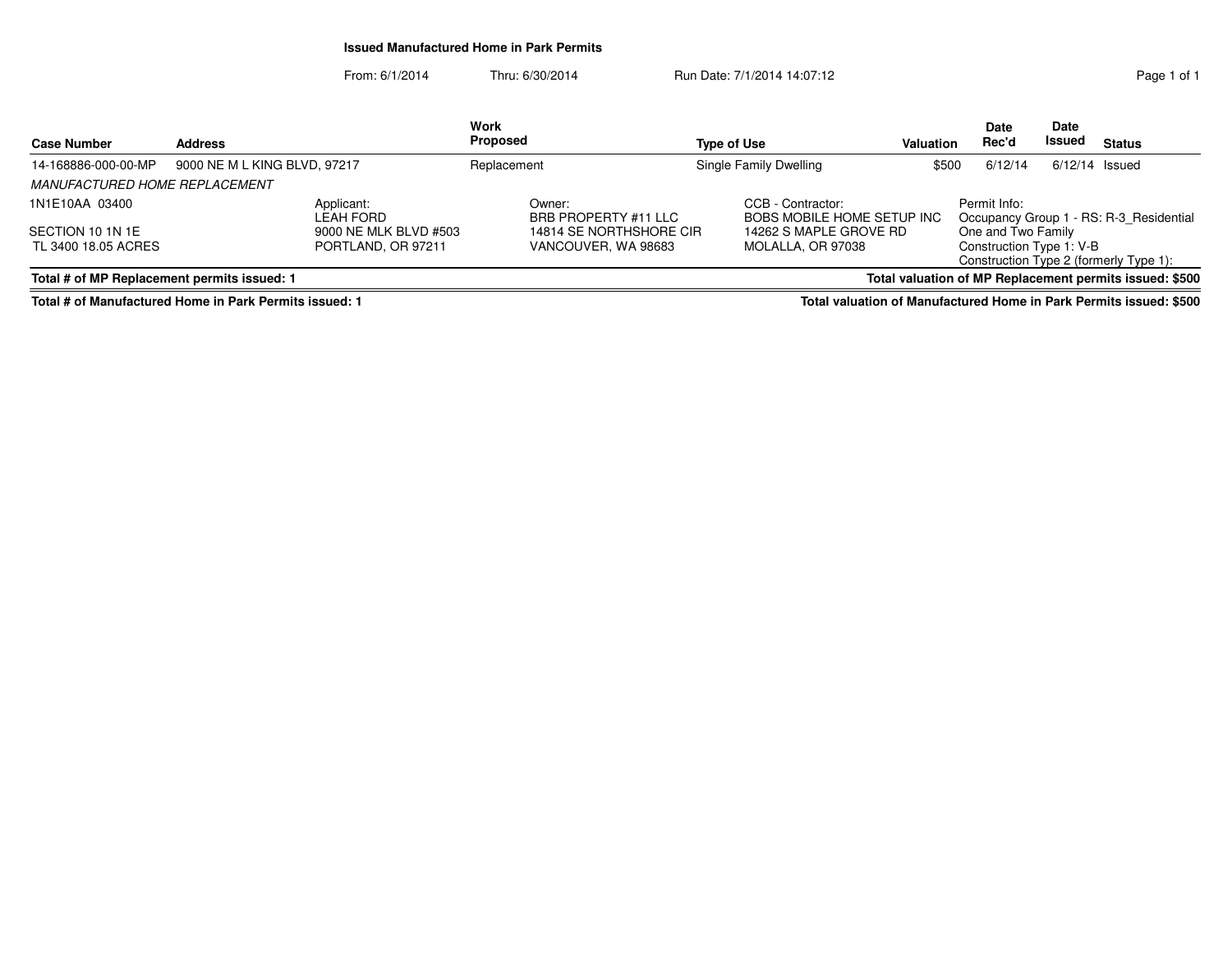## Issued Manufactured Home in Park Permits

From: 6/1/2014 Thru: 6/30/2014 Run Date: 7/1/2014 14:07:12

| Case Number | Address | Work Proposed | Type of Use | Valuation | Date Rec'd | Date Issued | Status |
|---|---|---|---|---|---|---|---|
| 14-168886-000-00-MP | 9000 NE M L KING BLVD, 97217 | Replacement | Single Family Dwelling | $500 | 6/12/14 | 6/12/14 | Issued |

*MANUFACTURED HOME REPLACEMENT*

1N1E10AA 03400

SECTION 10 1N 1E
TL 3400 18.05 ACRES

Applicant:
LEAH FORD
9000 NE MLK BLVD #503
PORTLAND, OR 97211

Owner:
BRB PROPERTY #11 LLC
14814 SE NORTHSHORE CIR
VANCOUVER, WA 98683

CCB - Contractor:
BOBS MOBILE HOME SETUP INC
14262 S MAPLE GROVE RD
MOLALLA, OR 97038

Permit Info:
Occupancy Group 1 - RS: R-3_Residential One and Two Family
Construction Type 1: V-B
Construction Type 2 (formerly Type 1):

**Total # of MP Replacement permits issued: 1** **Total valuation of MP Replacement permits issued: $500**

**Total # of Manufactured Home in Park Permits issued: 1** **Total valuation of Manufactured Home in Park Permits issued: $500**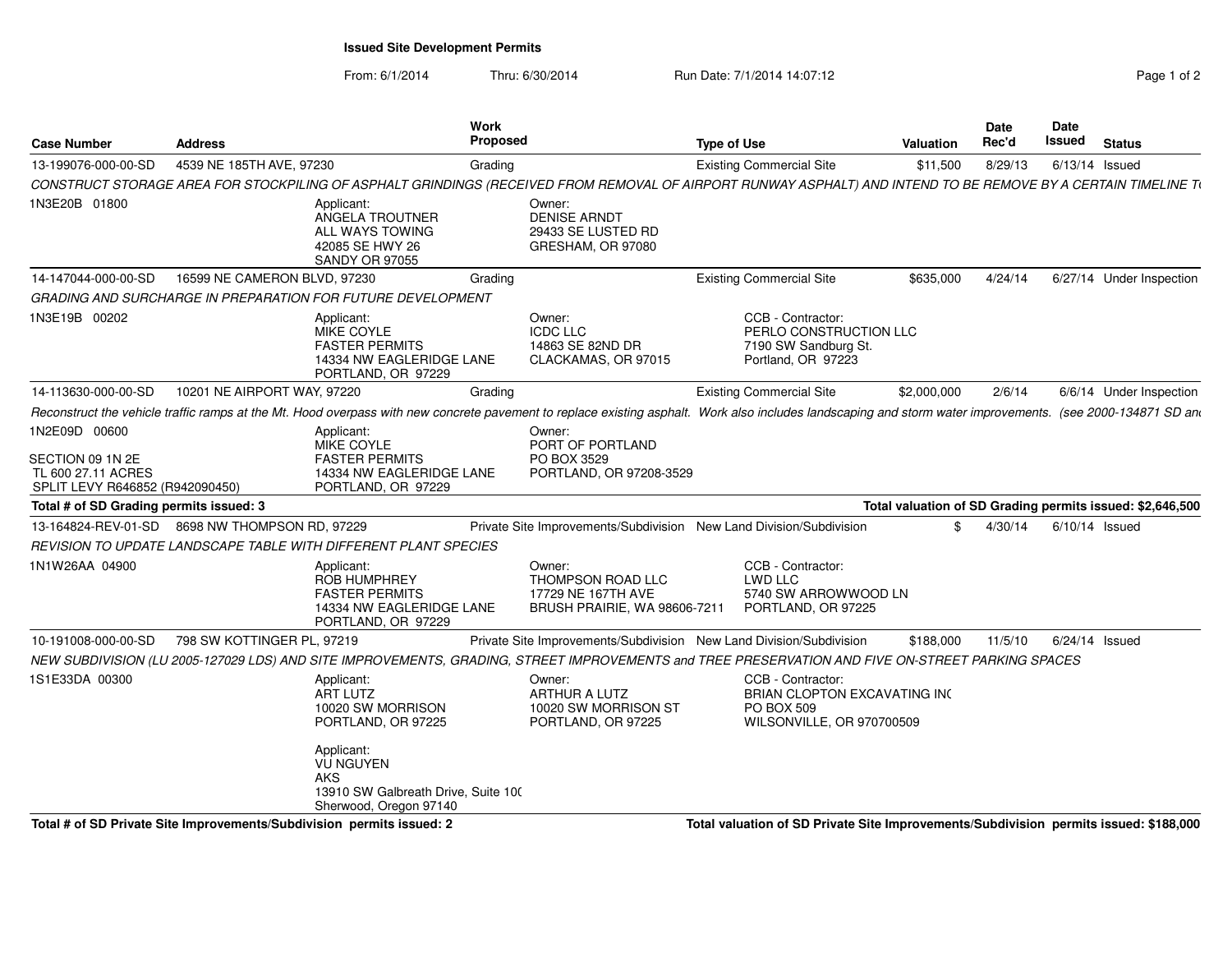# Issued Site Development Permits

From: 6/1/2014 Thru: 6/30/2014 Run Date: 7/1/2014 14:07:12

| Case Number | Address | Work Proposed | Type of Use | Valuation | Date Rec'd | Date Issued | Status |
|---|---|---|---|---|---|---|---|
| 13-199076-000-00-SD | 4539 NE 185TH AVE, 97230 | Grading | Existing Commercial Site | $11,500 | 8/29/13 | 6/13/14 | Issued |

*CONSTRUCT STORAGE AREA FOR STOCKPILING OF ASPHALT GRINDINGS (RECEIVED FROM REMOVAL OF AIRPORT RUNWAY ASPHALT) AND INTEND TO BE REMOVE BY A CERTAIN TIMELINE T*

1N3E20B 01800

Applicant:
ANGELA TROUTNER
ALL WAYS TOWING
42085 SE HWY 26
SANDY OR 97055

Owner:
DENISE ARNDT
29433 SE LUSTED RD
GRESHAM, OR 97080

| Case Number | Address | Work Proposed | Type of Use | Valuation | Date Rec'd | Date Issued | Status |
|---|---|---|---|---|---|---|---|
| 14-147044-000-00-SD | 16599 NE CAMERON BLVD, 97230 | Grading | Existing Commercial Site | $635,000 | 4/24/14 | 6/27/14 | Under Inspection |

*GRADING AND SURCHARGE IN PREPARATION FOR FUTURE DEVELOPMENT*

1N3E19B 00202

Applicant:
MIKE COYLE
FASTER PERMITS
14334 NW EAGLERIDGE LANE
PORTLAND, OR 97229

Owner:
ICDC LLC
14863 SE 82ND DR
CLACKAMAS, OR 97015

CCB - Contractor:
PERLO CONSTRUCTION LLC
7190 SW Sandburg St.
Portland, OR 97223

| Case Number | Address | Work Proposed | Type of Use | Valuation | Date Rec'd | Date Issued | Status |
|---|---|---|---|---|---|---|---|
| 14-113630-000-00-SD | 10201 NE AIRPORT WAY, 97220 | Grading | Existing Commercial Site | $2,000,000 | 2/6/14 | 6/6/14 | Under Inspection |

*Reconstruct the vehicle traffic ramps at the Mt. Hood overpass with new concrete pavement to replace existing asphalt. Work also includes landscaping and storm water improvements. (see 2000-134871 SD an*

1N2E09D 00600

SECTION 09 1N 2E
TL 600 27.11 ACRES
SPLIT LEVY R646852 (R942090450)

Applicant:
MIKE COYLE
FASTER PERMITS
14334 NW EAGLERIDGE LANE
PORTLAND, OR 97229

Owner:
PORT OF PORTLAND
PO BOX 3529
PORTLAND, OR 97208-3529

**Total # of SD Grading permits issued: 3**

**Total valuation of SD Grading permits issued: $2,646,500**

| Case Number | Address | Work Proposed | Type of Use | Valuation | Date Rec'd | Date Issued | Status |
|---|---|---|---|---|---|---|---|
| 13-164824-REV-01-SD | 8698 NW THOMPSON RD, 97229 | Private Site Improvements/Subdivision | New Land Division/Subdivision | $ | 4/30/14 | 6/10/14 | Issued |

*REVISION TO UPDATE LANDSCAPE TABLE WITH DIFFERENT PLANT SPECIES*

1N1W26AA 04900

Applicant:
ROB HUMPHREY
FASTER PERMITS
14334 NW EAGLERIDGE LANE
PORTLAND, OR 97229

Owner:
THOMPSON ROAD LLC
17729 NE 167TH AVE
BRUSH PRAIRIE, WA 98606-7211

CCB - Contractor:
LWD LLC
5740 SW ARROWWOOD LN
PORTLAND, OR 97225

| Case Number | Address | Work Proposed | Type of Use | Valuation | Date Rec'd | Date Issued | Status |
|---|---|---|---|---|---|---|---|
| 10-191008-000-00-SD | 798 SW KOTTINGER PL, 97219 | Private Site Improvements/Subdivision | New Land Division/Subdivision | $188,000 | 11/5/10 | 6/24/14 | Issued |

*NEW SUBDIVISION (LU 2005-127029 LDS) AND SITE IMPROVEMENTS, GRADING, STREET IMPROVEMENTS and TREE PRESERVATION AND FIVE ON-STREET PARKING SPACES*

1S1E33DA 00300

Applicant:
ART LUTZ
10020 SW MORRISON
PORTLAND, OR 97225

Applicant:
VU NGUYEN
AKS
13910 SW Galbreath Drive, Suite 10(
Sherwood, Oregon 97140

Owner:
ARTHUR A LUTZ
10020 SW MORRISON ST
PORTLAND, OR 97225

CCB - Contractor:
BRIAN CLOPTON EXCAVATING IN(
PO BOX 509
WILSONVILLE, OR 970700509

**Total # of SD Private Site Improvements/Subdivision permits issued: 2**

**Total valuation of SD Private Site Improvements/Subdivision permits issued: $188,000**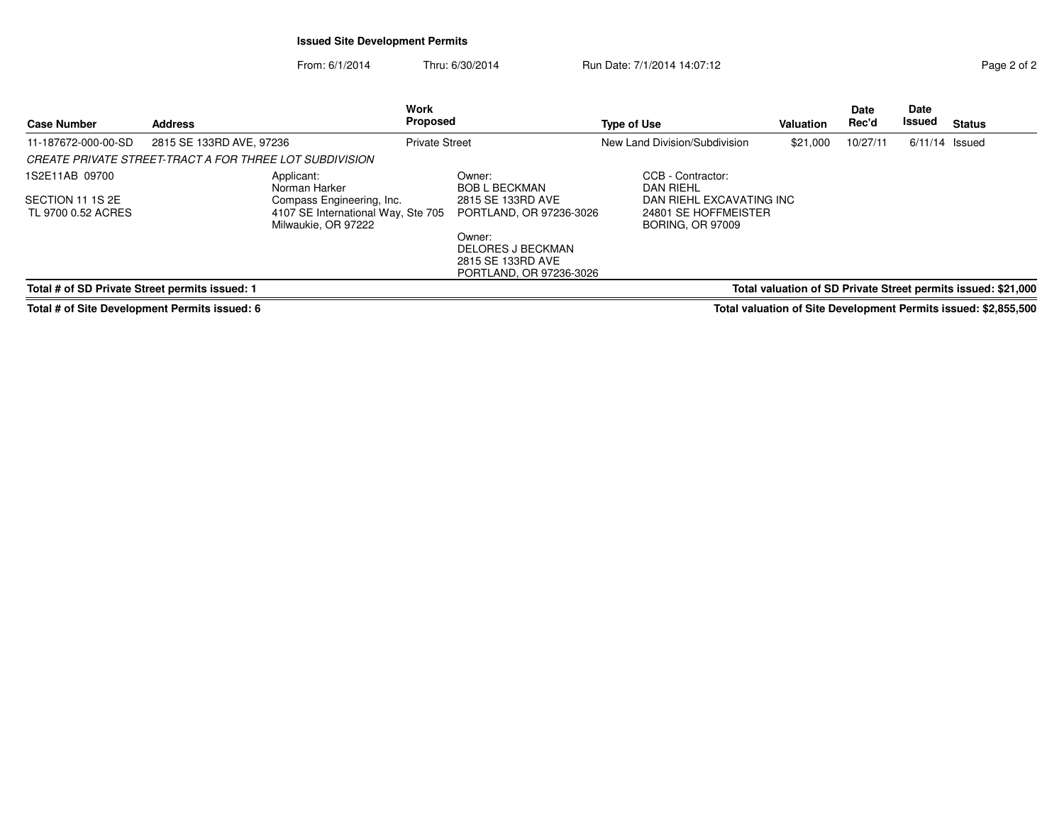**Issued Site Development Permits**

From: 6/1/2014 Thru: 6/30/2014 Run Date: 7/1/2014 14:07:12

| Case Number | Address | Work Proposed | Type of Use | Valuation | Date Rec'd | Date Issued | Status |
|---|---|---|---|---|---|---|---|
| 11-187672-000-00-SD | 2815 SE 133RD AVE, 97236 | Private Street | New Land Division/Subdivision | $21,000 | 10/27/11 | 6/11/14 | Issued |

*CREATE PRIVATE STREET-TRACT A FOR THREE LOT SUBDIVISION*

1S2E11AB 09700

SECTION 11 1S 2E
TL 9700 0.52 ACRES

Applicant:
Norman Harker
Compass Engineering, Inc.
4107 SE International Way, Ste 705
Milwaukie, OR 97222

Owner:
BOB L BECKMAN
2815 SE 133RD AVE
PORTLAND, OR 97236-3026

Owner:
DELORES J BECKMAN
2815 SE 133RD AVE
PORTLAND, OR 97236-3026

CCB - Contractor:
DAN RIEHL
DAN RIEHL EXCAVATING INC
24801 SE HOFFMEISTER
BORING, OR 97009

**Total # of SD Private Street permits issued: 1**

**Total valuation of SD Private Street permits issued: $21,000**

**Total # of Site Development Permits issued: 6**

**Total valuation of Site Development Permits issued: $2,855,500**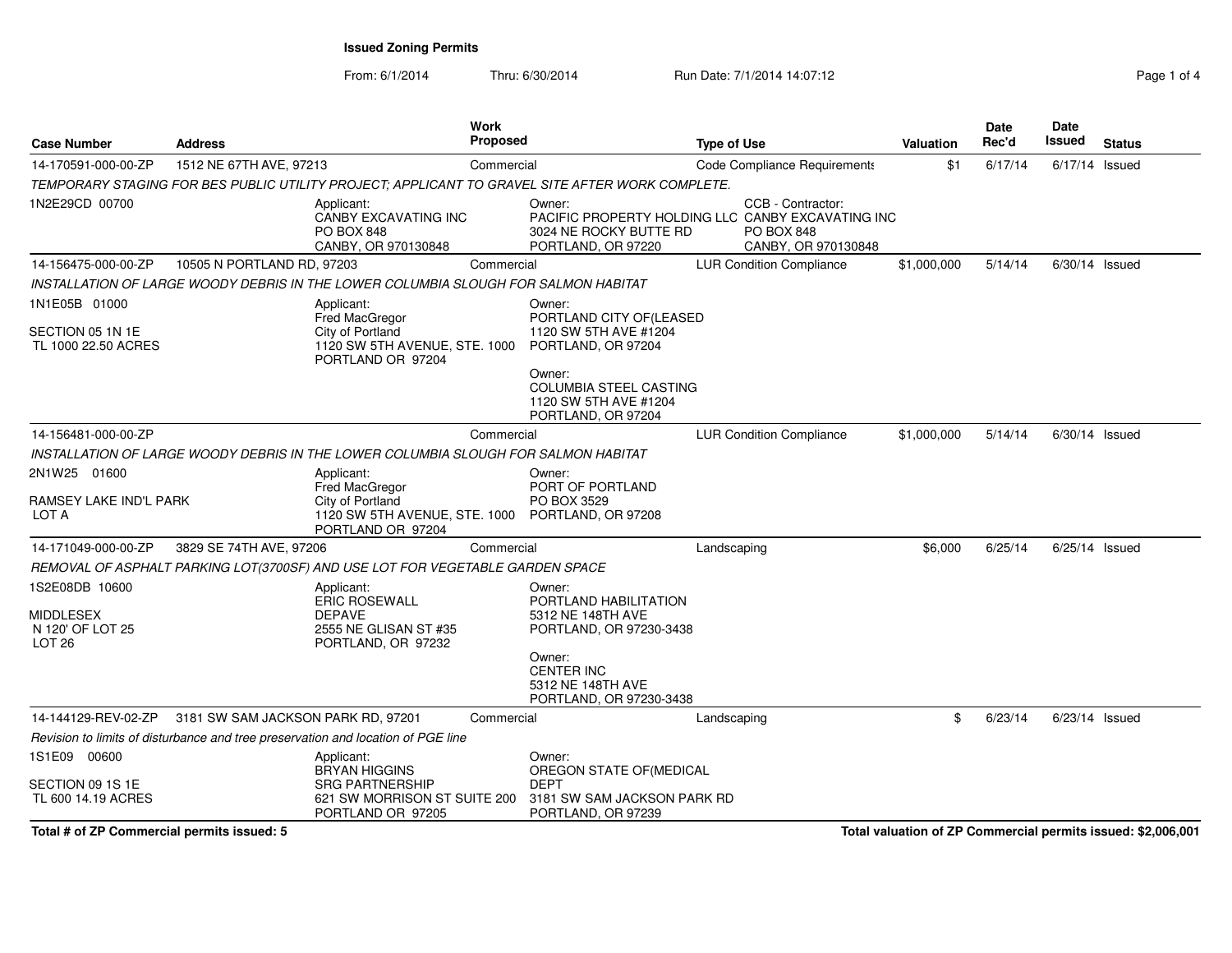# Issued Zoning Permits

From: 6/1/2014 Thru: 6/30/2014 Run Date: 7/1/2014 14:07:12

| Case Number | Address | Work Proposed | Type of Use | Valuation | Date Rec'd | Date Issued | Status |
|---|---|---|---|---|---|---|---|
| 14-170591-000-00-ZP | 1512 NE 67TH AVE, 97213 | Commercial | Code Compliance Requirements | $1 | 6/17/14 | 6/17/14 | Issued |

*TEMPORARY STAGING FOR BES PUBLIC UTILITY PROJECT; APPLICANT TO GRAVEL SITE AFTER WORK COMPLETE.*

1N2E29CD 00700

Applicant: CANBY EXCAVATING INC, PO BOX 848, CANBY, OR 970130848

Owner: PACIFIC PROPERTY HOLDING LLC, 3024 NE ROCKY BUTTE RD, PORTLAND, OR 97220

CCB - Contractor: CANBY EXCAVATING INC, PO BOX 848, CANBY, OR 970130848

| Case Number | Address | Work Proposed | Type of Use | Valuation | Date Rec'd | Date Issued | Status |
|---|---|---|---|---|---|---|---|
| 14-156475-000-00-ZP | 10505 N PORTLAND RD, 97203 | Commercial | LUR Condition Compliance | $1,000,000 | 5/14/14 | 6/30/14 | Issued |

*INSTALLATION OF LARGE WOODY DEBRIS IN THE LOWER COLUMBIA SLOUGH FOR SALMON HABITAT*

1N1E05B 01000

SECTION 05 1N 1E
TL 1000 22.50 ACRES

Applicant: Fred MacGregor, City of Portland, 1120 SW 5TH AVENUE, STE. 1000, PORTLAND OR 97204

Owner: PORTLAND CITY OF(LEASED, 1120 SW 5TH AVE #1204, PORTLAND, OR 97204

Owner: COLUMBIA STEEL CASTING, 1120 SW 5TH AVE #1204, PORTLAND, OR 97204

| Case Number | Address | Work Proposed | Type of Use | Valuation | Date Rec'd | Date Issued | Status |
|---|---|---|---|---|---|---|---|
| 14-156481-000-00-ZP | | Commercial | LUR Condition Compliance | $1,000,000 | 5/14/14 | 6/30/14 | Issued |

*INSTALLATION OF LARGE WOODY DEBRIS IN THE LOWER COLUMBIA SLOUGH FOR SALMON HABITAT*

2N1W25 01600

RAMSEY LAKE IND'L PARK
LOT A

Applicant: Fred MacGregor, City of Portland, 1120 SW 5TH AVENUE, STE. 1000, PORTLAND OR 97204

Owner: PORT OF PORTLAND, PO BOX 3529, PORTLAND, OR 97208

| Case Number | Address | Work Proposed | Type of Use | Valuation | Date Rec'd | Date Issued | Status |
|---|---|---|---|---|---|---|---|
| 14-171049-000-00-ZP | 3829 SE 74TH AVE, 97206 | Commercial | Landscaping | $6,000 | 6/25/14 | 6/25/14 | Issued |

*REMOVAL OF ASPHALT PARKING LOT(3700SF) AND USE LOT FOR VEGETABLE GARDEN SPACE*

1S2E08DB 10600

MIDDLESEX
N 120' OF LOT 25
LOT 26

Applicant: ERIC ROSEWALL, DEPAVE, 2555 NE GLISAN ST #35, PORTLAND, OR 97232

Owner: PORTLAND HABILITATION, 5312 NE 148TH AVE, PORTLAND, OR 97230-3438

Owner: CENTER INC, 5312 NE 148TH AVE, PORTLAND, OR 97230-3438

| Case Number | Address | Work Proposed | Type of Use | Valuation | Date Rec'd | Date Issued | Status |
|---|---|---|---|---|---|---|---|
| 14-144129-REV-02-ZP | 3181 SW SAM JACKSON PARK RD, 97201 | Commercial | Landscaping | $ | 6/23/14 | 6/23/14 | Issued |

*Revision to limits of disturbance and tree preservation and location of PGE line*

1S1E09 00600

SECTION 09 1S 1E
TL 600 14.19 ACRES

Applicant: BRYAN HIGGINS, SRG PARTNERSHIP, 621 SW MORRISON ST SUITE 200, PORTLAND OR 97205

Owner: OREGON STATE OF(MEDICAL DEPT, 3181 SW SAM JACKSON PARK RD, PORTLAND, OR 97239

**Total # of ZP Commercial permits issued: 5**

**Total valuation of ZP Commercial permits issued: $2,006,001**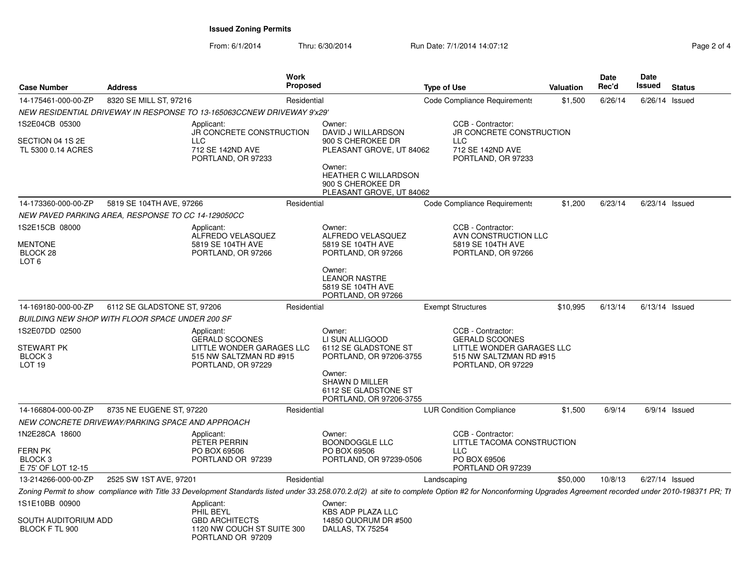**Issued Zoning Permits**

From: 6/1/2014 Thru: 6/30/2014 Run Date: 7/1/2014 14:07:12

| Case Number | Address | Work Proposed | Type of Use | Valuation | Date Rec'd | Date Issued | Status |
|---|---|---|---|---|---|---|---|
| 14-175461-000-00-ZP | 8320 SE MILL ST, 97216 | Residential | Code Compliance Requirements | $1,500 | 6/26/14 | 6/26/14 | Issued |

*NEW RESIDENTIAL DRIVEWAY IN RESPONSE TO 13-165063CCNEW DRIVEWAY 9'x29'*

1S2E04CB 05300

SECTION 04 1S 2E
TL 5300 0.14 ACRES

Applicant:
JR CONCRETE CONSTRUCTION LLC
712 SE 142ND AVE
PORTLAND, OR 97233

Owner:
DAVID J WILLARDSON
900 S CHEROKEE DR
PLEASANT GROVE, UT 84062

Owner:
HEATHER C WILLARDSON
900 S CHEROKEE DR
PLEASANT GROVE, UT 84062

CCB - Contractor:
JR CONCRETE CONSTRUCTION LLC
712 SE 142ND AVE
PORTLAND, OR 97233

| Case Number | Address | Work Proposed | Type of Use | Valuation | Date Rec'd | Date Issued | Status |
|---|---|---|---|---|---|---|---|
| 14-173360-000-00-ZP | 5819 SE 104TH AVE, 97266 | Residential | Code Compliance Requirements | $1,200 | 6/23/14 | 6/23/14 | Issued |

*NEW PAVED PARKING AREA, RESPONSE TO CC 14-129050CC*

1S2E15CB 08000

MENTONE
BLOCK 28
LOT 6

Applicant:
ALFREDO VELASQUEZ
5819 SE 104TH AVE
PORTLAND, OR 97266

Owner:
ALFREDO VELASQUEZ
5819 SE 104TH AVE
PORTLAND, OR 97266

Owner:
LEANOR NASTRE
5819 SE 104TH AVE
PORTLAND, OR 97266

CCB - Contractor:
AVN CONSTRUCTION LLC
5819 SE 104TH AVE
PORTLAND, OR 97266

| Case Number | Address | Work Proposed | Type of Use | Valuation | Date Rec'd | Date Issued | Status |
|---|---|---|---|---|---|---|---|
| 14-169180-000-00-ZP | 6112 SE GLADSTONE ST, 97206 | Residential | Exempt Structures | $10,995 | 6/13/14 | 6/13/14 | Issued |

*BUILDING NEW SHOP WITH FLOOR SPACE UNDER 200 SF*

1S2E07DD 02500

STEWART PK
BLOCK 3
LOT 19

Applicant:
GERALD SCOONES
LITTLE WONDER GARAGES LLC
515 NW SALTZMAN RD #915
PORTLAND, OR 97229

Owner:
LI SUN ALLIGOOD
6112 SE GLADSTONE ST
PORTLAND, OR 97206-3755

Owner:
SHAWN D MILLER
6112 SE GLADSTONE ST
PORTLAND, OR 97206-3755

CCB - Contractor:
GERALD SCOONES
LITTLE WONDER GARAGES LLC
515 NW SALTZMAN RD #915
PORTLAND, OR 97229

| Case Number | Address | Work Proposed | Type of Use | Valuation | Date Rec'd | Date Issued | Status |
|---|---|---|---|---|---|---|---|
| 14-166804-000-00-ZP | 8735 NE EUGENE ST, 97220 | Residential | LUR Condition Compliance | $1,500 | 6/9/14 | 6/9/14 | Issued |

*NEW CONCRETE DRIVEWAY/PARKING SPACE AND APPROACH*

1N2E28CA 18600

FERN PK
BLOCK 3
E 75' OF LOT 12-15

Applicant:
PETER PERRIN
PO BOX 69506
PORTLAND OR 97239

Owner:
BOONDOGGLE LLC
PO BOX 69506
PORTLAND, OR 97239-0506

CCB - Contractor:
LITTLE TACOMA CONSTRUCTION LLC
PO BOX 69506
PORTLAND OR 97239

| Case Number | Address | Work Proposed | Type of Use | Valuation | Date Rec'd | Date Issued | Status |
|---|---|---|---|---|---|---|---|
| 13-214266-000-00-ZP | 2525 SW 1ST AVE, 97201 | Residential | Landscaping | $50,000 | 10/8/13 | 6/27/14 | Issued |

*Zoning Permit to show compliance with Title 33 Development Standards listed under 33.258.070.2.d(2) at site to complete Option #2 for Nonconforming Upgrades Agreement recorded under 2010-198371 PR; Tl*

1S1E10BB 00900

SOUTH AUDITORIUM ADD
BLOCK F TL 900

Applicant:
PHIL BEYL
GBD ARCHITECTS
1120 NW COUCH ST SUITE 300
PORTLAND OR 97209

Owner:
KBS ADP PLAZA LLC
14850 QUORUM DR #500
DALLAS, TX 75254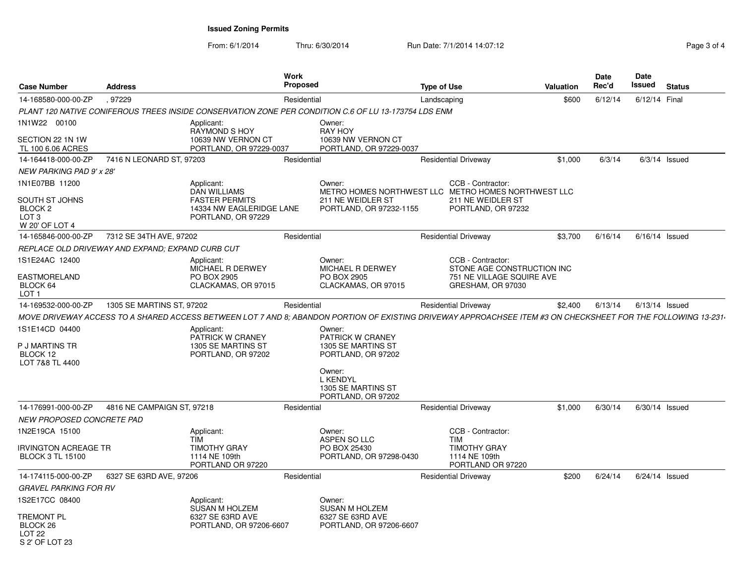**Issued Zoning Permits**

From: 6/1/2014 Thru: 6/30/2014 Run Date: 7/1/2014 14:07:12

| Case Number | Address | Work Proposed | Type of Use | Valuation | Date Rec'd | Date Issued | Status |
|---|---|---|---|---|---|---|---|
| 14-168580-000-00-ZP | , 97229 | Residential | Landscaping | $600 | 6/12/14 | 6/12/14 | Final |

PLANT 120 NATIVE CONIFEROUS TREES INSIDE CONSERVATION ZONE PER CONDITION C.6 OF LU 13-173754 LDS ENM

1N1W22 00100
SECTION 22 1N 1W
TL 100 6.06 ACRES

Applicant: RAYMOND S HOY, 10639 NW VERNON CT, PORTLAND, OR 97229-0037

Owner: RAY HOY, 10639 NW VERNON CT, PORTLAND, OR 97229-0037

| Case Number | Address | Work Proposed | Type of Use | Valuation | Date Rec'd | Date Issued | Status |
|---|---|---|---|---|---|---|---|
| 14-164418-000-00-ZP | 7416 N LEONARD ST, 97203 | Residential | Residential Driveway | $1,000 | 6/3/14 | 6/3/14 | Issued |

NEW PARKING PAD 9' x 28'

1N1E07BB 11200
SOUTH ST JOHNS
BLOCK 2
LOT 3
W 20' OF LOT 4

Applicant: DAN WILLIAMS, FASTER PERMITS, 14334 NW EAGLERIDGE LANE, PORTLAND, OR 97229

Owner: METRO HOMES NORTHWEST LLC, 211 NE WEIDLER ST, PORTLAND, OR 97232-1155

CCB - Contractor: METRO HOMES NORTHWEST LLC, 211 NE WEIDLER ST, PORTLAND, OR 97232

| Case Number | Address | Work Proposed | Type of Use | Valuation | Date Rec'd | Date Issued | Status |
|---|---|---|---|---|---|---|---|
| 14-165846-000-00-ZP | 7312 SE 34TH AVE, 97202 | Residential | Residential Driveway | $3,700 | 6/16/14 | 6/16/14 | Issued |

REPLACE OLD DRIVEWAY AND EXPAND; EXPAND CURB CUT

1S1E24AC 12400
EASTMORELAND
BLOCK 64
LOT 1

Applicant: MICHAEL R DERWEY, PO BOX 2905, CLACKAMAS, OR 97015

Owner: MICHAEL R DERWEY, PO BOX 2905, CLACKAMAS, OR 97015

CCB - Contractor: STONE AGE CONSTRUCTION INC, 751 NE VILLAGE SQUIRE AVE, GRESHAM, OR 97030

| Case Number | Address | Work Proposed | Type of Use | Valuation | Date Rec'd | Date Issued | Status |
|---|---|---|---|---|---|---|---|
| 14-169532-000-00-ZP | 1305 SE MARTINS ST, 97202 | Residential | Residential Driveway | $2,400 | 6/13/14 | 6/13/14 | Issued |

MOVE DRIVEWAY ACCESS TO A SHARED ACCESS BETWEEN LOT 7 AND 8; ABANDON PORTION OF EXISTING DRIVEWAY APPROACHSEE ITEM #3 ON CHECKSHEET FOR THE FOLLOWING 13-231

1S1E14CD 04400
P J MARTINS TR
BLOCK 12
LOT 7&8 TL 4400

Applicant: PATRICK W CRANEY, 1305 SE MARTINS ST, PORTLAND, OR 97202

Owner: PATRICK W CRANEY, 1305 SE MARTINS ST, PORTLAND, OR 97202

Owner: L KENDYL, 1305 SE MARTINS ST, PORTLAND, OR 97202

| Case Number | Address | Work Proposed | Type of Use | Valuation | Date Rec'd | Date Issued | Status |
|---|---|---|---|---|---|---|---|
| 14-176991-000-00-ZP | 4816 NE CAMPAIGN ST, 97218 | Residential | Residential Driveway | $1,000 | 6/30/14 | 6/30/14 | Issued |

NEW PROPOSED CONCRETE PAD

1N2E19CA 15100
IRVINGTON ACREAGE TR
BLOCK 3 TL 15100

Applicant: TIM, TIMOTHY GRAY, 1114 NE 109th, PORTLAND OR 97220

Owner: ASPEN SO LLC, PO BOX 25430, PORTLAND, OR 97298-0430

CCB - Contractor: TIM, TIMOTHY GRAY, 1114 NE 109th, PORTLAND OR 97220

| Case Number | Address | Work Proposed | Type of Use | Valuation | Date Rec'd | Date Issued | Status |
|---|---|---|---|---|---|---|---|
| 14-174115-000-00-ZP | 6327 SE 63RD AVE, 97206 | Residential | Residential Driveway | $200 | 6/24/14 | 6/24/14 | Issued |

GRAVEL PARKING FOR RV

1S2E17CC 08400
TREMONT PL
BLOCK 26
LOT 22
S 2' OF LOT 23

Applicant: SUSAN M HOLZEM, 6327 SE 63RD AVE, PORTLAND, OR 97206-6607

Owner: SUSAN M HOLZEM, 6327 SE 63RD AVE, PORTLAND, OR 97206-6607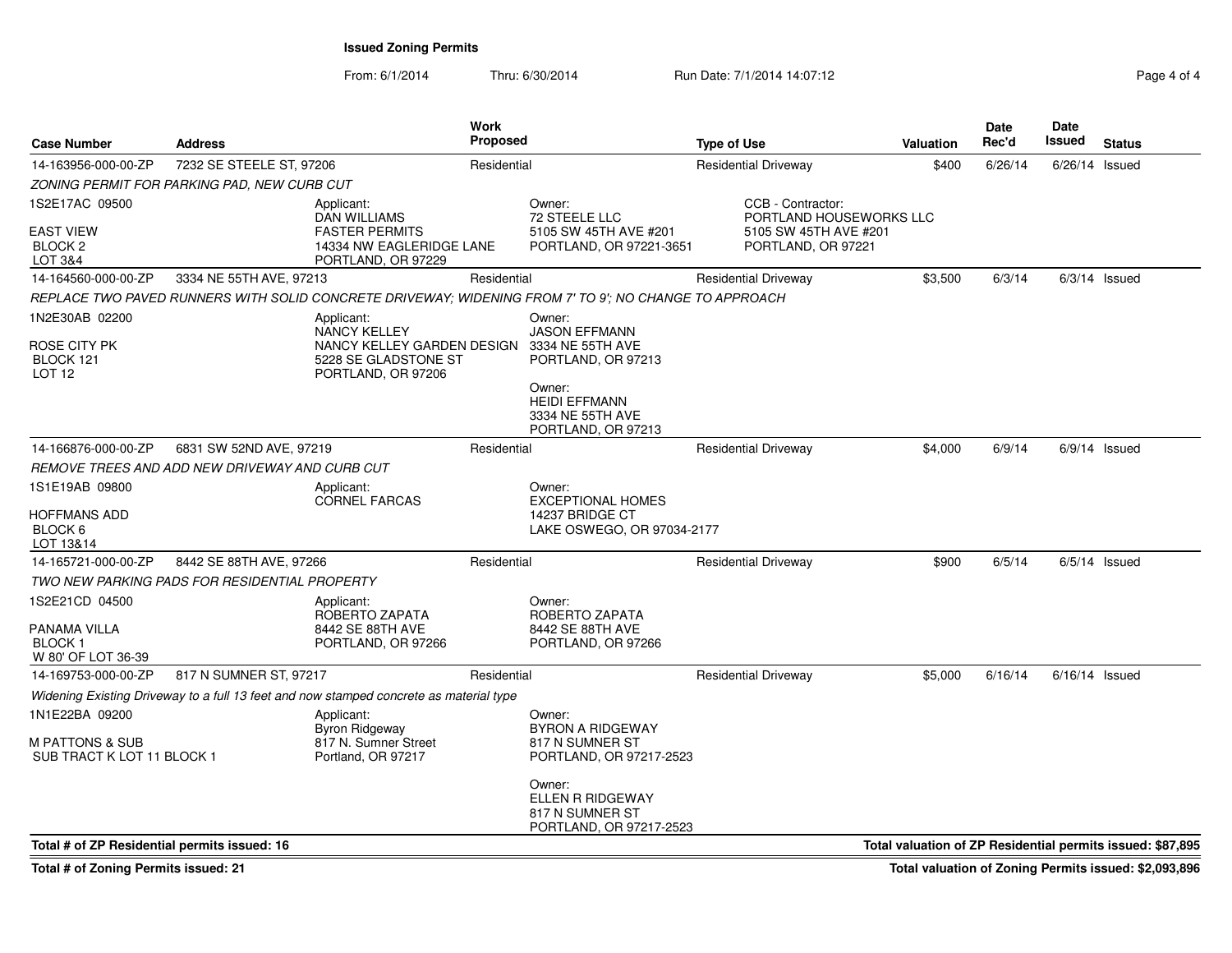# Issued Zoning Permits

From: 6/1/2014 Thru: 6/30/2014 Run Date: 7/1/2014 14:07:12

| Case Number | Address | Work Proposed | Type of Use | Valuation | Date Rec'd | Date Issued | Status |
|---|---|---|---|---|---|---|---|
| 14-163956-000-00-ZP | 7232 SE STEELE ST, 97206 | Residential | Residential Driveway | $400 | 6/26/14 | 6/26/14 | Issued |
| *ZONING PERMIT FOR PARKING PAD, NEW CURB CUT* | | | | | | | |
| 1S2E17AC 09500<br>EAST VIEW<br>BLOCK 2<br>LOT 3&4 | Applicant:<br>DAN WILLIAMS<br>FASTER PERMITS<br>14334 NW EAGLERIDGE LANE<br>PORTLAND, OR 97229 | Owner:<br>72 STEELE LLC<br>5105 SW 45TH AVE #201<br>PORTLAND, OR 97221-3651 | CCB - Contractor:<br>PORTLAND HOUSEWORKS LLC<br>5105 SW 45TH AVE #201<br>PORTLAND, OR 97221 | | | | |
| 14-164560-000-00-ZP | 3334 NE 55TH AVE, 97213 | Residential | Residential Driveway | $3,500 | 6/3/14 | 6/3/14 | Issued |
| *REPLACE TWO PAVED RUNNERS WITH SOLID CONCRETE DRIVEWAY; WIDENING FROM 7' TO 9'; NO CHANGE TO APPROACH* | | | | | | | |
| 1N2E30AB 02200<br>ROSE CITY PK<br>BLOCK 121<br>LOT 12 | Applicant:<br>NANCY KELLEY<br>NANCY KELLEY GARDEN DESIGN<br>5228 SE GLADSTONE ST<br>PORTLAND, OR 97206 | Owner:<br>JASON EFFMANN<br>3334 NE 55TH AVE<br>PORTLAND, OR 97213<br>Owner:<br>HEIDI EFFMANN<br>3334 NE 55TH AVE<br>PORTLAND, OR 97213 | | | | | |
| 14-166876-000-00-ZP | 6831 SW 52ND AVE, 97219 | Residential | Residential Driveway | $4,000 | 6/9/14 | 6/9/14 | Issued |
| *REMOVE TREES AND ADD NEW DRIVEWAY AND CURB CUT* | | | | | | | |
| 1S1E19AB 09800<br>HOFFMANS ADD<br>BLOCK 6<br>LOT 13&14 | Applicant:<br>CORNEL FARCAS | Owner:<br>EXCEPTIONAL HOMES<br>14237 BRIDGE CT<br>LAKE OSWEGO, OR 97034-2177 | | | | | |
| 14-165721-000-00-ZP | 8442 SE 88TH AVE, 97266 | Residential | Residential Driveway | $900 | 6/5/14 | 6/5/14 | Issued |
| *TWO NEW PARKING PADS FOR RESIDENTIAL PROPERTY* | | | | | | | |
| 1S2E21CD 04500<br>PANAMA VILLA<br>BLOCK 1<br>W 80' OF LOT 36-39 | Applicant:<br>ROBERTO ZAPATA<br>8442 SE 88TH AVE<br>PORTLAND, OR 97266 | Owner:<br>ROBERTO ZAPATA<br>8442 SE 88TH AVE<br>PORTLAND, OR 97266 | | | | | |
| 14-169753-000-00-ZP | 817 N SUMNER ST, 97217 | Residential | Residential Driveway | $5,000 | 6/16/14 | 6/16/14 | Issued |
| *Widening Existing Driveway to a full 13 feet and now stamped concrete as material type* | | | | | | | |
| 1N1E22BA 09200<br>M PATTONS & SUB<br>SUB TRACT K LOT 11 BLOCK 1 | Applicant:<br>Byron Ridgeway<br>817 N. Sumner Street<br>Portland, OR 97217 | Owner:<br>BYRON A RIDGEWAY<br>817 N SUMNER ST<br>PORTLAND, OR 97217-2523<br>Owner:<br>ELLEN R RIDGEWAY<br>817 N SUMNER ST<br>PORTLAND, OR 97217-2523 | | | | | |

**Total # of ZP Residential permits issued: 16** — **Total valuation of ZP Residential permits issued: $87,895**

**Total # of Zoning Permits issued: 21** — **Total valuation of Zoning Permits issued: $2,093,896**